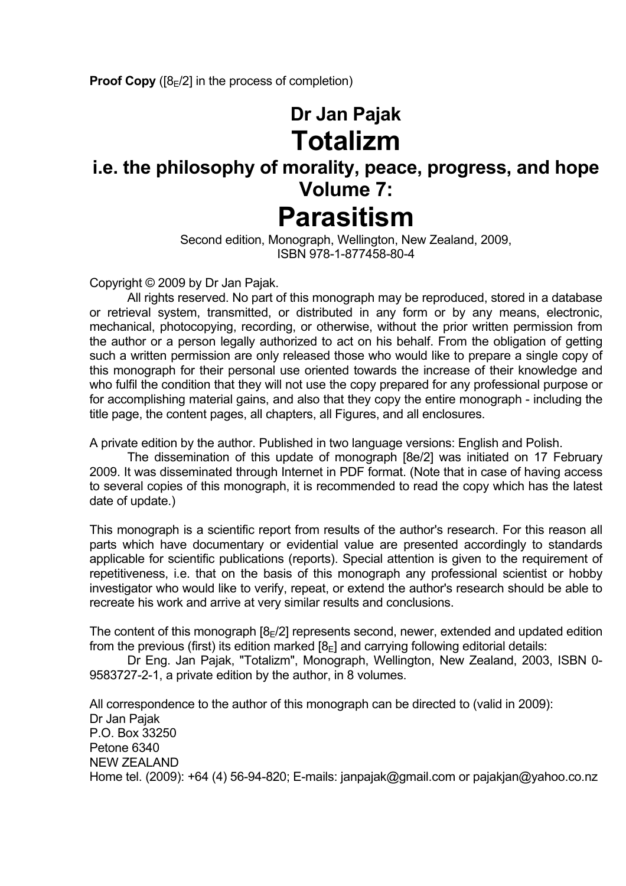**Proof Copy** ([$8_E$/2] in the process of completion)

# Dr Jan Pajak
# Totalizm
## i.e. the philosophy of morality, peace, progress, and hope
## Volume 7:
# Parasitism

Second edition, Monograph, Wellington, New Zealand, 2009,
ISBN 978-1-877458-80-4

Copyright © 2009 by Dr Jan Pajak.

All rights reserved. No part of this monograph may be reproduced, stored in a database or retrieval system, transmitted, or distributed in any form or by any means, electronic, mechanical, photocopying, recording, or otherwise, without the prior written permission from the author or a person legally authorized to act on his behalf. From the obligation of getting such a written permission are only released those who would like to prepare a single copy of this monograph for their personal use oriented towards the increase of their knowledge and who fulfil the condition that they will not use the copy prepared for any professional purpose or for accomplishing material gains, and also that they copy the entire monograph - including the title page, the content pages, all chapters, all Figures, and all enclosures.

A private edition by the author. Published in two language versions: English and Polish.

The dissemination of this update of monograph [8e/2] was initiated on 17 February 2009. It was disseminated through Internet in PDF format. (Note that in case of having access to several copies of this monograph, it is recommended to read the copy which has the latest date of update.)

This monograph is a scientific report from results of the author's research. For this reason all parts which have documentary or evidential value are presented accordingly to standards applicable for scientific publications (reports). Special attention is given to the requirement of repetitiveness, i.e. that on the basis of this monograph any professional scientist or hobby investigator who would like to verify, repeat, or extend the author's research should be able to recreate his work and arrive at very similar results and conclusions.

The content of this monograph [$8_E$/2] represents second, newer, extended and updated edition from the previous (first) its edition marked [$8_E$] and carrying following editorial details:

Dr Eng. Jan Pajak, "Totalizm", Monograph, Wellington, New Zealand, 2003, ISBN 0-9583727-2-1, a private edition by the author, in 8 volumes.

All correspondence to the author of this monograph can be directed to (valid in 2009):
Dr Jan Pajak
P.O. Box 33250
Petone 6340
NEW ZEALAND
Home tel. (2009): +64 (4) 56-94-820; E-mails: janpajak@gmail.com or pajakjan@yahoo.co.nz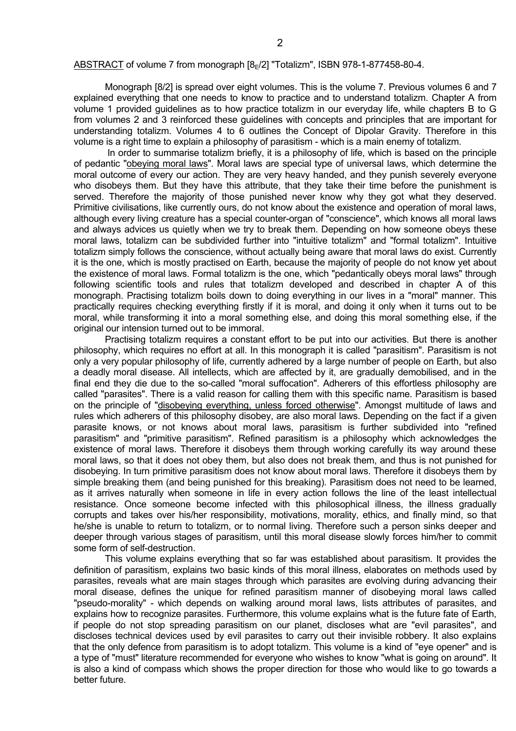ABSTRACT of volume 7 from monograph [$8_E$/2] "Totalizm", ISBN 978-1-877458-80-4.

Monograph [8/2] is spread over eight volumes. This is the volume 7. Previous volumes 6 and 7 explained everything that one needs to know to practice and to understand totalizm. Chapter A from volume 1 provided guidelines as to how practice totalizm in our everyday life, while chapters B to G from volumes 2 and 3 reinforced these guidelines with concepts and principles that are important for understanding totalizm. Volumes 4 to 6 outlines the Concept of Dipolar Gravity. Therefore in this volume is a right time to explain a philosophy of parasitism - which is a main enemy of totalizm.

In order to summarise totalizm briefly, it is a philosophy of life, which is based on the principle of pedantic "obeying moral laws". Moral laws are special type of universal laws, which determine the moral outcome of every our action. They are very heavy handed, and they punish severely everyone who disobeys them. But they have this attribute, that they take their time before the punishment is served. Therefore the majority of those punished never know why they got what they deserved. Primitive civilisations, like currently ours, do not know about the existence and operation of moral laws, although every living creature has a special counter-organ of "conscience", which knows all moral laws and always advices us quietly when we try to break them. Depending on how someone obeys these moral laws, totalizm can be subdivided further into "intuitive totalizm" and "formal totalizm". Intuitive totalizm simply follows the conscience, without actually being aware that moral laws do exist. Currently it is the one, which is mostly practised on Earth, because the majority of people do not know yet about the existence of moral laws. Formal totalizm is the one, which "pedantically obeys moral laws" through following scientific tools and rules that totalizm developed and described in chapter A of this monograph. Practising totalizm boils down to doing everything in our lives in a "moral" manner. This practically requires checking everything firstly if it is moral, and doing it only when it turns out to be moral, while transforming it into a moral something else, and doing this moral something else, if the original our intension turned out to be immoral.

Practising totalizm requires a constant effort to be put into our activities. But there is another philosophy, which requires no effort at all. In this monograph it is called "parasitism". Parasitism is not only a very popular philosophy of life, currently adhered by a large number of people on Earth, but also a deadly moral disease. All intellects, which are affected by it, are gradually demobilised, and in the final end they die due to the so-called "moral suffocation". Adherers of this effortless philosophy are called "parasites". There is a valid reason for calling them with this specific name. Parasitism is based on the principle of "disobeying everything, unless forced otherwise". Amongst multitude of laws and rules which adherers of this philosophy disobey, are also moral laws. Depending on the fact if a given parasite knows, or not knows about moral laws, parasitism is further subdivided into "refined parasitism" and "primitive parasitism". Refined parasitism is a philosophy which acknowledges the existence of moral laws. Therefore it disobeys them through working carefully its way around these moral laws, so that it does not obey them, but also does not break them, and thus is not punished for disobeying. In turn primitive parasitism does not know about moral laws. Therefore it disobeys them by simple breaking them (and being punished for this breaking). Parasitism does not need to be learned, as it arrives naturally when someone in life in every action follows the line of the least intellectual resistance. Once someone become infected with this philosophical illness, the illness gradually corrupts and takes over his/her responsibility, motivations, morality, ethics, and finally mind, so that he/she is unable to return to totalizm, or to normal living. Therefore such a person sinks deeper and deeper through various stages of parasitism, until this moral disease slowly forces him/her to commit some form of self-destruction.

This volume explains everything that so far was established about parasitism. It provides the definition of parasitism, explains two basic kinds of this moral illness, elaborates on methods used by parasites, reveals what are main stages through which parasites are evolving during advancing their moral disease, defines the unique for refined parasitism manner of disobeying moral laws called "pseudo-morality" - which depends on walking around moral laws, lists attributes of parasites, and explains how to recognize parasites. Furthermore, this volume explains what is the future fate of Earth, if people do not stop spreading parasitism on our planet, discloses what are "evil parasites", and discloses technical devices used by evil parasites to carry out their invisible robbery. It also explains that the only defence from parasitism is to adopt totalizm. This volume is a kind of "eye opener" and is a type of "must" literature recommended for everyone who wishes to know "what is going on around". It is also a kind of compass which shows the proper direction for those who would like to go towards a better future.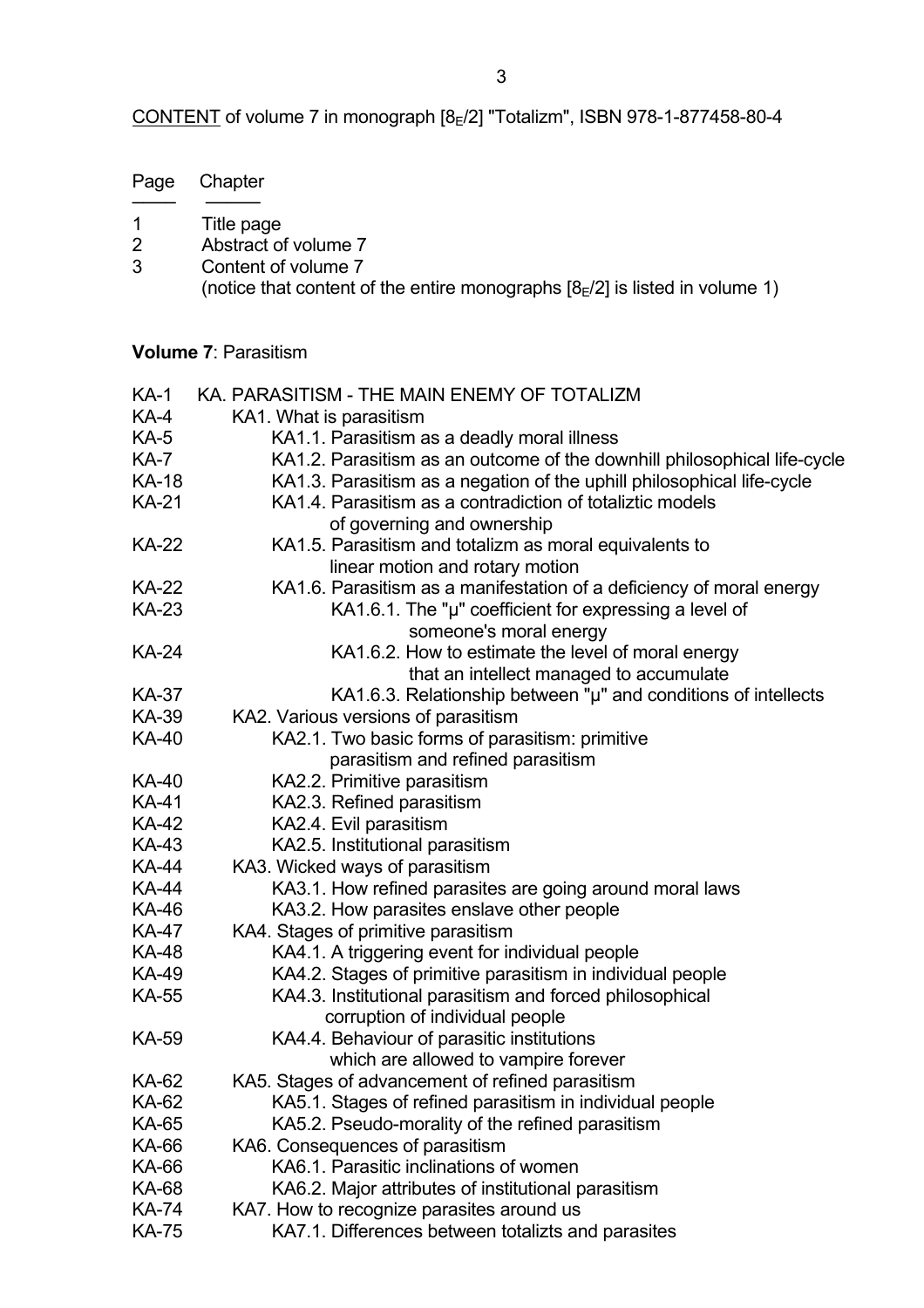CONTENT of volume 7 in monograph [$8_E$/2] "Totalizm", ISBN 978-1-877458-80-4

| Page | Chapter |
|---|---|
| 1 | Title page |
| 2 | Abstract of volume 7 |
| 3 | Content of volume 7 (notice that content of the entire monographs [$8_E$/2] is listed in volume 1) |

**Volume 7**: Parasitism

| | |
|---|---|
| KA-1 | KA. PARASITISM - THE MAIN ENEMY OF TOTALIZM |
| KA-4 | KA1. What is parasitism |
| KA-5 | KA1.1. Parasitism as a deadly moral illness |
| KA-7 | KA1.2. Parasitism as an outcome of the downhill philosophical life-cycle |
| KA-18 | KA1.3. Parasitism as a negation of the uphill philosophical life-cycle |
| KA-21 | KA1.4. Parasitism as a contradiction of totaliztic models of governing and ownership |
| KA-22 | KA1.5. Parasitism and totalizm as moral equivalents to linear motion and rotary motion |
| KA-22 | KA1.6. Parasitism as a manifestation of a deficiency of moral energy |
| KA-23 | KA1.6.1. The "μ" coefficient for expressing a level of someone's moral energy |
| KA-24 | KA1.6.2. How to estimate the level of moral energy that an intellect managed to accumulate |
| KA-37 | KA1.6.3. Relationship between "μ" and conditions of intellects |
| KA-39 | KA2. Various versions of parasitism |
| KA-40 | KA2.1. Two basic forms of parasitism: primitive parasitism and refined parasitism |
| KA-40 | KA2.2. Primitive parasitism |
| KA-41 | KA2.3. Refined parasitism |
| KA-42 | KA2.4. Evil parasitism |
| KA-43 | KA2.5. Institutional parasitism |
| KA-44 | KA3. Wicked ways of parasitism |
| KA-44 | KA3.1. How refined parasites are going around moral laws |
| KA-46 | KA3.2. How parasites enslave other people |
| KA-47 | KA4. Stages of primitive parasitism |
| KA-48 | KA4.1. A triggering event for individual people |
| KA-49 | KA4.2. Stages of primitive parasitism in individual people |
| KA-55 | KA4.3. Institutional parasitism and forced philosophical corruption of individual people |
| KA-59 | KA4.4. Behaviour of parasitic institutions which are allowed to vampire forever |
| KA-62 | KA5. Stages of advancement of refined parasitism |
| KA-62 | KA5.1. Stages of refined parasitism in individual people |
| KA-65 | KA5.2. Pseudo-morality of the refined parasitism |
| KA-66 | KA6. Consequences of parasitism |
| KA-66 | KA6.1. Parasitic inclinations of women |
| KA-68 | KA6.2. Major attributes of institutional parasitism |
| KA-74 | KA7. How to recognize parasites around us |
| KA-75 | KA7.1. Differences between totalizts and parasites |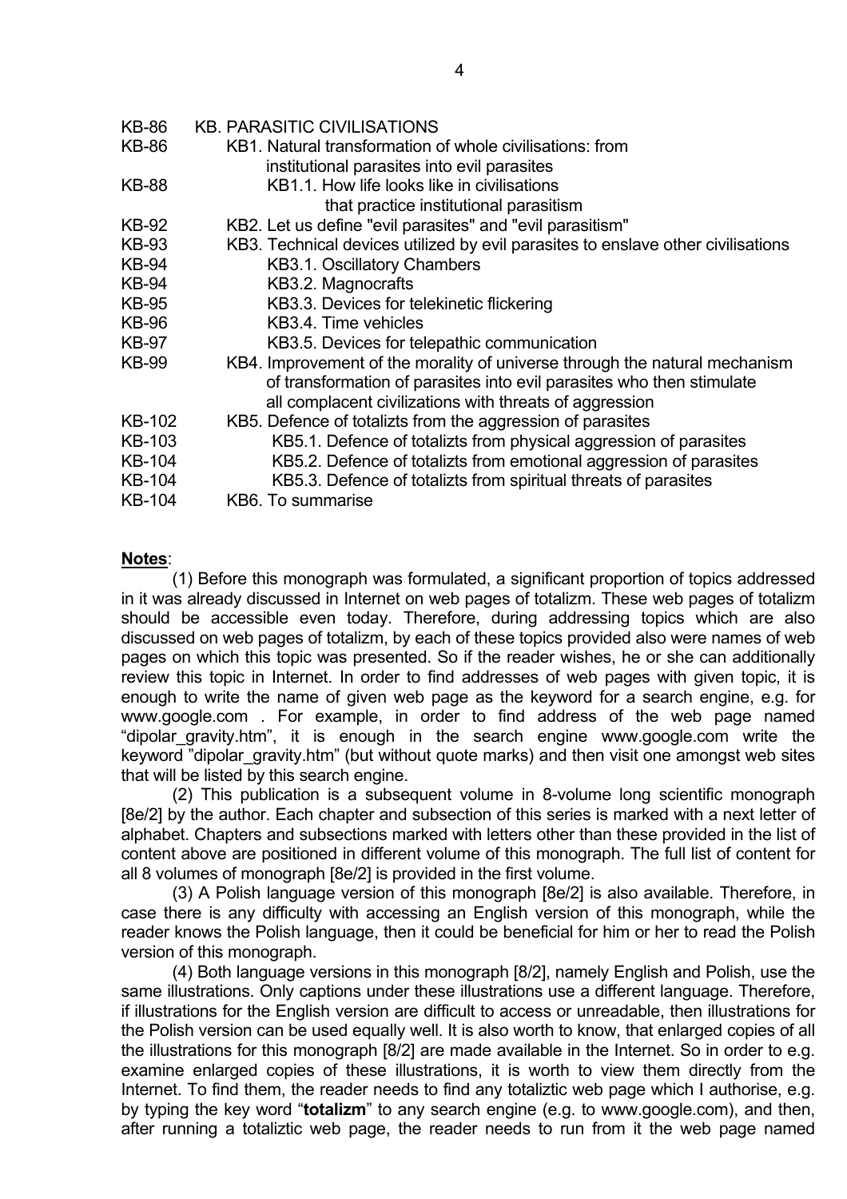| | |
|---|---|
| KB-86 | KB. PARASITIC CIVILISATIONS |
| KB-86 | KB1. Natural transformation of whole civilisations: from institutional parasites into evil parasites |
| KB-88 | KB1.1. How life looks like in civilisations that practice institutional parasitism |
| KB-92 | KB2. Let us define "evil parasites" and "evil parasitism" |
| KB-93 | KB3. Technical devices utilized by evil parasites to enslave other civilisations |
| KB-94 | KB3.1. Oscillatory Chambers |
| KB-94 | KB3.2. Magnocrafts |
| KB-95 | KB3.3. Devices for telekinetic flickering |
| KB-96 | KB3.4. Time vehicles |
| KB-97 | KB3.5. Devices for telepathic communication |
| KB-99 | KB4. Improvement of the morality of universe through the natural mechanism of transformation of parasites into evil parasites who then stimulate all complacent civilizations with threats of aggression |
| KB-102 | KB5. Defence of totalizts from the aggression of parasites |
| KB-103 | KB5.1. Defence of totalizts from physical aggression of parasites |
| KB-104 | KB5.2. Defence of totalizts from emotional aggression of parasites |
| KB-104 | KB5.3. Defence of totalizts from spiritual threats of parasites |
| KB-104 | KB6. To summarise |

**Notes**:

(1) Before this monograph was formulated, a significant proportion of topics addressed in it was already discussed in Internet on web pages of totalizm. These web pages of totalizm should be accessible even today. Therefore, during addressing topics which are also discussed on web pages of totalizm, by each of these topics provided also were names of web pages on which this topic was presented. So if the reader wishes, he or she can additionally review this topic in Internet. In order to find addresses of web pages with given topic, it is enough to write the name of given web page as the keyword for a search engine, e.g. for www.google.com . For example, in order to find address of the web page named "dipolar_gravity.htm", it is enough in the search engine www.google.com write the keyword "dipolar_gravity.htm" (but without quote marks) and then visit one amongst web sites that will be listed by this search engine.

(2) This publication is a subsequent volume in 8-volume long scientific monograph [8e/2] by the author. Each chapter and subsection of this series is marked with a next letter of alphabet. Chapters and subsections marked with letters other than these provided in the list of content above are positioned in different volume of this monograph. The full list of content for all 8 volumes of monograph [8e/2] is provided in the first volume.

(3) A Polish language version of this monograph [8e/2] is also available. Therefore, in case there is any difficulty with accessing an English version of this monograph, while the reader knows the Polish language, then it could be beneficial for him or her to read the Polish version of this monograph.

(4) Both language versions in this monograph [8/2], namely English and Polish, use the same illustrations. Only captions under these illustrations use a different language. Therefore, if illustrations for the English version are difficult to access or unreadable, then illustrations for the Polish version can be used equally well. It is also worth to know, that enlarged copies of all the illustrations for this monograph [8/2] are made available in the Internet. So in order to e.g. examine enlarged copies of these illustrations, it is worth to view them directly from the Internet. To find them, the reader needs to find any totaliztic web page which I authorise, e.g. by typing the key word "**totalizm**" to any search engine (e.g. to www.google.com), and then, after running a totaliztic web page, the reader needs to run from it the web page named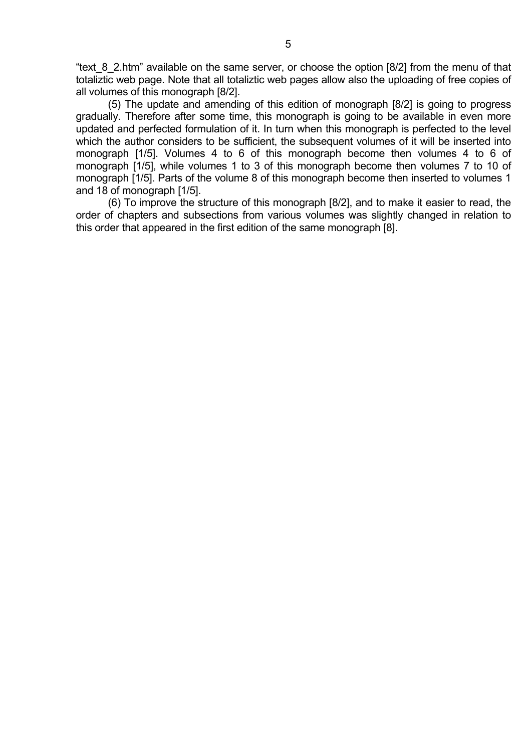"text_8_2.htm" available on the same server, or choose the option [8/2] from the menu of that totaliztic web page. Note that all totaliztic web pages allow also the uploading of free copies of all volumes of this monograph [8/2].

(5) The update and amending of this edition of monograph [8/2] is going to progress gradually. Therefore after some time, this monograph is going to be available in even more updated and perfected formulation of it. In turn when this monograph is perfected to the level which the author considers to be sufficient, the subsequent volumes of it will be inserted into monograph [1/5]. Volumes 4 to 6 of this monograph become then volumes 4 to 6 of monograph [1/5], while volumes 1 to 3 of this monograph become then volumes 7 to 10 of monograph [1/5]. Parts of the volume 8 of this monograph become then inserted to volumes 1 and 18 of monograph [1/5].

(6) To improve the structure of this monograph [8/2], and to make it easier to read, the order of chapters and subsections from various volumes was slightly changed in relation to this order that appeared in the first edition of the same monograph [8].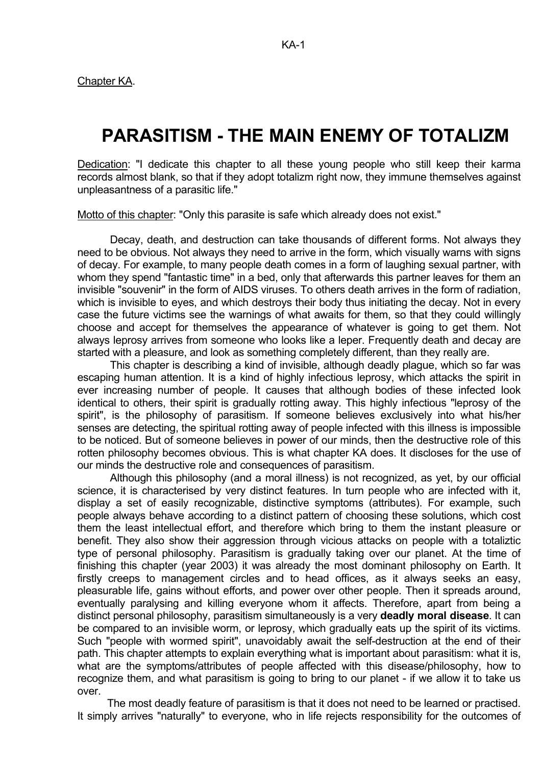Chapter KA.

# PARASITISM - THE MAIN ENEMY OF TOTALIZM

Dedication: "I dedicate this chapter to all these young people who still keep their karma records almost blank, so that if they adopt totalizm right now, they immune themselves against unpleasantness of a parasitic life."

Motto of this chapter: "Only this parasite is safe which already does not exist."

Decay, death, and destruction can take thousands of different forms. Not always they need to be obvious. Not always they need to arrive in the form, which visually warns with signs of decay. For example, to many people death comes in a form of laughing sexual partner, with whom they spend "fantastic time" in a bed, only that afterwards this partner leaves for them an invisible "souvenir" in the form of AIDS viruses. To others death arrives in the form of radiation, which is invisible to eyes, and which destroys their body thus initiating the decay. Not in every case the future victims see the warnings of what awaits for them, so that they could willingly choose and accept for themselves the appearance of whatever is going to get them. Not always leprosy arrives from someone who looks like a leper. Frequently death and decay are started with a pleasure, and look as something completely different, than they really are.

This chapter is describing a kind of invisible, although deadly plague, which so far was escaping human attention. It is a kind of highly infectious leprosy, which attacks the spirit in ever increasing number of people. It causes that although bodies of these infected look identical to others, their spirit is gradually rotting away. This highly infectious "leprosy of the spirit", is the philosophy of parasitism. If someone believes exclusively into what his/her senses are detecting, the spiritual rotting away of people infected with this illness is impossible to be noticed. But of someone believes in power of our minds, then the destructive role of this rotten philosophy becomes obvious. This is what chapter KA does. It discloses for the use of our minds the destructive role and consequences of parasitism.

Although this philosophy (and a moral illness) is not recognized, as yet, by our official science, it is characterised by very distinct features. In turn people who are infected with it, display a set of easily recognizable, distinctive symptoms (attributes). For example, such people always behave according to a distinct pattern of choosing these solutions, which cost them the least intellectual effort, and therefore which bring to them the instant pleasure or benefit. They also show their aggression through vicious attacks on people with a totaliztic type of personal philosophy. Parasitism is gradually taking over our planet. At the time of finishing this chapter (year 2003) it was already the most dominant philosophy on Earth. It firstly creeps to management circles and to head offices, as it always seeks an easy, pleasurable life, gains without efforts, and power over other people. Then it spreads around, eventually paralysing and killing everyone whom it affects. Therefore, apart from being a distinct personal philosophy, parasitism simultaneously is a very **deadly moral disease**. It can be compared to an invisible worm, or leprosy, which gradually eats up the spirit of its victims. Such "people with wormed spirit", unavoidably await the self-destruction at the end of their path. This chapter attempts to explain everything what is important about parasitism: what it is, what are the symptoms/attributes of people affected with this disease/philosophy, how to recognize them, and what parasitism is going to bring to our planet - if we allow it to take us over.

The most deadly feature of parasitism is that it does not need to be learned or practised. It simply arrives "naturally" to everyone, who in life rejects responsibility for the outcomes of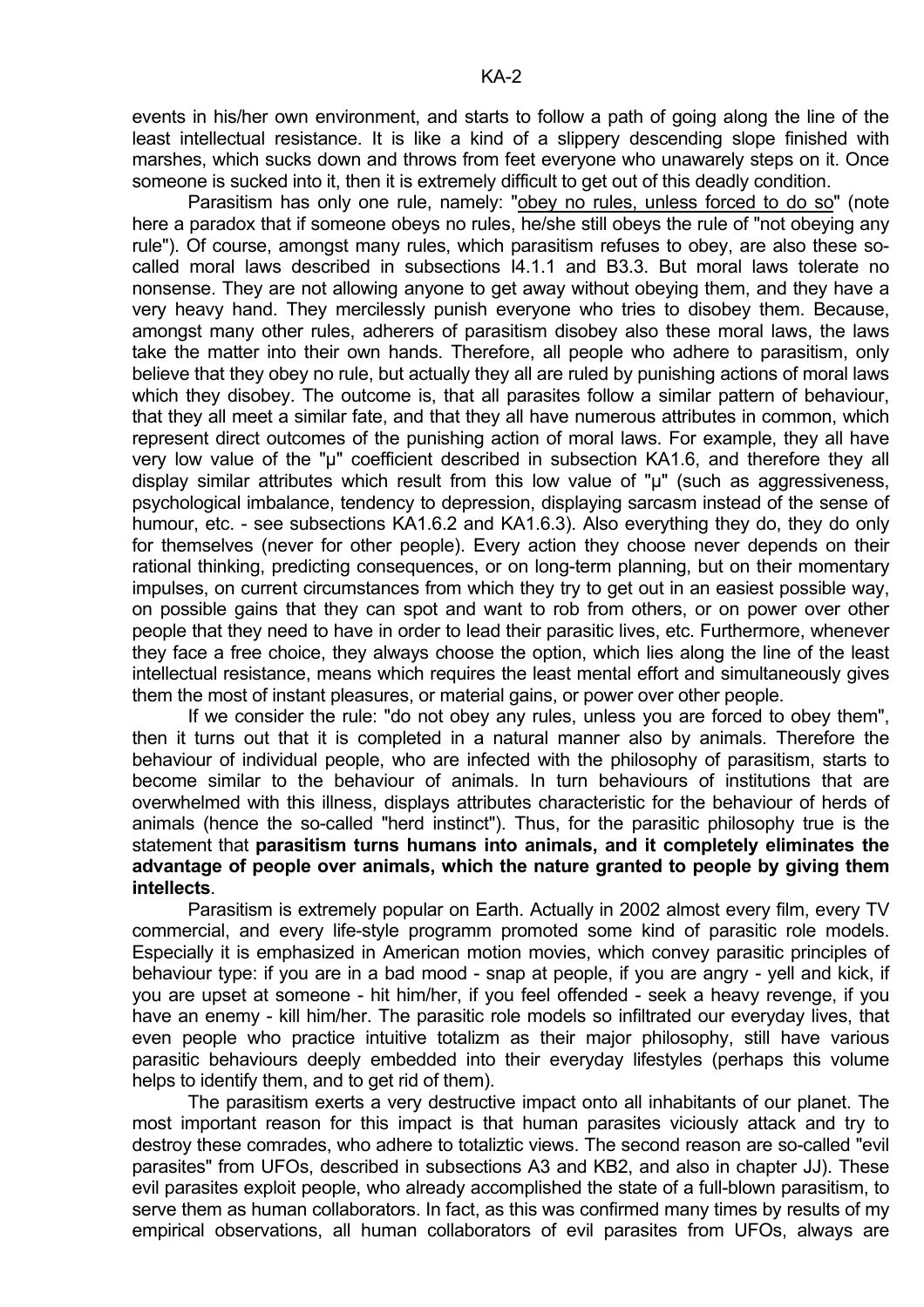events in his/her own environment, and starts to follow a path of going along the line of the least intellectual resistance. It is like a kind of a slippery descending slope finished with marshes, which sucks down and throws from feet everyone who unawarely steps on it. Once someone is sucked into it, then it is extremely difficult to get out of this deadly condition.

Parasitism has only one rule, namely: "obey no rules, unless forced to do so" (note here a paradox that if someone obeys no rules, he/she still obeys the rule of "not obeying any rule"). Of course, amongst many rules, which parasitism refuses to obey, are also these so-called moral laws described in subsections I4.1.1 and B3.3. But moral laws tolerate no nonsense. They are not allowing anyone to get away without obeying them, and they have a very heavy hand. They mercilessly punish everyone who tries to disobey them. Because, amongst many other rules, adherers of parasitism disobey also these moral laws, the laws take the matter into their own hands. Therefore, all people who adhere to parasitism, only believe that they obey no rule, but actually they all are ruled by punishing actions of moral laws which they disobey. The outcome is, that all parasites follow a similar pattern of behaviour, that they all meet a similar fate, and that they all have numerous attributes in common, which represent direct outcomes of the punishing action of moral laws. For example, they all have very low value of the "μ" coefficient described in subsection KA1.6, and therefore they all display similar attributes which result from this low value of "μ" (such as aggressiveness, psychological imbalance, tendency to depression, displaying sarcasm instead of the sense of humour, etc. - see subsections KA1.6.2 and KA1.6.3). Also everything they do, they do only for themselves (never for other people). Every action they choose never depends on their rational thinking, predicting consequences, or on long-term planning, but on their momentary impulses, on current circumstances from which they try to get out in an easiest possible way, on possible gains that they can spot and want to rob from others, or on power over other people that they need to have in order to lead their parasitic lives, etc. Furthermore, whenever they face a free choice, they always choose the option, which lies along the line of the least intellectual resistance, means which requires the least mental effort and simultaneously gives them the most of instant pleasures, or material gains, or power over other people.

If we consider the rule: "do not obey any rules, unless you are forced to obey them", then it turns out that it is completed in a natural manner also by animals. Therefore the behaviour of individual people, who are infected with the philosophy of parasitism, starts to become similar to the behaviour of animals. In turn behaviours of institutions that are overwhelmed with this illness, displays attributes characteristic for the behaviour of herds of animals (hence the so-called "herd instinct"). Thus, for the parasitic philosophy true is the statement that **parasitism turns humans into animals, and it completely eliminates the advantage of people over animals, which the nature granted to people by giving them intellects**.

Parasitism is extremely popular on Earth. Actually in 2002 almost every film, every TV commercial, and every life-style programm promoted some kind of parasitic role models. Especially it is emphasized in American motion movies, which convey parasitic principles of behaviour type: if you are in a bad mood - snap at people, if you are angry - yell and kick, if you are upset at someone - hit him/her, if you feel offended - seek a heavy revenge, if you have an enemy - kill him/her. The parasitic role models so infiltrated our everyday lives, that even people who practice intuitive totalizm as their major philosophy, still have various parasitic behaviours deeply embedded into their everyday lifestyles (perhaps this volume helps to identify them, and to get rid of them).

The parasitism exerts a very destructive impact onto all inhabitants of our planet. The most important reason for this impact is that human parasites viciously attack and try to destroy these comrades, who adhere to totaliztic views. The second reason are so-called "evil parasites" from UFOs, described in subsections A3 and KB2, and also in chapter JJ). These evil parasites exploit people, who already accomplished the state of a full-blown parasitism, to serve them as human collaborators. In fact, as this was confirmed many times by results of my empirical observations, all human collaborators of evil parasites from UFOs, always are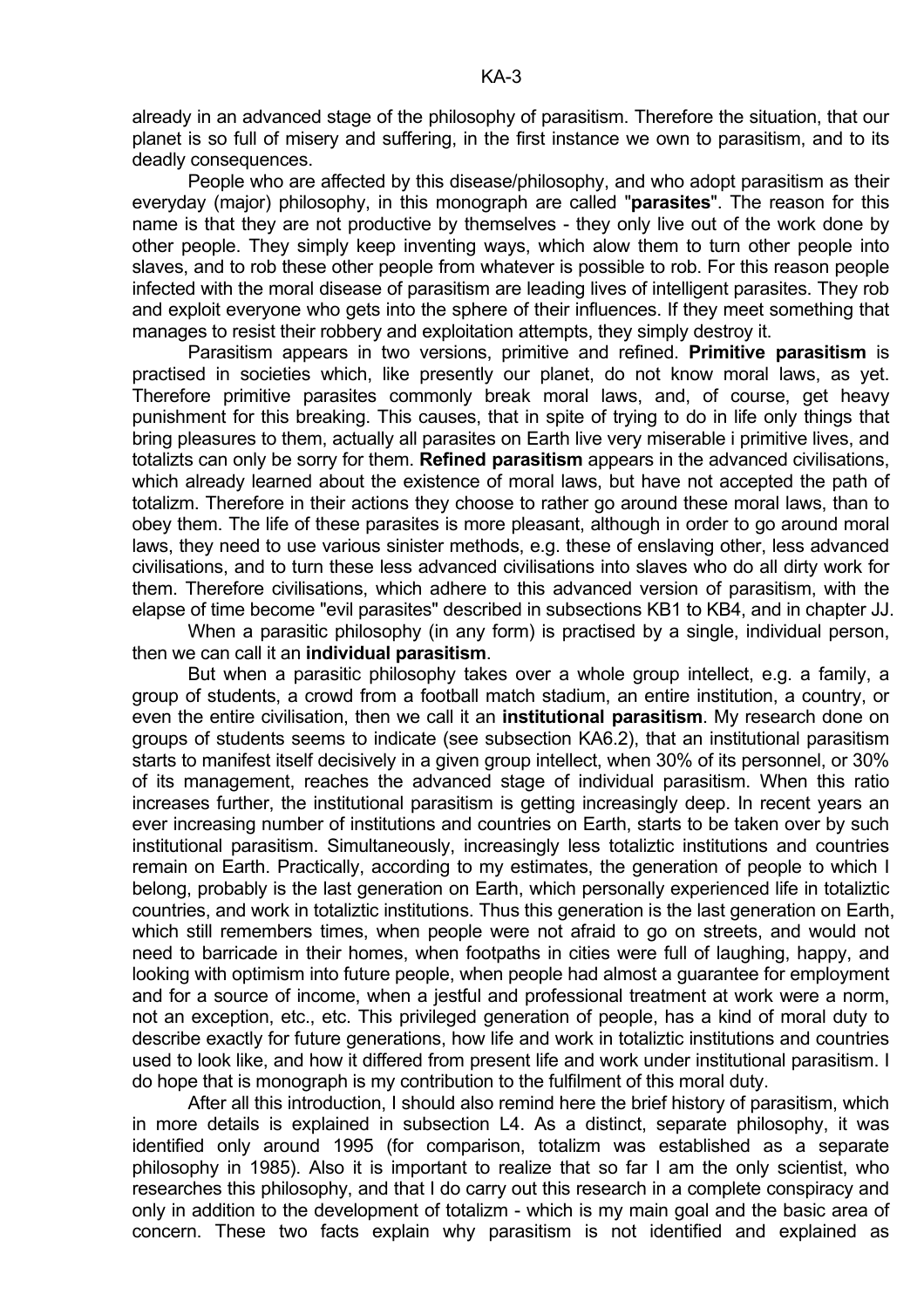already in an advanced stage of the philosophy of parasitism. Therefore the situation, that our planet is so full of misery and suffering, in the first instance we own to parasitism, and to its deadly consequences.

People who are affected by this disease/philosophy, and who adopt parasitism as their everyday (major) philosophy, in this monograph are called "**parasites**". The reason for this name is that they are not productive by themselves - they only live out of the work done by other people. They simply keep inventing ways, which alow them to turn other people into slaves, and to rob these other people from whatever is possible to rob. For this reason people infected with the moral disease of parasitism are leading lives of intelligent parasites. They rob and exploit everyone who gets into the sphere of their influences. If they meet something that manages to resist their robbery and exploitation attempts, they simply destroy it.

Parasitism appears in two versions, primitive and refined. **Primitive parasitism** is practised in societies which, like presently our planet, do not know moral laws, as yet. Therefore primitive parasites commonly break moral laws, and, of course, get heavy punishment for this breaking. This causes, that in spite of trying to do in life only things that bring pleasures to them, actually all parasites on Earth live very miserable i primitive lives, and totalizts can only be sorry for them. **Refined parasitism** appears in the advanced civilisations, which already learned about the existence of moral laws, but have not accepted the path of totalizm. Therefore in their actions they choose to rather go around these moral laws, than to obey them. The life of these parasites is more pleasant, although in order to go around moral laws, they need to use various sinister methods, e.g. these of enslaving other, less advanced civilisations, and to turn these less advanced civilisations into slaves who do all dirty work for them. Therefore civilisations, which adhere to this advanced version of parasitism, with the elapse of time become "evil parasites" described in subsections KB1 to KB4, and in chapter JJ.

When a parasitic philosophy (in any form) is practised by a single, individual person, then we can call it an **individual parasitism**.

But when a parasitic philosophy takes over a whole group intellect, e.g. a family, a group of students, a crowd from a football match stadium, an entire institution, a country, or even the entire civilisation, then we call it an **institutional parasitism**. My research done on groups of students seems to indicate (see subsection KA6.2), that an institutional parasitism starts to manifest itself decisively in a given group intellect, when 30% of its personnel, or 30% of its management, reaches the advanced stage of individual parasitism. When this ratio increases further, the institutional parasitism is getting increasingly deep. In recent years an ever increasing number of institutions and countries on Earth, starts to be taken over by such institutional parasitism. Simultaneously, increasingly less totaliztic institutions and countries remain on Earth. Practically, according to my estimates, the generation of people to which I belong, probably is the last generation on Earth, which personally experienced life in totaliztic countries, and work in totaliztic institutions. Thus this generation is the last generation on Earth, which still remembers times, when people were not afraid to go on streets, and would not need to barricade in their homes, when footpaths in cities were full of laughing, happy, and looking with optimism into future people, when people had almost a guarantee for employment and for a source of income, when a jestful and professional treatment at work were a norm, not an exception, etc., etc. This privileged generation of people, has a kind of moral duty to describe exactly for future generations, how life and work in totaliztic institutions and countries used to look like, and how it differed from present life and work under institutional parasitism. I do hope that is monograph is my contribution to the fulfilment of this moral duty.

After all this introduction, I should also remind here the brief history of parasitism, which in more details is explained in subsection L4. As a distinct, separate philosophy, it was identified only around 1995 (for comparison, totalizm was established as a separate philosophy in 1985). Also it is important to realize that so far I am the only scientist, who researches this philosophy, and that I do carry out this research in a complete conspiracy and only in addition to the development of totalizm - which is my main goal and the basic area of concern. These two facts explain why parasitism is not identified and explained as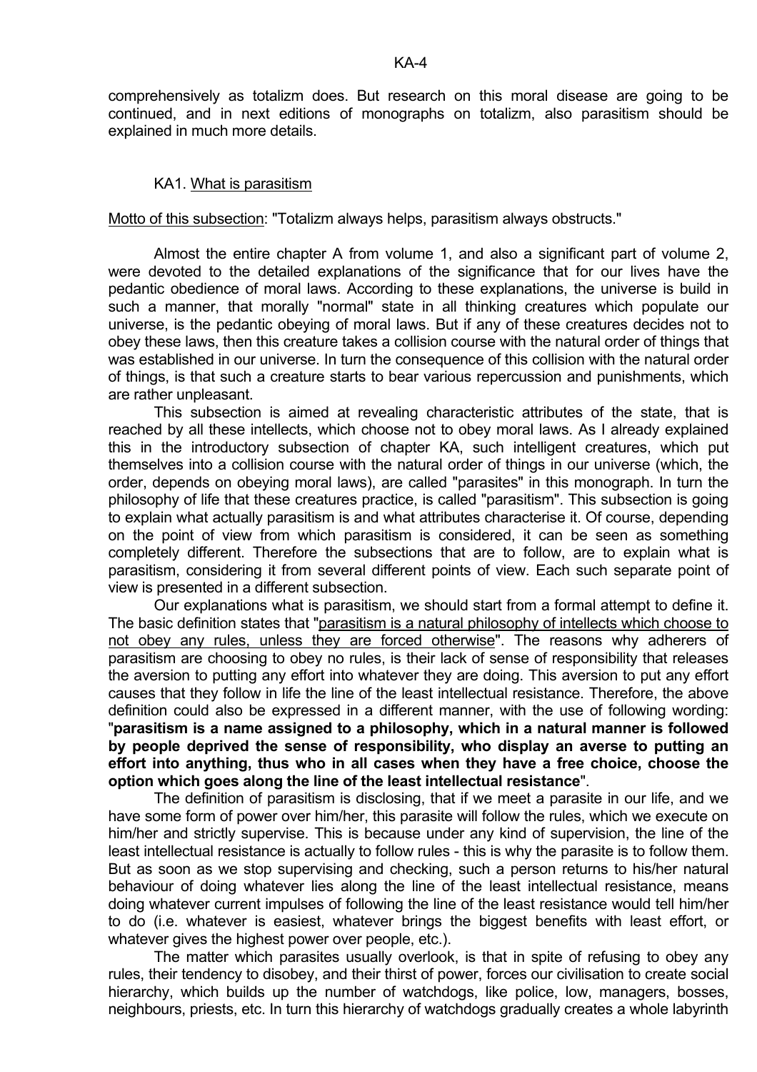comprehensively as totalizm does. But research on this moral disease are going to be continued, and in next editions of monographs on totalizm, also parasitism should be explained in much more details.

## KA1. What is parasitism

Motto of this subsection: "Totalizm always helps, parasitism always obstructs."

Almost the entire chapter A from volume 1, and also a significant part of volume 2, were devoted to the detailed explanations of the significance that for our lives have the pedantic obedience of moral laws. According to these explanations, the universe is build in such a manner, that morally "normal" state in all thinking creatures which populate our universe, is the pedantic obeying of moral laws. But if any of these creatures decides not to obey these laws, then this creature takes a collision course with the natural order of things that was established in our universe. In turn the consequence of this collision with the natural order of things, is that such a creature starts to bear various repercussion and punishments, which are rather unpleasant.

This subsection is aimed at revealing characteristic attributes of the state, that is reached by all these intellects, which choose not to obey moral laws. As I already explained this in the introductory subsection of chapter KA, such intelligent creatures, which put themselves into a collision course with the natural order of things in our universe (which, the order, depends on obeying moral laws), are called "parasites" in this monograph. In turn the philosophy of life that these creatures practice, is called "parasitism". This subsection is going to explain what actually parasitism is and what attributes characterise it. Of course, depending on the point of view from which parasitism is considered, it can be seen as something completely different. Therefore the subsections that are to follow, are to explain what is parasitism, considering it from several different points of view. Each such separate point of view is presented in a different subsection.

Our explanations what is parasitism, we should start from a formal attempt to define it. The basic definition states that "parasitism is a natural philosophy of intellects which choose to not obey any rules, unless they are forced otherwise". The reasons why adherers of parasitism are choosing to obey no rules, is their lack of sense of responsibility that releases the aversion to putting any effort into whatever they are doing. This aversion to put any effort causes that they follow in life the line of the least intellectual resistance. Therefore, the above definition could also be expressed in a different manner, with the use of following wording: "**parasitism is a name assigned to a philosophy, which in a natural manner is followed by people deprived the sense of responsibility, who display an averse to putting an effort into anything, thus who in all cases when they have a free choice, choose the option which goes along the line of the least intellectual resistance**".

The definition of parasitism is disclosing, that if we meet a parasite in our life, and we have some form of power over him/her, this parasite will follow the rules, which we execute on him/her and strictly supervise. This is because under any kind of supervision, the line of the least intellectual resistance is actually to follow rules - this is why the parasite is to follow them. But as soon as we stop supervising and checking, such a person returns to his/her natural behaviour of doing whatever lies along the line of the least intellectual resistance, means doing whatever current impulses of following the line of the least resistance would tell him/her to do (i.e. whatever is easiest, whatever brings the biggest benefits with least effort, or whatever gives the highest power over people, etc.).

The matter which parasites usually overlook, is that in spite of refusing to obey any rules, their tendency to disobey, and their thirst of power, forces our civilisation to create social hierarchy, which builds up the number of watchdogs, like police, low, managers, bosses, neighbours, priests, etc. In turn this hierarchy of watchdogs gradually creates a whole labyrinth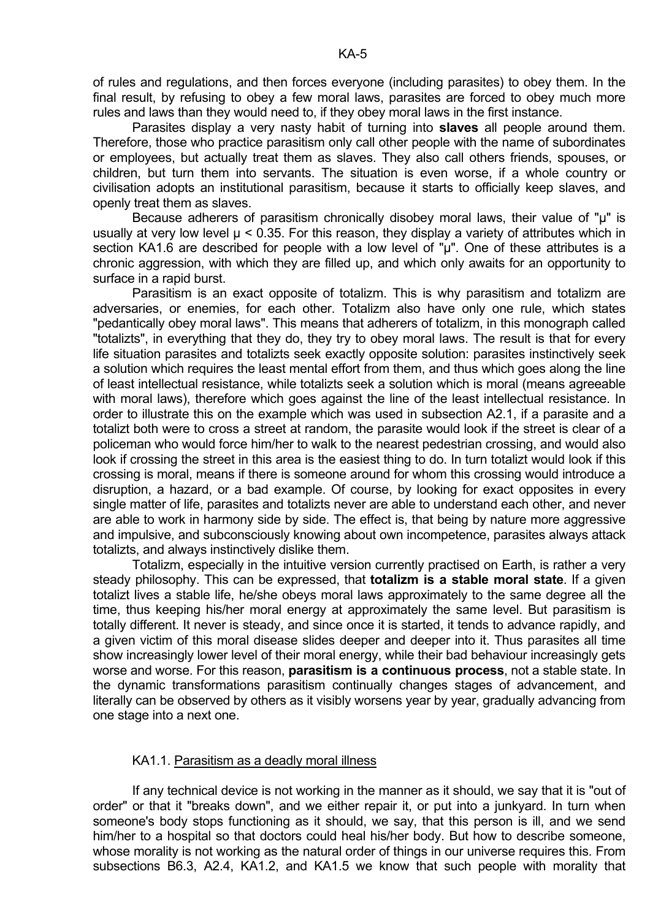of rules and regulations, and then forces everyone (including parasites) to obey them. In the final result, by refusing to obey a few moral laws, parasites are forced to obey much more rules and laws than they would need to, if they obey moral laws in the first instance.

Parasites display a very nasty habit of turning into **slaves** all people around them. Therefore, those who practice parasitism only call other people with the name of subordinates or employees, but actually treat them as slaves. They also call others friends, spouses, or children, but turn them into servants. The situation is even worse, if a whole country or civilisation adopts an institutional parasitism, because it starts to officially keep slaves, and openly treat them as slaves.

Because adherers of parasitism chronically disobey moral laws, their value of "μ" is usually at very low level $\mu < 0.35$. For this reason, they display a variety of attributes which in section KA1.6 are described for people with a low level of "μ". One of these attributes is a chronic aggression, with which they are filled up, and which only awaits for an opportunity to surface in a rapid burst.

Parasitism is an exact opposite of totalizm. This is why parasitism and totalizm are adversaries, or enemies, for each other. Totalizm also have only one rule, which states "pedantically obey moral laws". This means that adherers of totalizm, in this monograph called "totalizts", in everything that they do, they try to obey moral laws. The result is that for every life situation parasites and totalizts seek exactly opposite solution: parasites instinctively seek a solution which requires the least mental effort from them, and thus which goes along the line of least intellectual resistance, while totalizts seek a solution which is moral (means agreeable with moral laws), therefore which goes against the line of the least intellectual resistance. In order to illustrate this on the example which was used in subsection A2.1, if a parasite and a totalizt both were to cross a street at random, the parasite would look if the street is clear of a policeman who would force him/her to walk to the nearest pedestrian crossing, and would also look if crossing the street in this area is the easiest thing to do. In turn totalizt would look if this crossing is moral, means if there is someone around for whom this crossing would introduce a disruption, a hazard, or a bad example. Of course, by looking for exact opposites in every single matter of life, parasites and totalizts never are able to understand each other, and never are able to work in harmony side by side. The effect is, that being by nature more aggressive and impulsive, and subconsciously knowing about own incompetence, parasites always attack totalizts, and always instinctively dislike them.

Totalizm, especially in the intuitive version currently practised on Earth, is rather a very steady philosophy. This can be expressed, that **totalizm is a stable moral state**. If a given totalizt lives a stable life, he/she obeys moral laws approximately to the same degree all the time, thus keeping his/her moral energy at approximately the same level. But parasitism is totally different. It never is steady, and since once it is started, it tends to advance rapidly, and a given victim of this moral disease slides deeper and deeper into it. Thus parasites all time show increasingly lower level of their moral energy, while their bad behaviour increasingly gets worse and worse. For this reason, **parasitism is a continuous process**, not a stable state. In the dynamic transformations parasitism continually changes stages of advancement, and literally can be observed by others as it visibly worsens year by year, gradually advancing from one stage into a next one.

### KA1.1. Parasitism as a deadly moral illness

If any technical device is not working in the manner as it should, we say that it is "out of order" or that it "breaks down", and we either repair it, or put into a junkyard. In turn when someone's body stops functioning as it should, we say, that this person is ill, and we send him/her to a hospital so that doctors could heal his/her body. But how to describe someone, whose morality is not working as the natural order of things in our universe requires this. From subsections B6.3, A2.4, KA1.2, and KA1.5 we know that such people with morality that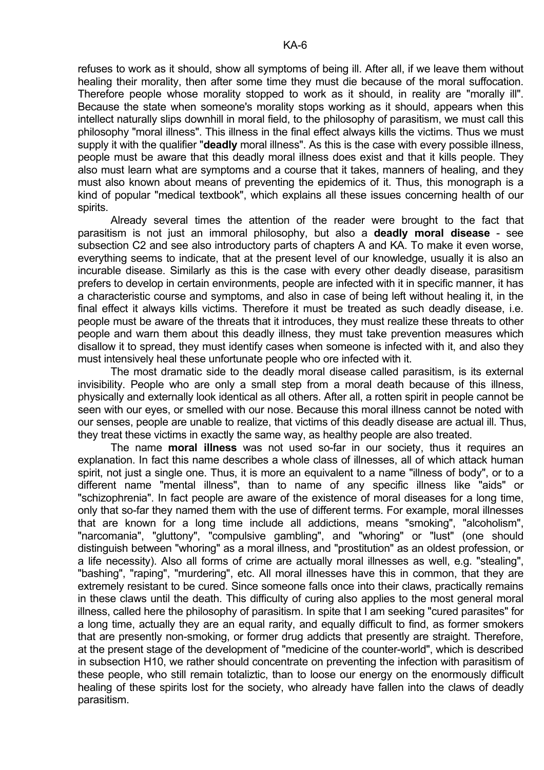refuses to work as it should, show all symptoms of being ill. After all, if we leave them without healing their morality, then after some time they must die because of the moral suffocation. Therefore people whose morality stopped to work as it should, in reality are "morally ill". Because the state when someone's morality stops working as it should, appears when this intellect naturally slips downhill in moral field, to the philosophy of parasitism, we must call this philosophy "moral illness". This illness in the final effect always kills the victims. Thus we must supply it with the qualifier "**deadly** moral illness". As this is the case with every possible illness, people must be aware that this deadly moral illness does exist and that it kills people. They also must learn what are symptoms and a course that it takes, manners of healing, and they must also known about means of preventing the epidemics of it. Thus, this monograph is a kind of popular "medical textbook", which explains all these issues concerning health of our spirits.

Already several times the attention of the reader were brought to the fact that parasitism is not just an immoral philosophy, but also a **deadly moral disease** - see subsection C2 and see also introductory parts of chapters A and KA. To make it even worse, everything seems to indicate, that at the present level of our knowledge, usually it is also an incurable disease. Similarly as this is the case with every other deadly disease, parasitism prefers to develop in certain environments, people are infected with it in specific manner, it has a characteristic course and symptoms, and also in case of being left without healing it, in the final effect it always kills victims. Therefore it must be treated as such deadly disease, i.e. people must be aware of the threats that it introduces, they must realize these threats to other people and warn them about this deadly illness, they must take prevention measures which disallow it to spread, they must identify cases when someone is infected with it, and also they must intensively heal these unfortunate people who ore infected with it.

The most dramatic side to the deadly moral disease called parasitism, is its external invisibility. People who are only a small step from a moral death because of this illness, physically and externally look identical as all others. After all, a rotten spirit in people cannot be seen with our eyes, or smelled with our nose. Because this moral illness cannot be noted with our senses, people are unable to realize, that victims of this deadly disease are actual ill. Thus, they treat these victims in exactly the same way, as healthy people are also treated.

The name **moral illness** was not used so-far in our society, thus it requires an explanation. In fact this name describes a whole class of illnesses, all of which attack human spirit, not just a single one. Thus, it is more an equivalent to a name "illness of body", or to a different name "mental illness", than to name of any specific illness like "aids" or "schizophrenia". In fact people are aware of the existence of moral diseases for a long time, only that so-far they named them with the use of different terms. For example, moral illnesses that are known for a long time include all addictions, means "smoking", "alcoholism", "narcomania", "gluttony", "compulsive gambling", and "whoring" or "lust" (one should distinguish between "whoring" as a moral illness, and "prostitution" as an oldest profession, or a life necessity). Also all forms of crime are actually moral illnesses as well, e.g. "stealing", "bashing", "raping", "murdering", etc. All moral illnesses have this in common, that they are extremely resistant to be cured. Since someone falls once into their claws, practically remains in these claws until the death. This difficulty of curing also applies to the most general moral illness, called here the philosophy of parasitism. In spite that I am seeking "cured parasites" for a long time, actually they are an equal rarity, and equally difficult to find, as former smokers that are presently non-smoking, or former drug addicts that presently are straight. Therefore, at the present stage of the development of "medicine of the counter-world", which is described in subsection H10, we rather should concentrate on preventing the infection with parasitism of these people, who still remain totaliztic, than to loose our energy on the enormously difficult healing of these spirits lost for the society, who already have fallen into the claws of deadly parasitism.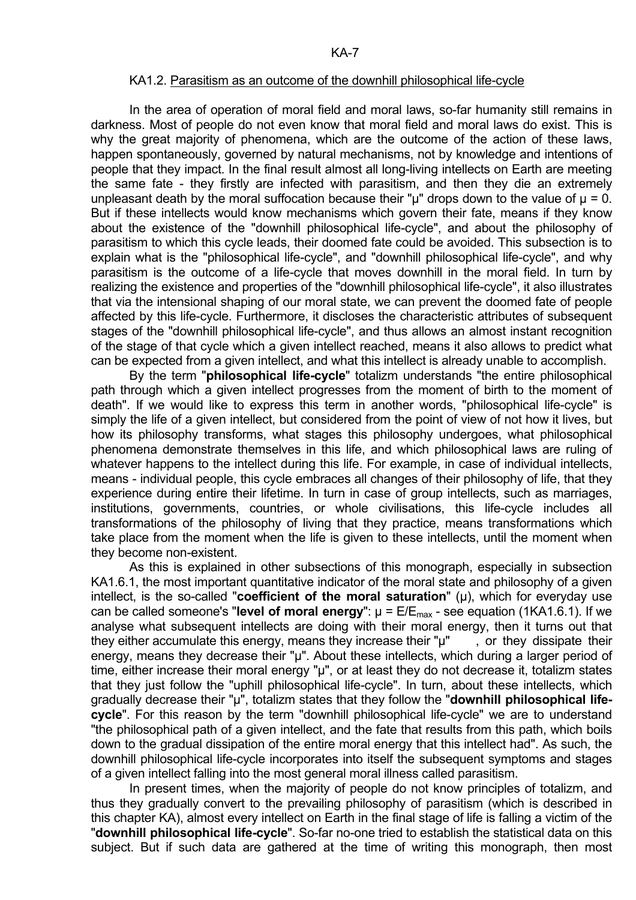## KA1.2. Parasitism as an outcome of the downhill philosophical life-cycle

In the area of operation of moral field and moral laws, so-far humanity still remains in darkness. Most of people do not even know that moral field and moral laws do exist. This is why the great majority of phenomena, which are the outcome of the action of these laws, happen spontaneously, governed by natural mechanisms, not by knowledge and intentions of people that they impact. In the final result almost all long-living intellects on Earth are meeting the same fate - they firstly are infected with parasitism, and then they die an extremely unpleasant death by the moral suffocation because their "$\mu$" drops down to the value of $\mu = 0$. But if these intellects would know mechanisms which govern their fate, means if they know about the existence of the "downhill philosophical life-cycle", and about the philosophy of parasitism to which this cycle leads, their doomed fate could be avoided. This subsection is to explain what is the "philosophical life-cycle", and "downhill philosophical life-cycle", and why parasitism is the outcome of a life-cycle that moves downhill in the moral field. In turn by realizing the existence and properties of the "downhill philosophical life-cycle", it also illustrates that via the intensional shaping of our moral state, we can prevent the doomed fate of people affected by this life-cycle. Furthermore, it discloses the characteristic attributes of subsequent stages of the "downhill philosophical life-cycle", and thus allows an almost instant recognition of the stage of that cycle which a given intellect reached, means it also allows to predict what can be expected from a given intellect, and what this intellect is already unable to accomplish.

By the term "**philosophical life-cycle**" totalizm understands "the entire philosophical path through which a given intellect progresses from the moment of birth to the moment of death". If we would like to express this term in another words, "philosophical life-cycle" is simply the life of a given intellect, but considered from the point of view of not how it lives, but how its philosophy transforms, what stages this philosophy undergoes, what philosophical phenomena demonstrate themselves in this life, and which philosophical laws are ruling of whatever happens to the intellect during this life. For example, in case of individual intellects, means - individual people, this cycle embraces all changes of their philosophy of life, that they experience during entire their lifetime. In turn in case of group intellects, such as marriages, institutions, governments, countries, or whole civilisations, this life-cycle includes all transformations of the philosophy of living that they practice, means transformations which take place from the moment when the life is given to these intellects, until the moment when they become non-existent.

As this is explained in other subsections of this monograph, especially in subsection KA1.6.1, the most important quantitative indicator of the moral state and philosophy of a given intellect, is the so-called "**coefficient of the moral saturation**" ($\mu$), which for everyday use can be called someone's "**level of moral energy**": $\mu = E/E_{max}$ - see equation (1KA1.6.1). If we analyse what subsequent intellects are doing with their moral energy, then it turns out that they either accumulate this energy, means they increase their "$\mu$" , or they dissipate their energy, means they decrease their "$\mu$". About these intellects, which during a larger period of time, either increase their moral energy "$\mu$", or at least they do not decrease it, totalizm states that they just follow the "uphill philosophical life-cycle". In turn, about these intellects, which gradually decrease their "$\mu$", totalizm states that they follow the "**downhill philosophical life-cycle**". For this reason by the term "downhill philosophical life-cycle" we are to understand "the philosophical path of a given intellect, and the fate that results from this path, which boils down to the gradual dissipation of the entire moral energy that this intellect had". As such, the downhill philosophical life-cycle incorporates into itself the subsequent symptoms and stages of a given intellect falling into the most general moral illness called parasitism.

In present times, when the majority of people do not know principles of totalizm, and thus they gradually convert to the prevailing philosophy of parasitism (which is described in this chapter KA), almost every intellect on Earth in the final stage of life is falling a victim of the "**downhill philosophical life-cycle**". So-far no-one tried to establish the statistical data on this subject. But if such data are gathered at the time of writing this monograph, then most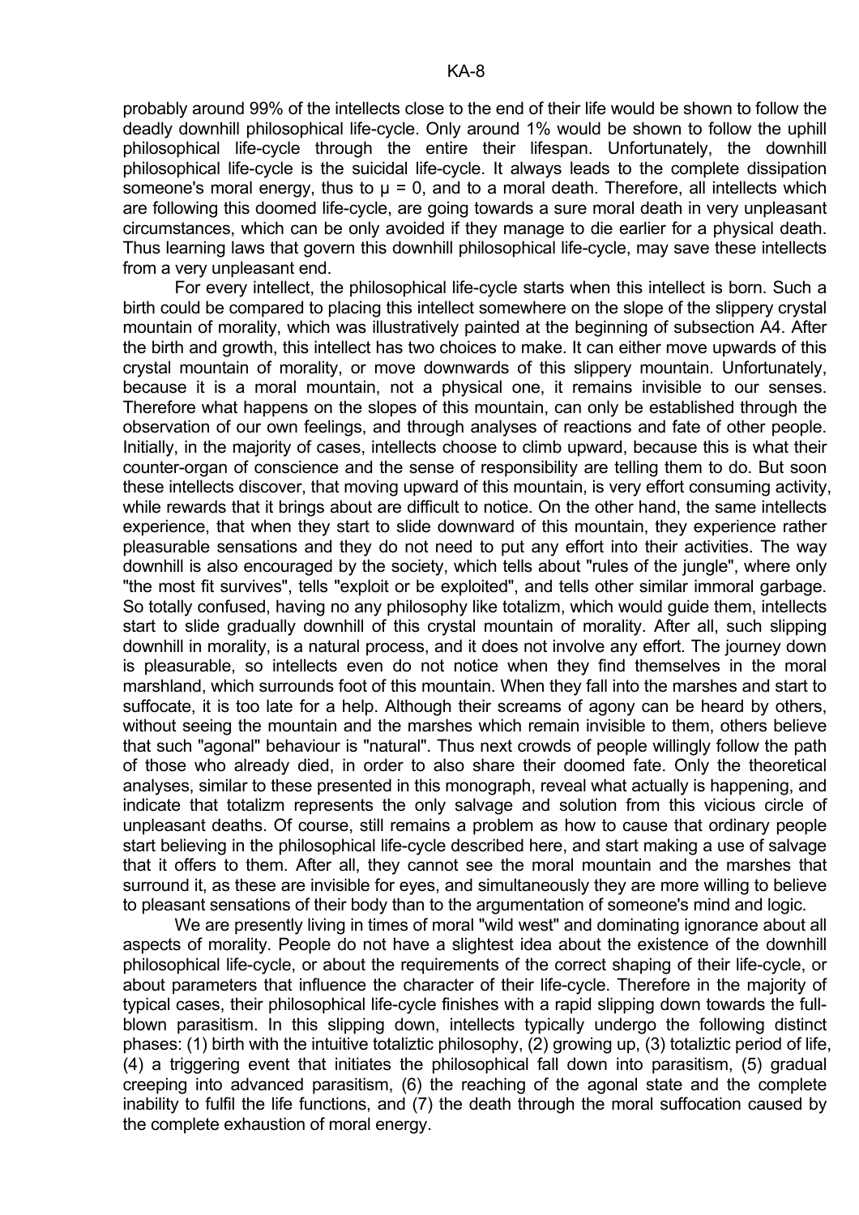probably around 99% of the intellects close to the end of their life would be shown to follow the deadly downhill philosophical life-cycle. Only around 1% would be shown to follow the uphill philosophical life-cycle through the entire their lifespan. Unfortunately, the downhill philosophical life-cycle is the suicidal life-cycle. It always leads to the complete dissipation someone's moral energy, thus to $\mu = 0$, and to a moral death. Therefore, all intellects which are following this doomed life-cycle, are going towards a sure moral death in very unpleasant circumstances, which can be only avoided if they manage to die earlier for a physical death. Thus learning laws that govern this downhill philosophical life-cycle, may save these intellects from a very unpleasant end.

For every intellect, the philosophical life-cycle starts when this intellect is born. Such a birth could be compared to placing this intellect somewhere on the slope of the slippery crystal mountain of morality, which was illustratively painted at the beginning of subsection A4. After the birth and growth, this intellect has two choices to make. It can either move upwards of this crystal mountain of morality, or move downwards of this slippery mountain. Unfortunately, because it is a moral mountain, not a physical one, it remains invisible to our senses. Therefore what happens on the slopes of this mountain, can only be established through the observation of our own feelings, and through analyses of reactions and fate of other people. Initially, in the majority of cases, intellects choose to climb upward, because this is what their counter-organ of conscience and the sense of responsibility are telling them to do. But soon these intellects discover, that moving upward of this mountain, is very effort consuming activity, while rewards that it brings about are difficult to notice. On the other hand, the same intellects experience, that when they start to slide downward of this mountain, they experience rather pleasurable sensations and they do not need to put any effort into their activities. The way downhill is also encouraged by the society, which tells about "rules of the jungle", where only "the most fit survives", tells "exploit or be exploited", and tells other similar immoral garbage. So totally confused, having no any philosophy like totalizm, which would guide them, intellects start to slide gradually downhill of this crystal mountain of morality. After all, such slipping downhill in morality, is a natural process, and it does not involve any effort. The journey down is pleasurable, so intellects even do not notice when they find themselves in the moral marshland, which surrounds foot of this mountain. When they fall into the marshes and start to suffocate, it is too late for a help. Although their screams of agony can be heard by others, without seeing the mountain and the marshes which remain invisible to them, others believe that such "agonal" behaviour is "natural". Thus next crowds of people willingly follow the path of those who already died, in order to also share their doomed fate. Only the theoretical analyses, similar to these presented in this monograph, reveal what actually is happening, and indicate that totalizm represents the only salvage and solution from this vicious circle of unpleasant deaths. Of course, still remains a problem as how to cause that ordinary people start believing in the philosophical life-cycle described here, and start making a use of salvage that it offers to them. After all, they cannot see the moral mountain and the marshes that surround it, as these are invisible for eyes, and simultaneously they are more willing to believe to pleasant sensations of their body than to the argumentation of someone's mind and logic.

We are presently living in times of moral "wild west" and dominating ignorance about all aspects of morality. People do not have a slightest idea about the existence of the downhill philosophical life-cycle, or about the requirements of the correct shaping of their life-cycle, or about parameters that influence the character of their life-cycle. Therefore in the majority of typical cases, their philosophical life-cycle finishes with a rapid slipping down towards the full-blown parasitism. In this slipping down, intellects typically undergo the following distinct phases: (1) birth with the intuitive totaliztic philosophy, (2) growing up, (3) totaliztic period of life, (4) a triggering event that initiates the philosophical fall down into parasitism, (5) gradual creeping into advanced parasitism, (6) the reaching of the agonal state and the complete inability to fulfil the life functions, and (7) the death through the moral suffocation caused by the complete exhaustion of moral energy.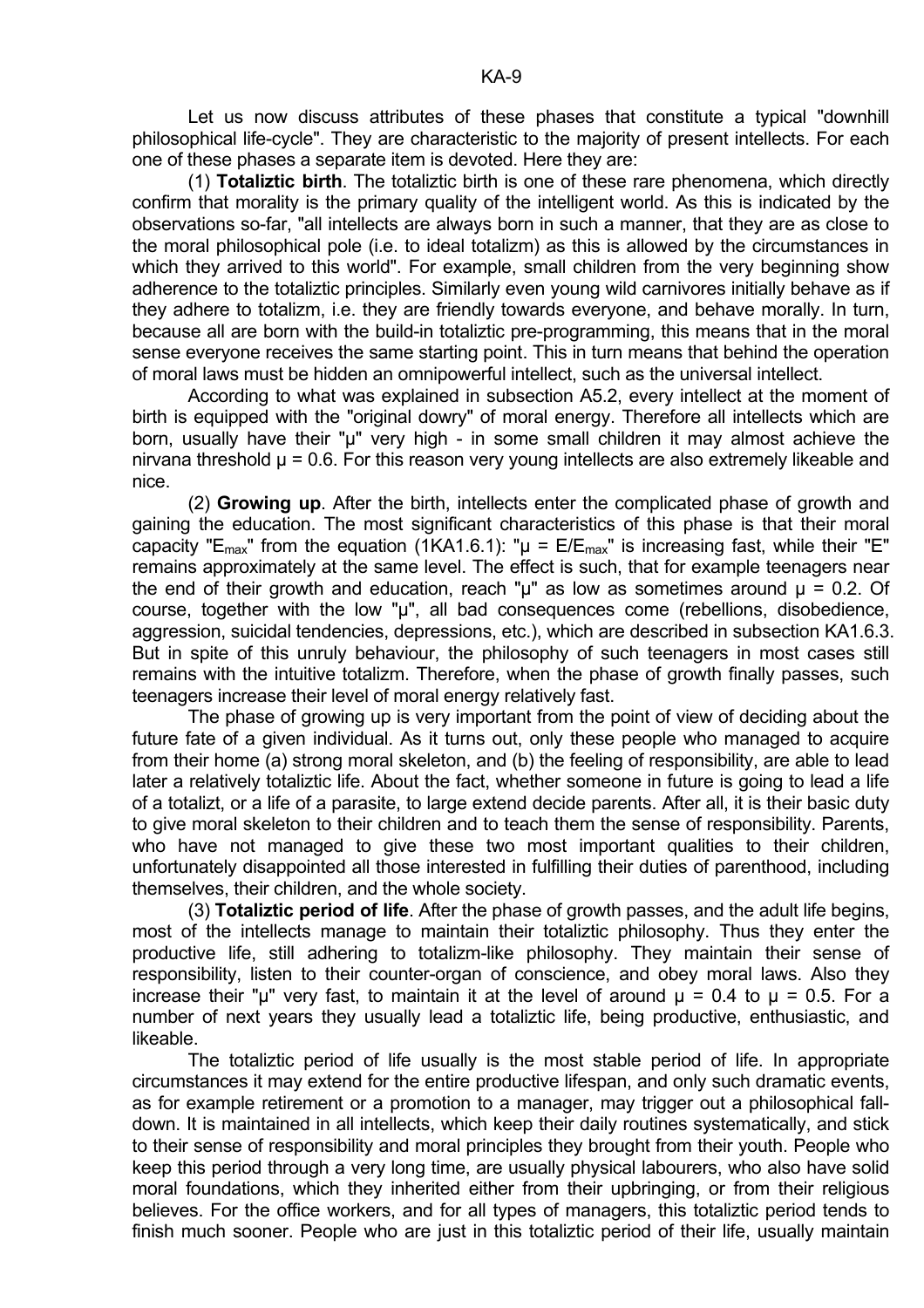Let us now discuss attributes of these phases that constitute a typical "downhill philosophical life-cycle". They are characteristic to the majority of present intellects. For each one of these phases a separate item is devoted. Here they are:

(1) **Totaliztic birth**. The totaliztic birth is one of these rare phenomena, which directly confirm that morality is the primary quality of the intelligent world. As this is indicated by the observations so-far, "all intellects are always born in such a manner, that they are as close to the moral philosophical pole (i.e. to ideal totalizm) as this is allowed by the circumstances in which they arrived to this world". For example, small children from the very beginning show adherence to the totaliztic principles. Similarly even young wild carnivores initially behave as if they adhere to totalizm, i.e. they are friendly towards everyone, and behave morally. In turn, because all are born with the build-in totaliztic pre-programming, this means that in the moral sense everyone receives the same starting point. This in turn means that behind the operation of moral laws must be hidden an omnipowerful intellect, such as the universal intellect.

According to what was explained in subsection A5.2, every intellect at the moment of birth is equipped with the "original dowry" of moral energy. Therefore all intellects which are born, usually have their "$\mu$" very high - in some small children it may almost achieve the nirvana threshold $\mu = 0.6$. For this reason very young intellects are also extremely likeable and nice.

(2) **Growing up**. After the birth, intellects enter the complicated phase of growth and gaining the education. The most significant characteristics of this phase is that their moral capacity "$E_{max}$" from the equation (1KA1.6.1): "$\mu = E/E_{max}$" is increasing fast, while their "E" remains approximately at the same level. The effect is such, that for example teenagers near the end of their growth and education, reach "$\mu$" as low as sometimes around $\mu = 0.2$. Of course, together with the low "$\mu$", all bad consequences come (rebellions, disobedience, aggression, suicidal tendencies, depressions, etc.), which are described in subsection KA1.6.3. But in spite of this unruly behaviour, the philosophy of such teenagers in most cases still remains with the intuitive totalizm. Therefore, when the phase of growth finally passes, such teenagers increase their level of moral energy relatively fast.

The phase of growing up is very important from the point of view of deciding about the future fate of a given individual. As it turns out, only these people who managed to acquire from their home (a) strong moral skeleton, and (b) the feeling of responsibility, are able to lead later a relatively totaliztic life. About the fact, whether someone in future is going to lead a life of a totalizt, or a life of a parasite, to large extend decide parents. After all, it is their basic duty to give moral skeleton to their children and to teach them the sense of responsibility. Parents, who have not managed to give these two most important qualities to their children, unfortunately disappointed all those interested in fulfilling their duties of parenthood, including themselves, their children, and the whole society.

(3) **Totaliztic period of life**. After the phase of growth passes, and the adult life begins, most of the intellects manage to maintain their totaliztic philosophy. Thus they enter the productive life, still adhering to totalizm-like philosophy. They maintain their sense of responsibility, listen to their counter-organ of conscience, and obey moral laws. Also they increase their "$\mu$" very fast, to maintain it at the level of around $\mu = 0.4$ to $\mu = 0.5$. For a number of next years they usually lead a totaliztic life, being productive, enthusiastic, and likeable.

The totaliztic period of life usually is the most stable period of life. In appropriate circumstances it may extend for the entire productive lifespan, and only such dramatic events, as for example retirement or a promotion to a manager, may trigger out a philosophical fall-down. It is maintained in all intellects, which keep their daily routines systematically, and stick to their sense of responsibility and moral principles they brought from their youth. People who keep this period through a very long time, are usually physical labourers, who also have solid moral foundations, which they inherited either from their upbringing, or from their religious believes. For the office workers, and for all types of managers, this totaliztic period tends to finish much sooner. People who are just in this totaliztic period of their life, usually maintain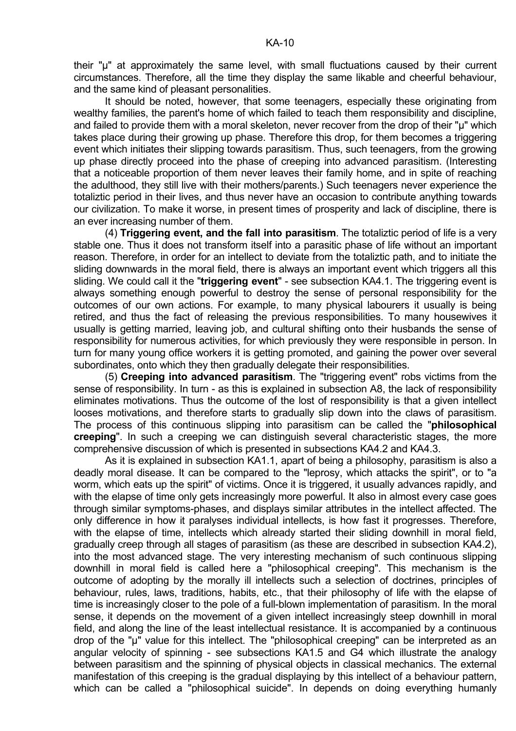their "μ" at approximately the same level, with small fluctuations caused by their current circumstances. Therefore, all the time they display the same likable and cheerful behaviour, and the same kind of pleasant personalities.

It should be noted, however, that some teenagers, especially these originating from wealthy families, the parent's home of which failed to teach them responsibility and discipline, and failed to provide them with a moral skeleton, never recover from the drop of their "μ" which takes place during their growing up phase. Therefore this drop, for them becomes a triggering event which initiates their slipping towards parasitism. Thus, such teenagers, from the growing up phase directly proceed into the phase of creeping into advanced parasitism. (Interesting that a noticeable proportion of them never leaves their family home, and in spite of reaching the adulthood, they still live with their mothers/parents.) Such teenagers never experience the totaliztic period in their lives, and thus never have an occasion to contribute anything towards our civilization. To make it worse, in present times of prosperity and lack of discipline, there is an ever increasing number of them.

(4) **Triggering event, and the fall into parasitism**. The totaliztic period of life is a very stable one. Thus it does not transform itself into a parasitic phase of life without an important reason. Therefore, in order for an intellect to deviate from the totaliztic path, and to initiate the sliding downwards in the moral field, there is always an important event which triggers all this sliding. We could call it the "**triggering event**" - see subsection KA4.1. The triggering event is always something enough powerful to destroy the sense of personal responsibility for the outcomes of our own actions. For example, to many physical labourers it usually is being retired, and thus the fact of releasing the previous responsibilities. To many housewives it usually is getting married, leaving job, and cultural shifting onto their husbands the sense of responsibility for numerous activities, for which previously they were responsible in person. In turn for many young office workers it is getting promoted, and gaining the power over several subordinates, onto which they then gradually delegate their responsibilities.

(5) **Creeping into advanced parasitism**. The "triggering event" robs victims from the sense of responsibility. In turn - as this is explained in subsection A8, the lack of responsibility eliminates motivations. Thus the outcome of the lost of responsibility is that a given intellect looses motivations, and therefore starts to gradually slip down into the claws of parasitism. The process of this continuous slipping into parasitism can be called the "**philosophical creeping**". In such a creeping we can distinguish several characteristic stages, the more comprehensive discussion of which is presented in subsections KA4.2 and KA4.3.

As it is explained in subsection KA1.1, apart of being a philosophy, parasitism is also a deadly moral disease. It can be compared to the "leprosy, which attacks the spirit", or to "a worm, which eats up the spirit" of victims. Once it is triggered, it usually advances rapidly, and with the elapse of time only gets increasingly more powerful. It also in almost every case goes through similar symptoms-phases, and displays similar attributes in the intellect affected. The only difference in how it paralyses individual intellects, is how fast it progresses. Therefore, with the elapse of time, intellects which already started their sliding downhill in moral field, gradually creep through all stages of parasitism (as these are described in subsection KA4.2), into the most advanced stage. The very interesting mechanism of such continuous slipping downhill in moral field is called here a "philosophical creeping". This mechanism is the outcome of adopting by the morally ill intellects such a selection of doctrines, principles of behaviour, rules, laws, traditions, habits, etc., that their philosophy of life with the elapse of time is increasingly closer to the pole of a full-blown implementation of parasitism. In the moral sense, it depends on the movement of a given intellect increasingly steep downhill in moral field, and along the line of the least intellectual resistance. It is accompanied by a continuous drop of the "μ" value for this intellect. The "philosophical creeping" can be interpreted as an angular velocity of spinning - see subsections KA1.5 and G4 which illustrate the analogy between parasitism and the spinning of physical objects in classical mechanics. The external manifestation of this creeping is the gradual displaying by this intellect of a behaviour pattern, which can be called a "philosophical suicide". In depends on doing everything humanly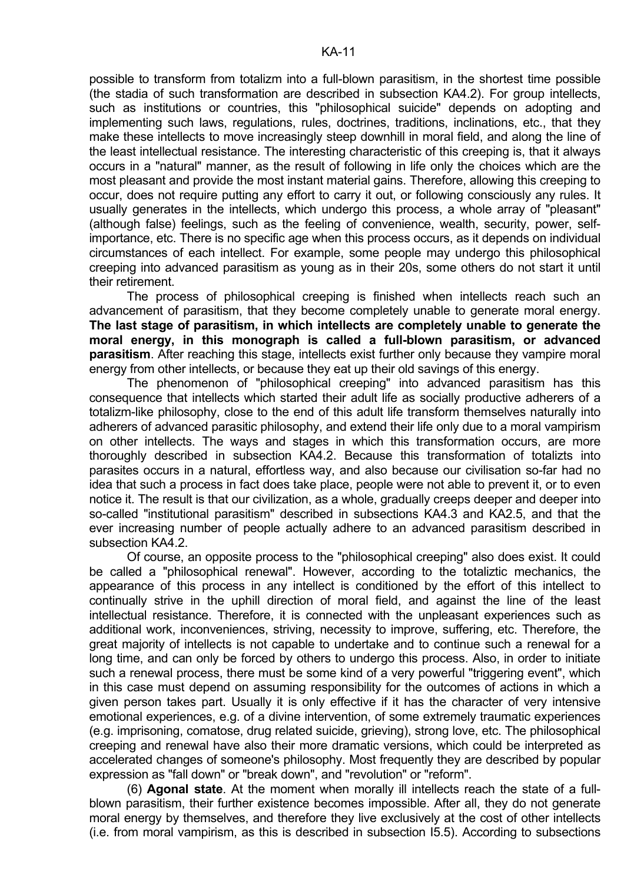possible to transform from totalizm into a full-blown parasitism, in the shortest time possible (the stadia of such transformation are described in subsection KA4.2). For group intellects, such as institutions or countries, this "philosophical suicide" depends on adopting and implementing such laws, regulations, rules, doctrines, traditions, inclinations, etc., that they make these intellects to move increasingly steep downhill in moral field, and along the line of the least intellectual resistance. The interesting characteristic of this creeping is, that it always occurs in a "natural" manner, as the result of following in life only the choices which are the most pleasant and provide the most instant material gains. Therefore, allowing this creeping to occur, does not require putting any effort to carry it out, or following consciously any rules. It usually generates in the intellects, which undergo this process, a whole array of "pleasant" (although false) feelings, such as the feeling of convenience, wealth, security, power, self-importance, etc. There is no specific age when this process occurs, as it depends on individual circumstances of each intellect. For example, some people may undergo this philosophical creeping into advanced parasitism as young as in their 20s, some others do not start it until their retirement.

The process of philosophical creeping is finished when intellects reach such an advancement of parasitism, that they become completely unable to generate moral energy. **The last stage of parasitism, in which intellects are completely unable to generate the moral energy, in this monograph is called a full-blown parasitism, or advanced parasitism**. After reaching this stage, intellects exist further only because they vampire moral energy from other intellects, or because they eat up their old savings of this energy.

The phenomenon of "philosophical creeping" into advanced parasitism has this consequence that intellects which started their adult life as socially productive adherers of a totalizm-like philosophy, close to the end of this adult life transform themselves naturally into adherers of advanced parasitic philosophy, and extend their life only due to a moral vampirism on other intellects. The ways and stages in which this transformation occurs, are more thoroughly described in subsection KA4.2. Because this transformation of totalizts into parasites occurs in a natural, effortless way, and also because our civilisation so-far had no idea that such a process in fact does take place, people were not able to prevent it, or to even notice it. The result is that our civilization, as a whole, gradually creeps deeper and deeper into so-called "institutional parasitism" described in subsections KA4.3 and KA2.5, and that the ever increasing number of people actually adhere to an advanced parasitism described in subsection KA4.2.

Of course, an opposite process to the "philosophical creeping" also does exist. It could be called a "philosophical renewal". However, according to the totaliztic mechanics, the appearance of this process in any intellect is conditioned by the effort of this intellect to continually strive in the uphill direction of moral field, and against the line of the least intellectual resistance. Therefore, it is connected with the unpleasant experiences such as additional work, inconveniences, striving, necessity to improve, suffering, etc. Therefore, the great majority of intellects is not capable to undertake and to continue such a renewal for a long time, and can only be forced by others to undergo this process. Also, in order to initiate such a renewal process, there must be some kind of a very powerful "triggering event", which in this case must depend on assuming responsibility for the outcomes of actions in which a given person takes part. Usually it is only effective if it has the character of very intensive emotional experiences, e.g. of a divine intervention, of some extremely traumatic experiences (e.g. imprisoning, comatose, drug related suicide, grieving), strong love, etc. The philosophical creeping and renewal have also their more dramatic versions, which could be interpreted as accelerated changes of someone's philosophy. Most frequently they are described by popular expression as "fall down" or "break down", and "revolution" or "reform".

(6) **Agonal state**. At the moment when morally ill intellects reach the state of a full-blown parasitism, their further existence becomes impossible. After all, they do not generate moral energy by themselves, and therefore they live exclusively at the cost of other intellects (i.e. from moral vampirism, as this is described in subsection I5.5). According to subsections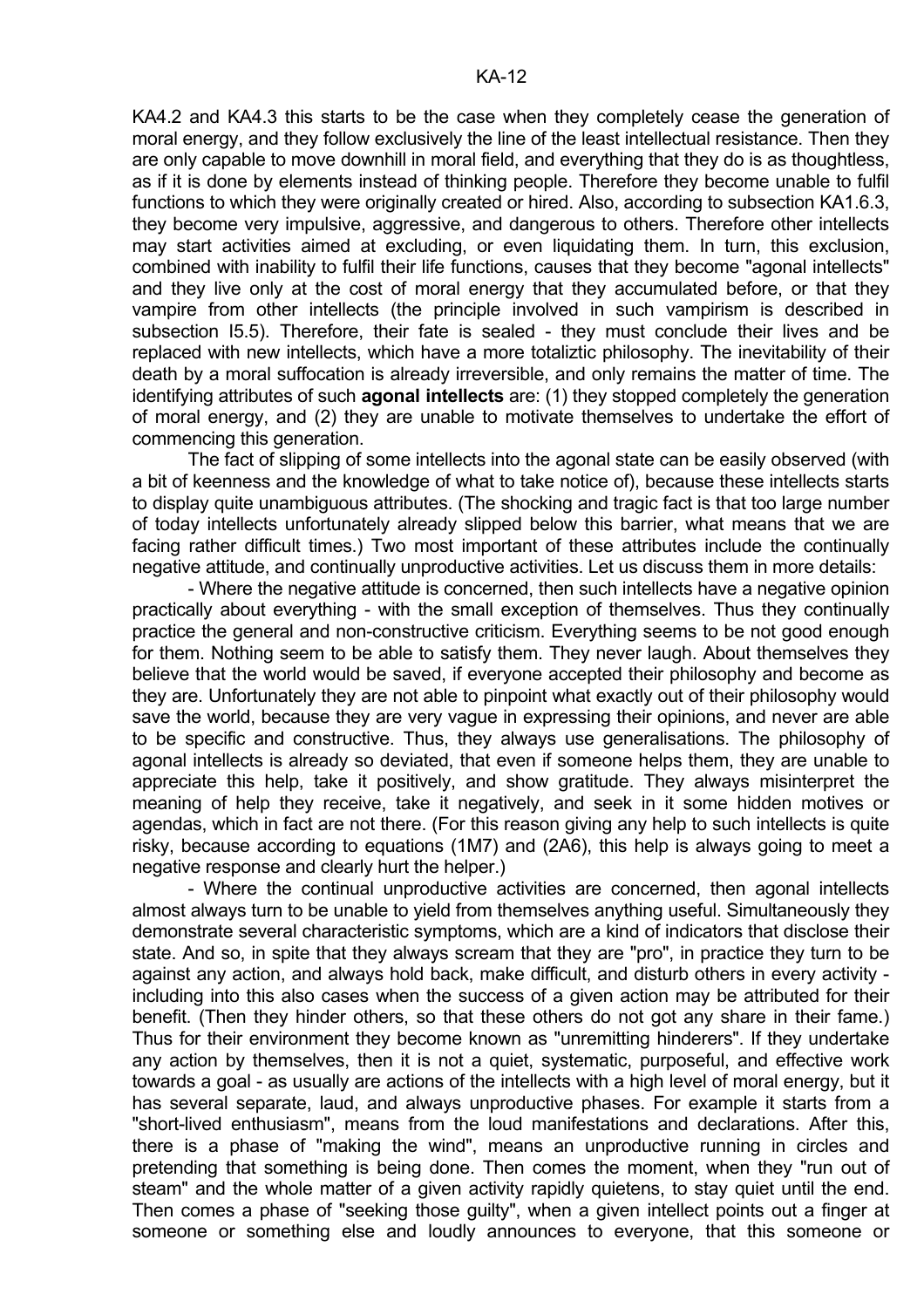KA4.2 and KA4.3 this starts to be the case when they completely cease the generation of moral energy, and they follow exclusively the line of the least intellectual resistance. Then they are only capable to move downhill in moral field, and everything that they do is as thoughtless, as if it is done by elements instead of thinking people. Therefore they become unable to fulfil functions to which they were originally created or hired. Also, according to subsection KA1.6.3, they become very impulsive, aggressive, and dangerous to others. Therefore other intellects may start activities aimed at excluding, or even liquidating them. In turn, this exclusion, combined with inability to fulfil their life functions, causes that they become "agonal intellects" and they live only at the cost of moral energy that they accumulated before, or that they vampire from other intellects (the principle involved in such vampirism is described in subsection I5.5). Therefore, their fate is sealed - they must conclude their lives and be replaced with new intellects, which have a more totaliztic philosophy. The inevitability of their death by a moral suffocation is already irreversible, and only remains the matter of time. The identifying attributes of such **agonal intellects** are: (1) they stopped completely the generation of moral energy, and (2) they are unable to motivate themselves to undertake the effort of commencing this generation.

The fact of slipping of some intellects into the agonal state can be easily observed (with a bit of keenness and the knowledge of what to take notice of), because these intellects starts to display quite unambiguous attributes. (The shocking and tragic fact is that too large number of today intellects unfortunately already slipped below this barrier, what means that we are facing rather difficult times.) Two most important of these attributes include the continually negative attitude, and continually unproductive activities. Let us discuss them in more details:

- Where the negative attitude is concerned, then such intellects have a negative opinion practically about everything - with the small exception of themselves. Thus they continually practice the general and non-constructive criticism. Everything seems to be not good enough for them. Nothing seem to be able to satisfy them. They never laugh. About themselves they believe that the world would be saved, if everyone accepted their philosophy and become as they are. Unfortunately they are not able to pinpoint what exactly out of their philosophy would save the world, because they are very vague in expressing their opinions, and never are able to be specific and constructive. Thus, they always use generalisations. The philosophy of agonal intellects is already so deviated, that even if someone helps them, they are unable to appreciate this help, take it positively, and show gratitude. They always misinterpret the meaning of help they receive, take it negatively, and seek in it some hidden motives or agendas, which in fact are not there. (For this reason giving any help to such intellects is quite risky, because according to equations (1M7) and (2A6), this help is always going to meet a negative response and clearly hurt the helper.)

- Where the continual unproductive activities are concerned, then agonal intellects almost always turn to be unable to yield from themselves anything useful. Simultaneously they demonstrate several characteristic symptoms, which are a kind of indicators that disclose their state. And so, in spite that they always scream that they are "pro", in practice they turn to be against any action, and always hold back, make difficult, and disturb others in every activity - including into this also cases when the success of a given action may be attributed for their benefit. (Then they hinder others, so that these others do not got any share in their fame.) Thus for their environment they become known as "unremitting hinderers". If they undertake any action by themselves, then it is not a quiet, systematic, purposeful, and effective work towards a goal - as usually are actions of the intellects with a high level of moral energy, but it has several separate, laud, and always unproductive phases. For example it starts from a "short-lived enthusiasm", means from the loud manifestations and declarations. After this, there is a phase of "making the wind", means an unproductive running in circles and pretending that something is being done. Then comes the moment, when they "run out of steam" and the whole matter of a given activity rapidly quietens, to stay quiet until the end. Then comes a phase of "seeking those guilty", when a given intellect points out a finger at someone or something else and loudly announces to everyone, that this someone or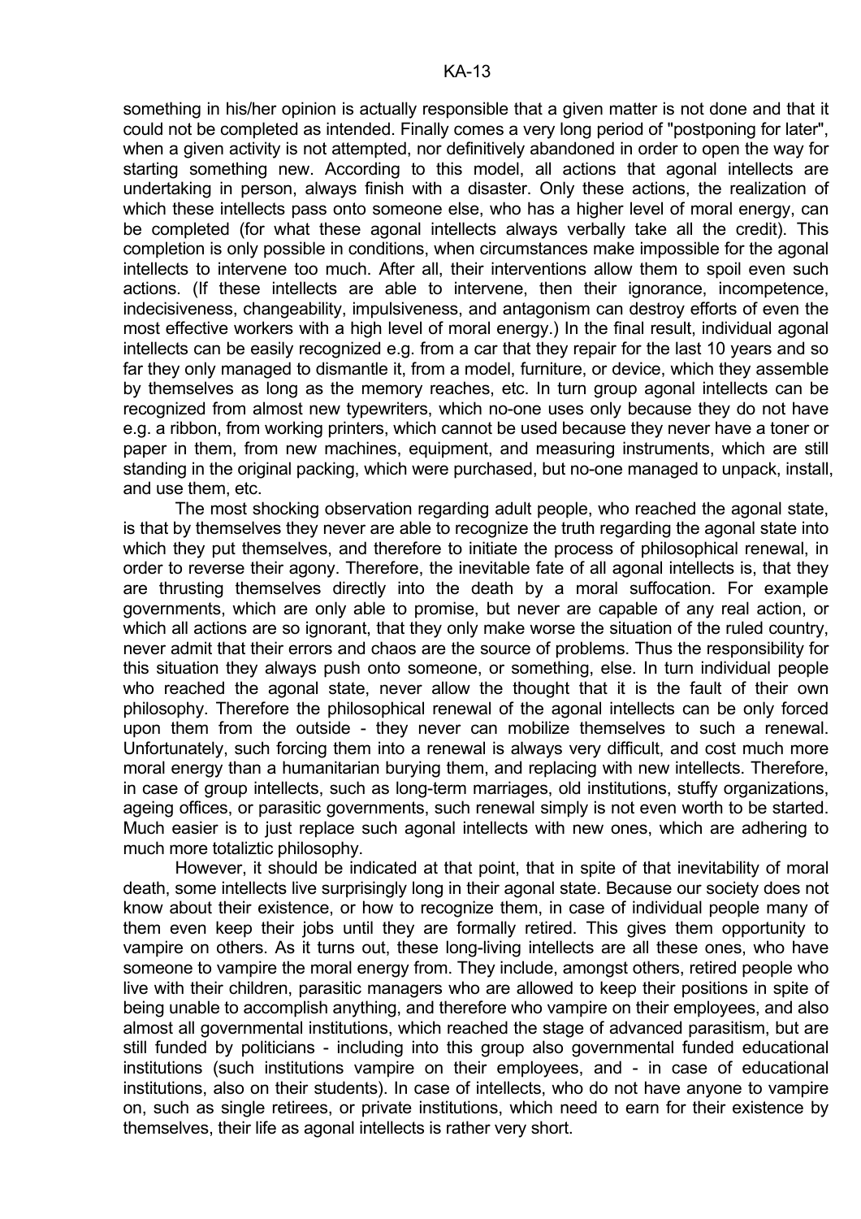something in his/her opinion is actually responsible that a given matter is not done and that it could not be completed as intended. Finally comes a very long period of "postponing for later", when a given activity is not attempted, nor definitively abandoned in order to open the way for starting something new. According to this model, all actions that agonal intellects are undertaking in person, always finish with a disaster. Only these actions, the realization of which these intellects pass onto someone else, who has a higher level of moral energy, can be completed (for what these agonal intellects always verbally take all the credit). This completion is only possible in conditions, when circumstances make impossible for the agonal intellects to intervene too much. After all, their interventions allow them to spoil even such actions. (If these intellects are able to intervene, then their ignorance, incompetence, indecisiveness, changeability, impulsiveness, and antagonism can destroy efforts of even the most effective workers with a high level of moral energy.) In the final result, individual agonal intellects can be easily recognized e.g. from a car that they repair for the last 10 years and so far they only managed to dismantle it, from a model, furniture, or device, which they assemble by themselves as long as the memory reaches, etc. In turn group agonal intellects can be recognized from almost new typewriters, which no-one uses only because they do not have e.g. a ribbon, from working printers, which cannot be used because they never have a toner or paper in them, from new machines, equipment, and measuring instruments, which are still standing in the original packing, which were purchased, but no-one managed to unpack, install, and use them, etc.

The most shocking observation regarding adult people, who reached the agonal state, is that by themselves they never are able to recognize the truth regarding the agonal state into which they put themselves, and therefore to initiate the process of philosophical renewal, in order to reverse their agony. Therefore, the inevitable fate of all agonal intellects is, that they are thrusting themselves directly into the death by a moral suffocation. For example governments, which are only able to promise, but never are capable of any real action, or which all actions are so ignorant, that they only make worse the situation of the ruled country, never admit that their errors and chaos are the source of problems. Thus the responsibility for this situation they always push onto someone, or something, else. In turn individual people who reached the agonal state, never allow the thought that it is the fault of their own philosophy. Therefore the philosophical renewal of the agonal intellects can be only forced upon them from the outside - they never can mobilize themselves to such a renewal. Unfortunately, such forcing them into a renewal is always very difficult, and cost much more moral energy than a humanitarian burying them, and replacing with new intellects. Therefore, in case of group intellects, such as long-term marriages, old institutions, stuffy organizations, ageing offices, or parasitic governments, such renewal simply is not even worth to be started. Much easier is to just replace such agonal intellects with new ones, which are adhering to much more totaliztic philosophy.

However, it should be indicated at that point, that in spite of that inevitability of moral death, some intellects live surprisingly long in their agonal state. Because our society does not know about their existence, or how to recognize them, in case of individual people many of them even keep their jobs until they are formally retired. This gives them opportunity to vampire on others. As it turns out, these long-living intellects are all these ones, who have someone to vampire the moral energy from. They include, amongst others, retired people who live with their children, parasitic managers who are allowed to keep their positions in spite of being unable to accomplish anything, and therefore who vampire on their employees, and also almost all governmental institutions, which reached the stage of advanced parasitism, but are still funded by politicians - including into this group also governmental funded educational institutions (such institutions vampire on their employees, and - in case of educational institutions, also on their students). In case of intellects, who do not have anyone to vampire on, such as single retirees, or private institutions, which need to earn for their existence by themselves, their life as agonal intellects is rather very short.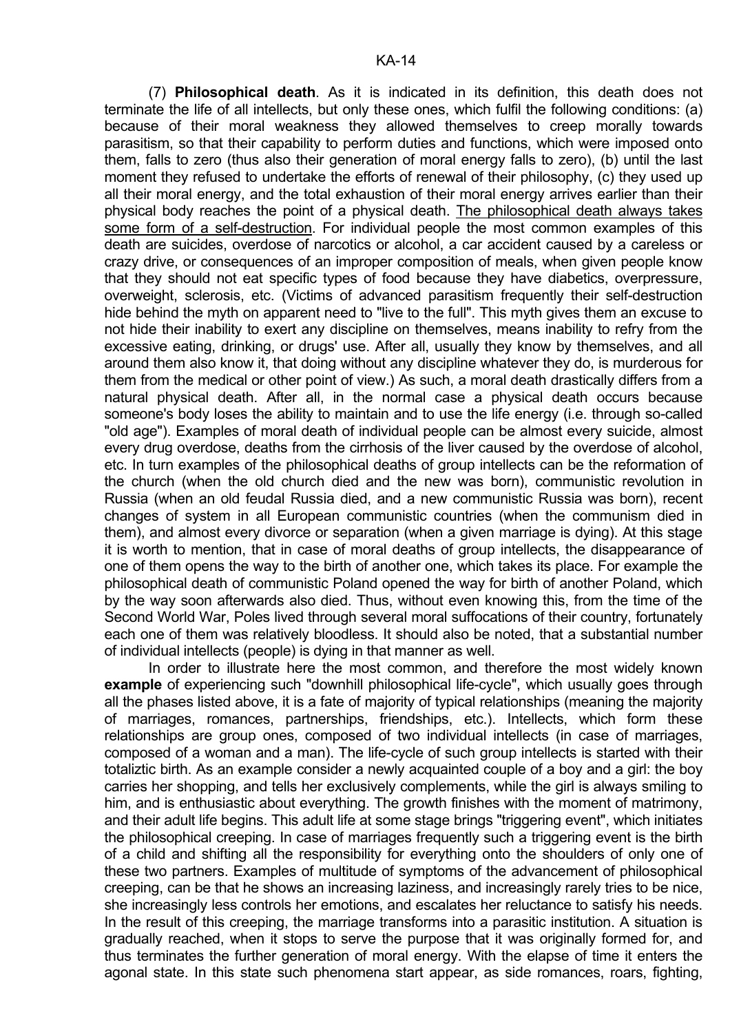(7) **Philosophical death**. As it is indicated in its definition, this death does not terminate the life of all intellects, but only these ones, which fulfil the following conditions: (a) because of their moral weakness they allowed themselves to creep morally towards parasitism, so that their capability to perform duties and functions, which were imposed onto them, falls to zero (thus also their generation of moral energy falls to zero), (b) until the last moment they refused to undertake the efforts of renewal of their philosophy, (c) they used up all their moral energy, and the total exhaustion of their moral energy arrives earlier than their physical body reaches the point of a physical death. <u>The philosophical death always takes some form of a self-destruction</u>. For individual people the most common examples of this death are suicides, overdose of narcotics or alcohol, a car accident caused by a careless or crazy drive, or consequences of an improper composition of meals, when given people know that they should not eat specific types of food because they have diabetics, overpressure, overweight, sclerosis, etc. (Victims of advanced parasitism frequently their self-destruction hide behind the myth on apparent need to "live to the full". This myth gives them an excuse to not hide their inability to exert any discipline on themselves, means inability to refry from the excessive eating, drinking, or drugs' use. After all, usually they know by themselves, and all around them also know it, that doing without any discipline whatever they do, is murderous for them from the medical or other point of view.) As such, a moral death drastically differs from a natural physical death. After all, in the normal case a physical death occurs because someone's body loses the ability to maintain and to use the life energy (i.e. through so-called "old age"). Examples of moral death of individual people can be almost every suicide, almost every drug overdose, deaths from the cirrhosis of the liver caused by the overdose of alcohol, etc. In turn examples of the philosophical deaths of group intellects can be the reformation of the church (when the old church died and the new was born), communistic revolution in Russia (when an old feudal Russia died, and a new communistic Russia was born), recent changes of system in all European communistic countries (when the communism died in them), and almost every divorce or separation (when a given marriage is dying). At this stage it is worth to mention, that in case of moral deaths of group intellects, the disappearance of one of them opens the way to the birth of another one, which takes its place. For example the philosophical death of communistic Poland opened the way for birth of another Poland, which by the way soon afterwards also died. Thus, without even knowing this, from the time of the Second World War, Poles lived through several moral suffocations of their country, fortunately each one of them was relatively bloodless. It should also be noted, that a substantial number of individual intellects (people) is dying in that manner as well.

In order to illustrate here the most common, and therefore the most widely known **example** of experiencing such "downhill philosophical life-cycle", which usually goes through all the phases listed above, it is a fate of majority of typical relationships (meaning the majority of marriages, romances, partnerships, friendships, etc.). Intellects, which form these relationships are group ones, composed of two individual intellects (in case of marriages, composed of a woman and a man). The life-cycle of such group intellects is started with their totaliztic birth. As an example consider a newly acquainted couple of a boy and a girl: the boy carries her shopping, and tells her exclusively complements, while the girl is always smiling to him, and is enthusiastic about everything. The growth finishes with the moment of matrimony, and their adult life begins. This adult life at some stage brings "triggering event", which initiates the philosophical creeping. In case of marriages frequently such a triggering event is the birth of a child and shifting all the responsibility for everything onto the shoulders of only one of these two partners. Examples of multitude of symptoms of the advancement of philosophical creeping, can be that he shows an increasing laziness, and increasingly rarely tries to be nice, she increasingly less controls her emotions, and escalates her reluctance to satisfy his needs. In the result of this creeping, the marriage transforms into a parasitic institution. A situation is gradually reached, when it stops to serve the purpose that it was originally formed for, and thus terminates the further generation of moral energy. With the elapse of time it enters the agonal state. In this state such phenomena start appear, as side romances, roars, fighting,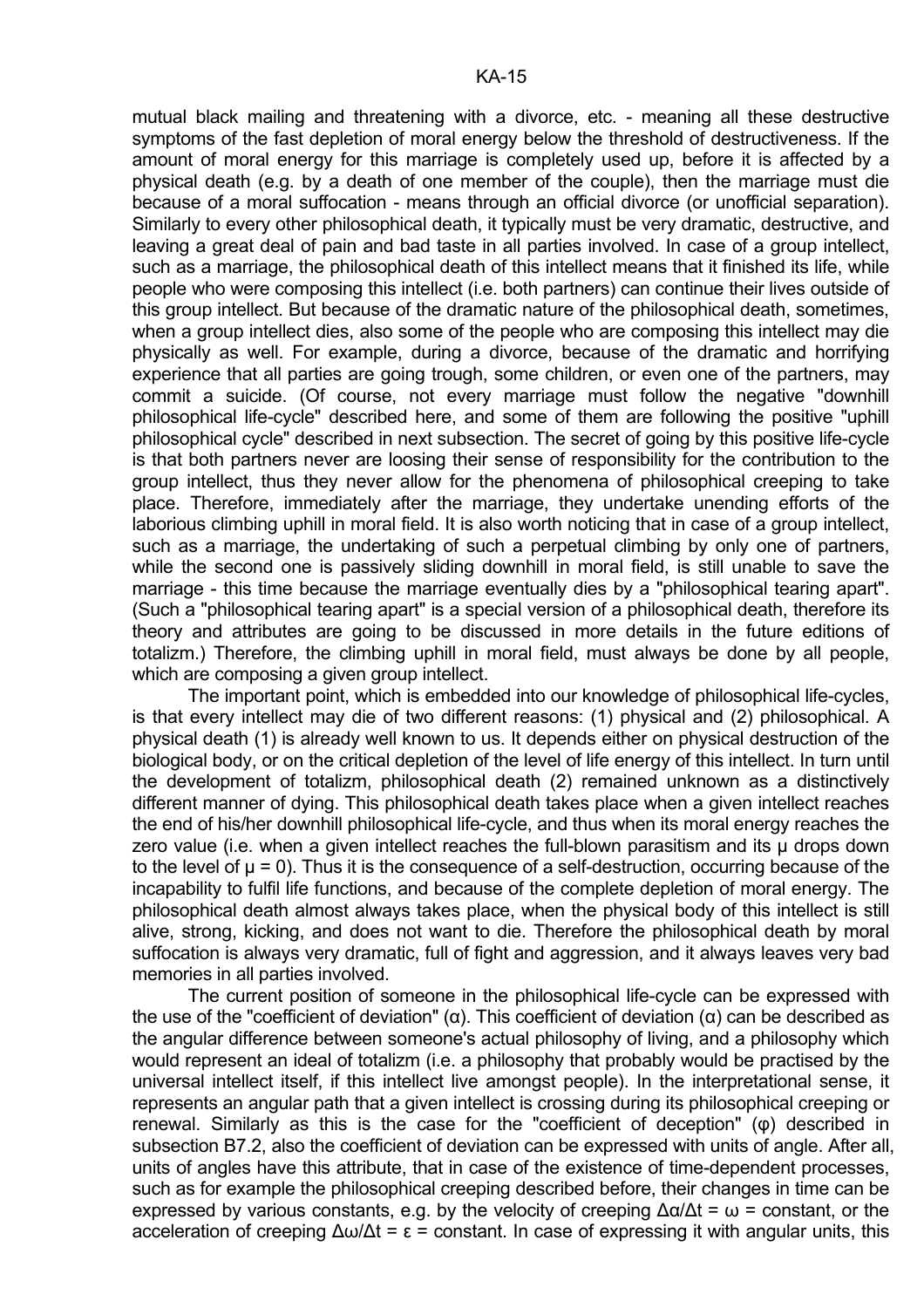mutual black mailing and threatening with a divorce, etc. - meaning all these destructive symptoms of the fast depletion of moral energy below the threshold of destructiveness. If the amount of moral energy for this marriage is completely used up, before it is affected by a physical death (e.g. by a death of one member of the couple), then the marriage must die because of a moral suffocation - means through an official divorce (or unofficial separation). Similarly to every other philosophical death, it typically must be very dramatic, destructive, and leaving a great deal of pain and bad taste in all parties involved. In case of a group intellect, such as a marriage, the philosophical death of this intellect means that it finished its life, while people who were composing this intellect (i.e. both partners) can continue their lives outside of this group intellect. But because of the dramatic nature of the philosophical death, sometimes, when a group intellect dies, also some of the people who are composing this intellect may die physically as well. For example, during a divorce, because of the dramatic and horrifying experience that all parties are going trough, some children, or even one of the partners, may commit a suicide. (Of course, not every marriage must follow the negative "downhill philosophical life-cycle" described here, and some of them are following the positive "uphill philosophical cycle" described in next subsection. The secret of going by this positive life-cycle is that both partners never are loosing their sense of responsibility for the contribution to the group intellect, thus they never allow for the phenomena of philosophical creeping to take place. Therefore, immediately after the marriage, they undertake unending efforts of the laborious climbing uphill in moral field. It is also worth noticing that in case of a group intellect, such as a marriage, the undertaking of such a perpetual climbing by only one of partners, while the second one is passively sliding downhill in moral field, is still unable to save the marriage - this time because the marriage eventually dies by a "philosophical tearing apart". (Such a "philosophical tearing apart" is a special version of a philosophical death, therefore its theory and attributes are going to be discussed in more details in the future editions of totalizm.) Therefore, the climbing uphill in moral field, must always be done by all people, which are composing a given group intellect.

The important point, which is embedded into our knowledge of philosophical life-cycles, is that every intellect may die of two different reasons: (1) physical and (2) philosophical. A physical death (1) is already well known to us. It depends either on physical destruction of the biological body, or on the critical depletion of the level of life energy of this intellect. In turn until the development of totalizm, philosophical death (2) remained unknown as a distinctively different manner of dying. This philosophical death takes place when a given intellect reaches the end of his/her downhill philosophical life-cycle, and thus when its moral energy reaches the zero value (i.e. when a given intellect reaches the full-blown parasitism and its $\mu$ drops down to the level of $\mu = 0$). Thus it is the consequence of a self-destruction, occurring because of the incapability to fulfil life functions, and because of the complete depletion of moral energy. The philosophical death almost always takes place, when the physical body of this intellect is still alive, strong, kicking, and does not want to die. Therefore the philosophical death by moral suffocation is always very dramatic, full of fight and aggression, and it always leaves very bad memories in all parties involved.

The current position of someone in the philosophical life-cycle can be expressed with the use of the "coefficient of deviation" ($\alpha$). This coefficient of deviation ($\alpha$) can be described as the angular difference between someone's actual philosophy of living, and a philosophy which would represent an ideal of totalizm (i.e. a philosophy that probably would be practised by the universal intellect itself, if this intellect live amongst people). In the interpretational sense, it represents an angular path that a given intellect is crossing during its philosophical creeping or renewal. Similarly as this is the case for the "coefficient of deception" ($\varphi$) described in subsection B7.2, also the coefficient of deviation can be expressed with units of angle. After all, units of angles have this attribute, that in case of the existence of time-dependent processes, such as for example the philosophical creeping described before, their changes in time can be expressed by various constants, e.g. by the velocity of creeping $\Delta\alpha/\Delta t = \omega =$ constant, or the acceleration of creeping $\Delta\omega/\Delta t = \varepsilon =$ constant. In case of expressing it with angular units, this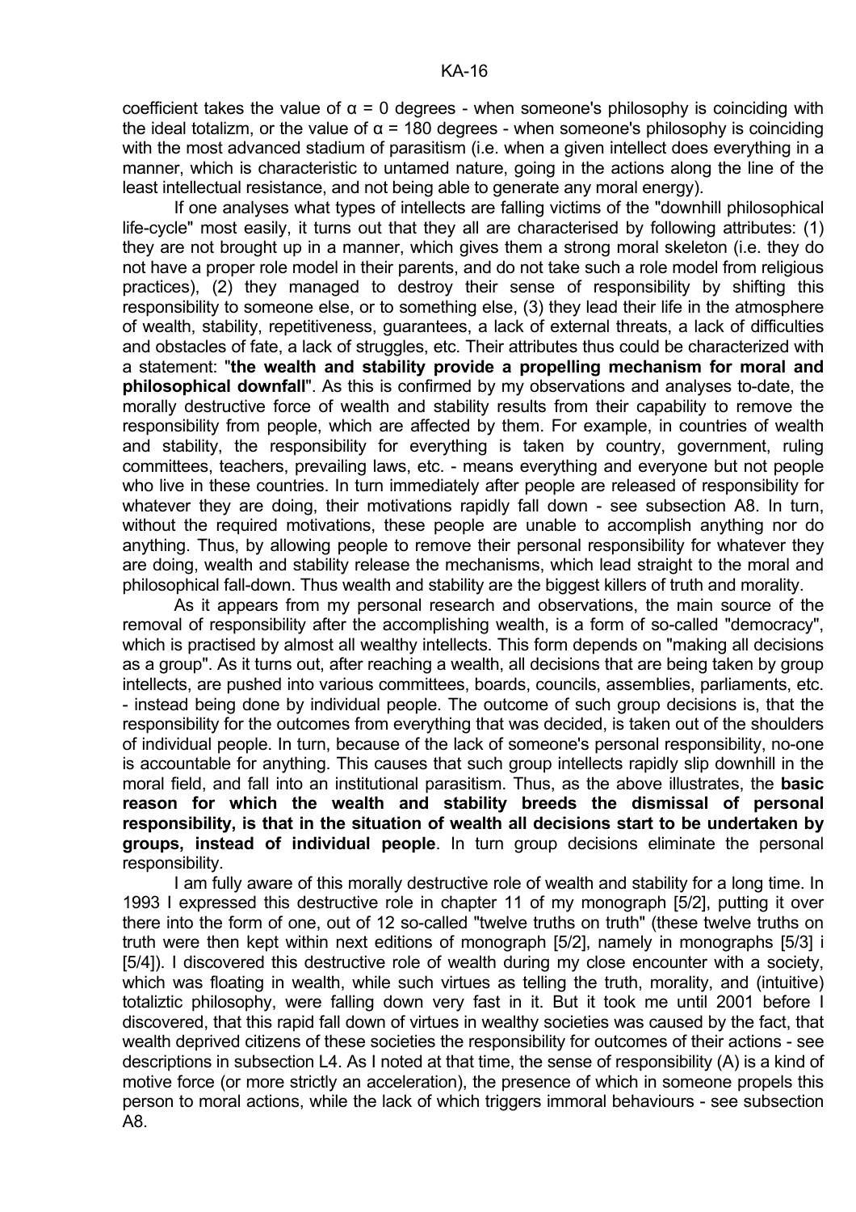coefficient takes the value of $\alpha = 0$ degrees - when someone's philosophy is coinciding with the ideal totalizm, or the value of $\alpha = 180$ degrees - when someone's philosophy is coinciding with the most advanced stadium of parasitism (i.e. when a given intellect does everything in a manner, which is characteristic to untamed nature, going in the actions along the line of the least intellectual resistance, and not being able to generate any moral energy).

If one analyses what types of intellects are falling victims of the "downhill philosophical life-cycle" most easily, it turns out that they all are characterised by following attributes: (1) they are not brought up in a manner, which gives them a strong moral skeleton (i.e. they do not have a proper role model in their parents, and do not take such a role model from religious practices), (2) they managed to destroy their sense of responsibility by shifting this responsibility to someone else, or to something else, (3) they lead their life in the atmosphere of wealth, stability, repetitiveness, guarantees, a lack of external threats, a lack of difficulties and obstacles of fate, a lack of struggles, etc. Their attributes thus could be characterized with a statement: "**the wealth and stability provide a propelling mechanism for moral and philosophical downfall**". As this is confirmed by my observations and analyses to-date, the morally destructive force of wealth and stability results from their capability to remove the responsibility from people, which are affected by them. For example, in countries of wealth and stability, the responsibility for everything is taken by country, government, ruling committees, teachers, prevailing laws, etc. - means everything and everyone but not people who live in these countries. In turn immediately after people are released of responsibility for whatever they are doing, their motivations rapidly fall down - see subsection A8. In turn, without the required motivations, these people are unable to accomplish anything nor do anything. Thus, by allowing people to remove their personal responsibility for whatever they are doing, wealth and stability release the mechanisms, which lead straight to the moral and philosophical fall-down. Thus wealth and stability are the biggest killers of truth and morality.

As it appears from my personal research and observations, the main source of the removal of responsibility after the accomplishing wealth, is a form of so-called "democracy", which is practised by almost all wealthy intellects. This form depends on "making all decisions as a group". As it turns out, after reaching a wealth, all decisions that are being taken by group intellects, are pushed into various committees, boards, councils, assemblies, parliaments, etc. - instead being done by individual people. The outcome of such group decisions is, that the responsibility for the outcomes from everything that was decided, is taken out of the shoulders of individual people. In turn, because of the lack of someone's personal responsibility, no-one is accountable for anything. This causes that such group intellects rapidly slip downhill in the moral field, and fall into an institutional parasitism. Thus, as the above illustrates, the **basic reason for which the wealth and stability breeds the dismissal of personal responsibility, is that in the situation of wealth all decisions start to be undertaken by groups, instead of individual people**. In turn group decisions eliminate the personal responsibility.

I am fully aware of this morally destructive role of wealth and stability for a long time. In 1993 I expressed this destructive role in chapter 11 of my monograph [5/2], putting it over there into the form of one, out of 12 so-called "twelve truths on truth" (these twelve truths on truth were then kept within next editions of monograph [5/2], namely in monographs [5/3] i [5/4]). I discovered this destructive role of wealth during my close encounter with a society, which was floating in wealth, while such virtues as telling the truth, morality, and (intuitive) totaliztic philosophy, were falling down very fast in it. But it took me until 2001 before I discovered, that this rapid fall down of virtues in wealthy societies was caused by the fact, that wealth deprived citizens of these societies the responsibility for outcomes of their actions - see descriptions in subsection L4. As I noted at that time, the sense of responsibility (A) is a kind of motive force (or more strictly an acceleration), the presence of which in someone propels this person to moral actions, while the lack of which triggers immoral behaviours - see subsection A8.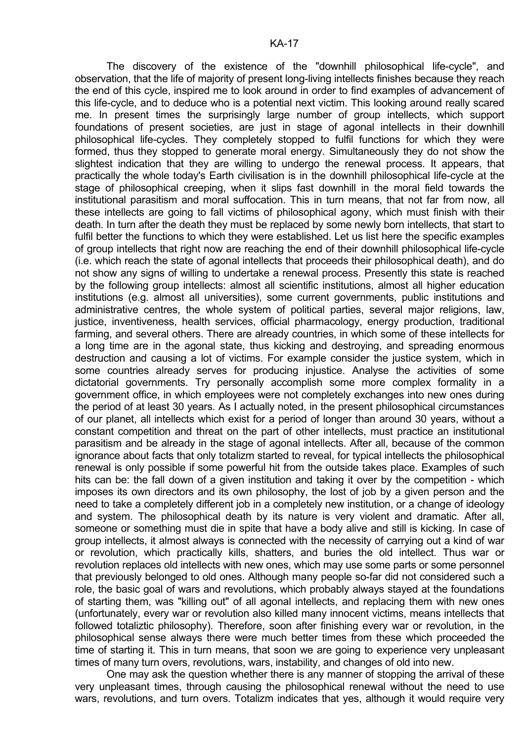The discovery of the existence of the "downhill philosophical life-cycle", and observation, that the life of majority of present long-living intellects finishes because they reach the end of this cycle, inspired me to look around in order to find examples of advancement of this life-cycle, and to deduce who is a potential next victim. This looking around really scared me. In present times the surprisingly large number of group intellects, which support foundations of present societies, are just in stage of agonal intellects in their downhill philosophical life-cycles. They completely stopped to fulfil functions for which they were formed, thus they stopped to generate moral energy. Simultaneously they do not show the slightest indication that they are willing to undergo the renewal process. It appears, that practically the whole today's Earth civilisation is in the downhill philosophical life-cycle at the stage of philosophical creeping, when it slips fast downhill in the moral field towards the institutional parasitism and moral suffocation. This in turn means, that not far from now, all these intellects are going to fall victims of philosophical agony, which must finish with their death. In turn after the death they must be replaced by some newly born intellects, that start to fulfil better the functions to which they were established. Let us list here the specific examples of group intellects that right now are reaching the end of their downhill philosophical life-cycle (i.e. which reach the state of agonal intellects that proceeds their philosophical death), and do not show any signs of willing to undertake a renewal process. Presently this state is reached by the following group intellects: almost all scientific institutions, almost all higher education institutions (e.g. almost all universities), some current governments, public institutions and administrative centres, the whole system of political parties, several major religions, law, justice, inventiveness, health services, official pharmacology, energy production, traditional farming, and several others. There are already countries, in which some of these intellects for a long time are in the agonal state, thus kicking and destroying, and spreading enormous destruction and causing a lot of victims. For example consider the justice system, which in some countries already serves for producing injustice. Analyse the activities of some dictatorial governments. Try personally accomplish some more complex formality in a government office, in which employees were not completely exchanges into new ones during the period of at least 30 years. As I actually noted, in the present philosophical circumstances of our planet, all intellects which exist for a period of longer than around 30 years, without a constant competition and threat on the part of other intellects, must practice an institutional parasitism and be already in the stage of agonal intellects. After all, because of the common ignorance about facts that only totalizm started to reveal, for typical intellects the philosophical renewal is only possible if some powerful hit from the outside takes place. Examples of such hits can be: the fall down of a given institution and taking it over by the competition - which imposes its own directors and its own philosophy, the lost of job by a given person and the need to take a completely different job in a completely new institution, or a change of ideology and system. The philosophical death by its nature is very violent and dramatic. After all, someone or something must die in spite that have a body alive and still is kicking. In case of group intellects, it almost always is connected with the necessity of carrying out a kind of war or revolution, which practically kills, shatters, and buries the old intellect. Thus war or revolution replaces old intellects with new ones, which may use some parts or some personnel that previously belonged to old ones. Although many people so-far did not considered such a role, the basic goal of wars and revolutions, which probably always stayed at the foundations of starting them, was "killing out" of all agonal intellects, and replacing them with new ones (unfortunately, every war or revolution also killed many innocent victims, means intellects that followed totaliztic philosophy). Therefore, soon after finishing every war or revolution, in the philosophical sense always there were much better times from these which proceeded the time of starting it. This in turn means, that soon we are going to experience very unpleasant times of many turn overs, revolutions, wars, instability, and changes of old into new.

One may ask the question whether there is any manner of stopping the arrival of these very unpleasant times, through causing the philosophical renewal without the need to use wars, revolutions, and turn overs. Totalizm indicates that yes, although it would require very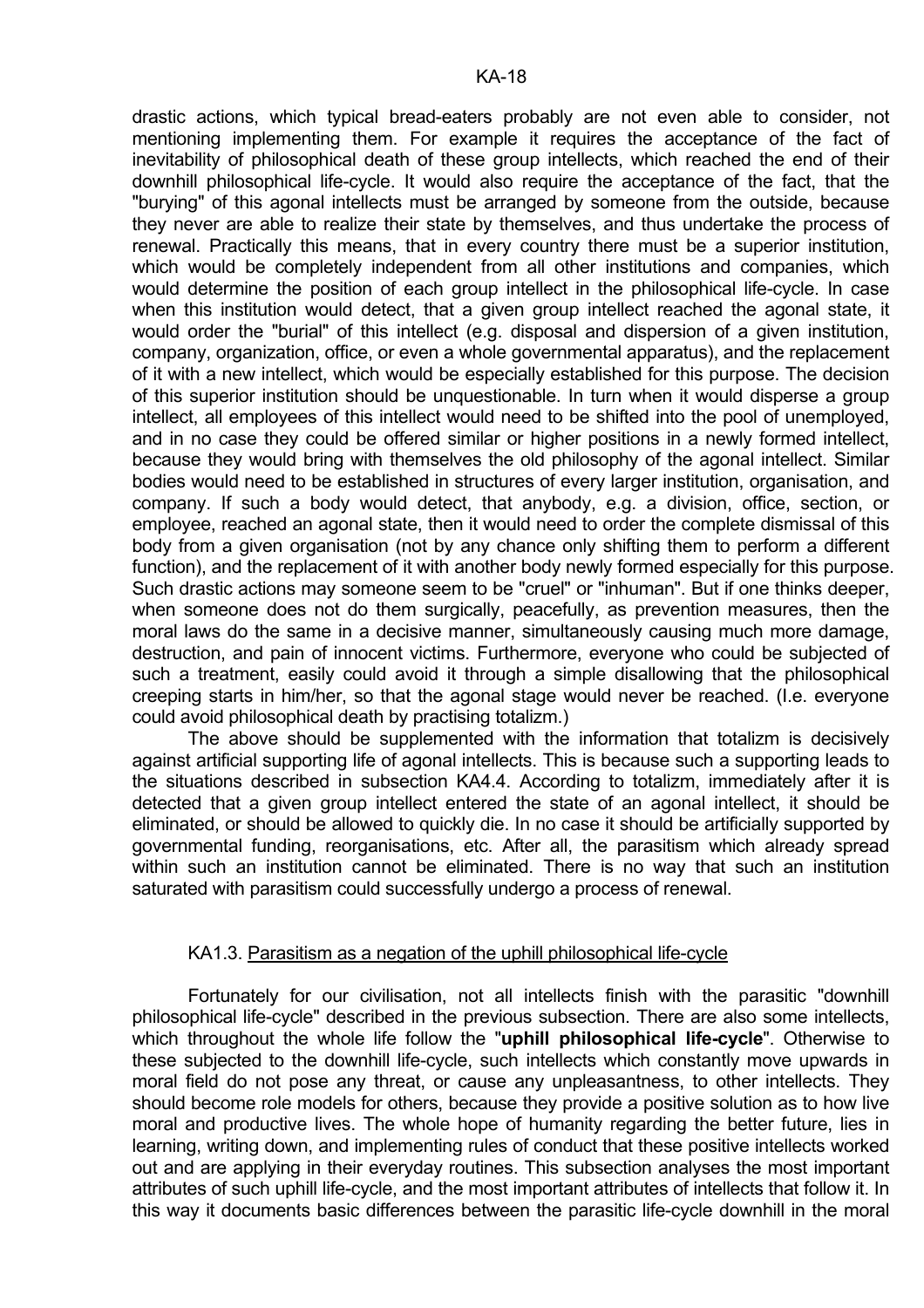drastic actions, which typical bread-eaters probably are not even able to consider, not mentioning implementing them. For example it requires the acceptance of the fact of inevitability of philosophical death of these group intellects, which reached the end of their downhill philosophical life-cycle. It would also require the acceptance of the fact, that the "burying" of this agonal intellects must be arranged by someone from the outside, because they never are able to realize their state by themselves, and thus undertake the process of renewal. Practically this means, that in every country there must be a superior institution, which would be completely independent from all other institutions and companies, which would determine the position of each group intellect in the philosophical life-cycle. In case when this institution would detect, that a given group intellect reached the agonal state, it would order the "burial" of this intellect (e.g. disposal and dispersion of a given institution, company, organization, office, or even a whole governmental apparatus), and the replacement of it with a new intellect, which would be especially established for this purpose. The decision of this superior institution should be unquestionable. In turn when it would disperse a group intellect, all employees of this intellect would need to be shifted into the pool of unemployed, and in no case they could be offered similar or higher positions in a newly formed intellect, because they would bring with themselves the old philosophy of the agonal intellect. Similar bodies would need to be established in structures of every larger institution, organisation, and company. If such a body would detect, that anybody, e.g. a division, office, section, or employee, reached an agonal state, then it would need to order the complete dismissal of this body from a given organisation (not by any chance only shifting them to perform a different function), and the replacement of it with another body newly formed especially for this purpose. Such drastic actions may someone seem to be "cruel" or "inhuman". But if one thinks deeper, when someone does not do them surgically, peacefully, as prevention measures, then the moral laws do the same in a decisive manner, simultaneously causing much more damage, destruction, and pain of innocent victims. Furthermore, everyone who could be subjected of such a treatment, easily could avoid it through a simple disallowing that the philosophical creeping starts in him/her, so that the agonal stage would never be reached. (I.e. everyone could avoid philosophical death by practising totalizm.)

The above should be supplemented with the information that totalizm is decisively against artificial supporting life of agonal intellects. This is because such a supporting leads to the situations described in subsection KA4.4. According to totalizm, immediately after it is detected that a given group intellect entered the state of an agonal intellect, it should be eliminated, or should be allowed to quickly die. In no case it should be artificially supported by governmental funding, reorganisations, etc. After all, the parasitism which already spread within such an institution cannot be eliminated. There is no way that such an institution saturated with parasitism could successfully undergo a process of renewal.

### KA1.3. Parasitism as a negation of the uphill philosophical life-cycle

Fortunately for our civilisation, not all intellects finish with the parasitic "downhill philosophical life-cycle" described in the previous subsection. There are also some intellects, which throughout the whole life follow the "**uphill philosophical life-cycle**". Otherwise to these subjected to the downhill life-cycle, such intellects which constantly move upwards in moral field do not pose any threat, or cause any unpleasantness, to other intellects. They should become role models for others, because they provide a positive solution as to how live moral and productive lives. The whole hope of humanity regarding the better future, lies in learning, writing down, and implementing rules of conduct that these positive intellects worked out and are applying in their everyday routines. This subsection analyses the most important attributes of such uphill life-cycle, and the most important attributes of intellects that follow it. In this way it documents basic differences between the parasitic life-cycle downhill in the moral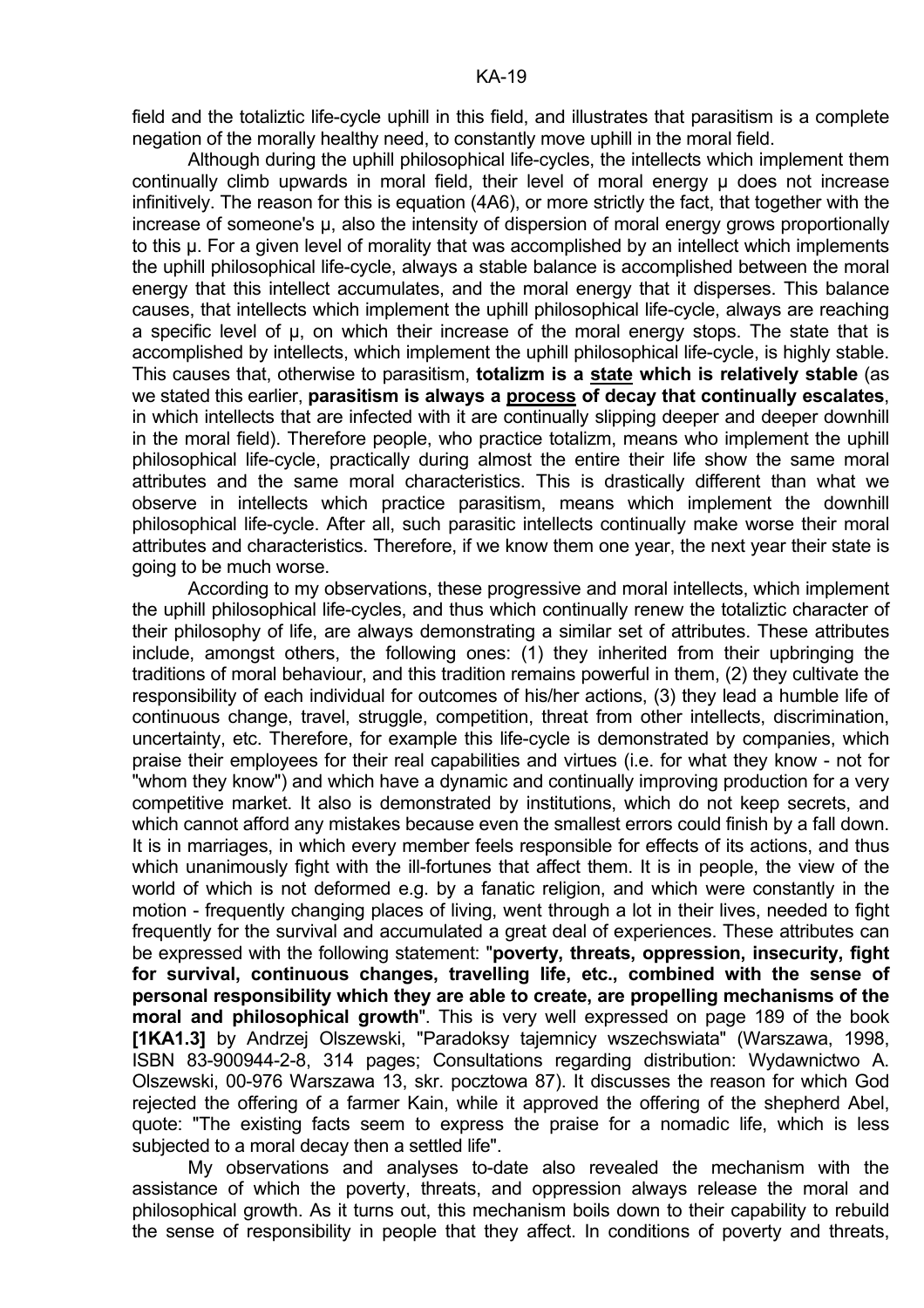field and the totaliztic life-cycle uphill in this field, and illustrates that parasitism is a complete negation of the morally healthy need, to constantly move uphill in the moral field.

Although during the uphill philosophical life-cycles, the intellects which implement them continually climb upwards in moral field, their level of moral energy μ does not increase infinitively. The reason for this is equation (4A6), or more strictly the fact, that together with the increase of someone's μ, also the intensity of dispersion of moral energy grows proportionally to this μ. For a given level of morality that was accomplished by an intellect which implements the uphill philosophical life-cycle, always a stable balance is accomplished between the moral energy that this intellect accumulates, and the moral energy that it disperses. This balance causes, that intellects which implement the uphill philosophical life-cycle, always are reaching a specific level of μ, on which their increase of the moral energy stops. The state that is accomplished by intellects, which implement the uphill philosophical life-cycle, is highly stable. This causes that, otherwise to parasitism, **totalizm is a <u>state</u> which is relatively stable** (as we stated this earlier, **parasitism is always a <u>process</u> of decay that continually escalates**, in which intellects that are infected with it are continually slipping deeper and deeper downhill in the moral field). Therefore people, who practice totalizm, means who implement the uphill philosophical life-cycle, practically during almost the entire their life show the same moral attributes and the same moral characteristics. This is drastically different than what we observe in intellects which practice parasitism, means which implement the downhill philosophical life-cycle. After all, such parasitic intellects continually make worse their moral attributes and characteristics. Therefore, if we know them one year, the next year their state is going to be much worse.

According to my observations, these progressive and moral intellects, which implement the uphill philosophical life-cycles, and thus which continually renew the totaliztic character of their philosophy of life, are always demonstrating a similar set of attributes. These attributes include, amongst others, the following ones: (1) they inherited from their upbringing the traditions of moral behaviour, and this tradition remains powerful in them, (2) they cultivate the responsibility of each individual for outcomes of his/her actions, (3) they lead a humble life of continuous change, travel, struggle, competition, threat from other intellects, discrimination, uncertainty, etc. Therefore, for example this life-cycle is demonstrated by companies, which praise their employees for their real capabilities and virtues (i.e. for what they know - not for "whom they know") and which have a dynamic and continually improving production for a very competitive market. It also is demonstrated by institutions, which do not keep secrets, and which cannot afford any mistakes because even the smallest errors could finish by a fall down. It is in marriages, in which every member feels responsible for effects of its actions, and thus which unanimously fight with the ill-fortunes that affect them. It is in people, the view of the world of which is not deformed e.g. by a fanatic religion, and which were constantly in the motion - frequently changing places of living, went through a lot in their lives, needed to fight frequently for the survival and accumulated a great deal of experiences. These attributes can be expressed with the following statement: "**poverty, threats, oppression, insecurity, fight for survival, continuous changes, travelling life, etc., combined with the sense of personal responsibility which they are able to create, are propelling mechanisms of the moral and philosophical growth**". This is very well expressed on page 189 of the book **[1KA1.3]** by Andrzej Olszewski, "Paradoksy tajemnicy wszechswiata" (Warszawa, 1998, ISBN 83-900944-2-8, 314 pages; Consultations regarding distribution: Wydawnictwo A. Olszewski, 00-976 Warszawa 13, skr. pocztowa 87). It discusses the reason for which God rejected the offering of a farmer Kain, while it approved the offering of the shepherd Abel, quote: "The existing facts seem to express the praise for a nomadic life, which is less subjected to a moral decay then a settled life".

My observations and analyses to-date also revealed the mechanism with the assistance of which the poverty, threats, and oppression always release the moral and philosophical growth. As it turns out, this mechanism boils down to their capability to rebuild the sense of responsibility in people that they affect. In conditions of poverty and threats,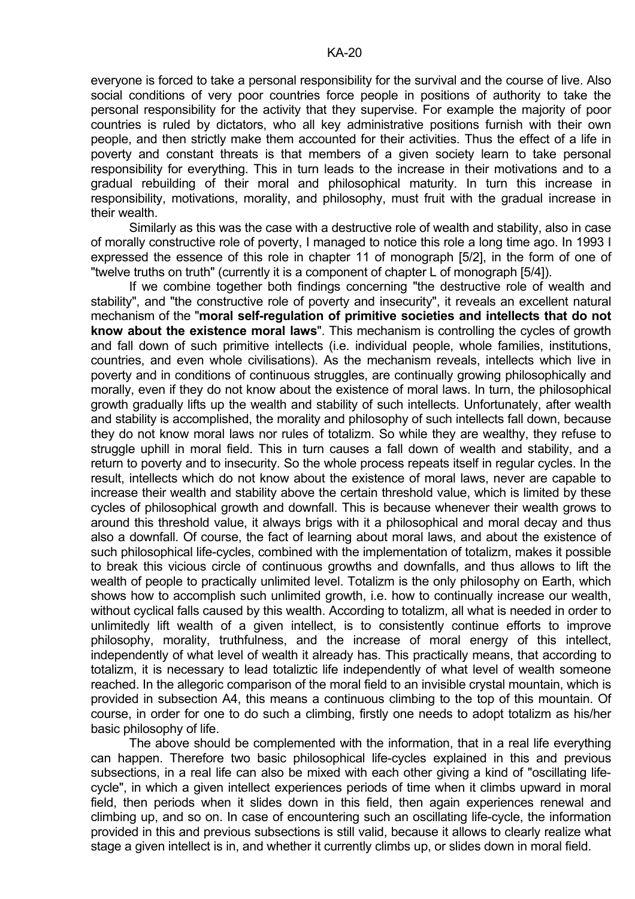everyone is forced to take a personal responsibility for the survival and the course of live. Also social conditions of very poor countries force people in positions of authority to take the personal responsibility for the activity that they supervise. For example the majority of poor countries is ruled by dictators, who all key administrative positions furnish with their own people, and then strictly make them accounted for their activities. Thus the effect of a life in poverty and constant threats is that members of a given society learn to take personal responsibility for everything. This in turn leads to the increase in their motivations and to a gradual rebuilding of their moral and philosophical maturity. In turn this increase in responsibility, motivations, morality, and philosophy, must fruit with the gradual increase in their wealth.

Similarly as this was the case with a destructive role of wealth and stability, also in case of morally constructive role of poverty, I managed to notice this role a long time ago. In 1993 I expressed the essence of this role in chapter 11 of monograph [5/2], in the form of one of "twelve truths on truth" (currently it is a component of chapter L of monograph [5/4]).

If we combine together both findings concerning "the destructive role of wealth and stability", and "the constructive role of poverty and insecurity", it reveals an excellent natural mechanism of the "**moral self-regulation of primitive societies and intellects that do not know about the existence moral laws**". This mechanism is controlling the cycles of growth and fall down of such primitive intellects (i.e. individual people, whole families, institutions, countries, and even whole civilisations). As the mechanism reveals, intellects which live in poverty and in conditions of continuous struggles, are continually growing philosophically and morally, even if they do not know about the existence of moral laws. In turn, the philosophical growth gradually lifts up the wealth and stability of such intellects. Unfortunately, after wealth and stability is accomplished, the morality and philosophy of such intellects fall down, because they do not know moral laws nor rules of totalizm. So while they are wealthy, they refuse to struggle uphill in moral field. This in turn causes a fall down of wealth and stability, and a return to poverty and to insecurity. So the whole process repeats itself in regular cycles. In the result, intellects which do not know about the existence of moral laws, never are capable to increase their wealth and stability above the certain threshold value, which is limited by these cycles of philosophical growth and downfall. This is because whenever their wealth grows to around this threshold value, it always brigs with it a philosophical and moral decay and thus also a downfall. Of course, the fact of learning about moral laws, and about the existence of such philosophical life-cycles, combined with the implementation of totalizm, makes it possible to break this vicious circle of continuous growths and downfalls, and thus allows to lift the wealth of people to practically unlimited level. Totalizm is the only philosophy on Earth, which shows how to accomplish such unlimited growth, i.e. how to continually increase our wealth, without cyclical falls caused by this wealth. According to totalizm, all what is needed in order to unlimitedly lift wealth of a given intellect, is to consistently continue efforts to improve philosophy, morality, truthfulness, and the increase of moral energy of this intellect, independently of what level of wealth it already has. This practically means, that according to totalizm, it is necessary to lead totaliztic life independently of what level of wealth someone reached. In the allegoric comparison of the moral field to an invisible crystal mountain, which is provided in subsection A4, this means a continuous climbing to the top of this mountain. Of course, in order for one to do such a climbing, firstly one needs to adopt totalizm as his/her basic philosophy of life.

The above should be complemented with the information, that in a real life everything can happen. Therefore two basic philosophical life-cycles explained in this and previous subsections, in a real life can also be mixed with each other giving a kind of "oscillating life-cycle", in which a given intellect experiences periods of time when it climbs upward in moral field, then periods when it slides down in this field, then again experiences renewal and climbing up, and so on. In case of encountering such an oscillating life-cycle, the information provided in this and previous subsections is still valid, because it allows to clearly realize what stage a given intellect is in, and whether it currently climbs up, or slides down in moral field.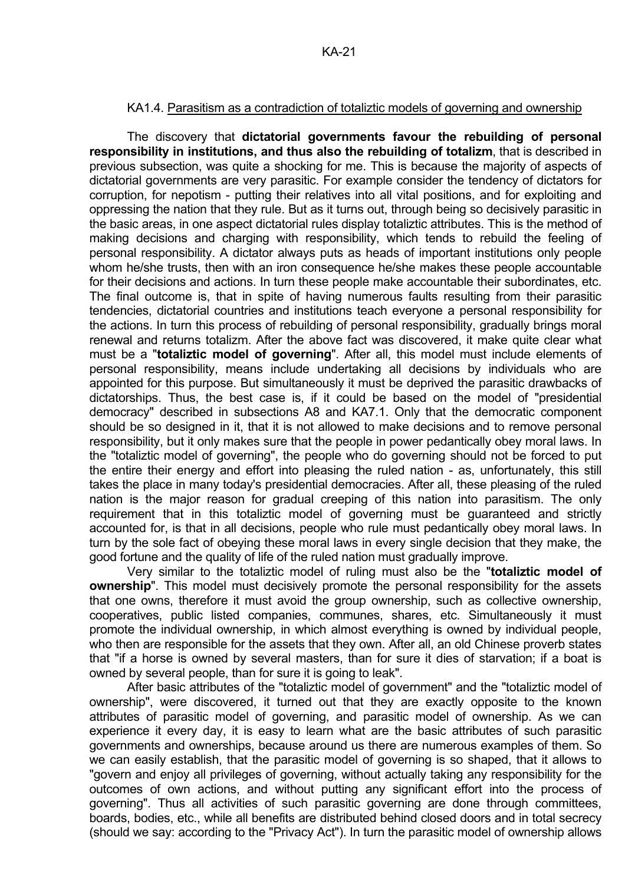### KA1.4. Parasitism as a contradiction of totaliztic models of governing and ownership

The discovery that **dictatorial governments favour the rebuilding of personal responsibility in institutions, and thus also the rebuilding of totalizm**, that is described in previous subsection, was quite a shocking for me. This is because the majority of aspects of dictatorial governments are very parasitic. For example consider the tendency of dictators for corruption, for nepotism - putting their relatives into all vital positions, and for exploiting and oppressing the nation that they rule. But as it turns out, through being so decisively parasitic in the basic areas, in one aspect dictatorial rules display totaliztic attributes. This is the method of making decisions and charging with responsibility, which tends to rebuild the feeling of personal responsibility. A dictator always puts as heads of important institutions only people whom he/she trusts, then with an iron consequence he/she makes these people accountable for their decisions and actions. In turn these people make accountable their subordinates, etc. The final outcome is, that in spite of having numerous faults resulting from their parasitic tendencies, dictatorial countries and institutions teach everyone a personal responsibility for the actions. In turn this process of rebuilding of personal responsibility, gradually brings moral renewal and returns totalizm. After the above fact was discovered, it make quite clear what must be a "**totaliztic model of governing**". After all, this model must include elements of personal responsibility, means include undertaking all decisions by individuals who are appointed for this purpose. But simultaneously it must be deprived the parasitic drawbacks of dictatorships. Thus, the best case is, if it could be based on the model of "presidential democracy" described in subsections A8 and KA7.1. Only that the democratic component should be so designed in it, that it is not allowed to make decisions and to remove personal responsibility, but it only makes sure that the people in power pedantically obey moral laws. In the "totaliztic model of governing", the people who do governing should not be forced to put the entire their energy and effort into pleasing the ruled nation - as, unfortunately, this still takes the place in many today's presidential democracies. After all, these pleasing of the ruled nation is the major reason for gradual creeping of this nation into parasitism. The only requirement that in this totaliztic model of governing must be guaranteed and strictly accounted for, is that in all decisions, people who rule must pedantically obey moral laws. In turn by the sole fact of obeying these moral laws in every single decision that they make, the good fortune and the quality of life of the ruled nation must gradually improve.

Very similar to the totaliztic model of ruling must also be the "**totaliztic model of ownership**". This model must decisively promote the personal responsibility for the assets that one owns, therefore it must avoid the group ownership, such as collective ownership, cooperatives, public listed companies, communes, shares, etc. Simultaneously it must promote the individual ownership, in which almost everything is owned by individual people, who then are responsible for the assets that they own. After all, an old Chinese proverb states that "if a horse is owned by several masters, than for sure it dies of starvation; if a boat is owned by several people, than for sure it is going to leak".

After basic attributes of the "totaliztic model of government" and the "totaliztic model of ownership", were discovered, it turned out that they are exactly opposite to the known attributes of parasitic model of governing, and parasitic model of ownership. As we can experience it every day, it is easy to learn what are the basic attributes of such parasitic governments and ownerships, because around us there are numerous examples of them. So we can easily establish, that the parasitic model of governing is so shaped, that it allows to "govern and enjoy all privileges of governing, without actually taking any responsibility for the outcomes of own actions, and without putting any significant effort into the process of governing". Thus all activities of such parasitic governing are done through committees, boards, bodies, etc., while all benefits are distributed behind closed doors and in total secrecy (should we say: according to the "Privacy Act"). In turn the parasitic model of ownership allows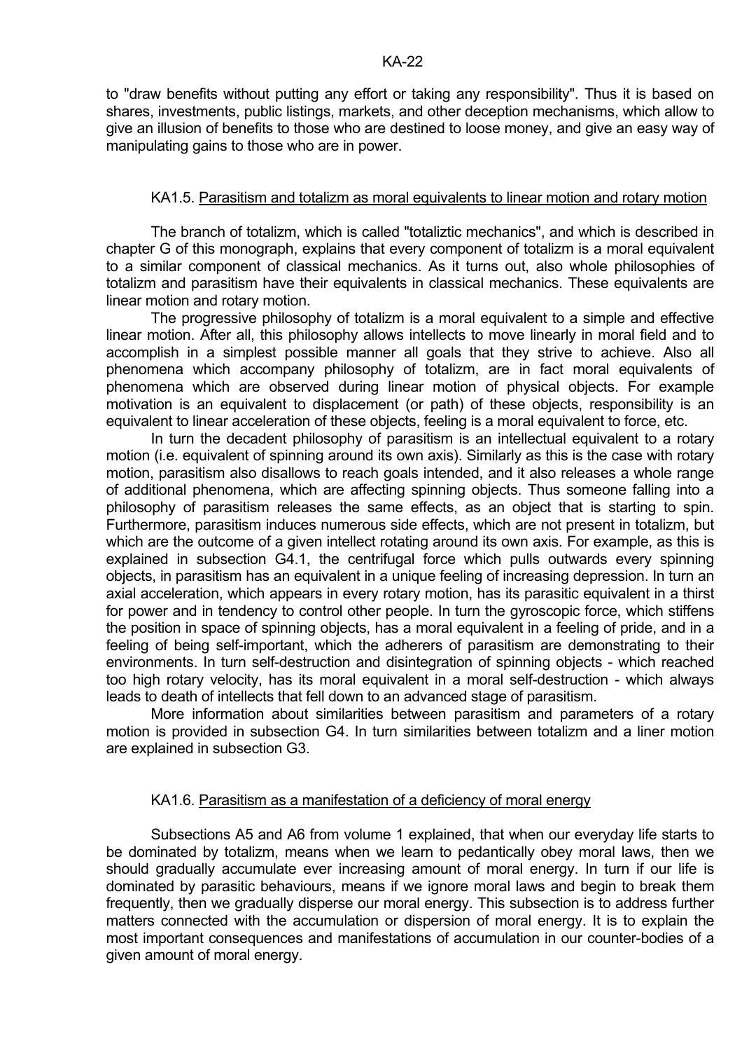to "draw benefits without putting any effort or taking any responsibility". Thus it is based on shares, investments, public listings, markets, and other deception mechanisms, which allow to give an illusion of benefits to those who are destined to loose money, and give an easy way of manipulating gains to those who are in power.

### KA1.5. Parasitism and totalizm as moral equivalents to linear motion and rotary motion

The branch of totalizm, which is called "totaliztic mechanics", and which is described in chapter G of this monograph, explains that every component of totalizm is a moral equivalent to a similar component of classical mechanics. As it turns out, also whole philosophies of totalizm and parasitism have their equivalents in classical mechanics. These equivalents are linear motion and rotary motion.

The progressive philosophy of totalizm is a moral equivalent to a simple and effective linear motion. After all, this philosophy allows intellects to move linearly in moral field and to accomplish in a simplest possible manner all goals that they strive to achieve. Also all phenomena which accompany philosophy of totalizm, are in fact moral equivalents of phenomena which are observed during linear motion of physical objects. For example motivation is an equivalent to displacement (or path) of these objects, responsibility is an equivalent to linear acceleration of these objects, feeling is a moral equivalent to force, etc.

In turn the decadent philosophy of parasitism is an intellectual equivalent to a rotary motion (i.e. equivalent of spinning around its own axis). Similarly as this is the case with rotary motion, parasitism also disallows to reach goals intended, and it also releases a whole range of additional phenomena, which are affecting spinning objects. Thus someone falling into a philosophy of parasitism releases the same effects, as an object that is starting to spin. Furthermore, parasitism induces numerous side effects, which are not present in totalizm, but which are the outcome of a given intellect rotating around its own axis. For example, as this is explained in subsection G4.1, the centrifugal force which pulls outwards every spinning objects, in parasitism has an equivalent in a unique feeling of increasing depression. In turn an axial acceleration, which appears in every rotary motion, has its parasitic equivalent in a thirst for power and in tendency to control other people. In turn the gyroscopic force, which stiffens the position in space of spinning objects, has a moral equivalent in a feeling of pride, and in a feeling of being self-important, which the adherers of parasitism are demonstrating to their environments. In turn self-destruction and disintegration of spinning objects - which reached too high rotary velocity, has its moral equivalent in a moral self-destruction - which always leads to death of intellects that fell down to an advanced stage of parasitism.

More information about similarities between parasitism and parameters of a rotary motion is provided in subsection G4. In turn similarities between totalizm and a liner motion are explained in subsection G3.

### KA1.6. Parasitism as a manifestation of a deficiency of moral energy

Subsections A5 and A6 from volume 1 explained, that when our everyday life starts to be dominated by totalizm, means when we learn to pedantically obey moral laws, then we should gradually accumulate ever increasing amount of moral energy. In turn if our life is dominated by parasitic behaviours, means if we ignore moral laws and begin to break them frequently, then we gradually disperse our moral energy. This subsection is to address further matters connected with the accumulation or dispersion of moral energy. It is to explain the most important consequences and manifestations of accumulation in our counter-bodies of a given amount of moral energy.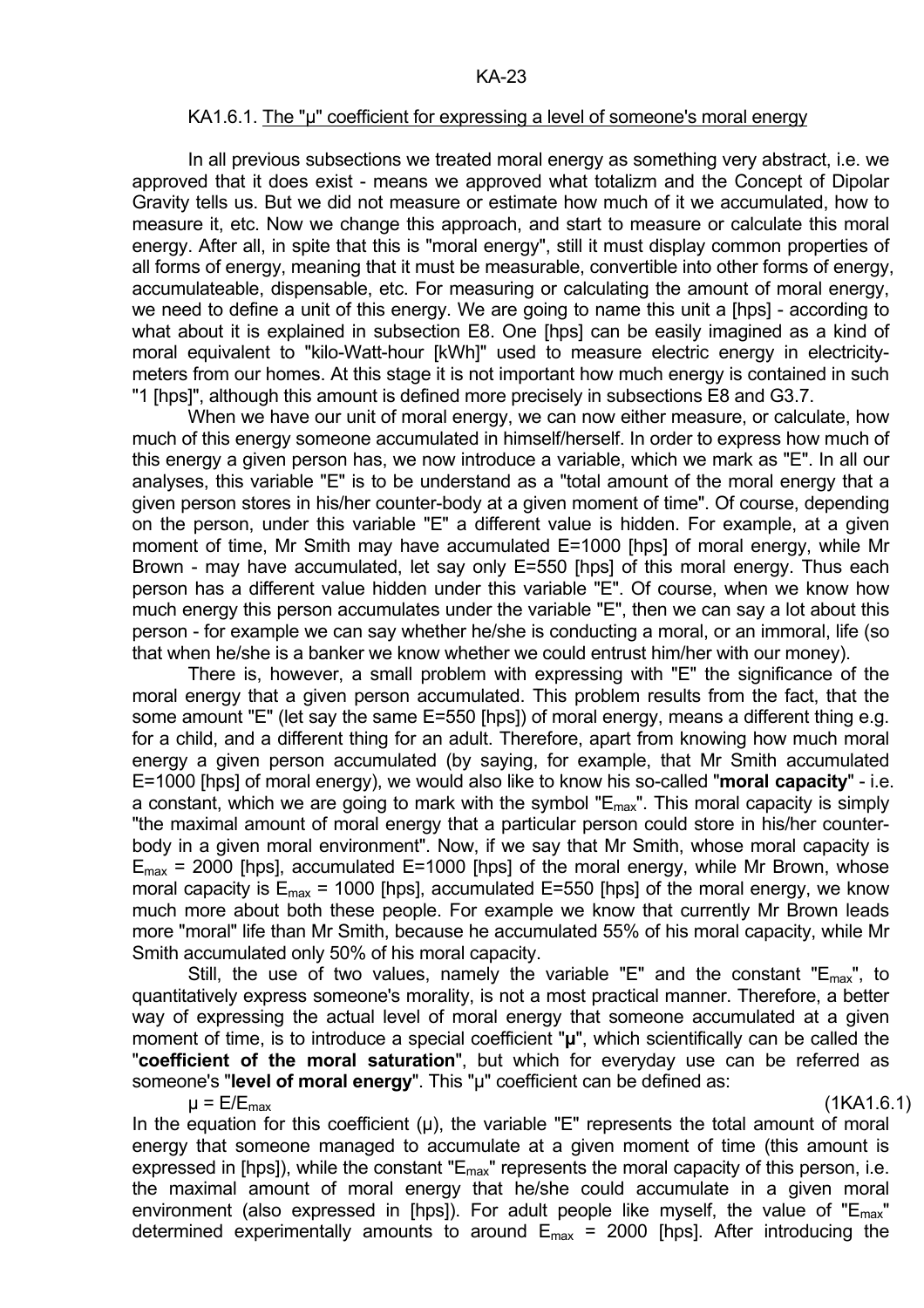### KA1.6.1. The "μ" coefficient for expressing a level of someone's moral energy

In all previous subsections we treated moral energy as something very abstract, i.e. we approved that it does exist - means we approved what totalizm and the Concept of Dipolar Gravity tells us. But we did not measure or estimate how much of it we accumulated, how to measure it, etc. Now we change this approach, and start to measure or calculate this moral energy. After all, in spite that this is "moral energy", still it must display common properties of all forms of energy, meaning that it must be measurable, convertible into other forms of energy, accumulateable, dispensable, etc. For measuring or calculating the amount of moral energy, we need to define a unit of this energy. We are going to name this unit a [hps] - according to what about it is explained in subsection E8. One [hps] can be easily imagined as a kind of moral equivalent to "kilo-Watt-hour [kWh]" used to measure electric energy in electricity-meters from our homes. At this stage it is not important how much energy is contained in such "1 [hps]", although this amount is defined more precisely in subsections E8 and G3.7.

When we have our unit of moral energy, we can now either measure, or calculate, how much of this energy someone accumulated in himself/herself. In order to express how much of this energy a given person has, we now introduce a variable, which we mark as "E". In all our analyses, this variable "E" is to be understand as a "total amount of the moral energy that a given person stores in his/her counter-body at a given moment of time". Of course, depending on the person, under this variable "E" a different value is hidden. For example, at a given moment of time, Mr Smith may have accumulated E=1000 [hps] of moral energy, while Mr Brown - may have accumulated, let say only E=550 [hps] of this moral energy. Thus each person has a different value hidden under this variable "E". Of course, when we know how much energy this person accumulates under the variable "E", then we can say a lot about this person - for example we can say whether he/she is conducting a moral, or an immoral, life (so that when he/she is a banker we know whether we could entrust him/her with our money).

There is, however, a small problem with expressing with "E" the significance of the moral energy that a given person accumulated. This problem results from the fact, that the some amount "E" (let say the same E=550 [hps]) of moral energy, means a different thing e.g. for a child, and a different thing for an adult. Therefore, apart from knowing how much moral energy a given person accumulated (by saying, for example, that Mr Smith accumulated E=1000 [hps] of moral energy), we would also like to know his so-called "**moral capacity**" - i.e. a constant, which we are going to mark with the symbol "$E_{max}$". This moral capacity is simply "the maximal amount of moral energy that a particular person could store in his/her counter-body in a given moral environment". Now, if we say that Mr Smith, whose moral capacity is $E_{max}$ = 2000 [hps], accumulated E=1000 [hps] of the moral energy, while Mr Brown, whose moral capacity is $E_{max}$ = 1000 [hps], accumulated E=550 [hps] of the moral energy, we know much more about both these people. For example we know that currently Mr Brown leads more "moral" life than Mr Smith, because he accumulated 55% of his moral capacity, while Mr Smith accumulated only 50% of his moral capacity.

Still, the use of two values, namely the variable "E" and the constant "$E_{max}$", to quantitatively express someone's morality, is not a most practical manner. Therefore, a better way of expressing the actual level of moral energy that someone accumulated at a given moment of time, is to introduce a special coefficient "**μ**", which scientifically can be called the "**coefficient of the moral saturation**", but which for everyday use can be referred as someone's "**level of moral energy**". This "μ" coefficient can be defined as:

$$\mu = E/E_{max} \qquad (1KA1.6.1)$$

In the equation for this coefficient (μ), the variable "E" represents the total amount of moral energy that someone managed to accumulate at a given moment of time (this amount is expressed in [hps]), while the constant "$E_{max}$" represents the moral capacity of this person, i.e. the maximal amount of moral energy that he/she could accumulate in a given moral environment (also expressed in [hps]). For adult people like myself, the value of "$E_{max}$" determined experimentally amounts to around $E_{max}$ = 2000 [hps]. After introducing the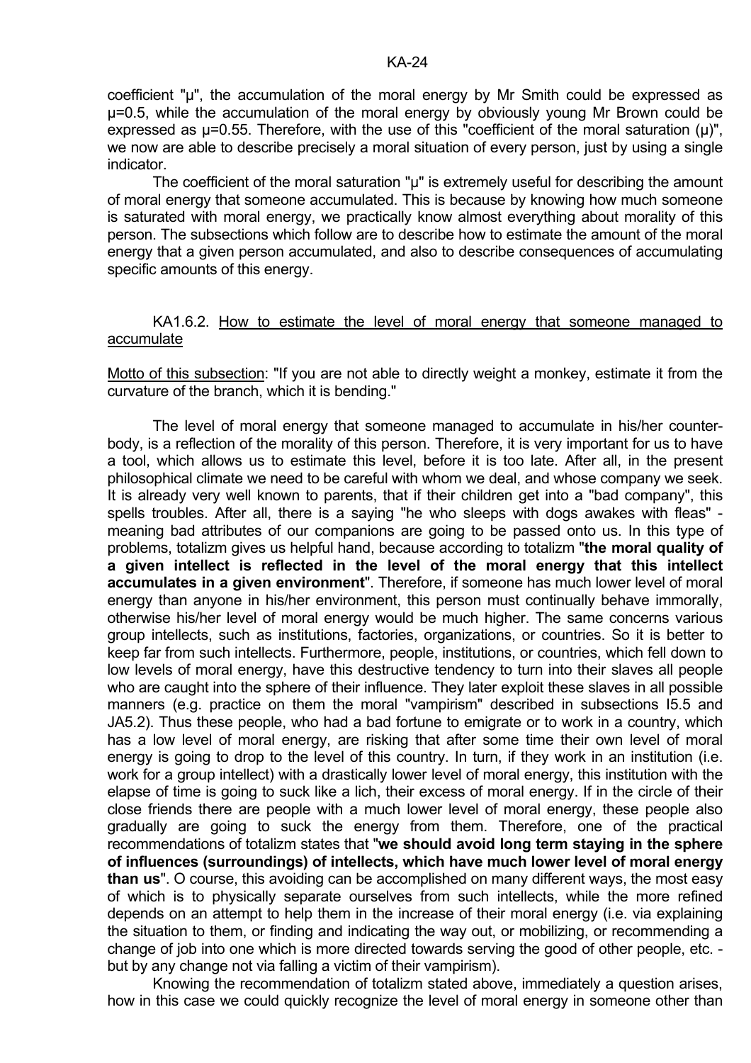coefficient "μ", the accumulation of the moral energy by Mr Smith could be expressed as μ=0.5, while the accumulation of the moral energy by obviously young Mr Brown could be expressed as μ=0.55. Therefore, with the use of this "coefficient of the moral saturation (μ)", we now are able to describe precisely a moral situation of every person, just by using a single indicator.

The coefficient of the moral saturation "μ" is extremely useful for describing the amount of moral energy that someone accumulated. This is because by knowing how much someone is saturated with moral energy, we practically know almost everything about morality of this person. The subsections which follow are to describe how to estimate the amount of the moral energy that a given person accumulated, and also to describe consequences of accumulating specific amounts of this energy.

### KA1.6.2. How to estimate the level of moral energy that someone managed to accumulate

Motto of this subsection: "If you are not able to directly weight a monkey, estimate it from the curvature of the branch, which it is bending."

The level of moral energy that someone managed to accumulate in his/her counter-body, is a reflection of the morality of this person. Therefore, it is very important for us to have a tool, which allows us to estimate this level, before it is too late. After all, in the present philosophical climate we need to be careful with whom we deal, and whose company we seek. It is already very well known to parents, that if their children get into a "bad company", this spells troubles. After all, there is a saying "he who sleeps with dogs awakes with fleas" - meaning bad attributes of our companions are going to be passed onto us. In this type of problems, totalizm gives us helpful hand, because according to totalizm "**the moral quality of a given intellect is reflected in the level of the moral energy that this intellect accumulates in a given environment**". Therefore, if someone has much lower level of moral energy than anyone in his/her environment, this person must continually behave immorally, otherwise his/her level of moral energy would be much higher. The same concerns various group intellects, such as institutions, factories, organizations, or countries. So it is better to keep far from such intellects. Furthermore, people, institutions, or countries, which fell down to low levels of moral energy, have this destructive tendency to turn into their slaves all people who are caught into the sphere of their influence. They later exploit these slaves in all possible manners (e.g. practice on them the moral "vampirism" described in subsections I5.5 and JA5.2). Thus these people, who had a bad fortune to emigrate or to work in a country, which has a low level of moral energy, are risking that after some time their own level of moral energy is going to drop to the level of this country. In turn, if they work in an institution (i.e. work for a group intellect) with a drastically lower level of moral energy, this institution with the elapse of time is going to suck like a lich, their excess of moral energy. If in the circle of their close friends there are people with a much lower level of moral energy, these people also gradually are going to suck the energy from them. Therefore, one of the practical recommendations of totalizm states that "**we should avoid long term staying in the sphere of influences (surroundings) of intellects, which have much lower level of moral energy than us**". O course, this avoiding can be accomplished on many different ways, the most easy of which is to physically separate ourselves from such intellects, while the more refined depends on an attempt to help them in the increase of their moral energy (i.e. via explaining the situation to them, or finding and indicating the way out, or mobilizing, or recommending a change of job into one which is more directed towards serving the good of other people, etc. - but by any change not via falling a victim of their vampirism).

Knowing the recommendation of totalizm stated above, immediately a question arises, how in this case we could quickly recognize the level of moral energy in someone other than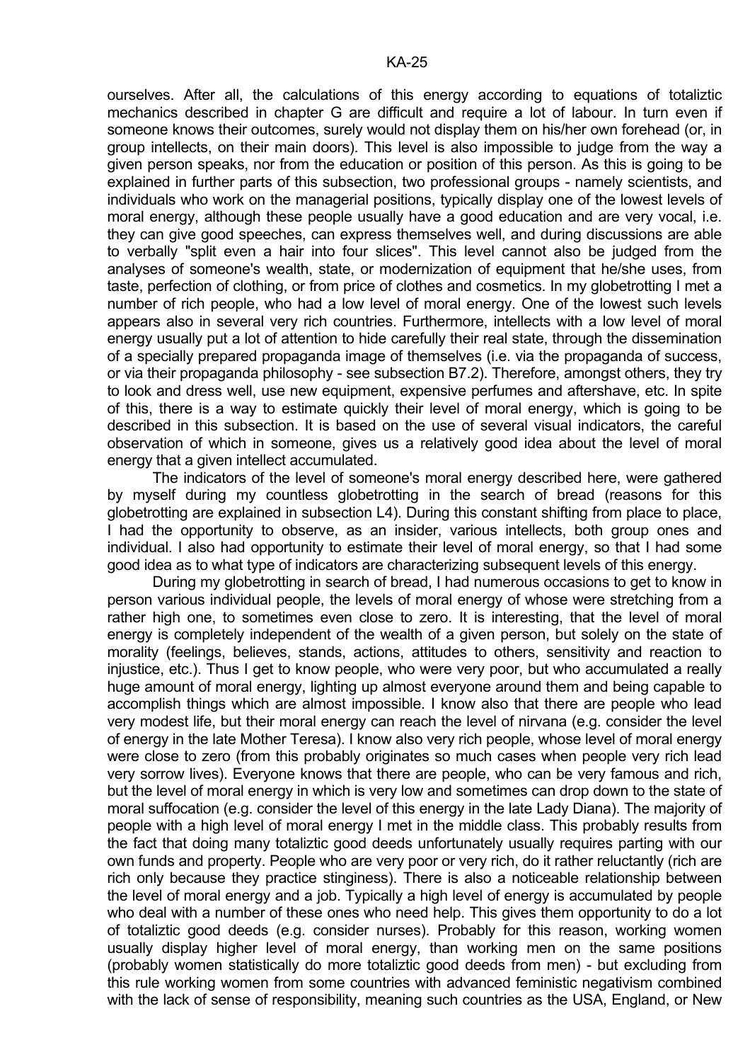ourselves. After all, the calculations of this energy according to equations of totaliztic mechanics described in chapter G are difficult and require a lot of labour. In turn even if someone knows their outcomes, surely would not display them on his/her own forehead (or, in group intellects, on their main doors). This level is also impossible to judge from the way a given person speaks, nor from the education or position of this person. As this is going to be explained in further parts of this subsection, two professional groups - namely scientists, and individuals who work on the managerial positions, typically display one of the lowest levels of moral energy, although these people usually have a good education and are very vocal, i.e. they can give good speeches, can express themselves well, and during discussions are able to verbally "split even a hair into four slices". This level cannot also be judged from the analyses of someone's wealth, state, or modernization of equipment that he/she uses, from taste, perfection of clothing, or from price of clothes and cosmetics. In my globetrotting I met a number of rich people, who had a low level of moral energy. One of the lowest such levels appears also in several very rich countries. Furthermore, intellects with a low level of moral energy usually put a lot of attention to hide carefully their real state, through the dissemination of a specially prepared propaganda image of themselves (i.e. via the propaganda of success, or via their propaganda philosophy - see subsection B7.2). Therefore, amongst others, they try to look and dress well, use new equipment, expensive perfumes and aftershave, etc. In spite of this, there is a way to estimate quickly their level of moral energy, which is going to be described in this subsection. It is based on the use of several visual indicators, the careful observation of which in someone, gives us a relatively good idea about the level of moral energy that a given intellect accumulated.

The indicators of the level of someone's moral energy described here, were gathered by myself during my countless globetrotting in the search of bread (reasons for this globetrotting are explained in subsection L4). During this constant shifting from place to place, I had the opportunity to observe, as an insider, various intellects, both group ones and individual. I also had opportunity to estimate their level of moral energy, so that I had some good idea as to what type of indicators are characterizing subsequent levels of this energy.

During my globetrotting in search of bread, I had numerous occasions to get to know in person various individual people, the levels of moral energy of whose were stretching from a rather high one, to sometimes even close to zero. It is interesting, that the level of moral energy is completely independent of the wealth of a given person, but solely on the state of morality (feelings, believes, stands, actions, attitudes to others, sensitivity and reaction to injustice, etc.). Thus I get to know people, who were very poor, but who accumulated a really huge amount of moral energy, lighting up almost everyone around them and being capable to accomplish things which are almost impossible. I know also that there are people who lead very modest life, but their moral energy can reach the level of nirvana (e.g. consider the level of energy in the late Mother Teresa). I know also very rich people, whose level of moral energy were close to zero (from this probably originates so much cases when people very rich lead very sorrow lives). Everyone knows that there are people, who can be very famous and rich, but the level of moral energy in which is very low and sometimes can drop down to the state of moral suffocation (e.g. consider the level of this energy in the late Lady Diana). The majority of people with a high level of moral energy I met in the middle class. This probably results from the fact that doing many totaliztic good deeds unfortunately usually requires parting with our own funds and property. People who are very poor or very rich, do it rather reluctantly (rich are rich only because they practice stinginess). There is also a noticeable relationship between the level of moral energy and a job. Typically a high level of energy is accumulated by people who deal with a number of these ones who need help. This gives them opportunity to do a lot of totaliztic good deeds (e.g. consider nurses). Probably for this reason, working women usually display higher level of moral energy, than working men on the same positions (probably women statistically do more totaliztic good deeds from men) - but excluding from this rule working women from some countries with advanced feministic negativism combined with the lack of sense of responsibility, meaning such countries as the USA, England, or New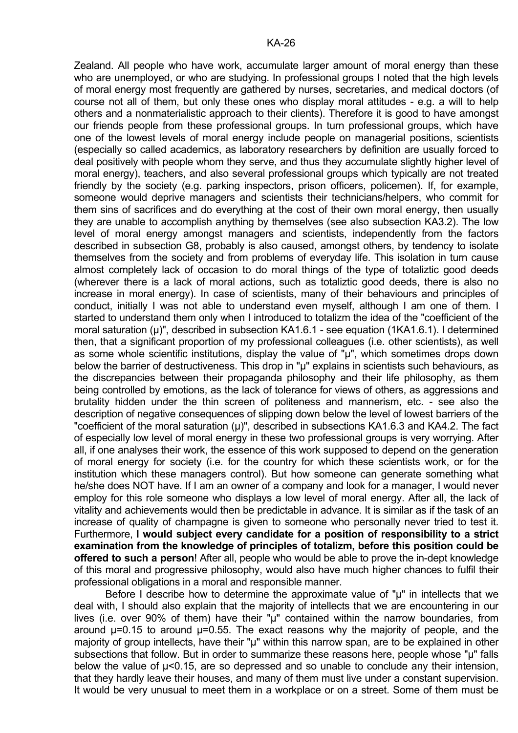Zealand. All people who have work, accumulate larger amount of moral energy than these who are unemployed, or who are studying. In professional groups I noted that the high levels of moral energy most frequently are gathered by nurses, secretaries, and medical doctors (of course not all of them, but only these ones who display moral attitudes - e.g. a will to help others and a nonmaterialistic approach to their clients). Therefore it is good to have amongst our friends people from these professional groups. In turn professional groups, which have one of the lowest levels of moral energy include people on managerial positions, scientists (especially so called academics, as laboratory researchers by definition are usually forced to deal positively with people whom they serve, and thus they accumulate slightly higher level of moral energy), teachers, and also several professional groups which typically are not treated friendly by the society (e.g. parking inspectors, prison officers, policemen). If, for example, someone would deprive managers and scientists their technicians/helpers, who commit for them sins of sacrifices and do everything at the cost of their own moral energy, then usually they are unable to accomplish anything by themselves (see also subsection KA3.2). The low level of moral energy amongst managers and scientists, independently from the factors described in subsection G8, probably is also caused, amongst others, by tendency to isolate themselves from the society and from problems of everyday life. This isolation in turn cause almost completely lack of occasion to do moral things of the type of totaliztic good deeds (wherever there is a lack of moral actions, such as totaliztic good deeds, there is also no increase in moral energy). In case of scientists, many of their behaviours and principles of conduct, initially I was not able to understand even myself, although I am one of them. I started to understand them only when I introduced to totalizm the idea of the "coefficient of the moral saturation (μ)", described in subsection KA1.6.1 - see equation (1KA1.6.1). I determined then, that a significant proportion of my professional colleagues (i.e. other scientists), as well as some whole scientific institutions, display the value of "μ", which sometimes drops down below the barrier of destructiveness. This drop in "μ" explains in scientists such behaviours, as the discrepancies between their propaganda philosophy and their life philosophy, as them being controlled by emotions, as the lack of tolerance for views of others, as aggressions and brutality hidden under the thin screen of politeness and mannerism, etc. - see also the description of negative consequences of slipping down below the level of lowest barriers of the "coefficient of the moral saturation (μ)", described in subsections KA1.6.3 and KA4.2. The fact of especially low level of moral energy in these two professional groups is very worrying. After all, if one analyses their work, the essence of this work supposed to depend on the generation of moral energy for society (i.e. for the country for which these scientists work, or for the institution which these managers control). But how someone can generate something what he/she does NOT have. If I am an owner of a company and look for a manager, I would never employ for this role someone who displays a low level of moral energy. After all, the lack of vitality and achievements would then be predictable in advance. It is similar as if the task of an increase of quality of champagne is given to someone who personally never tried to test it. Furthermore, **I would subject every candidate for a position of responsibility to a strict examination from the knowledge of principles of totalizm, before this position could be offered to such a person**! After all, people who would be able to prove the in-dept knowledge of this moral and progressive philosophy, would also have much higher chances to fulfil their professional obligations in a moral and responsible manner.

Before I describe how to determine the approximate value of "μ" in intellects that we deal with, I should also explain that the majority of intellects that we are encountering in our lives (i.e. over 90% of them) have their "μ" contained within the narrow boundaries, from around $\mu=0.15$ to around $\mu=0.55$. The exact reasons why the majority of people, and the majority of group intellects, have their "μ" within this narrow span, are to be explained in other subsections that follow. But in order to summarize these reasons here, people whose "μ" falls below the value of $\mu<0.15$, are so depressed and so unable to conclude any their intension, that they hardly leave their houses, and many of them must live under a constant supervision. It would be very unusual to meet them in a workplace or on a street. Some of them must be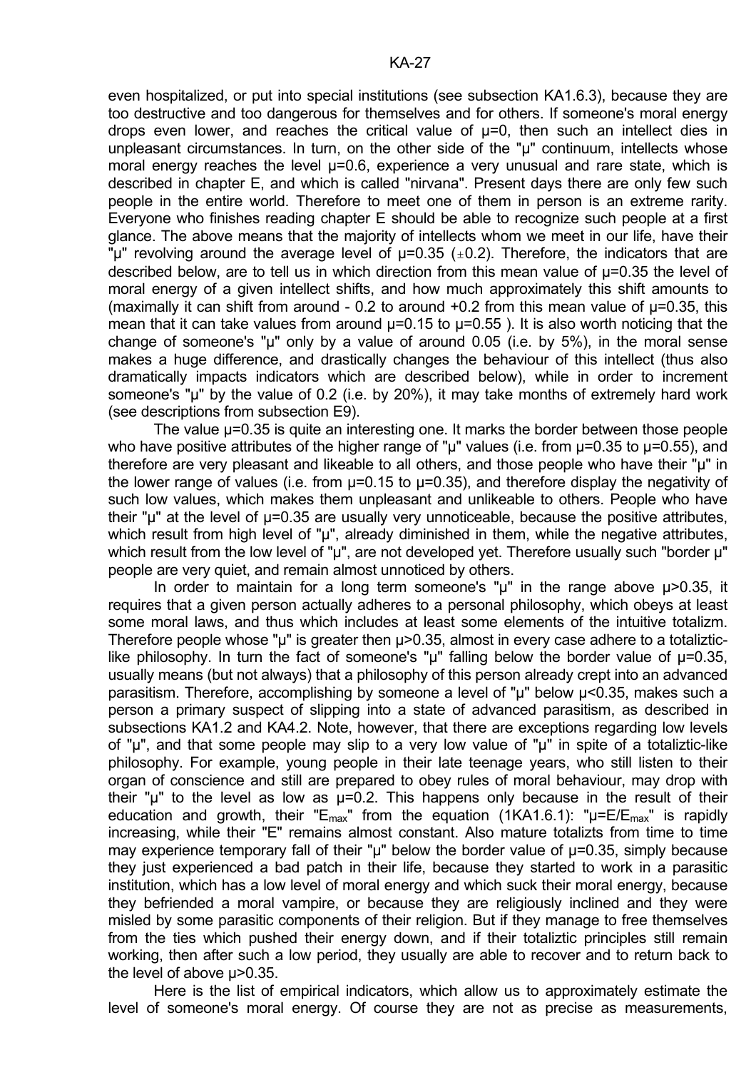even hospitalized, or put into special institutions (see subsection KA1.6.3), because they are too destructive and too dangerous for themselves and for others. If someone's moral energy drops even lower, and reaches the critical value of $\mu=0$, then such an intellect dies in unpleasant circumstances. In turn, on the other side of the "$\mu$" continuum, intellects whose moral energy reaches the level $\mu=0.6$, experience a very unusual and rare state, which is described in chapter E, and which is called "nirvana". Present days there are only few such people in the entire world. Therefore to meet one of them in person is an extreme rarity. Everyone who finishes reading chapter E should be able to recognize such people at a first glance. The above means that the majority of intellects whom we meet in our life, have their "$\mu$" revolving around the average level of $\mu=0.35$ ($\pm0.2$). Therefore, the indicators that are described below, are to tell us in which direction from this mean value of $\mu=0.35$ the level of moral energy of a given intellect shifts, and how much approximately this shift amounts to (maximally it can shift from around - 0.2 to around +0.2 from this mean value of $\mu=0.35$, this mean that it can take values from around $\mu=0.15$ to $\mu=0.55$ ). It is also worth noticing that the change of someone's "$\mu$" only by a value of around 0.05 (i.e. by 5%), in the moral sense makes a huge difference, and drastically changes the behaviour of this intellect (thus also dramatically impacts indicators which are described below), while in order to increment someone's "$\mu$" by the value of 0.2 (i.e. by 20%), it may take months of extremely hard work (see descriptions from subsection E9).

The value $\mu=0.35$ is quite an interesting one. It marks the border between those people who have positive attributes of the higher range of "$\mu$" values (i.e. from $\mu=0.35$ to $\mu=0.55$), and therefore are very pleasant and likeable to all others, and those people who have their "$\mu$" in the lower range of values (i.e. from $\mu=0.15$ to $\mu=0.35$), and therefore display the negativity of such low values, which makes them unpleasant and unlikeable to others. People who have their "$\mu$" at the level of $\mu=0.35$ are usually very unnoticeable, because the positive attributes, which result from high level of "$\mu$", already diminished in them, while the negative attributes, which result from the low level of "$\mu$", are not developed yet. Therefore usually such "border $\mu$" people are very quiet, and remain almost unnoticed by others.

In order to maintain for a long term someone's "$\mu$" in the range above $\mu>0.35$, it requires that a given person actually adheres to a personal philosophy, which obeys at least some moral laws, and thus which includes at least some elements of the intuitive totalizm. Therefore people whose "$\mu$" is greater then $\mu>0.35$, almost in every case adhere to a totaliztic-like philosophy. In turn the fact of someone's "$\mu$" falling below the border value of $\mu=0.35$, usually means (but not always) that a philosophy of this person already crept into an advanced parasitism. Therefore, accomplishing by someone a level of "$\mu$" below $\mu<0.35$, makes such a person a primary suspect of slipping into a state of advanced parasitism, as described in subsections KA1.2 and KA4.2. Note, however, that there are exceptions regarding low levels of "$\mu$", and that some people may slip to a very low value of "$\mu$" in spite of a totaliztic-like philosophy. For example, young people in their late teenage years, who still listen to their organ of conscience and still are prepared to obey rules of moral behaviour, may drop with their "$\mu$" to the level as low as $\mu=0.2$. This happens only because in the result of their education and growth, their "$E_{max}$" from the equation (1KA1.6.1): "$\mu=E/E_{max}$" is rapidly increasing, while their "E" remains almost constant. Also mature totalizts from time to time may experience temporary fall of their "$\mu$" below the border value of $\mu=0.35$, simply because they just experienced a bad patch in their life, because they started to work in a parasitic institution, which has a low level of moral energy and which suck their moral energy, because they befriended a moral vampire, or because they are religiously inclined and they were misled by some parasitic components of their religion. But if they manage to free themselves from the ties which pushed their energy down, and if their totaliztic principles still remain working, then after such a low period, they usually are able to recover and to return back to the level of above $\mu>0.35$.

Here is the list of empirical indicators, which allow us to approximately estimate the level of someone's moral energy. Of course they are not as precise as measurements,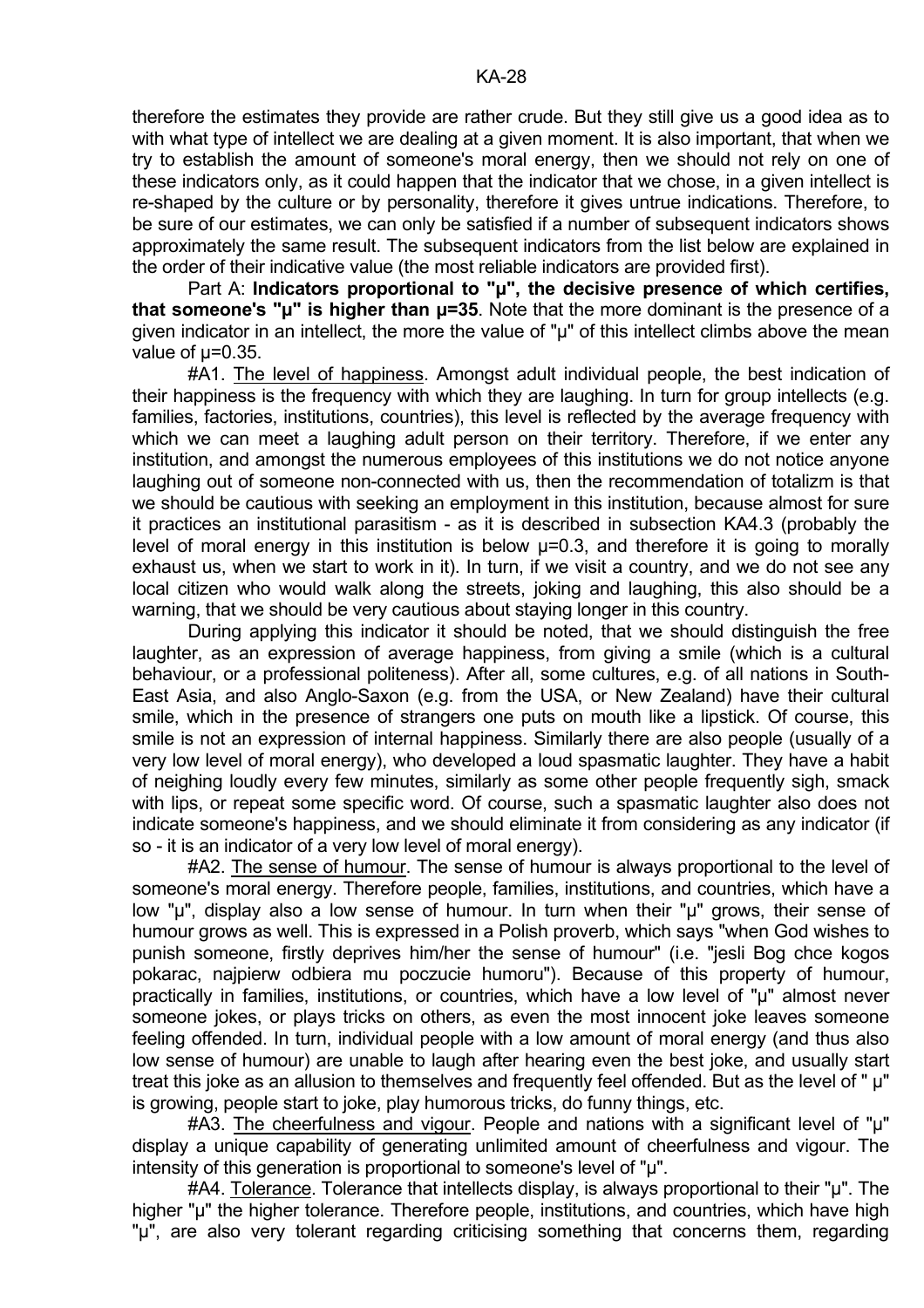therefore the estimates they provide are rather crude. But they still give us a good idea as to with what type of intellect we are dealing at a given moment. It is also important, that when we try to establish the amount of someone's moral energy, then we should not rely on one of these indicators only, as it could happen that the indicator that we chose, in a given intellect is re-shaped by the culture or by personality, therefore it gives untrue indications. Therefore, to be sure of our estimates, we can only be satisfied if a number of subsequent indicators shows approximately the same result. The subsequent indicators from the list below are explained in the order of their indicative value (the most reliable indicators are provided first).

Part A: **Indicators proportional to "μ", the decisive presence of which certifies, that someone's "μ" is higher than μ=35**. Note that the more dominant is the presence of a given indicator in an intellect, the more the value of "μ" of this intellect climbs above the mean value of μ=0.35.

#A1. <u>The level of happiness</u>. Amongst adult individual people, the best indication of their happiness is the frequency with which they are laughing. In turn for group intellects (e.g. families, factories, institutions, countries), this level is reflected by the average frequency with which we can meet a laughing adult person on their territory. Therefore, if we enter any institution, and amongst the numerous employees of this institutions we do not notice anyone laughing out of someone non-connected with us, then the recommendation of totalizm is that we should be cautious with seeking an employment in this institution, because almost for sure it practices an institutional parasitism - as it is described in subsection KA4.3 (probably the level of moral energy in this institution is below μ=0.3, and therefore it is going to morally exhaust us, when we start to work in it). In turn, if we visit a country, and we do not see any local citizen who would walk along the streets, joking and laughing, this also should be a warning, that we should be very cautious about staying longer in this country.

During applying this indicator it should be noted, that we should distinguish the free laughter, as an expression of average happiness, from giving a smile (which is a cultural behaviour, or a professional politeness). After all, some cultures, e.g. of all nations in South-East Asia, and also Anglo-Saxon (e.g. from the USA, or New Zealand) have their cultural smile, which in the presence of strangers one puts on mouth like a lipstick. Of course, this smile is not an expression of internal happiness. Similarly there are also people (usually of a very low level of moral energy), who developed a loud spasmatic laughter. They have a habit of neighing loudly every few minutes, similarly as some other people frequently sigh, smack with lips, or repeat some specific word. Of course, such a spasmatic laughter also does not indicate someone's happiness, and we should eliminate it from considering as any indicator (if so - it is an indicator of a very low level of moral energy).

#A2. <u>The sense of humour</u>. The sense of humour is always proportional to the level of someone's moral energy. Therefore people, families, institutions, and countries, which have a low "μ", display also a low sense of humour. In turn when their "μ" grows, their sense of humour grows as well. This is expressed in a Polish proverb, which says "when God wishes to punish someone, firstly deprives him/her the sense of humour" (i.e. "jesli Bog chce kogos pokarac, najpierw odbiera mu poczucie humoru"). Because of this property of humour, practically in families, institutions, or countries, which have a low level of "μ" almost never someone jokes, or plays tricks on others, as even the most innocent joke leaves someone feeling offended. In turn, individual people with a low amount of moral energy (and thus also low sense of humour) are unable to laugh after hearing even the best joke, and usually start treat this joke as an allusion to themselves and frequently feel offended. But as the level of " μ" is growing, people start to joke, play humorous tricks, do funny things, etc.

#A3. <u>The cheerfulness and vigour</u>. People and nations with a significant level of "μ" display a unique capability of generating unlimited amount of cheerfulness and vigour. The intensity of this generation is proportional to someone's level of "μ".

#A4. <u>Tolerance</u>. Tolerance that intellects display, is always proportional to their "μ". The higher "μ" the higher tolerance. Therefore people, institutions, and countries, which have high "μ", are also very tolerant regarding criticising something that concerns them, regarding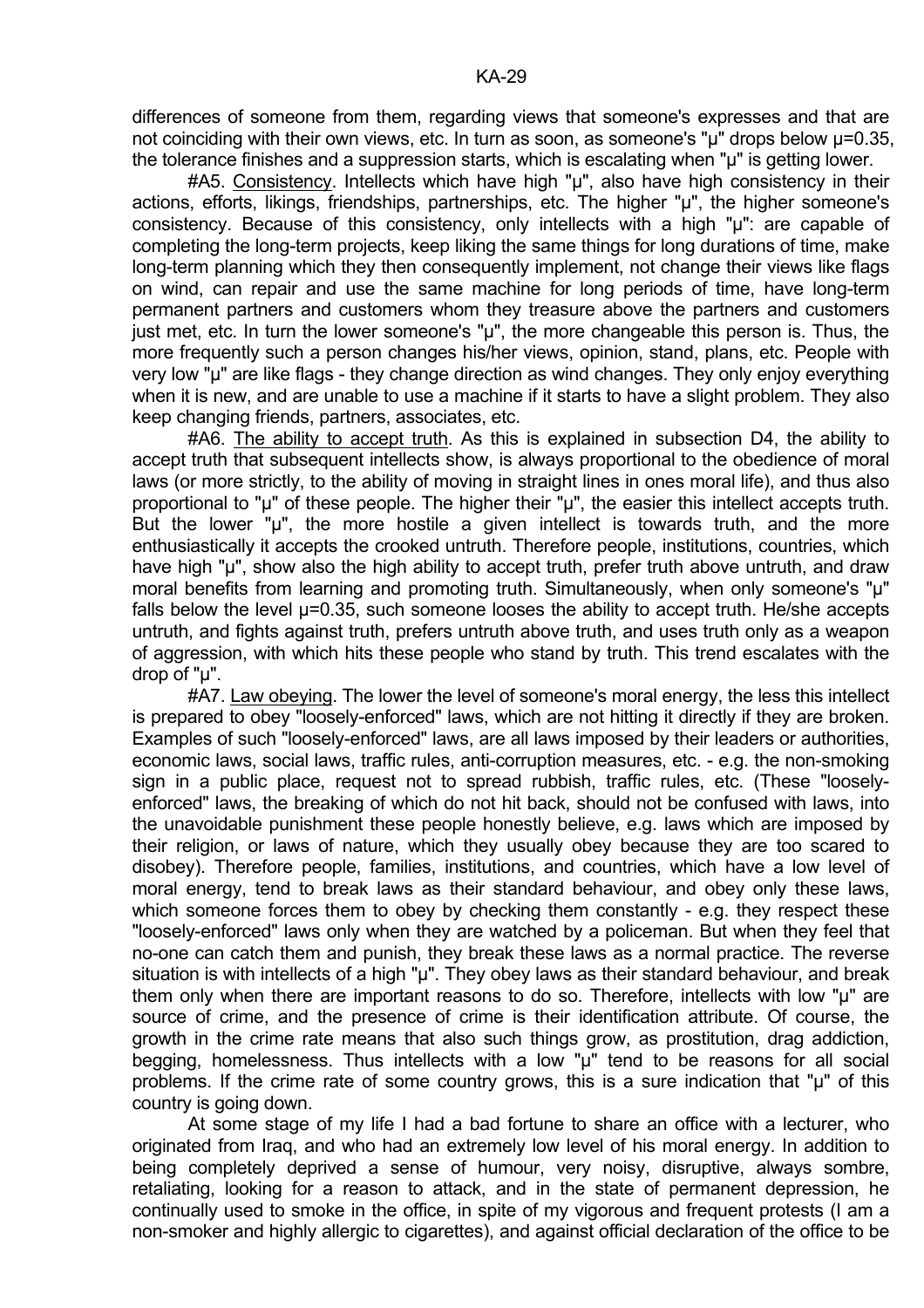differences of someone from them, regarding views that someone's expresses and that are not coinciding with their own views, etc. In turn as soon, as someone's "μ" drops below μ=0.35, the tolerance finishes and a suppression starts, which is escalating when "μ" is getting lower.

#A5. <u>Consistency</u>. Intellects which have high "μ", also have high consistency in their actions, efforts, likings, friendships, partnerships, etc. The higher "μ", the higher someone's consistency. Because of this consistency, only intellects with a high "μ": are capable of completing the long-term projects, keep liking the same things for long durations of time, make long-term planning which they then consequently implement, not change their views like flags on wind, can repair and use the same machine for long periods of time, have long-term permanent partners and customers whom they treasure above the partners and customers just met, etc. In turn the lower someone's "μ", the more changeable this person is. Thus, the more frequently such a person changes his/her views, opinion, stand, plans, etc. People with very low "μ" are like flags - they change direction as wind changes. They only enjoy everything when it is new, and are unable to use a machine if it starts to have a slight problem. They also keep changing friends, partners, associates, etc.

#A6. <u>The ability to accept truth</u>. As this is explained in subsection D4, the ability to accept truth that subsequent intellects show, is always proportional to the obedience of moral laws (or more strictly, to the ability of moving in straight lines in ones moral life), and thus also proportional to "μ" of these people. The higher their "μ", the easier this intellect accepts truth. But the lower "μ", the more hostile a given intellect is towards truth, and the more enthusiastically it accepts the crooked untruth. Therefore people, institutions, countries, which have high "μ", show also the high ability to accept truth, prefer truth above untruth, and draw moral benefits from learning and promoting truth. Simultaneously, when only someone's "μ" falls below the level μ=0.35, such someone looses the ability to accept truth. He/she accepts untruth, and fights against truth, prefers untruth above truth, and uses truth only as a weapon of aggression, with which hits these people who stand by truth. This trend escalates with the drop of "μ".

#A7. <u>Law obeying</u>. The lower the level of someone's moral energy, the less this intellect is prepared to obey "loosely-enforced" laws, which are not hitting it directly if they are broken. Examples of such "loosely-enforced" laws, are all laws imposed by their leaders or authorities, economic laws, social laws, traffic rules, anti-corruption measures, etc. - e.g. the non-smoking sign in a public place, request not to spread rubbish, traffic rules, etc. (These "loosely-enforced" laws, the breaking of which do not hit back, should not be confused with laws, into the unavoidable punishment these people honestly believe, e.g. laws which are imposed by their religion, or laws of nature, which they usually obey because they are too scared to disobey). Therefore people, families, institutions, and countries, which have a low level of moral energy, tend to break laws as their standard behaviour, and obey only these laws, which someone forces them to obey by checking them constantly - e.g. they respect these "loosely-enforced" laws only when they are watched by a policeman. But when they feel that no-one can catch them and punish, they break these laws as a normal practice. The reverse situation is with intellects of a high "μ". They obey laws as their standard behaviour, and break them only when there are important reasons to do so. Therefore, intellects with low "μ" are source of crime, and the presence of crime is their identification attribute. Of course, the growth in the crime rate means that also such things grow, as prostitution, drag addiction, begging, homelessness. Thus intellects with a low "μ" tend to be reasons for all social problems. If the crime rate of some country grows, this is a sure indication that "μ" of this country is going down.

At some stage of my life I had a bad fortune to share an office with a lecturer, who originated from Iraq, and who had an extremely low level of his moral energy. In addition to being completely deprived a sense of humour, very noisy, disruptive, always sombre, retaliating, looking for a reason to attack, and in the state of permanent depression, he continually used to smoke in the office, in spite of my vigorous and frequent protests (I am a non-smoker and highly allergic to cigarettes), and against official declaration of the office to be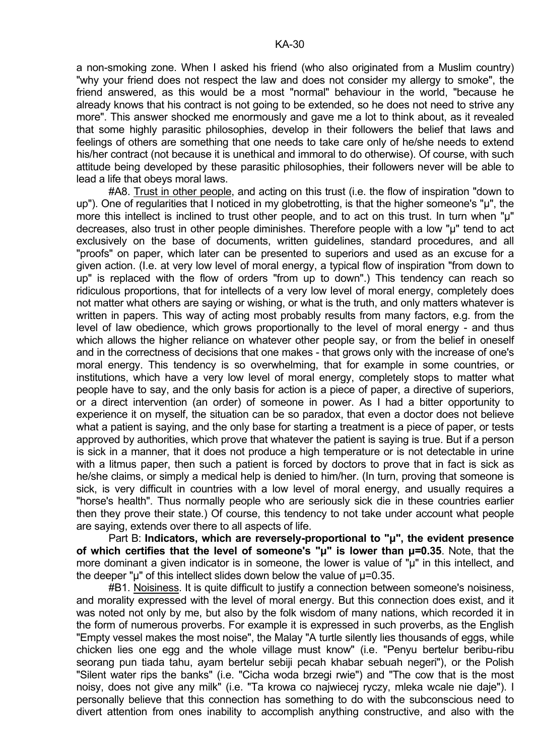a non-smoking zone. When I asked his friend (who also originated from a Muslim country) "why your friend does not respect the law and does not consider my allergy to smoke", the friend answered, as this would be a most "normal" behaviour in the world, "because he already knows that his contract is not going to be extended, so he does not need to strive any more". This answer shocked me enormously and gave me a lot to think about, as it revealed that some highly parasitic philosophies, develop in their followers the belief that laws and feelings of others are something that one needs to take care only of he/she needs to extend his/her contract (not because it is unethical and immoral to do otherwise). Of course, with such attitude being developed by these parasitic philosophies, their followers never will be able to lead a life that obeys moral laws.

#A8. <u>Trust in other people</u>, and acting on this trust (i.e. the flow of inspiration "down to up"). One of regularities that I noticed in my globetrotting, is that the higher someone's "μ", the more this intellect is inclined to trust other people, and to act on this trust. In turn when "μ" decreases, also trust in other people diminishes. Therefore people with a low "μ" tend to act exclusively on the base of documents, written guidelines, standard procedures, and all "proofs" on paper, which later can be presented to superiors and used as an excuse for a given action. (I.e. at very low level of moral energy, a typical flow of inspiration "from down to up" is replaced with the flow of orders "from up to down".) This tendency can reach so ridiculous proportions, that for intellects of a very low level of moral energy, completely does not matter what others are saying or wishing, or what is the truth, and only matters whatever is written in papers. This way of acting most probably results from many factors, e.g. from the level of law obedience, which grows proportionally to the level of moral energy - and thus which allows the higher reliance on whatever other people say, or from the belief in oneself and in the correctness of decisions that one makes - that grows only with the increase of one's moral energy. This tendency is so overwhelming, that for example in some countries, or institutions, which have a very low level of moral energy, completely stops to matter what people have to say, and the only basis for action is a piece of paper, a directive of superiors, or a direct intervention (an order) of someone in power. As I had a bitter opportunity to experience it on myself, the situation can be so paradox, that even a doctor does not believe what a patient is saying, and the only base for starting a treatment is a piece of paper, or tests approved by authorities, which prove that whatever the patient is saying is true. But if a person is sick in a manner, that it does not produce a high temperature or is not detectable in urine with a litmus paper, then such a patient is forced by doctors to prove that in fact is sick as he/she claims, or simply a medical help is denied to him/her. (In turn, proving that someone is sick, is very difficult in countries with a low level of moral energy, and usually requires a "horse's health". Thus normally people who are seriously sick die in these countries earlier then they prove their state.) Of course, this tendency to not take under account what people are saying, extends over there to all aspects of life.

Part B: **Indicators, which are reversely-proportional to "μ", the evident presence of which certifies that the level of someone's "μ" is lower than μ=0.35**. Note, that the more dominant a given indicator is in someone, the lower is value of "μ" in this intellect, and the deeper "μ" of this intellect slides down below the value of μ=0.35.

#B1. <u>Noisiness</u>. It is quite difficult to justify a connection between someone's noisiness, and morality expressed with the level of moral energy. But this connection does exist, and it was noted not only by me, but also by the folk wisdom of many nations, which recorded it in the form of numerous proverbs. For example it is expressed in such proverbs, as the English "Empty vessel makes the most noise", the Malay "A turtle silently lies thousands of eggs, while chicken lies one egg and the whole village must know" (i.e. "Penyu bertelur beribu-ribu seorang pun tiada tahu, ayam bertelur sebiji pecah khabar sebuah negeri"), or the Polish "Silent water rips the banks" (i.e. "Cicha woda brzegi rwie") and "The cow that is the most noisy, does not give any milk" (i.e. "Ta krowa co najwiecej ryczy, mleka wcale nie daje"). I personally believe that this connection has something to do with the subconscious need to divert attention from ones inability to accomplish anything constructive, and also with the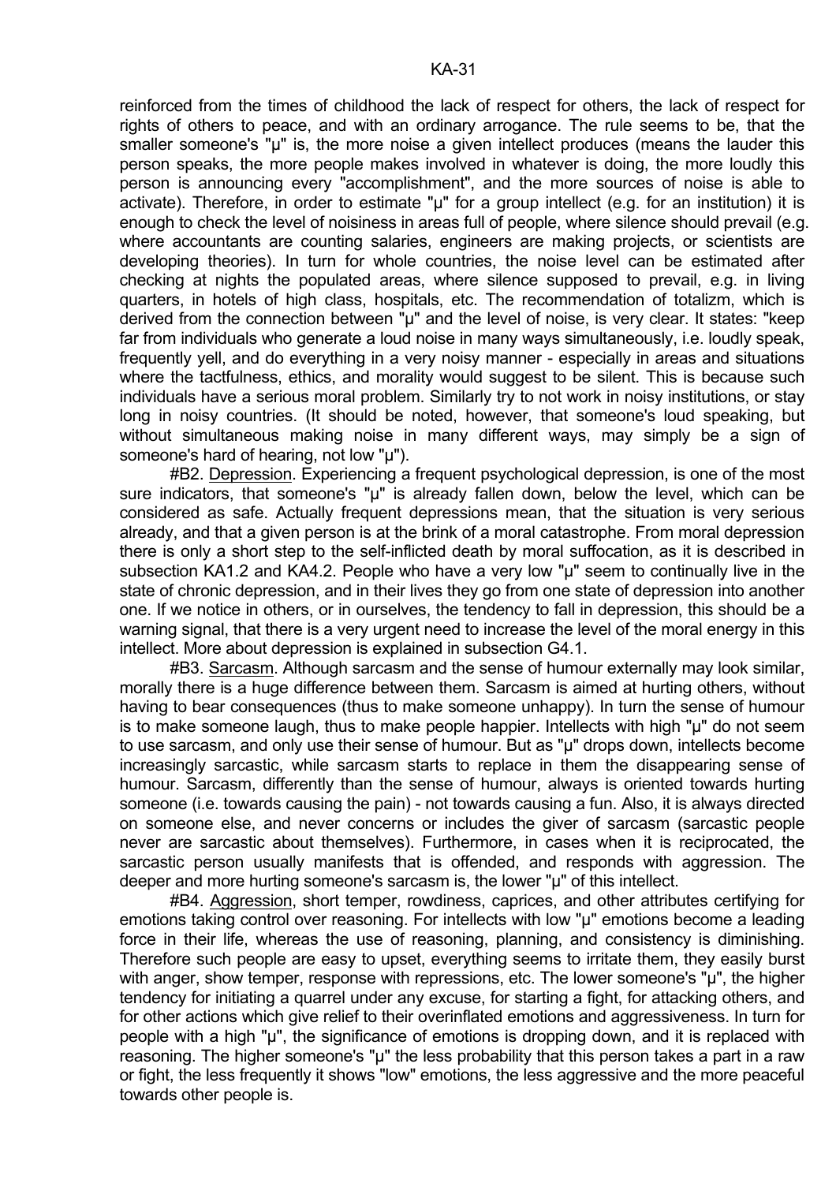reinforced from the times of childhood the lack of respect for others, the lack of respect for rights of others to peace, and with an ordinary arrogance. The rule seems to be, that the smaller someone's "μ" is, the more noise a given intellect produces (means the lauder this person speaks, the more people makes involved in whatever is doing, the more loudly this person is announcing every "accomplishment", and the more sources of noise is able to activate). Therefore, in order to estimate "μ" for a group intellect (e.g. for an institution) it is enough to check the level of noisiness in areas full of people, where silence should prevail (e.g. where accountants are counting salaries, engineers are making projects, or scientists are developing theories). In turn for whole countries, the noise level can be estimated after checking at nights the populated areas, where silence supposed to prevail, e.g. in living quarters, in hotels of high class, hospitals, etc. The recommendation of totalizm, which is derived from the connection between "μ" and the level of noise, is very clear. It states: "keep far from individuals who generate a loud noise in many ways simultaneously, i.e. loudly speak, frequently yell, and do everything in a very noisy manner - especially in areas and situations where the tactfulness, ethics, and morality would suggest to be silent. This is because such individuals have a serious moral problem. Similarly try to not work in noisy institutions, or stay long in noisy countries. (It should be noted, however, that someone's loud speaking, but without simultaneous making noise in many different ways, may simply be a sign of someone's hard of hearing, not low "μ").

#B2. Depression. Experiencing a frequent psychological depression, is one of the most sure indicators, that someone's "μ" is already fallen down, below the level, which can be considered as safe. Actually frequent depressions mean, that the situation is very serious already, and that a given person is at the brink of a moral catastrophe. From moral depression there is only a short step to the self-inflicted death by moral suffocation, as it is described in subsection KA1.2 and KA4.2. People who have a very low "μ" seem to continually live in the state of chronic depression, and in their lives they go from one state of depression into another one. If we notice in others, or in ourselves, the tendency to fall in depression, this should be a warning signal, that there is a very urgent need to increase the level of the moral energy in this intellect. More about depression is explained in subsection G4.1.

#B3. Sarcasm. Although sarcasm and the sense of humour externally may look similar, morally there is a huge difference between them. Sarcasm is aimed at hurting others, without having to bear consequences (thus to make someone unhappy). In turn the sense of humour is to make someone laugh, thus to make people happier. Intellects with high "μ" do not seem to use sarcasm, and only use their sense of humour. But as "μ" drops down, intellects become increasingly sarcastic, while sarcasm starts to replace in them the disappearing sense of humour. Sarcasm, differently than the sense of humour, always is oriented towards hurting someone (i.e. towards causing the pain) - not towards causing a fun. Also, it is always directed on someone else, and never concerns or includes the giver of sarcasm (sarcastic people never are sarcastic about themselves). Furthermore, in cases when it is reciprocated, the sarcastic person usually manifests that is offended, and responds with aggression. The deeper and more hurting someone's sarcasm is, the lower "μ" of this intellect.

#B4. Aggression, short temper, rowdiness, caprices, and other attributes certifying for emotions taking control over reasoning. For intellects with low "μ" emotions become a leading force in their life, whereas the use of reasoning, planning, and consistency is diminishing. Therefore such people are easy to upset, everything seems to irritate them, they easily burst with anger, show temper, response with repressions, etc. The lower someone's "μ", the higher tendency for initiating a quarrel under any excuse, for starting a fight, for attacking others, and for other actions which give relief to their overinflated emotions and aggressiveness. In turn for people with a high "μ", the significance of emotions is dropping down, and it is replaced with reasoning. The higher someone's "μ" the less probability that this person takes a part in a raw or fight, the less frequently it shows "low" emotions, the less aggressive and the more peaceful towards other people is.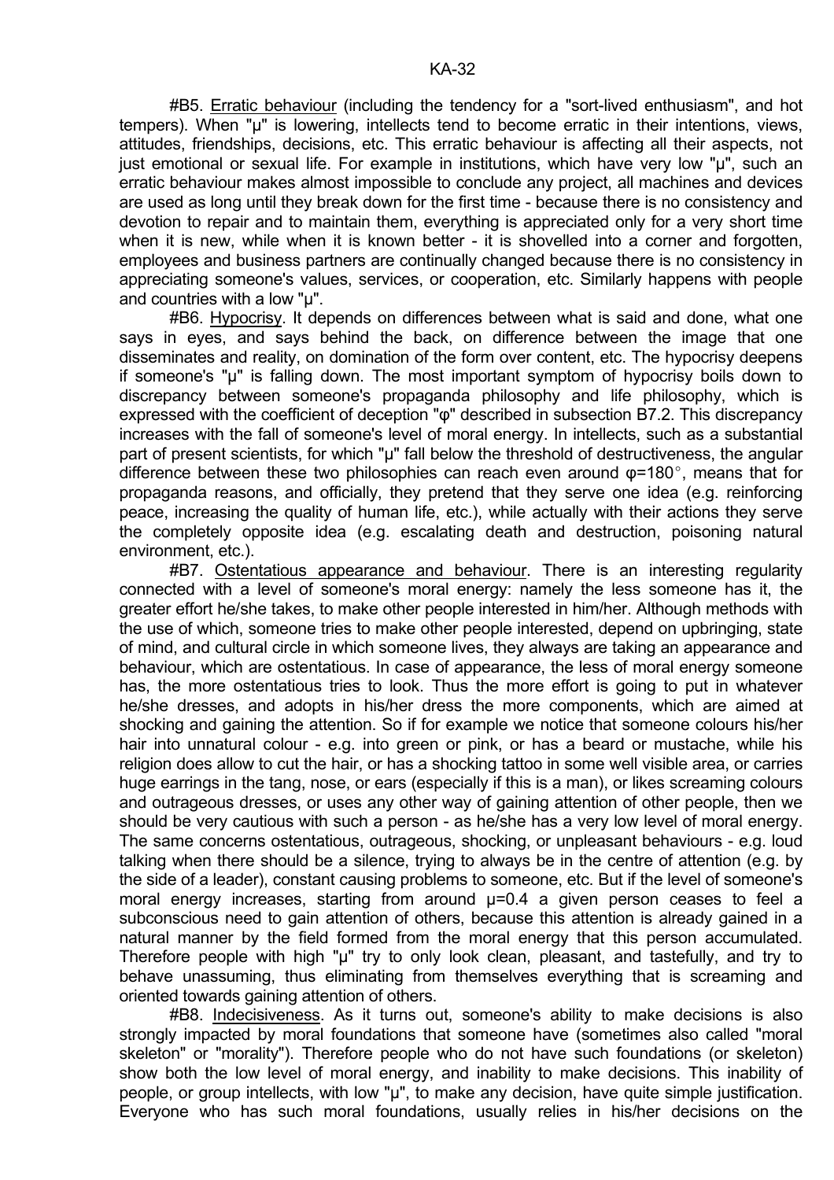#B5. Erratic behaviour (including the tendency for a "sort-lived enthusiasm", and hot tempers). When "$\mu$" is lowering, intellects tend to become erratic in their intentions, views, attitudes, friendships, decisions, etc. This erratic behaviour is affecting all their aspects, not just emotional or sexual life. For example in institutions, which have very low "$\mu$", such an erratic behaviour makes almost impossible to conclude any project, all machines and devices are used as long until they break down for the first time - because there is no consistency and devotion to repair and to maintain them, everything is appreciated only for a very short time when it is new, while when it is known better - it is shovelled into a corner and forgotten, employees and business partners are continually changed because there is no consistency in appreciating someone's values, services, or cooperation, etc. Similarly happens with people and countries with a low "$\mu$".

#B6. Hypocrisy. It depends on differences between what is said and done, what one says in eyes, and says behind the back, on difference between the image that one disseminates and reality, on domination of the form over content, etc. The hypocrisy deepens if someone's "$\mu$" is falling down. The most important symptom of hypocrisy boils down to discrepancy between someone's propaganda philosophy and life philosophy, which is expressed with the coefficient of deception "$\varphi$" described in subsection B7.2. This discrepancy increases with the fall of someone's level of moral energy. In intellects, such as a substantial part of present scientists, for which "$\mu$" fall below the threshold of destructiveness, the angular difference between these two philosophies can reach even around $\varphi=180°$, means that for propaganda reasons, and officially, they pretend that they serve one idea (e.g. reinforcing peace, increasing the quality of human life, etc.), while actually with their actions they serve the completely opposite idea (e.g. escalating death and destruction, poisoning natural environment, etc.).

#B7. Ostentatious appearance and behaviour. There is an interesting regularity connected with a level of someone's moral energy: namely the less someone has it, the greater effort he/she takes, to make other people interested in him/her. Although methods with the use of which, someone tries to make other people interested, depend on upbringing, state of mind, and cultural circle in which someone lives, they always are taking an appearance and behaviour, which are ostentatious. In case of appearance, the less of moral energy someone has, the more ostentatious tries to look. Thus the more effort is going to put in whatever he/she dresses, and adopts in his/her dress the more components, which are aimed at shocking and gaining the attention. So if for example we notice that someone colours his/her hair into unnatural colour - e.g. into green or pink, or has a beard or mustache, while his religion does allow to cut the hair, or has a shocking tattoo in some well visible area, or carries huge earrings in the tang, nose, or ears (especially if this is a man), or likes screaming colours and outrageous dresses, or uses any other way of gaining attention of other people, then we should be very cautious with such a person - as he/she has a very low level of moral energy. The same concerns ostentatious, outrageous, shocking, or unpleasant behaviours - e.g. loud talking when there should be a silence, trying to always be in the centre of attention (e.g. by the side of a leader), constant causing problems to someone, etc. But if the level of someone's moral energy increases, starting from around $\mu=0.4$ a given person ceases to feel a subconscious need to gain attention of others, because this attention is already gained in a natural manner by the field formed from the moral energy that this person accumulated. Therefore people with high "$\mu$" try to only look clean, pleasant, and tastefully, and try to behave unassuming, thus eliminating from themselves everything that is screaming and oriented towards gaining attention of others.

#B8. Indecisiveness. As it turns out, someone's ability to make decisions is also strongly impacted by moral foundations that someone have (sometimes also called "moral skeleton" or "morality"). Therefore people who do not have such foundations (or skeleton) show both the low level of moral energy, and inability to make decisions. This inability of people, or group intellects, with low "$\mu$", to make any decision, have quite simple justification. Everyone who has such moral foundations, usually relies in his/her decisions on the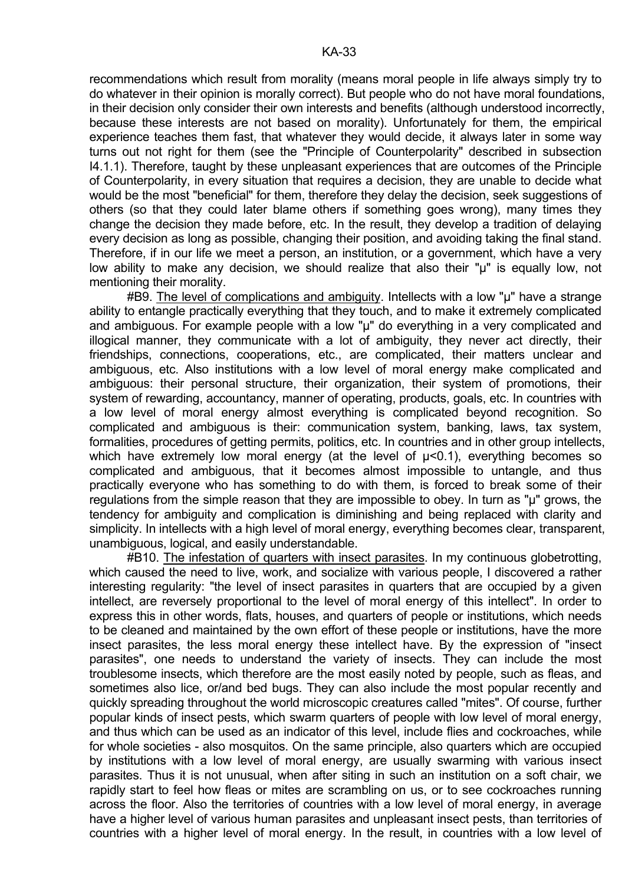recommendations which result from morality (means moral people in life always simply try to do whatever in their opinion is morally correct). But people who do not have moral foundations, in their decision only consider their own interests and benefits (although understood incorrectly, because these interests are not based on morality). Unfortunately for them, the empirical experience teaches them fast, that whatever they would decide, it always later in some way turns out not right for them (see the "Principle of Counterpolarity" described in subsection I4.1.1). Therefore, taught by these unpleasant experiences that are outcomes of the Principle of Counterpolarity, in every situation that requires a decision, they are unable to decide what would be the most "beneficial" for them, therefore they delay the decision, seek suggestions of others (so that they could later blame others if something goes wrong), many times they change the decision they made before, etc. In the result, they develop a tradition of delaying every decision as long as possible, changing their position, and avoiding taking the final stand. Therefore, if in our life we meet a person, an institution, or a government, which have a very low ability to make any decision, we should realize that also their "μ" is equally low, not mentioning their morality.

#B9. <u>The level of complications and ambiguity</u>. Intellects with a low "μ" have a strange ability to entangle practically everything that they touch, and to make it extremely complicated and ambiguous. For example people with a low "μ" do everything in a very complicated and illogical manner, they communicate with a lot of ambiguity, they never act directly, their friendships, connections, cooperations, etc., are complicated, their matters unclear and ambiguous, etc. Also institutions with a low level of moral energy make complicated and ambiguous: their personal structure, their organization, their system of promotions, their system of rewarding, accountancy, manner of operating, products, goals, etc. In countries with a low level of moral energy almost everything is complicated beyond recognition. So complicated and ambiguous is their: communication system, banking, laws, tax system, formalities, procedures of getting permits, politics, etc. In countries and in other group intellects, which have extremely low moral energy (at the level of $\mu<0.1$), everything becomes so complicated and ambiguous, that it becomes almost impossible to untangle, and thus practically everyone who has something to do with them, is forced to break some of their regulations from the simple reason that they are impossible to obey. In turn as "μ" grows, the tendency for ambiguity and complication is diminishing and being replaced with clarity and simplicity. In intellects with a high level of moral energy, everything becomes clear, transparent, unambiguous, logical, and easily understandable.

#B10. <u>The infestation of quarters with insect parasites</u>. In my continuous globetrotting, which caused the need to live, work, and socialize with various people, I discovered a rather interesting regularity: "the level of insect parasites in quarters that are occupied by a given intellect, are reversely proportional to the level of moral energy of this intellect". In order to express this in other words, flats, houses, and quarters of people or institutions, which needs to be cleaned and maintained by the own effort of these people or institutions, have the more insect parasites, the less moral energy these intellect have. By the expression of "insect parasites", one needs to understand the variety of insects. They can include the most troublesome insects, which therefore are the most easily noted by people, such as fleas, and sometimes also lice, or/and bed bugs. They can also include the most popular recently and quickly spreading throughout the world microscopic creatures called "mites". Of course, further popular kinds of insect pests, which swarm quarters of people with low level of moral energy, and thus which can be used as an indicator of this level, include flies and cockroaches, while for whole societies - also mosquitos. On the same principle, also quarters which are occupied by institutions with a low level of moral energy, are usually swarming with various insect parasites. Thus it is not unusual, when after siting in such an institution on a soft chair, we rapidly start to feel how fleas or mites are scrambling on us, or to see cockroaches running across the floor. Also the territories of countries with a low level of moral energy, in average have a higher level of various human parasites and unpleasant insect pests, than territories of countries with a higher level of moral energy. In the result, in countries with a low level of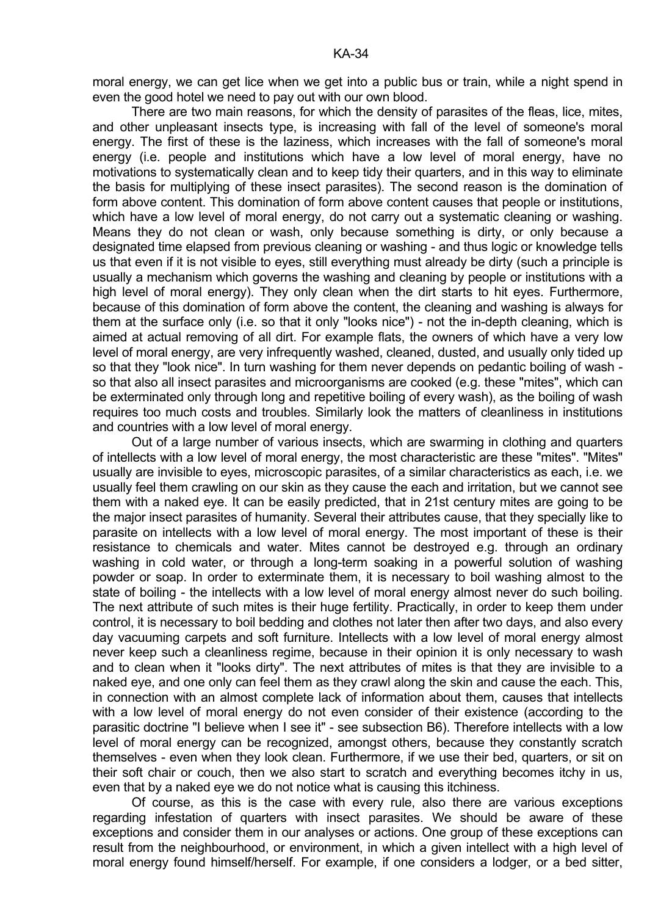moral energy, we can get lice when we get into a public bus or train, while a night spend in even the good hotel we need to pay out with our own blood.

There are two main reasons, for which the density of parasites of the fleas, lice, mites, and other unpleasant insects type, is increasing with fall of the level of someone's moral energy. The first of these is the laziness, which increases with the fall of someone's moral energy (i.e. people and institutions which have a low level of moral energy, have no motivations to systematically clean and to keep tidy their quarters, and in this way to eliminate the basis for multiplying of these insect parasites). The second reason is the domination of form above content. This domination of form above content causes that people or institutions, which have a low level of moral energy, do not carry out a systematic cleaning or washing. Means they do not clean or wash, only because something is dirty, or only because a designated time elapsed from previous cleaning or washing - and thus logic or knowledge tells us that even if it is not visible to eyes, still everything must already be dirty (such a principle is usually a mechanism which governs the washing and cleaning by people or institutions with a high level of moral energy). They only clean when the dirt starts to hit eyes. Furthermore, because of this domination of form above the content, the cleaning and washing is always for them at the surface only (i.e. so that it only "looks nice") - not the in-depth cleaning, which is aimed at actual removing of all dirt. For example flats, the owners of which have a very low level of moral energy, are very infrequently washed, cleaned, dusted, and usually only tided up so that they "look nice". In turn washing for them never depends on pedantic boiling of wash - so that also all insect parasites and microorganisms are cooked (e.g. these "mites", which can be exterminated only through long and repetitive boiling of every wash), as the boiling of wash requires too much costs and troubles. Similarly look the matters of cleanliness in institutions and countries with a low level of moral energy.

Out of a large number of various insects, which are swarming in clothing and quarters of intellects with a low level of moral energy, the most characteristic are these "mites". "Mites" usually are invisible to eyes, microscopic parasites, of a similar characteristics as each, i.e. we usually feel them crawling on our skin as they cause the each and irritation, but we cannot see them with a naked eye. It can be easily predicted, that in 21st century mites are going to be the major insect parasites of humanity. Several their attributes cause, that they specially like to parasite on intellects with a low level of moral energy. The most important of these is their resistance to chemicals and water. Mites cannot be destroyed e.g. through an ordinary washing in cold water, or through a long-term soaking in a powerful solution of washing powder or soap. In order to exterminate them, it is necessary to boil washing almost to the state of boiling - the intellects with a low level of moral energy almost never do such boiling. The next attribute of such mites is their huge fertility. Practically, in order to keep them under control, it is necessary to boil bedding and clothes not later then after two days, and also every day vacuuming carpets and soft furniture. Intellects with a low level of moral energy almost never keep such a cleanliness regime, because in their opinion it is only necessary to wash and to clean when it "looks dirty". The next attributes of mites is that they are invisible to a naked eye, and one only can feel them as they crawl along the skin and cause the each. This, in connection with an almost complete lack of information about them, causes that intellects with a low level of moral energy do not even consider of their existence (according to the parasitic doctrine "I believe when I see it" - see subsection B6). Therefore intellects with a low level of moral energy can be recognized, amongst others, because they constantly scratch themselves - even when they look clean. Furthermore, if we use their bed, quarters, or sit on their soft chair or couch, then we also start to scratch and everything becomes itchy in us, even that by a naked eye we do not notice what is causing this itchiness.

Of course, as this is the case with every rule, also there are various exceptions regarding infestation of quarters with insect parasites. We should be aware of these exceptions and consider them in our analyses or actions. One group of these exceptions can result from the neighbourhood, or environment, in which a given intellect with a high level of moral energy found himself/herself. For example, if one considers a lodger, or a bed sitter,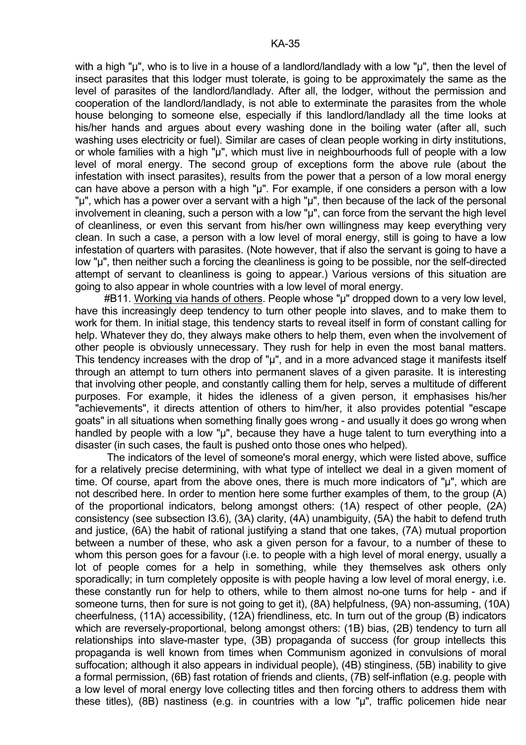with a high "μ", who is to live in a house of a landlord/landlady with a low "μ", then the level of insect parasites that this lodger must tolerate, is going to be approximately the same as the level of parasites of the landlord/landlady. After all, the lodger, without the permission and cooperation of the landlord/landlady, is not able to exterminate the parasites from the whole house belonging to someone else, especially if this landlord/landlady all the time looks at his/her hands and argues about every washing done in the boiling water (after all, such washing uses electricity or fuel). Similar are cases of clean people working in dirty institutions, or whole families with a high "μ", which must live in neighbourhoods full of people with a low level of moral energy. The second group of exceptions form the above rule (about the infestation with insect parasites), results from the power that a person of a low moral energy can have above a person with a high "μ". For example, if one considers a person with a low "μ", which has a power over a servant with a high "μ", then because of the lack of the personal involvement in cleaning, such a person with a low "μ", can force from the servant the high level of cleanliness, or even this servant from his/her own willingness may keep everything very clean. In such a case, a person with a low level of moral energy, still is going to have a low infestation of quarters with parasites. (Note however, that if also the servant is going to have a low "μ", then neither such a forcing the cleanliness is going to be possible, nor the self-directed attempt of servant to cleanliness is going to appear.) Various versions of this situation are going to also appear in whole countries with a low level of moral energy.

#B11. Working via hands of others. People whose "μ" dropped down to a very low level, have this increasingly deep tendency to turn other people into slaves, and to make them to work for them. In initial stage, this tendency starts to reveal itself in form of constant calling for help. Whatever they do, they always make others to help them, even when the involvement of other people is obviously unnecessary. They rush for help in even the most banal matters. This tendency increases with the drop of "μ", and in a more advanced stage it manifests itself through an attempt to turn others into permanent slaves of a given parasite. It is interesting that involving other people, and constantly calling them for help, serves a multitude of different purposes. For example, it hides the idleness of a given person, it emphasises his/her "achievements", it directs attention of others to him/her, it also provides potential "escape goats" in all situations when something finally goes wrong - and usually it does go wrong when handled by people with a low "μ", because they have a huge talent to turn everything into a disaster (in such cases, the fault is pushed onto those ones who helped).

The indicators of the level of someone's moral energy, which were listed above, suffice for a relatively precise determining, with what type of intellect we deal in a given moment of time. Of course, apart from the above ones, there is much more indicators of "μ", which are not described here. In order to mention here some further examples of them, to the group (A) of the proportional indicators, belong amongst others: (1A) respect of other people, (2A) consistency (see subsection I3.6), (3A) clarity, (4A) unambiguity, (5A) the habit to defend truth and justice, (6A) the habit of rational justifying a stand that one takes, (7A) mutual proportion between a number of these, who ask a given person for a favour, to a number of these to whom this person goes for a favour (i.e. to people with a high level of moral energy, usually a lot of people comes for a help in something, while they themselves ask others only sporadically; in turn completely opposite is with people having a low level of moral energy, i.e. these constantly run for help to others, while to them almost no-one turns for help - and if someone turns, then for sure is not going to get it), (8A) helpfulness, (9A) non-assuming, (10A) cheerfulness, (11A) accessibility, (12A) friendliness, etc. In turn out of the group (B) indicators which are reversely-proportional, belong amongst others: (1B) bias, (2B) tendency to turn all relationships into slave-master type, (3B) propaganda of success (for group intellects this propaganda is well known from times when Communism agonized in convulsions of moral suffocation; although it also appears in individual people), (4B) stinginess, (5B) inability to give a formal permission, (6B) fast rotation of friends and clients, (7B) self-inflation (e.g. people with a low level of moral energy love collecting titles and then forcing others to address them with these titles), (8B) nastiness (e.g. in countries with a low "μ", traffic policemen hide near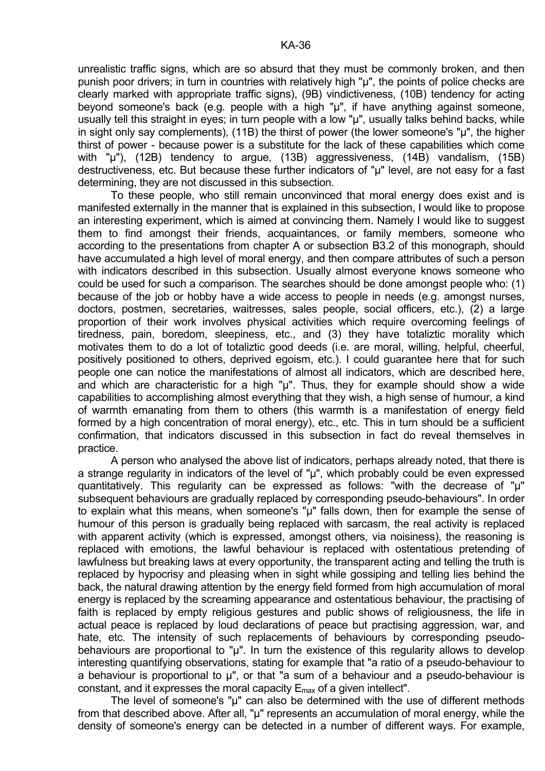unrealistic traffic signs, which are so absurd that they must be commonly broken, and then punish poor drivers; in turn in countries with relatively high "μ", the points of police checks are clearly marked with appropriate traffic signs), (9B) vindictiveness, (10B) tendency for acting beyond someone's back (e.g. people with a high "μ", if have anything against someone, usually tell this straight in eyes; in turn people with a low "μ", usually talks behind backs, while in sight only say complements), (11B) the thirst of power (the lower someone's "μ", the higher thirst of power - because power is a substitute for the lack of these capabilities which come with "μ"), (12B) tendency to argue, (13B) aggressiveness, (14B) vandalism, (15B) destructiveness, etc. But because these further indicators of "μ" level, are not easy for a fast determining, they are not discussed in this subsection.

To these people, who still remain unconvinced that moral energy does exist and is manifested externally in the manner that is explained in this subsection, I would like to propose an interesting experiment, which is aimed at convincing them. Namely I would like to suggest them to find amongst their friends, acquaintances, or family members, someone who according to the presentations from chapter A or subsection B3.2 of this monograph, should have accumulated a high level of moral energy, and then compare attributes of such a person with indicators described in this subsection. Usually almost everyone knows someone who could be used for such a comparison. The searches should be done amongst people who: (1) because of the job or hobby have a wide access to people in needs (e.g. amongst nurses, doctors, postmen, secretaries, waitresses, sales people, social officers, etc.), (2) a large proportion of their work involves physical activities which require overcoming feelings of tiredness, pain, boredom, sleepiness, etc., and (3) they have totaliztic morality which motivates them to do a lot of totaliztic good deeds (i.e. are moral, willing, helpful, cheerful, positively positioned to others, deprived egoism, etc.). I could guarantee here that for such people one can notice the manifestations of almost all indicators, which are described here, and which are characteristic for a high "μ". Thus, they for example should show a wide capabilities to accomplishing almost everything that they wish, a high sense of humour, a kind of warmth emanating from them to others (this warmth is a manifestation of energy field formed by a high concentration of moral energy), etc., etc. This in turn should be a sufficient confirmation, that indicators discussed in this subsection in fact do reveal themselves in practice.

A person who analysed the above list of indicators, perhaps already noted, that there is a strange regularity in indicators of the level of "μ", which probably could be even expressed quantitatively. This regularity can be expressed as follows: "with the decrease of "μ" subsequent behaviours are gradually replaced by corresponding pseudo-behaviours". In order to explain what this means, when someone's "μ" falls down, then for example the sense of humour of this person is gradually being replaced with sarcasm, the real activity is replaced with apparent activity (which is expressed, amongst others, via noisiness), the reasoning is replaced with emotions, the lawful behaviour is replaced with ostentatious pretending of lawfulness but breaking laws at every opportunity, the transparent acting and telling the truth is replaced by hypocrisy and pleasing when in sight while gossiping and telling lies behind the back, the natural drawing attention by the energy field formed from high accumulation of moral energy is replaced by the screaming appearance and ostentatious behaviour, the practising of faith is replaced by empty religious gestures and public shows of religiousness, the life in actual peace is replaced by loud declarations of peace but practising aggression, war, and hate, etc. The intensity of such replacements of behaviours by corresponding pseudo-behaviours are proportional to "μ". In turn the existence of this regularity allows to develop interesting quantifying observations, stating for example that "a ratio of a pseudo-behaviour to a behaviour is proportional to μ", or that "a sum of a behaviour and a pseudo-behaviour is constant, and it expresses the moral capacity $E_{max}$ of a given intellect".

The level of someone's "μ" can also be determined with the use of different methods from that described above. After all, "μ" represents an accumulation of moral energy, while the density of someone's energy can be detected in a number of different ways. For example,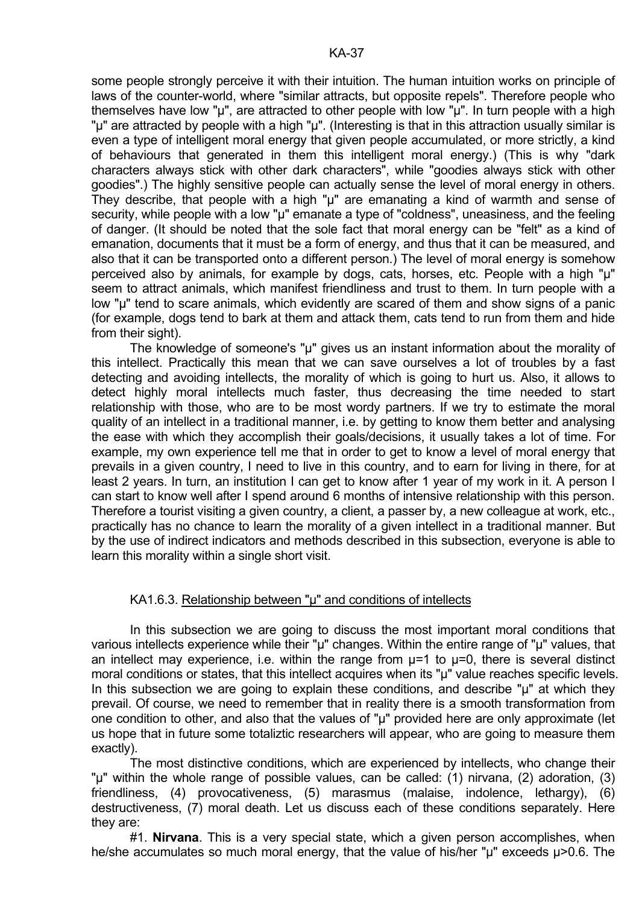some people strongly perceive it with their intuition. The human intuition works on principle of laws of the counter-world, where "similar attracts, but opposite repels". Therefore people who themselves have low "μ", are attracted to other people with low "μ". In turn people with a high "μ" are attracted by people with a high "μ". (Interesting is that in this attraction usually similar is even a type of intelligent moral energy that given people accumulated, or more strictly, a kind of behaviours that generated in them this intelligent moral energy.) (This is why "dark characters always stick with other dark characters", while "goodies always stick with other goodies".) The highly sensitive people can actually sense the level of moral energy in others. They describe, that people with a high "μ" are emanating a kind of warmth and sense of security, while people with a low "μ" emanate a type of "coldness", uneasiness, and the feeling of danger. (It should be noted that the sole fact that moral energy can be "felt" as a kind of emanation, documents that it must be a form of energy, and thus that it can be measured, and also that it can be transported onto a different person.) The level of moral energy is somehow perceived also by animals, for example by dogs, cats, horses, etc. People with a high "μ" seem to attract animals, which manifest friendliness and trust to them. In turn people with a low "μ" tend to scare animals, which evidently are scared of them and show signs of a panic (for example, dogs tend to bark at them and attack them, cats tend to run from them and hide from their sight).

The knowledge of someone's "μ" gives us an instant information about the morality of this intellect. Practically this mean that we can save ourselves a lot of troubles by a fast detecting and avoiding intellects, the morality of which is going to hurt us. Also, it allows to detect highly moral intellects much faster, thus decreasing the time needed to start relationship with those, who are to be most wordy partners. If we try to estimate the moral quality of an intellect in a traditional manner, i.e. by getting to know them better and analysing the ease with which they accomplish their goals/decisions, it usually takes a lot of time. For example, my own experience tell me that in order to get to know a level of moral energy that prevails in a given country, I need to live in this country, and to earn for living in there, for at least 2 years. In turn, an institution I can get to know after 1 year of my work in it. A person I can start to know well after I spend around 6 months of intensive relationship with this person. Therefore a tourist visiting a given country, a client, a passer by, a new colleague at work, etc., practically has no chance to learn the morality of a given intellect in a traditional manner. But by the use of indirect indicators and methods described in this subsection, everyone is able to learn this morality within a single short visit.

### KA1.6.3. Relationship between "μ" and conditions of intellects

In this subsection we are going to discuss the most important moral conditions that various intellects experience while their "μ" changes. Within the entire range of "μ" values, that an intellect may experience, i.e. within the range from $\mu=1$ to $\mu=0$, there is several distinct moral conditions or states, that this intellect acquires when its "μ" value reaches specific levels. In this subsection we are going to explain these conditions, and describe "μ" at which they prevail. Of course, we need to remember that in reality there is a smooth transformation from one condition to other, and also that the values of "μ" provided here are only approximate (let us hope that in future some totaliztic researchers will appear, who are going to measure them exactly).

The most distinctive conditions, which are experienced by intellects, who change their "μ" within the whole range of possible values, can be called: (1) nirvana, (2) adoration, (3) friendliness, (4) provocativeness, (5) marasmus (malaise, indolence, lethargy), (6) destructiveness, (7) moral death. Let us discuss each of these conditions separately. Here they are:

#1. **Nirvana**. This is a very special state, which a given person accomplishes, when he/she accumulates so much moral energy, that the value of his/her "μ" exceeds $\mu>0.6$. The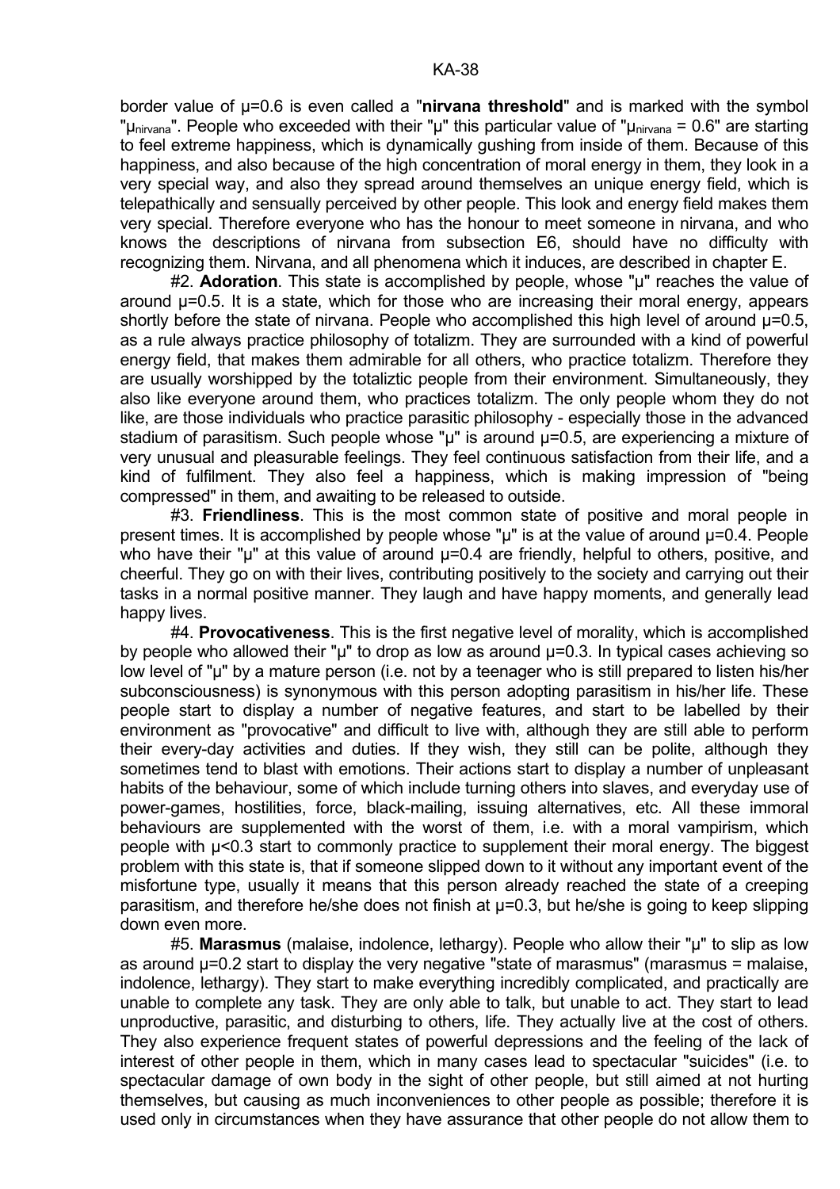border value of $\mu=0.6$ is even called a "**nirvana threshold**" and is marked with the symbol "$\mu_{nirvana}$". People who exceeded with their "$\mu$" this particular value of "$\mu_{nirvana} = 0.6$" are starting to feel extreme happiness, which is dynamically gushing from inside of them. Because of this happiness, and also because of the high concentration of moral energy in them, they look in a very special way, and also they spread around themselves an unique energy field, which is telepathically and sensually perceived by other people. This look and energy field makes them very special. Therefore everyone who has the honour to meet someone in nirvana, and who knows the descriptions of nirvana from subsection E6, should have no difficulty with recognizing them. Nirvana, and all phenomena which it induces, are described in chapter E.

#2. **Adoration**. This state is accomplished by people, whose "$\mu$" reaches the value of around $\mu=0.5$. It is a state, which for those who are increasing their moral energy, appears shortly before the state of nirvana. People who accomplished this high level of around $\mu=0.5$, as a rule always practice philosophy of totalizm. They are surrounded with a kind of powerful energy field, that makes them admirable for all others, who practice totalizm. Therefore they are usually worshipped by the totaliztic people from their environment. Simultaneously, they also like everyone around them, who practices totalizm. The only people whom they do not like, are those individuals who practice parasitic philosophy - especially those in the advanced stadium of parasitism. Such people whose "$\mu$" is around $\mu=0.5$, are experiencing a mixture of very unusual and pleasurable feelings. They feel continuous satisfaction from their life, and a kind of fulfilment. They also feel a happiness, which is making impression of "being compressed" in them, and awaiting to be released to outside.

#3. **Friendliness**. This is the most common state of positive and moral people in present times. It is accomplished by people whose "$\mu$" is at the value of around $\mu=0.4$. People who have their "$\mu$" at this value of around $\mu=0.4$ are friendly, helpful to others, positive, and cheerful. They go on with their lives, contributing positively to the society and carrying out their tasks in a normal positive manner. They laugh and have happy moments, and generally lead happy lives.

#4. **Provocativeness**. This is the first negative level of morality, which is accomplished by people who allowed their "$\mu$" to drop as low as around $\mu=0.3$. In typical cases achieving so low level of "$\mu$" by a mature person (i.e. not by a teenager who is still prepared to listen his/her subconsciousness) is synonymous with this person adopting parasitism in his/her life. These people start to display a number of negative features, and start to be labelled by their environment as "provocative" and difficult to live with, although they are still able to perform their every-day activities and duties. If they wish, they still can be polite, although they sometimes tend to blast with emotions. Their actions start to display a number of unpleasant habits of the behaviour, some of which include turning others into slaves, and everyday use of power-games, hostilities, force, black-mailing, issuing alternatives, etc. All these immoral behaviours are supplemented with the worst of them, i.e. with a moral vampirism, which people with $\mu<0.3$ start to commonly practice to supplement their moral energy. The biggest problem with this state is, that if someone slipped down to it without any important event of the misfortune type, usually it means that this person already reached the state of a creeping parasitism, and therefore he/she does not finish at $\mu=0.3$, but he/she is going to keep slipping down even more.

#5. **Marasmus** (malaise, indolence, lethargy). People who allow their "$\mu$" to slip as low as around $\mu=0.2$ start to display the very negative "state of marasmus" (marasmus = malaise, indolence, lethargy). They start to make everything incredibly complicated, and practically are unable to complete any task. They are only able to talk, but unable to act. They start to lead unproductive, parasitic, and disturbing to others, life. They actually live at the cost of others. They also experience frequent states of powerful depressions and the feeling of the lack of interest of other people in them, which in many cases lead to spectacular "suicides" (i.e. to spectacular damage of own body in the sight of other people, but still aimed at not hurting themselves, but causing as much inconveniences to other people as possible; therefore it is used only in circumstances when they have assurance that other people do not allow them to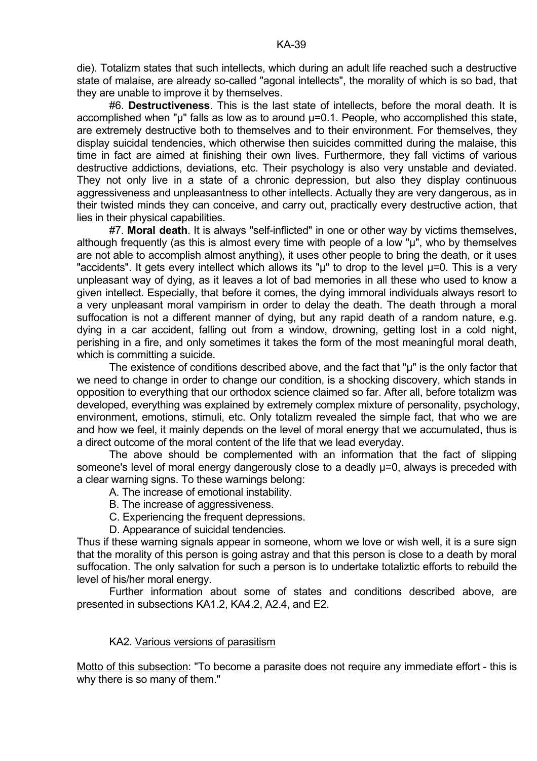die). Totalizm states that such intellects, which during an adult life reached such a destructive state of malaise, are already so-called "agonal intellects", the morality of which is so bad, that they are unable to improve it by themselves.

#6. **Destructiveness**. This is the last state of intellects, before the moral death. It is accomplished when "μ" falls as low as to around μ=0.1. People, who accomplished this state, are extremely destructive both to themselves and to their environment. For themselves, they display suicidal tendencies, which otherwise then suicides committed during the malaise, this time in fact are aimed at finishing their own lives. Furthermore, they fall victims of various destructive addictions, deviations, etc. Their psychology is also very unstable and deviated. They not only live in a state of a chronic depression, but also they display continuous aggressiveness and unpleasantness to other intellects. Actually they are very dangerous, as in their twisted minds they can conceive, and carry out, practically every destructive action, that lies in their physical capabilities.

#7. **Moral death**. It is always "self-inflicted" in one or other way by victims themselves, although frequently (as this is almost every time with people of a low "μ", who by themselves are not able to accomplish almost anything), it uses other people to bring the death, or it uses "accidents". It gets every intellect which allows its "μ" to drop to the level μ=0. This is a very unpleasant way of dying, as it leaves a lot of bad memories in all these who used to know a given intellect. Especially, that before it comes, the dying immoral individuals always resort to a very unpleasant moral vampirism in order to delay the death. The death through a moral suffocation is not a different manner of dying, but any rapid death of a random nature, e.g. dying in a car accident, falling out from a window, drowning, getting lost in a cold night, perishing in a fire, and only sometimes it takes the form of the most meaningful moral death, which is committing a suicide.

The existence of conditions described above, and the fact that "μ" is the only factor that we need to change in order to change our condition, is a shocking discovery, which stands in opposition to everything that our orthodox science claimed so far. After all, before totalizm was developed, everything was explained by extremely complex mixture of personality, psychology, environment, emotions, stimuli, etc. Only totalizm revealed the simple fact, that who we are and how we feel, it mainly depends on the level of moral energy that we accumulated, thus is a direct outcome of the moral content of the life that we lead everyday.

The above should be complemented with an information that the fact of slipping someone's level of moral energy dangerously close to a deadly μ=0, always is preceded with a clear warning signs. To these warnings belong:

A. The increase of emotional instability.

B. The increase of aggressiveness.

C. Experiencing the frequent depressions.

D. Appearance of suicidal tendencies.

Thus if these warning signals appear in someone, whom we love or wish well, it is a sure sign that the morality of this person is going astray and that this person is close to a death by moral suffocation. The only salvation for such a person is to undertake totaliztic efforts to rebuild the level of his/her moral energy.

Further information about some of states and conditions described above, are presented in subsections KA1.2, KA4.2, A2.4, and E2.

## KA2. Various versions of parasitism

Motto of this subsection: "To become a parasite does not require any immediate effort - this is why there is so many of them."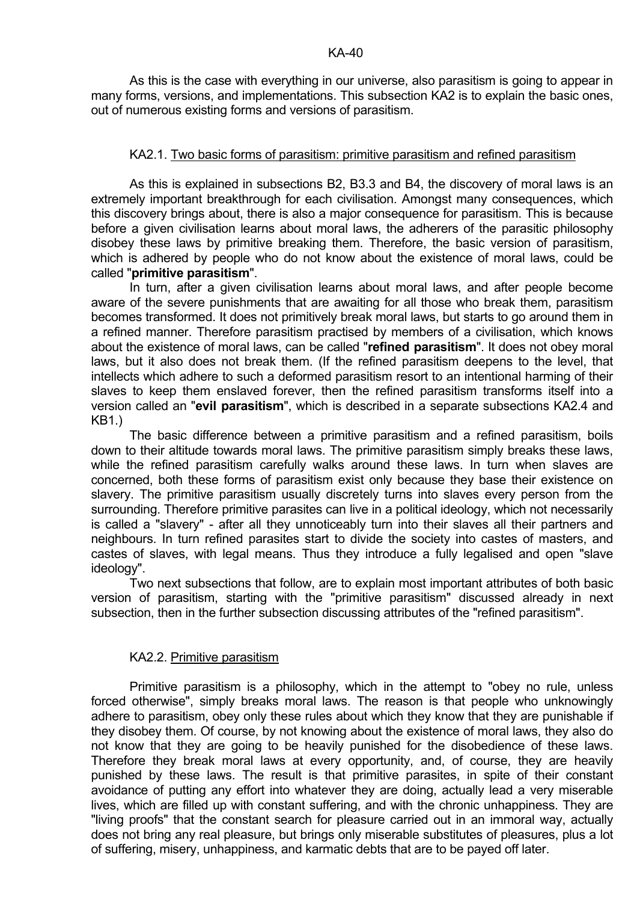As this is the case with everything in our universe, also parasitism is going to appear in many forms, versions, and implementations. This subsection KA2 is to explain the basic ones, out of numerous existing forms and versions of parasitism.

### KA2.1. Two basic forms of parasitism: primitive parasitism and refined parasitism

As this is explained in subsections B2, B3.3 and B4, the discovery of moral laws is an extremely important breakthrough for each civilisation. Amongst many consequences, which this discovery brings about, there is also a major consequence for parasitism. This is because before a given civilisation learns about moral laws, the adherers of the parasitic philosophy disobey these laws by primitive breaking them. Therefore, the basic version of parasitism, which is adhered by people who do not know about the existence of moral laws, could be called "**primitive parasitism**".

In turn, after a given civilisation learns about moral laws, and after people become aware of the severe punishments that are awaiting for all those who break them, parasitism becomes transformed. It does not primitively break moral laws, but starts to go around them in a refined manner. Therefore parasitism practised by members of a civilisation, which knows about the existence of moral laws, can be called "**refined parasitism**". It does not obey moral laws, but it also does not break them. (If the refined parasitism deepens to the level, that intellects which adhere to such a deformed parasitism resort to an intentional harming of their slaves to keep them enslaved forever, then the refined parasitism transforms itself into a version called an "**evil parasitism**", which is described in a separate subsections KA2.4 and KB1.)

The basic difference between a primitive parasitism and a refined parasitism, boils down to their altitude towards moral laws. The primitive parasitism simply breaks these laws, while the refined parasitism carefully walks around these laws. In turn when slaves are concerned, both these forms of parasitism exist only because they base their existence on slavery. The primitive parasitism usually discretely turns into slaves every person from the surrounding. Therefore primitive parasites can live in a political ideology, which not necessarily is called a "slavery" - after all they unnoticeably turn into their slaves all their partners and neighbours. In turn refined parasites start to divide the society into castes of masters, and castes of slaves, with legal means. Thus they introduce a fully legalised and open "slave ideology".

Two next subsections that follow, are to explain most important attributes of both basic version of parasitism, starting with the "primitive parasitism" discussed already in next subsection, then in the further subsection discussing attributes of the "refined parasitism".

### KA2.2. Primitive parasitism

Primitive parasitism is a philosophy, which in the attempt to "obey no rule, unless forced otherwise", simply breaks moral laws. The reason is that people who unknowingly adhere to parasitism, obey only these rules about which they know that they are punishable if they disobey them. Of course, by not knowing about the existence of moral laws, they also do not know that they are going to be heavily punished for the disobedience of these laws. Therefore they break moral laws at every opportunity, and, of course, they are heavily punished by these laws. The result is that primitive parasites, in spite of their constant avoidance of putting any effort into whatever they are doing, actually lead a very miserable lives, which are filled up with constant suffering, and with the chronic unhappiness. They are "living proofs" that the constant search for pleasure carried out in an immoral way, actually does not bring any real pleasure, but brings only miserable substitutes of pleasures, plus a lot of suffering, misery, unhappiness, and karmatic debts that are to be payed off later.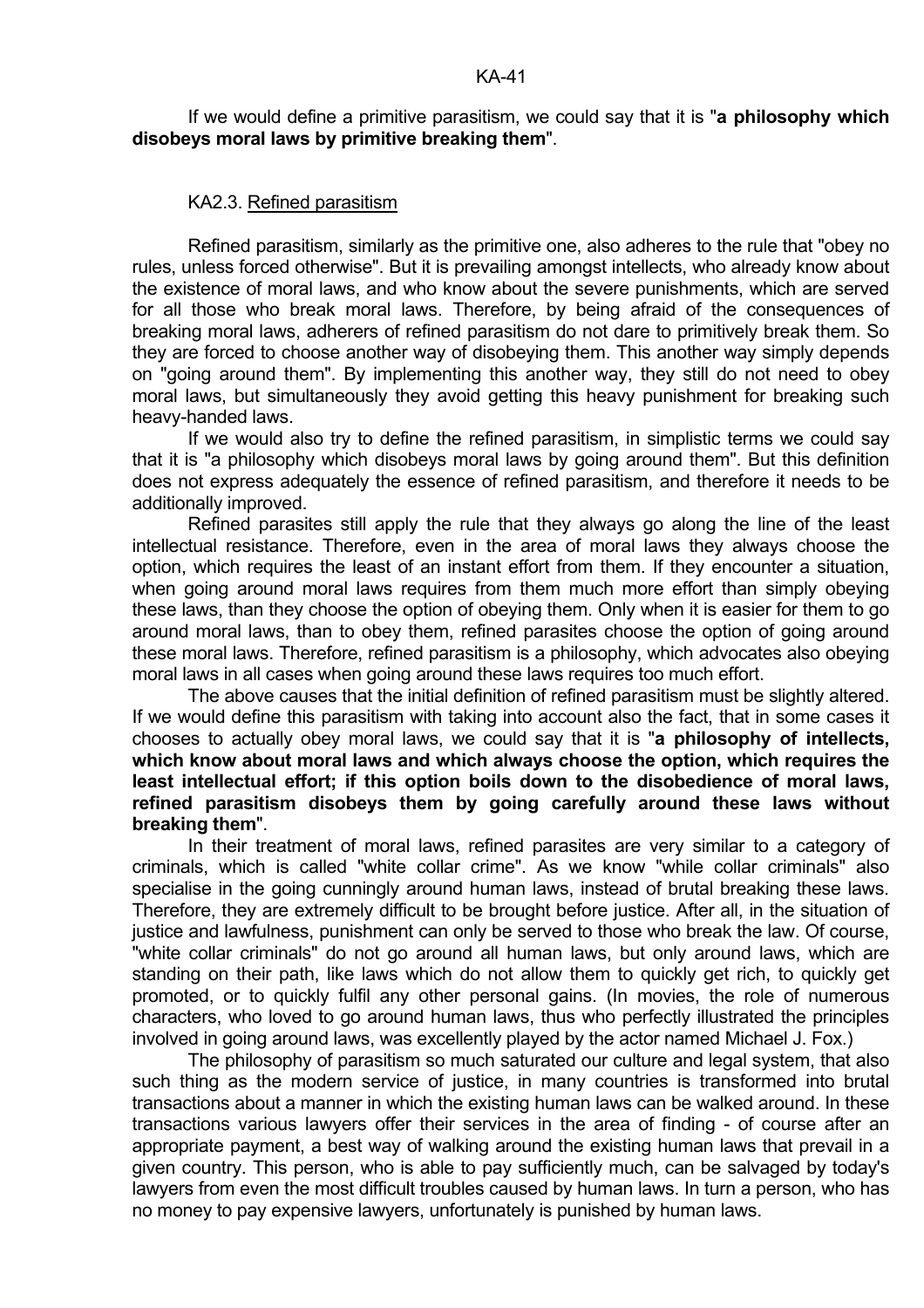If we would define a primitive parasitism, we could say that it is "**a philosophy which disobeys moral laws by primitive breaking them**".

### KA2.3. Refined parasitism

Refined parasitism, similarly as the primitive one, also adheres to the rule that "obey no rules, unless forced otherwise". But it is prevailing amongst intellects, who already know about the existence of moral laws, and who know about the severe punishments, which are served for all those who break moral laws. Therefore, by being afraid of the consequences of breaking moral laws, adherers of refined parasitism do not dare to primitively break them. So they are forced to choose another way of disobeying them. This another way simply depends on "going around them". By implementing this another way, they still do not need to obey moral laws, but simultaneously they avoid getting this heavy punishment for breaking such heavy-handed laws.

If we would also try to define the refined parasitism, in simplistic terms we could say that it is "a philosophy which disobeys moral laws by going around them". But this definition does not express adequately the essence of refined parasitism, and therefore it needs to be additionally improved.

Refined parasites still apply the rule that they always go along the line of the least intellectual resistance. Therefore, even in the area of moral laws they always choose the option, which requires the least of an instant effort from them. If they encounter a situation, when going around moral laws requires from them much more effort than simply obeying these laws, than they choose the option of obeying them. Only when it is easier for them to go around moral laws, than to obey them, refined parasites choose the option of going around these moral laws. Therefore, refined parasitism is a philosophy, which advocates also obeying moral laws in all cases when going around these laws requires too much effort.

The above causes that the initial definition of refined parasitism must be slightly altered. If we would define this parasitism with taking into account also the fact, that in some cases it chooses to actually obey moral laws, we could say that it is "**a philosophy of intellects, which know about moral laws and which always choose the option, which requires the least intellectual effort; if this option boils down to the disobedience of moral laws, refined parasitism disobeys them by going carefully around these laws without breaking them**".

In their treatment of moral laws, refined parasites are very similar to a category of criminals, which is called "white collar crime". As we know "while collar criminals" also specialise in the going cunningly around human laws, instead of brutal breaking these laws. Therefore, they are extremely difficult to be brought before justice. After all, in the situation of justice and lawfulness, punishment can only be served to those who break the law. Of course, "white collar criminals" do not go around all human laws, but only around laws, which are standing on their path, like laws which do not allow them to quickly get rich, to quickly get promoted, or to quickly fulfil any other personal gains. (In movies, the role of numerous characters, who loved to go around human laws, thus who perfectly illustrated the principles involved in going around laws, was excellently played by the actor named Michael J. Fox.)

The philosophy of parasitism so much saturated our culture and legal system, that also such thing as the modern service of justice, in many countries is transformed into brutal transactions about a manner in which the existing human laws can be walked around. In these transactions various lawyers offer their services in the area of finding - of course after an appropriate payment, a best way of walking around the existing human laws that prevail in a given country. This person, who is able to pay sufficiently much, can be salvaged by today's lawyers from even the most difficult troubles caused by human laws. In turn a person, who has no money to pay expensive lawyers, unfortunately is punished by human laws.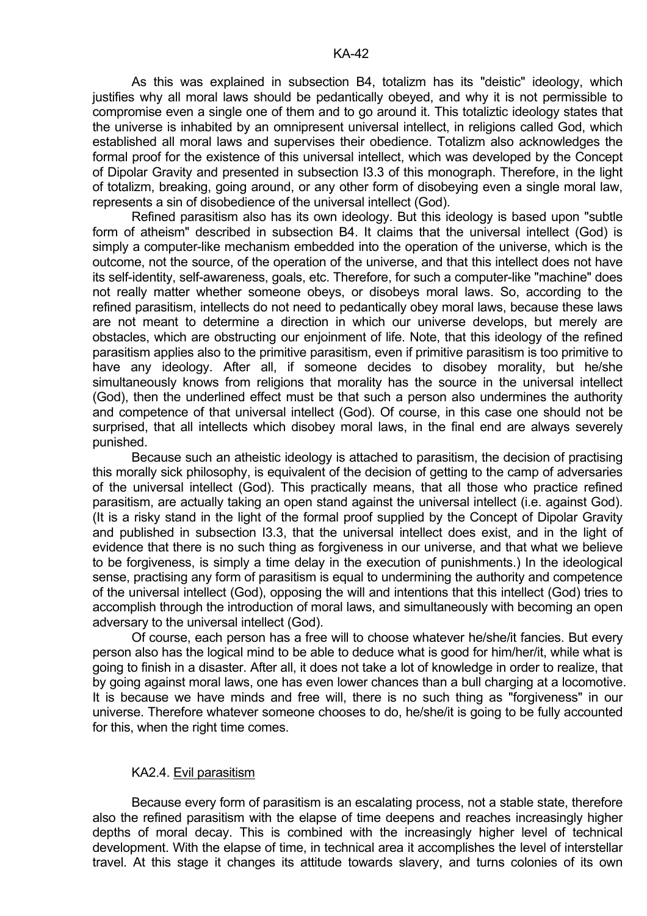As this was explained in subsection B4, totalizm has its "deistic" ideology, which justifies why all moral laws should be pedantically obeyed, and why it is not permissible to compromise even a single one of them and to go around it. This totaliztic ideology states that the universe is inhabited by an omnipresent universal intellect, in religions called God, which established all moral laws and supervises their obedience. Totalizm also acknowledges the formal proof for the existence of this universal intellect, which was developed by the Concept of Dipolar Gravity and presented in subsection I3.3 of this monograph. Therefore, in the light of totalizm, breaking, going around, or any other form of disobeying even a single moral law, represents a sin of disobedience of the universal intellect (God).

Refined parasitism also has its own ideology. But this ideology is based upon "subtle form of atheism" described in subsection B4. It claims that the universal intellect (God) is simply a computer-like mechanism embedded into the operation of the universe, which is the outcome, not the source, of the operation of the universe, and that this intellect does not have its self-identity, self-awareness, goals, etc. Therefore, for such a computer-like "machine" does not really matter whether someone obeys, or disobeys moral laws. So, according to the refined parasitism, intellects do not need to pedantically obey moral laws, because these laws are not meant to determine a direction in which our universe develops, but merely are obstacles, which are obstructing our enjoinment of life. Note, that this ideology of the refined parasitism applies also to the primitive parasitism, even if primitive parasitism is too primitive to have any ideology. After all, if someone decides to disobey morality, but he/she simultaneously knows from religions that morality has the source in the universal intellect (God), then the underlined effect must be that such a person also undermines the authority and competence of that universal intellect (God). Of course, in this case one should not be surprised, that all intellects which disobey moral laws, in the final end are always severely punished.

Because such an atheistic ideology is attached to parasitism, the decision of practising this morally sick philosophy, is equivalent of the decision of getting to the camp of adversaries of the universal intellect (God). This practically means, that all those who practice refined parasitism, are actually taking an open stand against the universal intellect (i.e. against God). (It is a risky stand in the light of the formal proof supplied by the Concept of Dipolar Gravity and published in subsection I3.3, that the universal intellect does exist, and in the light of evidence that there is no such thing as forgiveness in our universe, and that what we believe to be forgiveness, is simply a time delay in the execution of punishments.) In the ideological sense, practising any form of parasitism is equal to undermining the authority and competence of the universal intellect (God), opposing the will and intentions that this intellect (God) tries to accomplish through the introduction of moral laws, and simultaneously with becoming an open adversary to the universal intellect (God).

Of course, each person has a free will to choose whatever he/she/it fancies. But every person also has the logical mind to be able to deduce what is good for him/her/it, while what is going to finish in a disaster. After all, it does not take a lot of knowledge in order to realize, that by going against moral laws, one has even lower chances than a bull charging at a locomotive. It is because we have minds and free will, there is no such thing as "forgiveness" in our universe. Therefore whatever someone chooses to do, he/she/it is going to be fully accounted for this, when the right time comes.

### KA2.4. Evil parasitism

Because every form of parasitism is an escalating process, not a stable state, therefore also the refined parasitism with the elapse of time deepens and reaches increasingly higher depths of moral decay. This is combined with the increasingly higher level of technical development. With the elapse of time, in technical area it accomplishes the level of interstellar travel. At this stage it changes its attitude towards slavery, and turns colonies of its own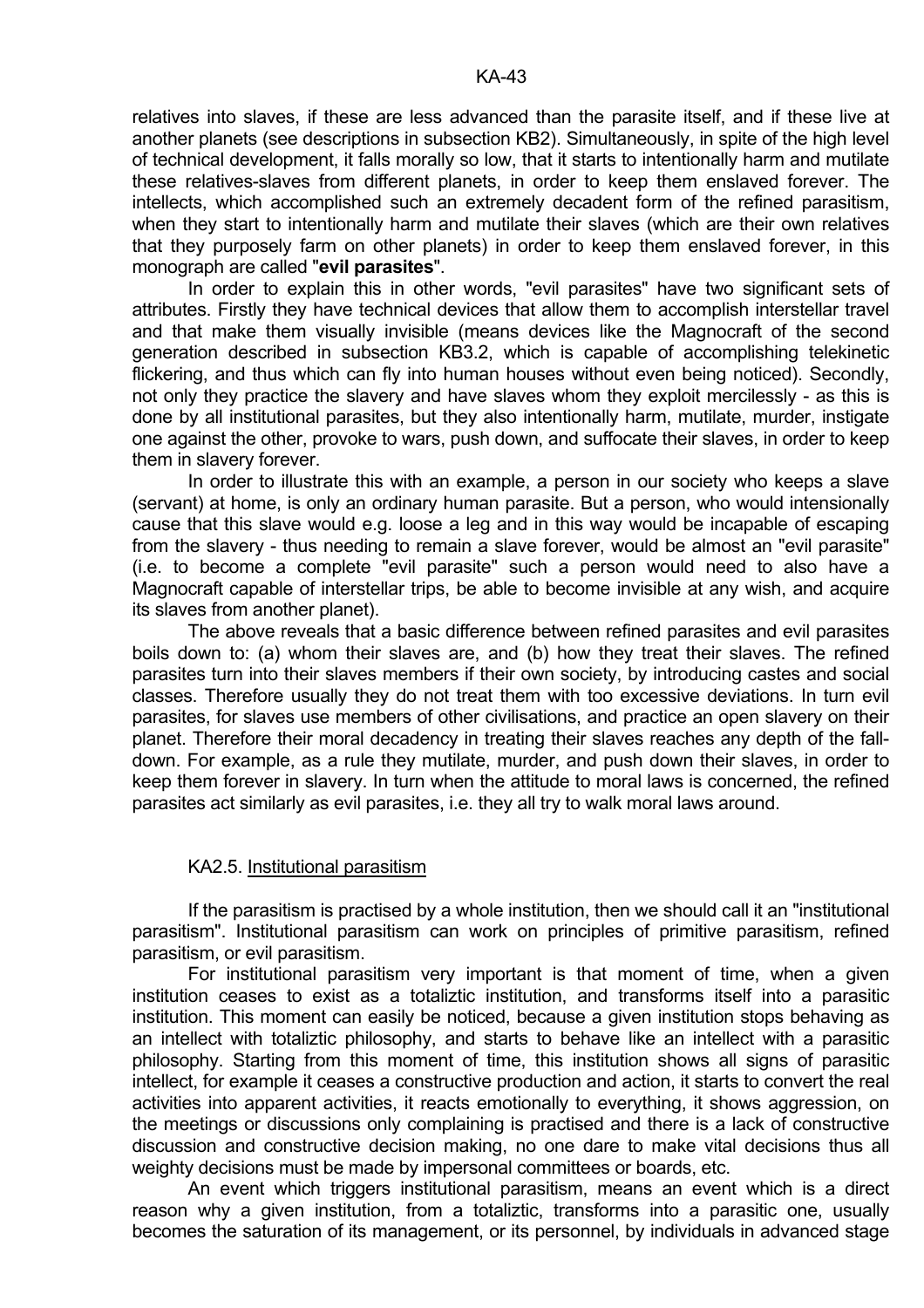relatives into slaves, if these are less advanced than the parasite itself, and if these live at another planets (see descriptions in subsection KB2). Simultaneously, in spite of the high level of technical development, it falls morally so low, that it starts to intentionally harm and mutilate these relatives-slaves from different planets, in order to keep them enslaved forever. The intellects, which accomplished such an extremely decadent form of the refined parasitism, when they start to intentionally harm and mutilate their slaves (which are their own relatives that they purposely farm on other planets) in order to keep them enslaved forever, in this monograph are called "**evil parasites**".

In order to explain this in other words, "evil parasites" have two significant sets of attributes. Firstly they have technical devices that allow them to accomplish interstellar travel and that make them visually invisible (means devices like the Magnocraft of the second generation described in subsection KB3.2, which is capable of accomplishing telekinetic flickering, and thus which can fly into human houses without even being noticed). Secondly, not only they practice the slavery and have slaves whom they exploit mercilessly - as this is done by all institutional parasites, but they also intentionally harm, mutilate, murder, instigate one against the other, provoke to wars, push down, and suffocate their slaves, in order to keep them in slavery forever.

In order to illustrate this with an example, a person in our society who keeps a slave (servant) at home, is only an ordinary human parasite. But a person, who would intensionally cause that this slave would e.g. loose a leg and in this way would be incapable of escaping from the slavery - thus needing to remain a slave forever, would be almost an "evil parasite" (i.e. to become a complete "evil parasite" such a person would need to also have a Magnocraft capable of interstellar trips, be able to become invisible at any wish, and acquire its slaves from another planet).

The above reveals that a basic difference between refined parasites and evil parasites boils down to: (a) whom their slaves are, and (b) how they treat their slaves. The refined parasites turn into their slaves members if their own society, by introducing castes and social classes. Therefore usually they do not treat them with too excessive deviations. In turn evil parasites, for slaves use members of other civilisations, and practice an open slavery on their planet. Therefore their moral decadency in treating their slaves reaches any depth of the fall-down. For example, as a rule they mutilate, murder, and push down their slaves, in order to keep them forever in slavery. In turn when the attitude to moral laws is concerned, the refined parasites act similarly as evil parasites, i.e. they all try to walk moral laws around.

### KA2.5. Institutional parasitism

If the parasitism is practised by a whole institution, then we should call it an "institutional parasitism". Institutional parasitism can work on principles of primitive parasitism, refined parasitism, or evil parasitism.

For institutional parasitism very important is that moment of time, when a given institution ceases to exist as a totaliztic institution, and transforms itself into a parasitic institution. This moment can easily be noticed, because a given institution stops behaving as an intellect with totaliztic philosophy, and starts to behave like an intellect with a parasitic philosophy. Starting from this moment of time, this institution shows all signs of parasitic intellect, for example it ceases a constructive production and action, it starts to convert the real activities into apparent activities, it reacts emotionally to everything, it shows aggression, on the meetings or discussions only complaining is practised and there is a lack of constructive discussion and constructive decision making, no one dare to make vital decisions thus all weighty decisions must be made by impersonal committees or boards, etc.

An event which triggers institutional parasitism, means an event which is a direct reason why a given institution, from a totaliztic, transforms into a parasitic one, usually becomes the saturation of its management, or its personnel, by individuals in advanced stage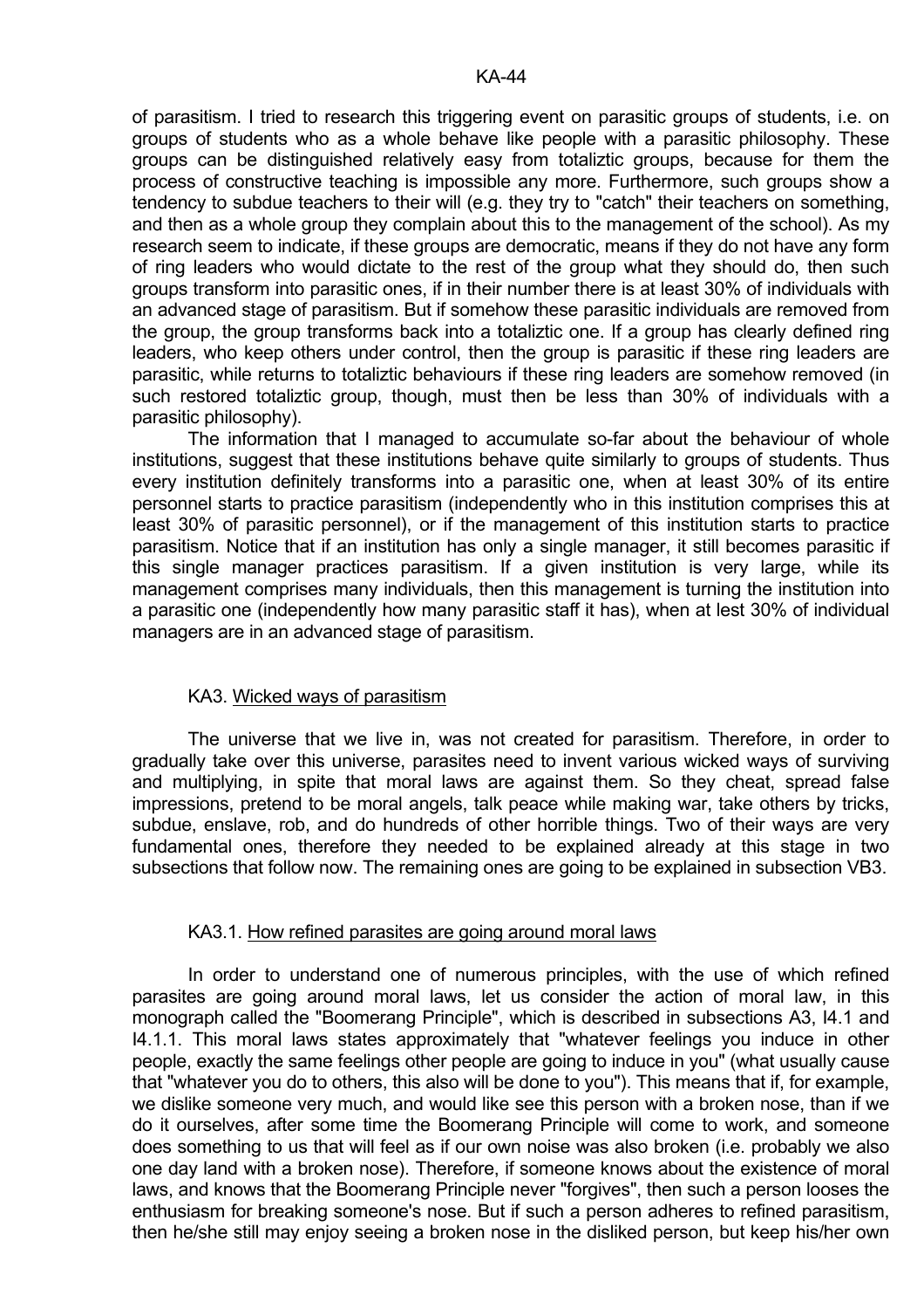of parasitism. I tried to research this triggering event on parasitic groups of students, i.e. on groups of students who as a whole behave like people with a parasitic philosophy. These groups can be distinguished relatively easy from totaliztic groups, because for them the process of constructive teaching is impossible any more. Furthermore, such groups show a tendency to subdue teachers to their will (e.g. they try to "catch" their teachers on something, and then as a whole group they complain about this to the management of the school). As my research seem to indicate, if these groups are democratic, means if they do not have any form of ring leaders who would dictate to the rest of the group what they should do, then such groups transform into parasitic ones, if in their number there is at least 30% of individuals with an advanced stage of parasitism. But if somehow these parasitic individuals are removed from the group, the group transforms back into a totaliztic one. If a group has clearly defined ring leaders, who keep others under control, then the group is parasitic if these ring leaders are parasitic, while returns to totaliztic behaviours if these ring leaders are somehow removed (in such restored totaliztic group, though, must then be less than 30% of individuals with a parasitic philosophy).

The information that I managed to accumulate so-far about the behaviour of whole institutions, suggest that these institutions behave quite similarly to groups of students. Thus every institution definitely transforms into a parasitic one, when at least 30% of its entire personnel starts to practice parasitism (independently who in this institution comprises this at least 30% of parasitic personnel), or if the management of this institution starts to practice parasitism. Notice that if an institution has only a single manager, it still becomes parasitic if this single manager practices parasitism. If a given institution is very large, while its management comprises many individuals, then this management is turning the institution into a parasitic one (independently how many parasitic staff it has), when at lest 30% of individual managers are in an advanced stage of parasitism.

## KA3. Wicked ways of parasitism

The universe that we live in, was not created for parasitism. Therefore, in order to gradually take over this universe, parasites need to invent various wicked ways of surviving and multiplying, in spite that moral laws are against them. So they cheat, spread false impressions, pretend to be moral angels, talk peace while making war, take others by tricks, subdue, enslave, rob, and do hundreds of other horrible things. Two of their ways are very fundamental ones, therefore they needed to be explained already at this stage in two subsections that follow now. The remaining ones are going to be explained in subsection VB3.

### KA3.1. How refined parasites are going around moral laws

In order to understand one of numerous principles, with the use of which refined parasites are going around moral laws, let us consider the action of moral law, in this monograph called the "Boomerang Principle", which is described in subsections A3, I4.1 and I4.1.1. This moral laws states approximately that "whatever feelings you induce in other people, exactly the same feelings other people are going to induce in you" (what usually cause that "whatever you do to others, this also will be done to you"). This means that if, for example, we dislike someone very much, and would like see this person with a broken nose, than if we do it ourselves, after some time the Boomerang Principle will come to work, and someone does something to us that will feel as if our own noise was also broken (i.e. probably we also one day land with a broken nose). Therefore, if someone knows about the existence of moral laws, and knows that the Boomerang Principle never "forgives", then such a person looses the enthusiasm for breaking someone's nose. But if such a person adheres to refined parasitism, then he/she still may enjoy seeing a broken nose in the disliked person, but keep his/her own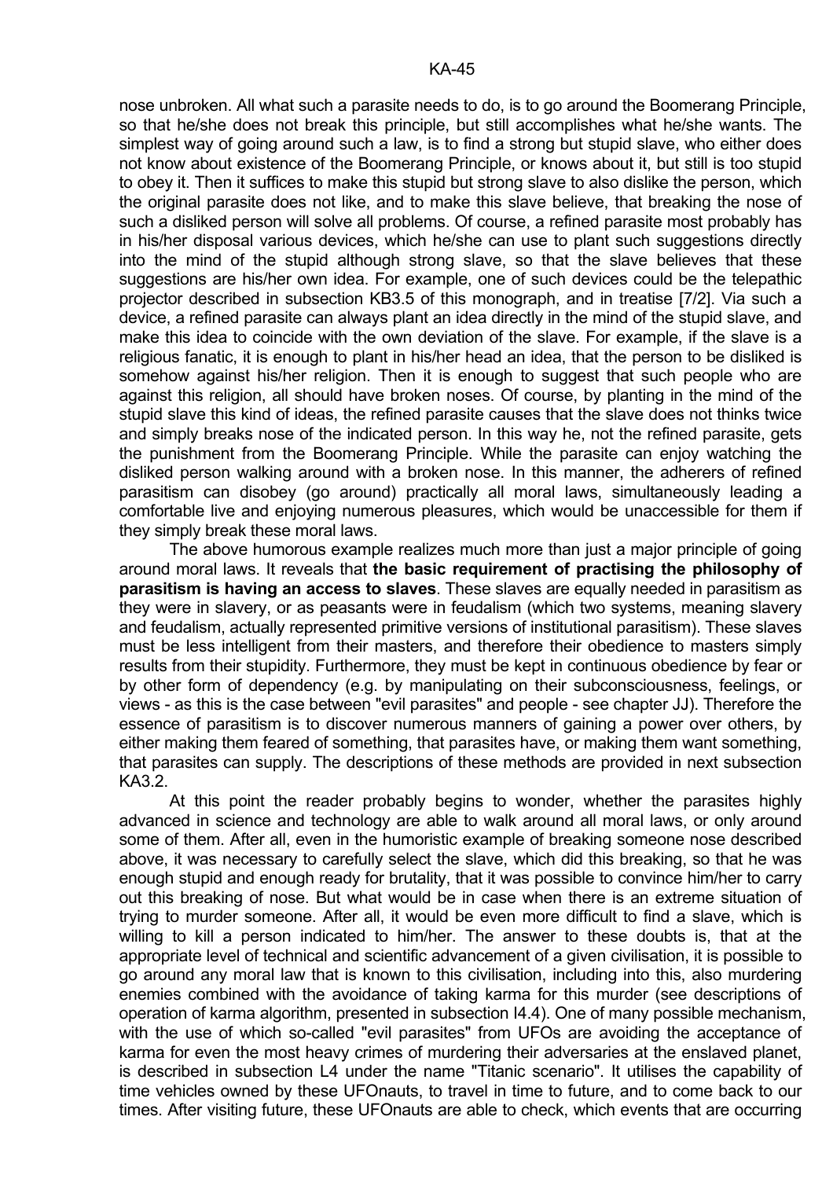nose unbroken. All what such a parasite needs to do, is to go around the Boomerang Principle, so that he/she does not break this principle, but still accomplishes what he/she wants. The simplest way of going around such a law, is to find a strong but stupid slave, who either does not know about existence of the Boomerang Principle, or knows about it, but still is too stupid to obey it. Then it suffices to make this stupid but strong slave to also dislike the person, which the original parasite does not like, and to make this slave believe, that breaking the nose of such a disliked person will solve all problems. Of course, a refined parasite most probably has in his/her disposal various devices, which he/she can use to plant such suggestions directly into the mind of the stupid although strong slave, so that the slave believes that these suggestions are his/her own idea. For example, one of such devices could be the telepathic projector described in subsection KB3.5 of this monograph, and in treatise [7/2]. Via such a device, a refined parasite can always plant an idea directly in the mind of the stupid slave, and make this idea to coincide with the own deviation of the slave. For example, if the slave is a religious fanatic, it is enough to plant in his/her head an idea, that the person to be disliked is somehow against his/her religion. Then it is enough to suggest that such people who are against this religion, all should have broken noses. Of course, by planting in the mind of the stupid slave this kind of ideas, the refined parasite causes that the slave does not thinks twice and simply breaks nose of the indicated person. In this way he, not the refined parasite, gets the punishment from the Boomerang Principle. While the parasite can enjoy watching the disliked person walking around with a broken nose. In this manner, the adherers of refined parasitism can disobey (go around) practically all moral laws, simultaneously leading a comfortable live and enjoying numerous pleasures, which would be unaccessible for them if they simply break these moral laws.

The above humorous example realizes much more than just a major principle of going around moral laws. It reveals that **the basic requirement of practising the philosophy of parasitism is having an access to slaves**. These slaves are equally needed in parasitism as they were in slavery, or as peasants were in feudalism (which two systems, meaning slavery and feudalism, actually represented primitive versions of institutional parasitism). These slaves must be less intelligent from their masters, and therefore their obedience to masters simply results from their stupidity. Furthermore, they must be kept in continuous obedience by fear or by other form of dependency (e.g. by manipulating on their subconsciousness, feelings, or views - as this is the case between "evil parasites" and people - see chapter JJ). Therefore the essence of parasitism is to discover numerous manners of gaining a power over others, by either making them feared of something, that parasites have, or making them want something, that parasites can supply. The descriptions of these methods are provided in next subsection KA3.2.

At this point the reader probably begins to wonder, whether the parasites highly advanced in science and technology are able to walk around all moral laws, or only around some of them. After all, even in the humoristic example of breaking someone nose described above, it was necessary to carefully select the slave, which did this breaking, so that he was enough stupid and enough ready for brutality, that it was possible to convince him/her to carry out this breaking of nose. But what would be in case when there is an extreme situation of trying to murder someone. After all, it would be even more difficult to find a slave, which is willing to kill a person indicated to him/her. The answer to these doubts is, that at the appropriate level of technical and scientific advancement of a given civilisation, it is possible to go around any moral law that is known to this civilisation, including into this, also murdering enemies combined with the avoidance of taking karma for this murder (see descriptions of operation of karma algorithm, presented in subsection I4.4). One of many possible mechanism, with the use of which so-called "evil parasites" from UFOs are avoiding the acceptance of karma for even the most heavy crimes of murdering their adversaries at the enslaved planet, is described in subsection L4 under the name "Titanic scenario". It utilises the capability of time vehicles owned by these UFOnauts, to travel in time to future, and to come back to our times. After visiting future, these UFOnauts are able to check, which events that are occurring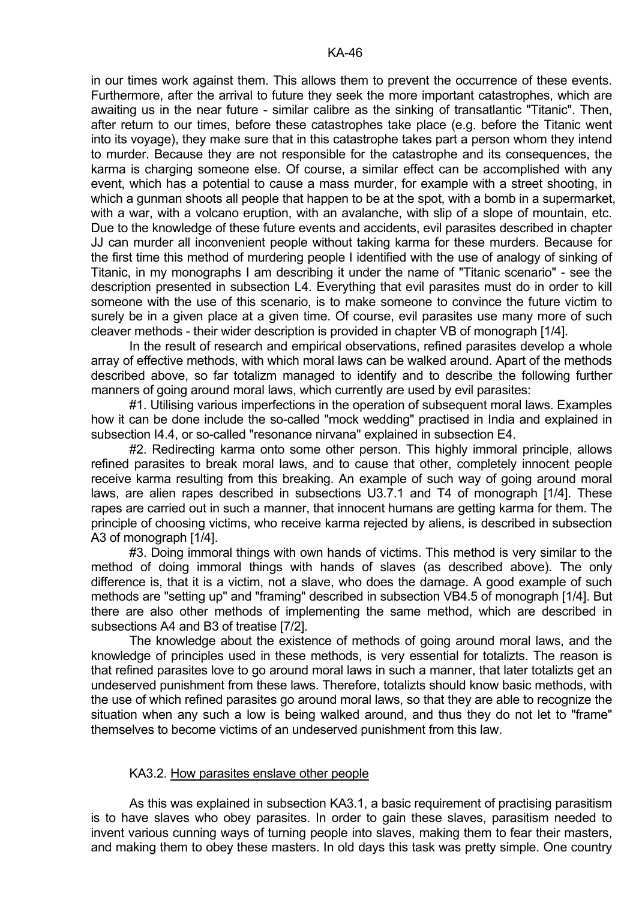in our times work against them. This allows them to prevent the occurrence of these events. Furthermore, after the arrival to future they seek the more important catastrophes, which are awaiting us in the near future - similar calibre as the sinking of transatlantic "Titanic". Then, after return to our times, before these catastrophes take place (e.g. before the Titanic went into its voyage), they make sure that in this catastrophe takes part a person whom they intend to murder. Because they are not responsible for the catastrophe and its consequences, the karma is charging someone else. Of course, a similar effect can be accomplished with any event, which has a potential to cause a mass murder, for example with a street shooting, in which a gunman shoots all people that happen to be at the spot, with a bomb in a supermarket, with a war, with a volcano eruption, with an avalanche, with slip of a slope of mountain, etc. Due to the knowledge of these future events and accidents, evil parasites described in chapter JJ can murder all inconvenient people without taking karma for these murders. Because for the first time this method of murdering people I identified with the use of analogy of sinking of Titanic, in my monographs I am describing it under the name of "Titanic scenario" - see the description presented in subsection L4. Everything that evil parasites must do in order to kill someone with the use of this scenario, is to make someone to convince the future victim to surely be in a given place at a given time. Of course, evil parasites use many more of such cleaver methods - their wider description is provided in chapter VB of monograph [1/4].

In the result of research and empirical observations, refined parasites develop a whole array of effective methods, with which moral laws can be walked around. Apart of the methods described above, so far totalizm managed to identify and to describe the following further manners of going around moral laws, which currently are used by evil parasites:

#1. Utilising various imperfections in the operation of subsequent moral laws. Examples how it can be done include the so-called "mock wedding" practised in India and explained in subsection I4.4, or so-called "resonance nirvana" explained in subsection E4.

#2. Redirecting karma onto some other person. This highly immoral principle, allows refined parasites to break moral laws, and to cause that other, completely innocent people receive karma resulting from this breaking. An example of such way of going around moral laws, are alien rapes described in subsections U3.7.1 and T4 of monograph [1/4]. These rapes are carried out in such a manner, that innocent humans are getting karma for them. The principle of choosing victims, who receive karma rejected by aliens, is described in subsection A3 of monograph [1/4].

#3. Doing immoral things with own hands of victims. This method is very similar to the method of doing immoral things with hands of slaves (as described above). The only difference is, that it is a victim, not a slave, who does the damage. A good example of such methods are "setting up" and "framing" described in subsection VB4.5 of monograph [1/4]. But there are also other methods of implementing the same method, which are described in subsections A4 and B3 of treatise [7/2].

The knowledge about the existence of methods of going around moral laws, and the knowledge of principles used in these methods, is very essential for totalizts. The reason is that refined parasites love to go around moral laws in such a manner, that later totalizts get an undeserved punishment from these laws. Therefore, totalizts should know basic methods, with the use of which refined parasites go around moral laws, so that they are able to recognize the situation when any such a low is being walked around, and thus they do not let to "frame" themselves to become victims of an undeserved punishment from this law.

### KA3.2. How parasites enslave other people

As this was explained in subsection KA3.1, a basic requirement of practising parasitism is to have slaves who obey parasites. In order to gain these slaves, parasitism needed to invent various cunning ways of turning people into slaves, making them to fear their masters, and making them to obey these masters. In old days this task was pretty simple. One country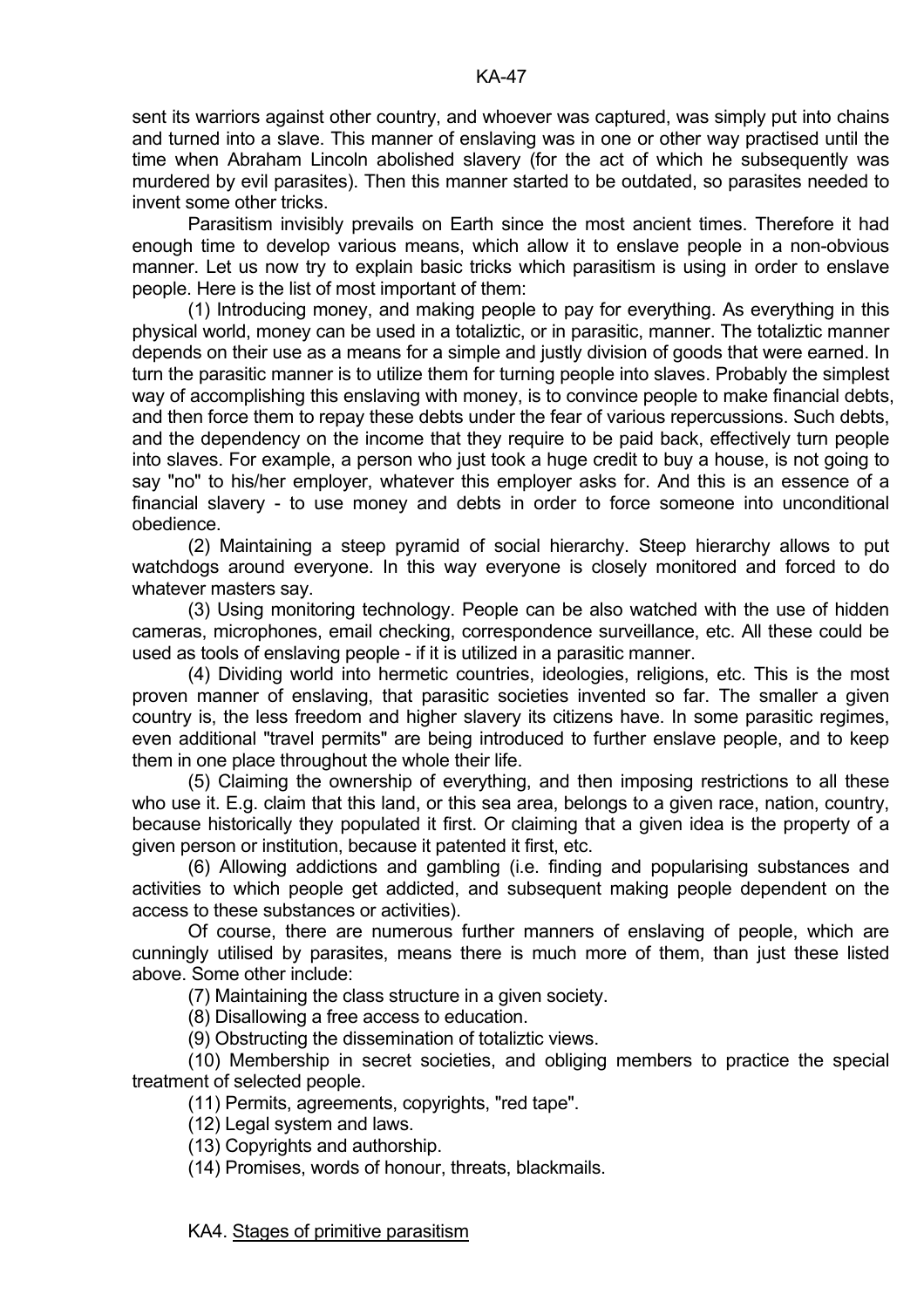sent its warriors against other country, and whoever was captured, was simply put into chains and turned into a slave. This manner of enslaving was in one or other way practised until the time when Abraham Lincoln abolished slavery (for the act of which he subsequently was murdered by evil parasites). Then this manner started to be outdated, so parasites needed to invent some other tricks.

Parasitism invisibly prevails on Earth since the most ancient times. Therefore it had enough time to develop various means, which allow it to enslave people in a non-obvious manner. Let us now try to explain basic tricks which parasitism is using in order to enslave people. Here is the list of most important of them:

(1) Introducing money, and making people to pay for everything. As everything in this physical world, money can be used in a totaliztic, or in parasitic, manner. The totaliztic manner depends on their use as a means for a simple and justly division of goods that were earned. In turn the parasitic manner is to utilize them for turning people into slaves. Probably the simplest way of accomplishing this enslaving with money, is to convince people to make financial debts, and then force them to repay these debts under the fear of various repercussions. Such debts, and the dependency on the income that they require to be paid back, effectively turn people into slaves. For example, a person who just took a huge credit to buy a house, is not going to say "no" to his/her employer, whatever this employer asks for. And this is an essence of a financial slavery - to use money and debts in order to force someone into unconditional obedience.

(2) Maintaining a steep pyramid of social hierarchy. Steep hierarchy allows to put watchdogs around everyone. In this way everyone is closely monitored and forced to do whatever masters say.

(3) Using monitoring technology. People can be also watched with the use of hidden cameras, microphones, email checking, correspondence surveillance, etc. All these could be used as tools of enslaving people - if it is utilized in a parasitic manner.

(4) Dividing world into hermetic countries, ideologies, religions, etc. This is the most proven manner of enslaving, that parasitic societies invented so far. The smaller a given country is, the less freedom and higher slavery its citizens have. In some parasitic regimes, even additional "travel permits" are being introduced to further enslave people, and to keep them in one place throughout the whole their life.

(5) Claiming the ownership of everything, and then imposing restrictions to all these who use it. E.g. claim that this land, or this sea area, belongs to a given race, nation, country, because historically they populated it first. Or claiming that a given idea is the property of a given person or institution, because it patented it first, etc.

(6) Allowing addictions and gambling (i.e. finding and popularising substances and activities to which people get addicted, and subsequent making people dependent on the access to these substances or activities).

Of course, there are numerous further manners of enslaving of people, which are cunningly utilised by parasites, means there is much more of them, than just these listed above. Some other include:

(7) Maintaining the class structure in a given society.

(8) Disallowing a free access to education.

(9) Obstructing the dissemination of totaliztic views.

(10) Membership in secret societies, and obliging members to practice the special treatment of selected people.

(11) Permits, agreements, copyrights, "red tape".

(12) Legal system and laws.

(13) Copyrights and authorship.

(14) Promises, words of honour, threats, blackmails.

## KA4. Stages of primitive parasitism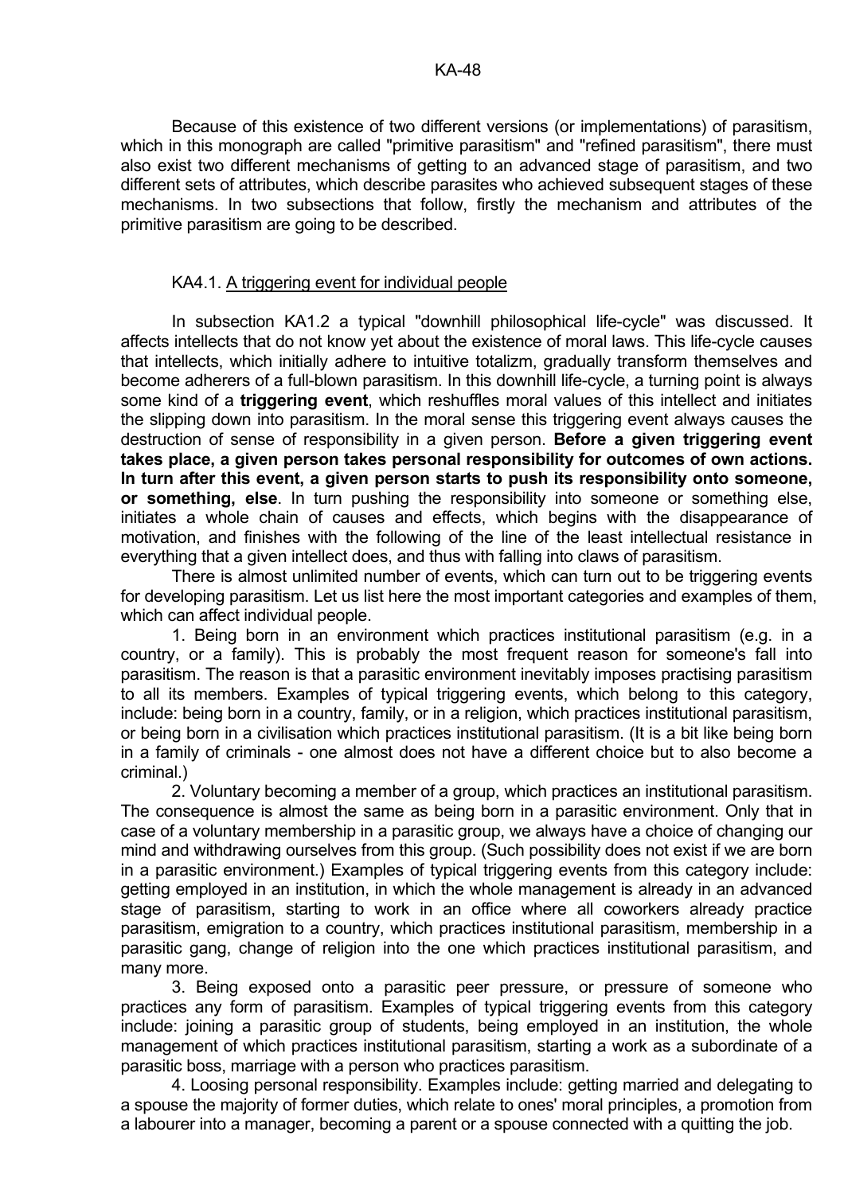Because of this existence of two different versions (or implementations) of parasitism, which in this monograph are called "primitive parasitism" and "refined parasitism", there must also exist two different mechanisms of getting to an advanced stage of parasitism, and two different sets of attributes, which describe parasites who achieved subsequent stages of these mechanisms. In two subsections that follow, firstly the mechanism and attributes of the primitive parasitism are going to be described.

## KA4.1. A triggering event for individual people

In subsection KA1.2 a typical "downhill philosophical life-cycle" was discussed. It affects intellects that do not know yet about the existence of moral laws. This life-cycle causes that intellects, which initially adhere to intuitive totalizm, gradually transform themselves and become adherers of a full-blown parasitism. In this downhill life-cycle, a turning point is always some kind of a **triggering event**, which reshuffles moral values of this intellect and initiates the slipping down into parasitism. In the moral sense this triggering event always causes the destruction of sense of responsibility in a given person. **Before a given triggering event takes place, a given person takes personal responsibility for outcomes of own actions. In turn after this event, a given person starts to push its responsibility onto someone, or something, else**. In turn pushing the responsibility into someone or something else, initiates a whole chain of causes and effects, which begins with the disappearance of motivation, and finishes with the following of the line of the least intellectual resistance in everything that a given intellect does, and thus with falling into claws of parasitism.

There is almost unlimited number of events, which can turn out to be triggering events for developing parasitism. Let us list here the most important categories and examples of them, which can affect individual people.

1. Being born in an environment which practices institutional parasitism (e.g. in a country, or a family). This is probably the most frequent reason for someone's fall into parasitism. The reason is that a parasitic environment inevitably imposes practising parasitism to all its members. Examples of typical triggering events, which belong to this category, include: being born in a country, family, or in a religion, which practices institutional parasitism, or being born in a civilisation which practices institutional parasitism. (It is a bit like being born in a family of criminals - one almost does not have a different choice but to also become a criminal.)

2. Voluntary becoming a member of a group, which practices an institutional parasitism. The consequence is almost the same as being born in a parasitic environment. Only that in case of a voluntary membership in a parasitic group, we always have a choice of changing our mind and withdrawing ourselves from this group. (Such possibility does not exist if we are born in a parasitic environment.) Examples of typical triggering events from this category include: getting employed in an institution, in which the whole management is already in an advanced stage of parasitism, starting to work in an office where all coworkers already practice parasitism, emigration to a country, which practices institutional parasitism, membership in a parasitic gang, change of religion into the one which practices institutional parasitism, and many more.

3. Being exposed onto a parasitic peer pressure, or pressure of someone who practices any form of parasitism. Examples of typical triggering events from this category include: joining a parasitic group of students, being employed in an institution, the whole management of which practices institutional parasitism, starting a work as a subordinate of a parasitic boss, marriage with a person who practices parasitism.

4. Loosing personal responsibility. Examples include: getting married and delegating to a spouse the majority of former duties, which relate to ones' moral principles, a promotion from a labourer into a manager, becoming a parent or a spouse connected with a quitting the job.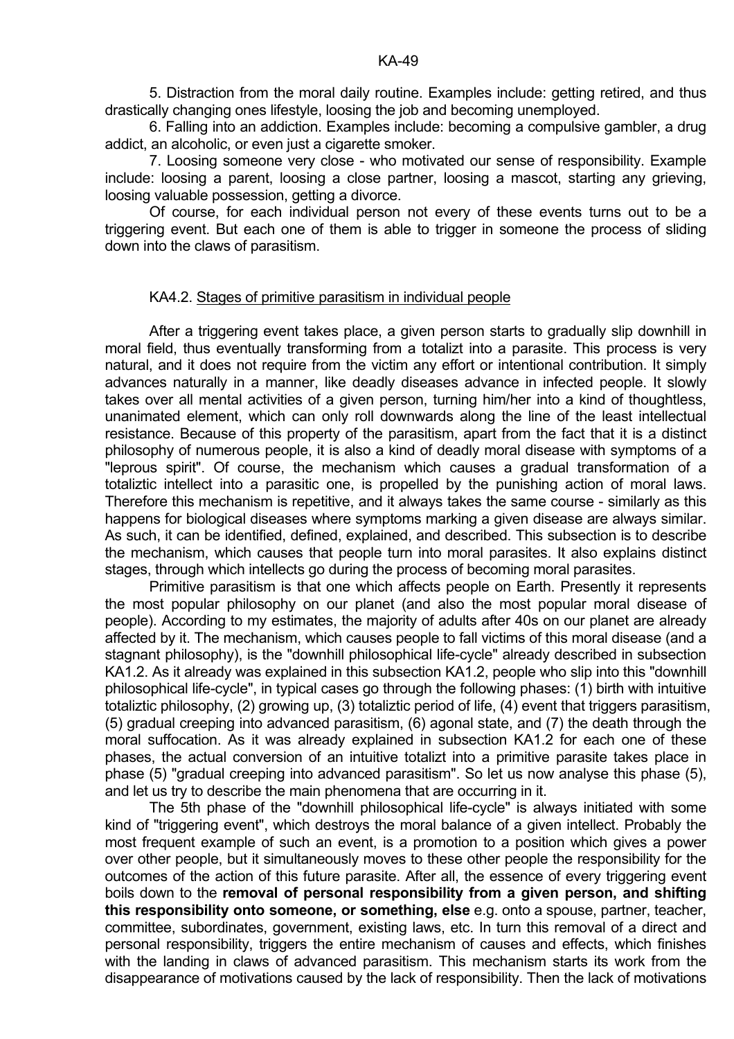5. Distraction from the moral daily routine. Examples include: getting retired, and thus drastically changing ones lifestyle, loosing the job and becoming unemployed.

6. Falling into an addiction. Examples include: becoming a compulsive gambler, a drug addict, an alcoholic, or even just a cigarette smoker.

7. Loosing someone very close - who motivated our sense of responsibility. Example include: loosing a parent, loosing a close partner, loosing a mascot, starting any grieving, loosing valuable possession, getting a divorce.

Of course, for each individual person not every of these events turns out to be a triggering event. But each one of them is able to trigger in someone the process of sliding down into the claws of parasitism.

### KA4.2. Stages of primitive parasitism in individual people

After a triggering event takes place, a given person starts to gradually slip downhill in moral field, thus eventually transforming from a totalizt into a parasite. This process is very natural, and it does not require from the victim any effort or intentional contribution. It simply advances naturally in a manner, like deadly diseases advance in infected people. It slowly takes over all mental activities of a given person, turning him/her into a kind of thoughtless, unanimated element, which can only roll downwards along the line of the least intellectual resistance. Because of this property of the parasitism, apart from the fact that it is a distinct philosophy of numerous people, it is also a kind of deadly moral disease with symptoms of a "leprous spirit". Of course, the mechanism which causes a gradual transformation of a totaliztic intellect into a parasitic one, is propelled by the punishing action of moral laws. Therefore this mechanism is repetitive, and it always takes the same course - similarly as this happens for biological diseases where symptoms marking a given disease are always similar. As such, it can be identified, defined, explained, and described. This subsection is to describe the mechanism, which causes that people turn into moral parasites. It also explains distinct stages, through which intellects go during the process of becoming moral parasites.

Primitive parasitism is that one which affects people on Earth. Presently it represents the most popular philosophy on our planet (and also the most popular moral disease of people). According to my estimates, the majority of adults after 40s on our planet are already affected by it. The mechanism, which causes people to fall victims of this moral disease (and a stagnant philosophy), is the "downhill philosophical life-cycle" already described in subsection KA1.2. As it already was explained in this subsection KA1.2, people who slip into this "downhill philosophical life-cycle", in typical cases go through the following phases: (1) birth with intuitive totaliztic philosophy, (2) growing up, (3) totaliztic period of life, (4) event that triggers parasitism, (5) gradual creeping into advanced parasitism, (6) agonal state, and (7) the death through the moral suffocation. As it was already explained in subsection KA1.2 for each one of these phases, the actual conversion of an intuitive totalizt into a primitive parasite takes place in phase (5) "gradual creeping into advanced parasitism". So let us now analyse this phase (5), and let us try to describe the main phenomena that are occurring in it.

The 5th phase of the "downhill philosophical life-cycle" is always initiated with some kind of "triggering event", which destroys the moral balance of a given intellect. Probably the most frequent example of such an event, is a promotion to a position which gives a power over other people, but it simultaneously moves to these other people the responsibility for the outcomes of the action of this future parasite. After all, the essence of every triggering event boils down to the **removal of personal responsibility from a given person, and shifting this responsibility onto someone, or something, else** e.g. onto a spouse, partner, teacher, committee, subordinates, government, existing laws, etc. In turn this removal of a direct and personal responsibility, triggers the entire mechanism of causes and effects, which finishes with the landing in claws of advanced parasitism. This mechanism starts its work from the disappearance of motivations caused by the lack of responsibility. Then the lack of motivations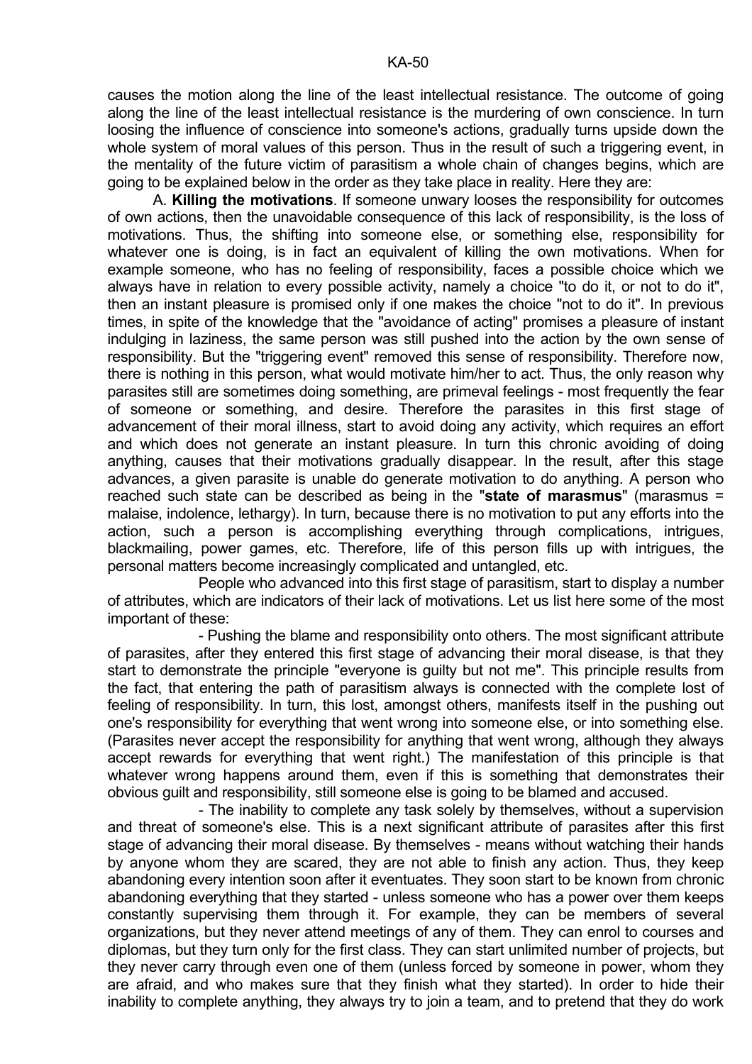causes the motion along the line of the least intellectual resistance. The outcome of going along the line of the least intellectual resistance is the murdering of own conscience. In turn loosing the influence of conscience into someone's actions, gradually turns upside down the whole system of moral values of this person. Thus in the result of such a triggering event, in the mentality of the future victim of parasitism a whole chain of changes begins, which are going to be explained below in the order as they take place in reality. Here they are:

A. **Killing the motivations**. If someone unwary looses the responsibility for outcomes of own actions, then the unavoidable consequence of this lack of responsibility, is the loss of motivations. Thus, the shifting into someone else, or something else, responsibility for whatever one is doing, is in fact an equivalent of killing the own motivations. When for example someone, who has no feeling of responsibility, faces a possible choice which we always have in relation to every possible activity, namely a choice "to do it, or not to do it", then an instant pleasure is promised only if one makes the choice "not to do it". In previous times, in spite of the knowledge that the "avoidance of acting" promises a pleasure of instant indulging in laziness, the same person was still pushed into the action by the own sense of responsibility. But the "triggering event" removed this sense of responsibility. Therefore now, there is nothing in this person, what would motivate him/her to act. Thus, the only reason why parasites still are sometimes doing something, are primeval feelings - most frequently the fear of someone or something, and desire. Therefore the parasites in this first stage of advancement of their moral illness, start to avoid doing any activity, which requires an effort and which does not generate an instant pleasure. In turn this chronic avoiding of doing anything, causes that their motivations gradually disappear. In the result, after this stage advances, a given parasite is unable do generate motivation to do anything. A person who reached such state can be described as being in the "**state of marasmus**" (marasmus = malaise, indolence, lethargy). In turn, because there is no motivation to put any efforts into the action, such a person is accomplishing everything through complications, intrigues, blackmailing, power games, etc. Therefore, life of this person fills up with intrigues, the personal matters become increasingly complicated and untangled, etc.

People who advanced into this first stage of parasitism, start to display a number of attributes, which are indicators of their lack of motivations. Let us list here some of the most important of these:

- Pushing the blame and responsibility onto others. The most significant attribute of parasites, after they entered this first stage of advancing their moral disease, is that they start to demonstrate the principle "everyone is guilty but not me". This principle results from the fact, that entering the path of parasitism always is connected with the complete lost of feeling of responsibility. In turn, this lost, amongst others, manifests itself in the pushing out one's responsibility for everything that went wrong into someone else, or into something else. (Parasites never accept the responsibility for anything that went wrong, although they always accept rewards for everything that went right.) The manifestation of this principle is that whatever wrong happens around them, even if this is something that demonstrates their obvious guilt and responsibility, still someone else is going to be blamed and accused.

- The inability to complete any task solely by themselves, without a supervision and threat of someone's else. This is a next significant attribute of parasites after this first stage of advancing their moral disease. By themselves - means without watching their hands by anyone whom they are scared, they are not able to finish any action. Thus, they keep abandoning every intention soon after it eventuates. They soon start to be known from chronic abandoning everything that they started - unless someone who has a power over them keeps constantly supervising them through it. For example, they can be members of several organizations, but they never attend meetings of any of them. They can enrol to courses and diplomas, but they turn only for the first class. They can start unlimited number of projects, but they never carry through even one of them (unless forced by someone in power, whom they are afraid, and who makes sure that they finish what they started). In order to hide their inability to complete anything, they always try to join a team, and to pretend that they do work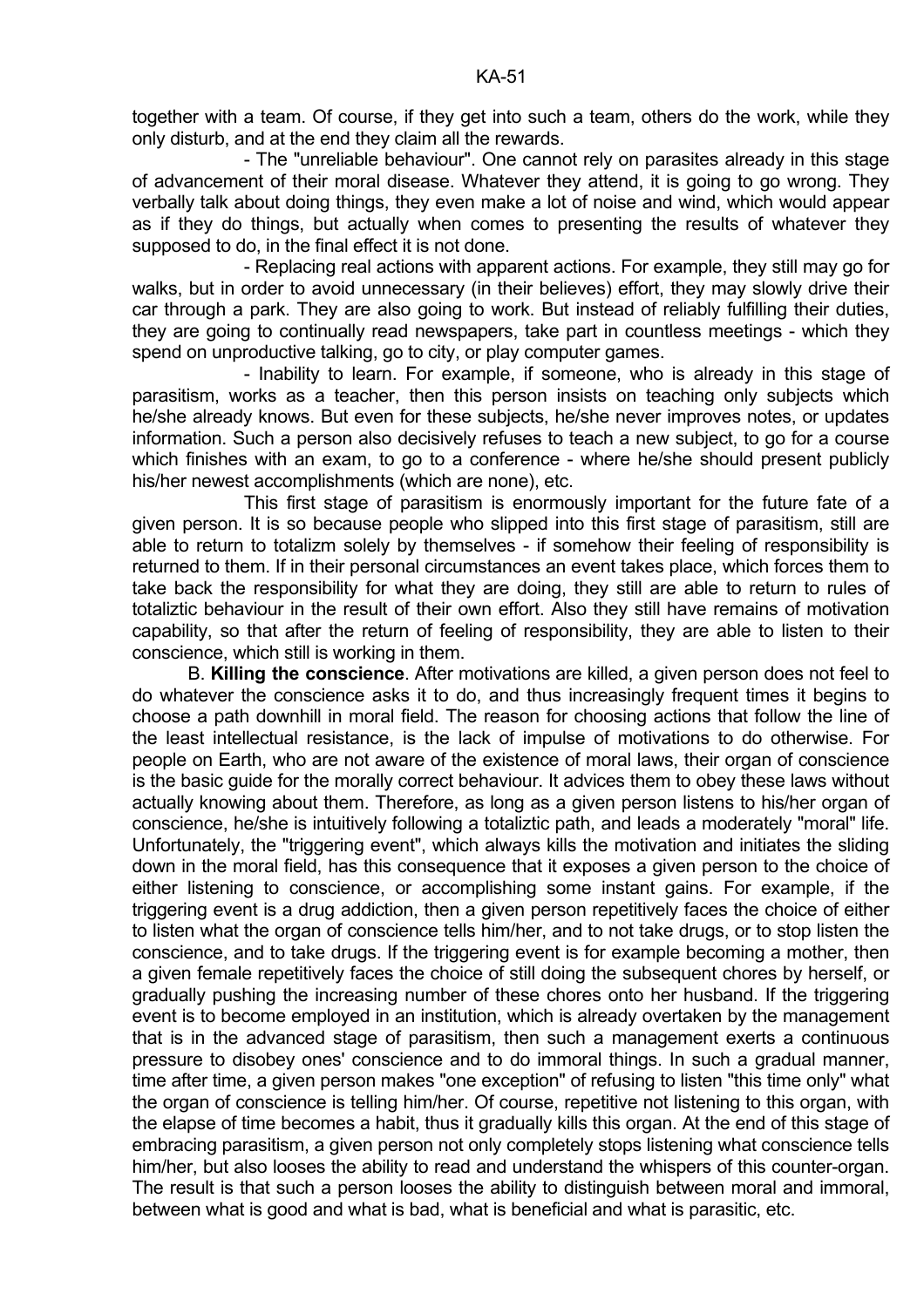together with a team. Of course, if they get into such a team, others do the work, while they only disturb, and at the end they claim all the rewards.

- The "unreliable behaviour". One cannot rely on parasites already in this stage of advancement of their moral disease. Whatever they attend, it is going to go wrong. They verbally talk about doing things, they even make a lot of noise and wind, which would appear as if they do things, but actually when comes to presenting the results of whatever they supposed to do, in the final effect it is not done.

- Replacing real actions with apparent actions. For example, they still may go for walks, but in order to avoid unnecessary (in their believes) effort, they may slowly drive their car through a park. They are also going to work. But instead of reliably fulfilling their duties, they are going to continually read newspapers, take part in countless meetings - which they spend on unproductive talking, go to city, or play computer games.

- Inability to learn. For example, if someone, who is already in this stage of parasitism, works as a teacher, then this person insists on teaching only subjects which he/she already knows. But even for these subjects, he/she never improves notes, or updates information. Such a person also decisively refuses to teach a new subject, to go for a course which finishes with an exam, to go to a conference - where he/she should present publicly his/her newest accomplishments (which are none), etc.

This first stage of parasitism is enormously important for the future fate of a given person. It is so because people who slipped into this first stage of parasitism, still are able to return to totalizm solely by themselves - if somehow their feeling of responsibility is returned to them. If in their personal circumstances an event takes place, which forces them to take back the responsibility for what they are doing, they still are able to return to rules of totaliztic behaviour in the result of their own effort. Also they still have remains of motivation capability, so that after the return of feeling of responsibility, they are able to listen to their conscience, which still is working in them.

B. **Killing the conscience**. After motivations are killed, a given person does not feel to do whatever the conscience asks it to do, and thus increasingly frequent times it begins to choose a path downhill in moral field. The reason for choosing actions that follow the line of the least intellectual resistance, is the lack of impulse of motivations to do otherwise. For people on Earth, who are not aware of the existence of moral laws, their organ of conscience is the basic guide for the morally correct behaviour. It advices them to obey these laws without actually knowing about them. Therefore, as long as a given person listens to his/her organ of conscience, he/she is intuitively following a totaliztic path, and leads a moderately "moral" life. Unfortunately, the "triggering event", which always kills the motivation and initiates the sliding down in the moral field, has this consequence that it exposes a given person to the choice of either listening to conscience, or accomplishing some instant gains. For example, if the triggering event is a drug addiction, then a given person repetitively faces the choice of either to listen what the organ of conscience tells him/her, and to not take drugs, or to stop listen the conscience, and to take drugs. If the triggering event is for example becoming a mother, then a given female repetitively faces the choice of still doing the subsequent chores by herself, or gradually pushing the increasing number of these chores onto her husband. If the triggering event is to become employed in an institution, which is already overtaken by the management that is in the advanced stage of parasitism, then such a management exerts a continuous pressure to disobey ones' conscience and to do immoral things. In such a gradual manner, time after time, a given person makes "one exception" of refusing to listen "this time only" what the organ of conscience is telling him/her. Of course, repetitive not listening to this organ, with the elapse of time becomes a habit, thus it gradually kills this organ. At the end of this stage of embracing parasitism, a given person not only completely stops listening what conscience tells him/her, but also looses the ability to read and understand the whispers of this counter-organ. The result is that such a person looses the ability to distinguish between moral and immoral, between what is good and what is bad, what is beneficial and what is parasitic, etc.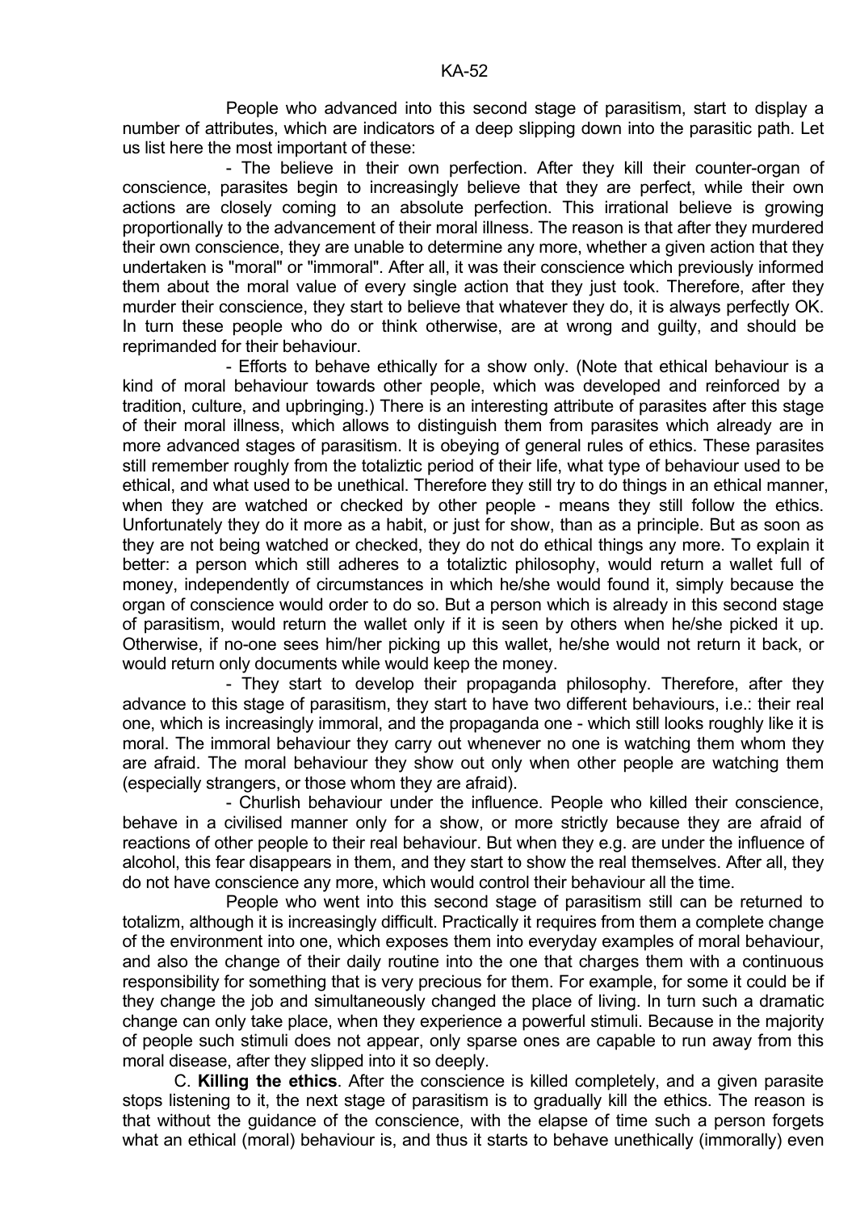People who advanced into this second stage of parasitism, start to display a number of attributes, which are indicators of a deep slipping down into the parasitic path. Let us list here the most important of these:

- The believe in their own perfection. After they kill their counter-organ of conscience, parasites begin to increasingly believe that they are perfect, while their own actions are closely coming to an absolute perfection. This irrational believe is growing proportionally to the advancement of their moral illness. The reason is that after they murdered their own conscience, they are unable to determine any more, whether a given action that they undertaken is "moral" or "immoral". After all, it was their conscience which previously informed them about the moral value of every single action that they just took. Therefore, after they murder their conscience, they start to believe that whatever they do, it is always perfectly OK. In turn these people who do or think otherwise, are at wrong and guilty, and should be reprimanded for their behaviour.

- Efforts to behave ethically for a show only. (Note that ethical behaviour is a kind of moral behaviour towards other people, which was developed and reinforced by a tradition, culture, and upbringing.) There is an interesting attribute of parasites after this stage of their moral illness, which allows to distinguish them from parasites which already are in more advanced stages of parasitism. It is obeying of general rules of ethics. These parasites still remember roughly from the totaliztic period of their life, what type of behaviour used to be ethical, and what used to be unethical. Therefore they still try to do things in an ethical manner, when they are watched or checked by other people - means they still follow the ethics. Unfortunately they do it more as a habit, or just for show, than as a principle. But as soon as they are not being watched or checked, they do not do ethical things any more. To explain it better: a person which still adheres to a totaliztic philosophy, would return a wallet full of money, independently of circumstances in which he/she would found it, simply because the organ of conscience would order to do so. But a person which is already in this second stage of parasitism, would return the wallet only if it is seen by others when he/she picked it up. Otherwise, if no-one sees him/her picking up this wallet, he/she would not return it back, or would return only documents while would keep the money.

- They start to develop their propaganda philosophy. Therefore, after they advance to this stage of parasitism, they start to have two different behaviours, i.e.: their real one, which is increasingly immoral, and the propaganda one - which still looks roughly like it is moral. The immoral behaviour they carry out whenever no one is watching them whom they are afraid. The moral behaviour they show out only when other people are watching them (especially strangers, or those whom they are afraid).

- Churlish behaviour under the influence. People who killed their conscience, behave in a civilised manner only for a show, or more strictly because they are afraid of reactions of other people to their real behaviour. But when they e.g. are under the influence of alcohol, this fear disappears in them, and they start to show the real themselves. After all, they do not have conscience any more, which would control their behaviour all the time.

People who went into this second stage of parasitism still can be returned to totalizm, although it is increasingly difficult. Practically it requires from them a complete change of the environment into one, which exposes them into everyday examples of moral behaviour, and also the change of their daily routine into the one that charges them with a continuous responsibility for something that is very precious for them. For example, for some it could be if they change the job and simultaneously changed the place of living. In turn such a dramatic change can only take place, when they experience a powerful stimuli. Because in the majority of people such stimuli does not appear, only sparse ones are capable to run away from this moral disease, after they slipped into it so deeply.

C. **Killing the ethics**. After the conscience is killed completely, and a given parasite stops listening to it, the next stage of parasitism is to gradually kill the ethics. The reason is that without the guidance of the conscience, with the elapse of time such a person forgets what an ethical (moral) behaviour is, and thus it starts to behave unethically (immorally) even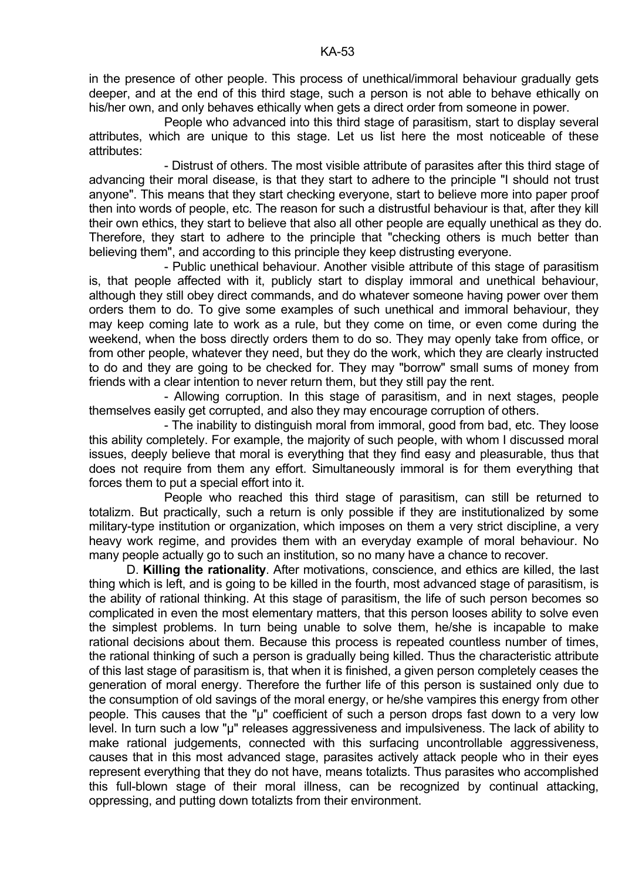in the presence of other people. This process of unethical/immoral behaviour gradually gets deeper, and at the end of this third stage, such a person is not able to behave ethically on his/her own, and only behaves ethically when gets a direct order from someone in power.

People who advanced into this third stage of parasitism, start to display several attributes, which are unique to this stage. Let us list here the most noticeable of these attributes:

- Distrust of others. The most visible attribute of parasites after this third stage of advancing their moral disease, is that they start to adhere to the principle "I should not trust anyone". This means that they start checking everyone, start to believe more into paper proof then into words of people, etc. The reason for such a distrustful behaviour is that, after they kill their own ethics, they start to believe that also all other people are equally unethical as they do. Therefore, they start to adhere to the principle that "checking others is much better than believing them", and according to this principle they keep distrusting everyone.

- Public unethical behaviour. Another visible attribute of this stage of parasitism is, that people affected with it, publicly start to display immoral and unethical behaviour, although they still obey direct commands, and do whatever someone having power over them orders them to do. To give some examples of such unethical and immoral behaviour, they may keep coming late to work as a rule, but they come on time, or even come during the weekend, when the boss directly orders them to do so. They may openly take from office, or from other people, whatever they need, but they do the work, which they are clearly instructed to do and they are going to be checked for. They may "borrow" small sums of money from friends with a clear intention to never return them, but they still pay the rent.

- Allowing corruption. In this stage of parasitism, and in next stages, people themselves easily get corrupted, and also they may encourage corruption of others.

- The inability to distinguish moral from immoral, good from bad, etc. They loose this ability completely. For example, the majority of such people, with whom I discussed moral issues, deeply believe that moral is everything that they find easy and pleasurable, thus that does not require from them any effort. Simultaneously immoral is for them everything that forces them to put a special effort into it.

People who reached this third stage of parasitism, can still be returned to totalizm. But practically, such a return is only possible if they are institutionalized by some military-type institution or organization, which imposes on them a very strict discipline, a very heavy work regime, and provides them with an everyday example of moral behaviour. No many people actually go to such an institution, so no many have a chance to recover.

D. **Killing the rationality**. After motivations, conscience, and ethics are killed, the last thing which is left, and is going to be killed in the fourth, most advanced stage of parasitism, is the ability of rational thinking. At this stage of parasitism, the life of such person becomes so complicated in even the most elementary matters, that this person looses ability to solve even the simplest problems. In turn being unable to solve them, he/she is incapable to make rational decisions about them. Because this process is repeated countless number of times, the rational thinking of such a person is gradually being killed. Thus the characteristic attribute of this last stage of parasitism is, that when it is finished, a given person completely ceases the generation of moral energy. Therefore the further life of this person is sustained only due to the consumption of old savings of the moral energy, or he/she vampires this energy from other people. This causes that the "μ" coefficient of such a person drops fast down to a very low level. In turn such a low "μ" releases aggressiveness and impulsiveness. The lack of ability to make rational judgements, connected with this surfacing uncontrollable aggressiveness, causes that in this most advanced stage, parasites actively attack people who in their eyes represent everything that they do not have, means totalizts. Thus parasites who accomplished this full-blown stage of their moral illness, can be recognized by continual attacking, oppressing, and putting down totalizts from their environment.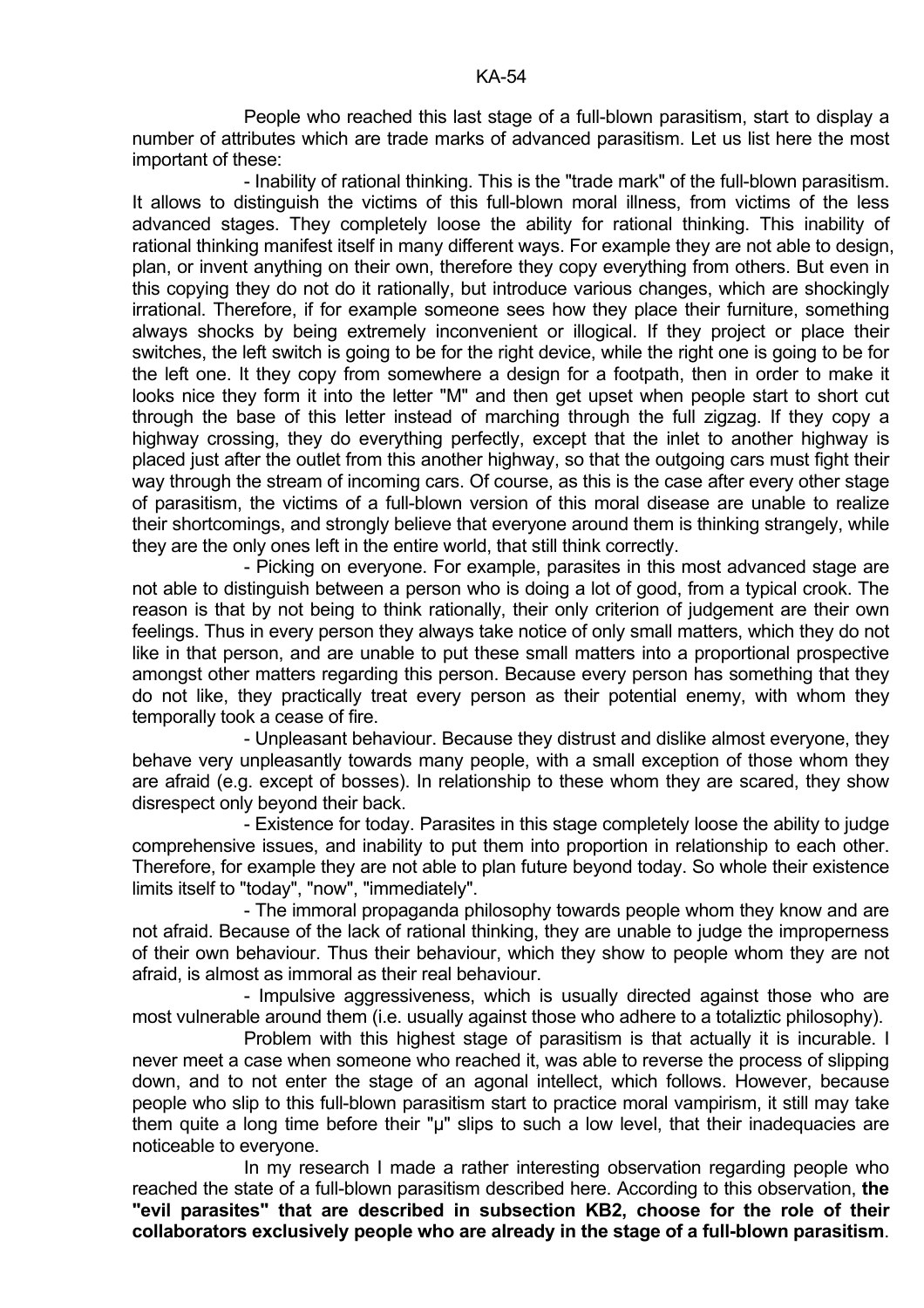People who reached this last stage of a full-blown parasitism, start to display a number of attributes which are trade marks of advanced parasitism. Let us list here the most important of these:

- Inability of rational thinking. This is the "trade mark" of the full-blown parasitism. It allows to distinguish the victims of this full-blown moral illness, from victims of the less advanced stages. They completely loose the ability for rational thinking. This inability of rational thinking manifest itself in many different ways. For example they are not able to design, plan, or invent anything on their own, therefore they copy everything from others. But even in this copying they do not do it rationally, but introduce various changes, which are shockingly irrational. Therefore, if for example someone sees how they place their furniture, something always shocks by being extremely inconvenient or illogical. If they project or place their switches, the left switch is going to be for the right device, while the right one is going to be for the left one. It they copy from somewhere a design for a footpath, then in order to make it looks nice they form it into the letter "M" and then get upset when people start to short cut through the base of this letter instead of marching through the full zigzag. If they copy a highway crossing, they do everything perfectly, except that the inlet to another highway is placed just after the outlet from this another highway, so that the outgoing cars must fight their way through the stream of incoming cars. Of course, as this is the case after every other stage of parasitism, the victims of a full-blown version of this moral disease are unable to realize their shortcomings, and strongly believe that everyone around them is thinking strangely, while they are the only ones left in the entire world, that still think correctly.

- Picking on everyone. For example, parasites in this most advanced stage are not able to distinguish between a person who is doing a lot of good, from a typical crook. The reason is that by not being to think rationally, their only criterion of judgement are their own feelings. Thus in every person they always take notice of only small matters, which they do not like in that person, and are unable to put these small matters into a proportional prospective amongst other matters regarding this person. Because every person has something that they do not like, they practically treat every person as their potential enemy, with whom they temporally took a cease of fire.

- Unpleasant behaviour. Because they distrust and dislike almost everyone, they behave very unpleasantly towards many people, with a small exception of those whom they are afraid (e.g. except of bosses). In relationship to these whom they are scared, they show disrespect only beyond their back.

- Existence for today. Parasites in this stage completely loose the ability to judge comprehensive issues, and inability to put them into proportion in relationship to each other. Therefore, for example they are not able to plan future beyond today. So whole their existence limits itself to "today", "now", "immediately".

- The immoral propaganda philosophy towards people whom they know and are not afraid. Because of the lack of rational thinking, they are unable to judge the improperness of their own behaviour. Thus their behaviour, which they show to people whom they are not afraid, is almost as immoral as their real behaviour.

- Impulsive aggressiveness, which is usually directed against those who are most vulnerable around them (i.e. usually against those who adhere to a totaliztic philosophy).

Problem with this highest stage of parasitism is that actually it is incurable. I never meet a case when someone who reached it, was able to reverse the process of slipping down, and to not enter the stage of an agonal intellect, which follows. However, because people who slip to this full-blown parasitism start to practice moral vampirism, it still may take them quite a long time before their "μ" slips to such a low level, that their inadequacies are noticeable to everyone.

In my research I made a rather interesting observation regarding people who reached the state of a full-blown parasitism described here. According to this observation, **the "evil parasites" that are described in subsection KB2, choose for the role of their collaborators exclusively people who are already in the stage of a full-blown parasitism**.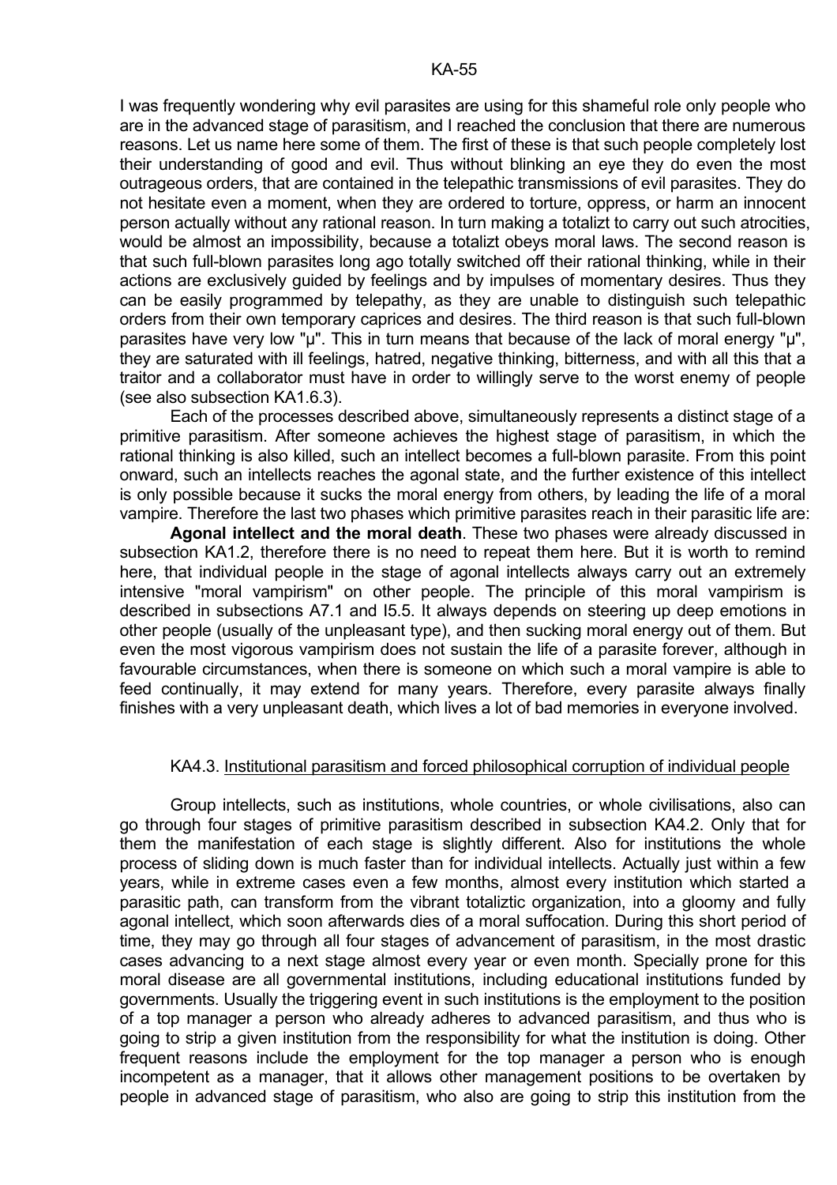I was frequently wondering why evil parasites are using for this shameful role only people who are in the advanced stage of parasitism, and I reached the conclusion that there are numerous reasons. Let us name here some of them. The first of these is that such people completely lost their understanding of good and evil. Thus without blinking an eye they do even the most outrageous orders, that are contained in the telepathic transmissions of evil parasites. They do not hesitate even a moment, when they are ordered to torture, oppress, or harm an innocent person actually without any rational reason. In turn making a totalizt to carry out such atrocities, would be almost an impossibility, because a totalizt obeys moral laws. The second reason is that such full-blown parasites long ago totally switched off their rational thinking, while in their actions are exclusively guided by feelings and by impulses of momentary desires. Thus they can be easily programmed by telepathy, as they are unable to distinguish such telepathic orders from their own temporary caprices and desires. The third reason is that such full-blown parasites have very low "μ". This in turn means that because of the lack of moral energy "μ", they are saturated with ill feelings, hatred, negative thinking, bitterness, and with all this that a traitor and a collaborator must have in order to willingly serve to the worst enemy of people (see also subsection KA1.6.3).

Each of the processes described above, simultaneously represents a distinct stage of a primitive parasitism. After someone achieves the highest stage of parasitism, in which the rational thinking is also killed, such an intellect becomes a full-blown parasite. From this point onward, such an intellects reaches the agonal state, and the further existence of this intellect is only possible because it sucks the moral energy from others, by leading the life of a moral vampire. Therefore the last two phases which primitive parasites reach in their parasitic life are:

**Agonal intellect and the moral death**. These two phases were already discussed in subsection KA1.2, therefore there is no need to repeat them here. But it is worth to remind here, that individual people in the stage of agonal intellects always carry out an extremely intensive "moral vampirism" on other people. The principle of this moral vampirism is described in subsections A7.1 and I5.5. It always depends on steering up deep emotions in other people (usually of the unpleasant type), and then sucking moral energy out of them. But even the most vigorous vampirism does not sustain the life of a parasite forever, although in favourable circumstances, when there is someone on which such a moral vampire is able to feed continually, it may extend for many years. Therefore, every parasite always finally finishes with a very unpleasant death, which lives a lot of bad memories in everyone involved.

## KA4.3. Institutional parasitism and forced philosophical corruption of individual people

Group intellects, such as institutions, whole countries, or whole civilisations, also can go through four stages of primitive parasitism described in subsection KA4.2. Only that for them the manifestation of each stage is slightly different. Also for institutions the whole process of sliding down is much faster than for individual intellects. Actually just within a few years, while in extreme cases even a few months, almost every institution which started a parasitic path, can transform from the vibrant totaliztic organization, into a gloomy and fully agonal intellect, which soon afterwards dies of a moral suffocation. During this short period of time, they may go through all four stages of advancement of parasitism, in the most drastic cases advancing to a next stage almost every year or even month. Specially prone for this moral disease are all governmental institutions, including educational institutions funded by governments. Usually the triggering event in such institutions is the employment to the position of a top manager a person who already adheres to advanced parasitism, and thus who is going to strip a given institution from the responsibility for what the institution is doing. Other frequent reasons include the employment for the top manager a person who is enough incompetent as a manager, that it allows other management positions to be overtaken by people in advanced stage of parasitism, who also are going to strip this institution from the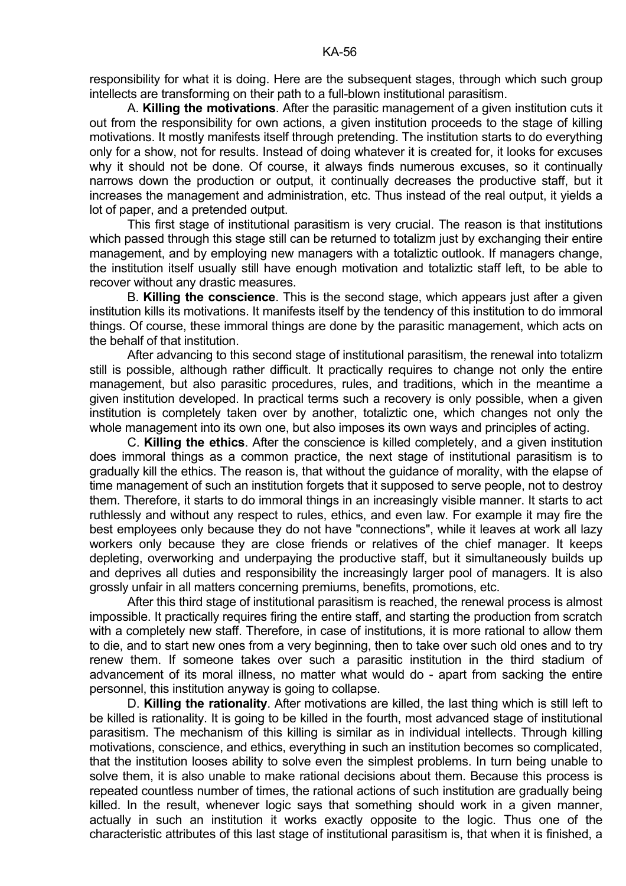responsibility for what it is doing. Here are the subsequent stages, through which such group intellects are transforming on their path to a full-blown institutional parasitism.

A. **Killing the motivations**. After the parasitic management of a given institution cuts it out from the responsibility for own actions, a given institution proceeds to the stage of killing motivations. It mostly manifests itself through pretending. The institution starts to do everything only for a show, not for results. Instead of doing whatever it is created for, it looks for excuses why it should not be done. Of course, it always finds numerous excuses, so it continually narrows down the production or output, it continually decreases the productive staff, but it increases the management and administration, etc. Thus instead of the real output, it yields a lot of paper, and a pretended output.

This first stage of institutional parasitism is very crucial. The reason is that institutions which passed through this stage still can be returned to totalizm just by exchanging their entire management, and by employing new managers with a totaliztic outlook. If managers change, the institution itself usually still have enough motivation and totaliztic staff left, to be able to recover without any drastic measures.

B. **Killing the conscience**. This is the second stage, which appears just after a given institution kills its motivations. It manifests itself by the tendency of this institution to do immoral things. Of course, these immoral things are done by the parasitic management, which acts on the behalf of that institution.

After advancing to this second stage of institutional parasitism, the renewal into totalizm still is possible, although rather difficult. It practically requires to change not only the entire management, but also parasitic procedures, rules, and traditions, which in the meantime a given institution developed. In practical terms such a recovery is only possible, when a given institution is completely taken over by another, totaliztic one, which changes not only the whole management into its own one, but also imposes its own ways and principles of acting.

C. **Killing the ethics**. After the conscience is killed completely, and a given institution does immoral things as a common practice, the next stage of institutional parasitism is to gradually kill the ethics. The reason is, that without the guidance of morality, with the elapse of time management of such an institution forgets that it supposed to serve people, not to destroy them. Therefore, it starts to do immoral things in an increasingly visible manner. It starts to act ruthlessly and without any respect to rules, ethics, and even law. For example it may fire the best employees only because they do not have "connections", while it leaves at work all lazy workers only because they are close friends or relatives of the chief manager. It keeps depleting, overworking and underpaying the productive staff, but it simultaneously builds up and deprives all duties and responsibility the increasingly larger pool of managers. It is also grossly unfair in all matters concerning premiums, benefits, promotions, etc.

After this third stage of institutional parasitism is reached, the renewal process is almost impossible. It practically requires firing the entire staff, and starting the production from scratch with a completely new staff. Therefore, in case of institutions, it is more rational to allow them to die, and to start new ones from a very beginning, then to take over such old ones and to try renew them. If someone takes over such a parasitic institution in the third stadium of advancement of its moral illness, no matter what would do - apart from sacking the entire personnel, this institution anyway is going to collapse.

D. **Killing the rationality**. After motivations are killed, the last thing which is still left to be killed is rationality. It is going to be killed in the fourth, most advanced stage of institutional parasitism. The mechanism of this killing is similar as in individual intellects. Through killing motivations, conscience, and ethics, everything in such an institution becomes so complicated, that the institution looses ability to solve even the simplest problems. In turn being unable to solve them, it is also unable to make rational decisions about them. Because this process is repeated countless number of times, the rational actions of such institution are gradually being killed. In the result, whenever logic says that something should work in a given manner, actually in such an institution it works exactly opposite to the logic. Thus one of the characteristic attributes of this last stage of institutional parasitism is, that when it is finished, a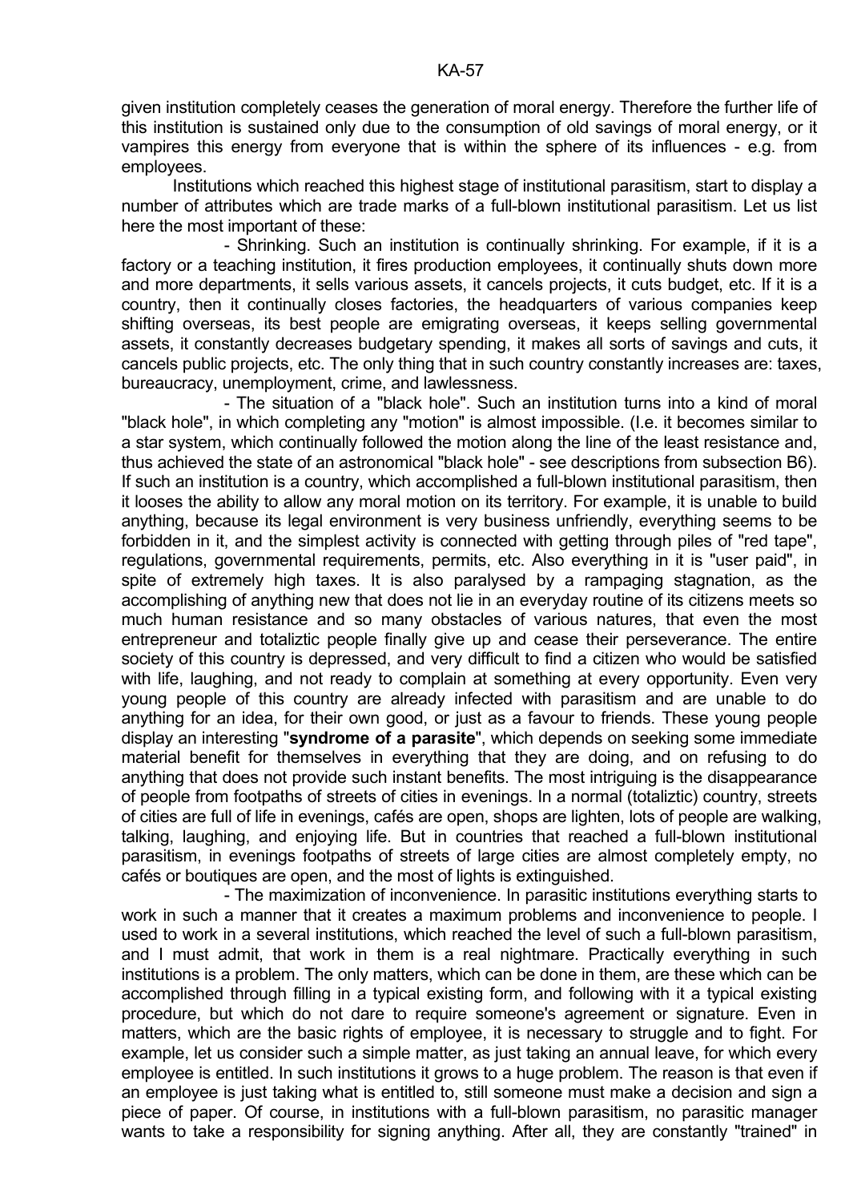given institution completely ceases the generation of moral energy. Therefore the further life of this institution is sustained only due to the consumption of old savings of moral energy, or it vampires this energy from everyone that is within the sphere of its influences - e.g. from employees.

Institutions which reached this highest stage of institutional parasitism, start to display a number of attributes which are trade marks of a full-blown institutional parasitism. Let us list here the most important of these:

- Shrinking. Such an institution is continually shrinking. For example, if it is a factory or a teaching institution, it fires production employees, it continually shuts down more and more departments, it sells various assets, it cancels projects, it cuts budget, etc. If it is a country, then it continually closes factories, the headquarters of various companies keep shifting overseas, its best people are emigrating overseas, it keeps selling governmental assets, it constantly decreases budgetary spending, it makes all sorts of savings and cuts, it cancels public projects, etc. The only thing that in such country constantly increases are: taxes, bureaucracy, unemployment, crime, and lawlessness.

- The situation of a "black hole". Such an institution turns into a kind of moral "black hole", in which completing any "motion" is almost impossible. (I.e. it becomes similar to a star system, which continually followed the motion along the line of the least resistance and, thus achieved the state of an astronomical "black hole" - see descriptions from subsection B6). If such an institution is a country, which accomplished a full-blown institutional parasitism, then it looses the ability to allow any moral motion on its territory. For example, it is unable to build anything, because its legal environment is very business unfriendly, everything seems to be forbidden in it, and the simplest activity is connected with getting through piles of "red tape", regulations, governmental requirements, permits, etc. Also everything in it is "user paid", in spite of extremely high taxes. It is also paralysed by a rampaging stagnation, as the accomplishing of anything new that does not lie in an everyday routine of its citizens meets so much human resistance and so many obstacles of various natures, that even the most entrepreneur and totaliztic people finally give up and cease their perseverance. The entire society of this country is depressed, and very difficult to find a citizen who would be satisfied with life, laughing, and not ready to complain at something at every opportunity. Even very young people of this country are already infected with parasitism and are unable to do anything for an idea, for their own good, or just as a favour to friends. These young people display an interesting "**syndrome of a parasite**", which depends on seeking some immediate material benefit for themselves in everything that they are doing, and on refusing to do anything that does not provide such instant benefits. The most intriguing is the disappearance of people from footpaths of streets of cities in evenings. In a normal (totaliztic) country, streets of cities are full of life in evenings, cafés are open, shops are lighten, lots of people are walking, talking, laughing, and enjoying life. But in countries that reached a full-blown institutional parasitism, in evenings footpaths of streets of large cities are almost completely empty, no cafés or boutiques are open, and the most of lights is extinguished.

- The maximization of inconvenience. In parasitic institutions everything starts to work in such a manner that it creates a maximum problems and inconvenience to people. I used to work in a several institutions, which reached the level of such a full-blown parasitism, and I must admit, that work in them is a real nightmare. Practically everything in such institutions is a problem. The only matters, which can be done in them, are these which can be accomplished through filling in a typical existing form, and following with it a typical existing procedure, but which do not dare to require someone's agreement or signature. Even in matters, which are the basic rights of employee, it is necessary to struggle and to fight. For example, let us consider such a simple matter, as just taking an annual leave, for which every employee is entitled. In such institutions it grows to a huge problem. The reason is that even if an employee is just taking what is entitled to, still someone must make a decision and sign a piece of paper. Of course, in institutions with a full-blown parasitism, no parasitic manager wants to take a responsibility for signing anything. After all, they are constantly "trained" in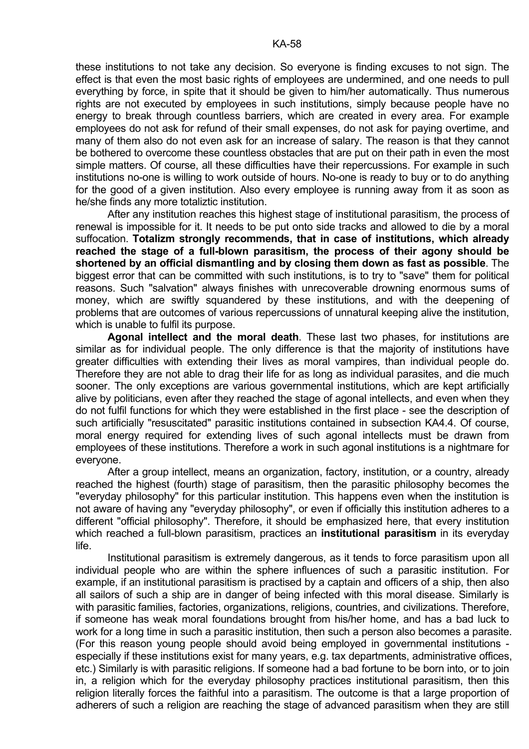these institutions to not take any decision. So everyone is finding excuses to not sign. The effect is that even the most basic rights of employees are undermined, and one needs to pull everything by force, in spite that it should be given to him/her automatically. Thus numerous rights are not executed by employees in such institutions, simply because people have no energy to break through countless barriers, which are created in every area. For example employees do not ask for refund of their small expenses, do not ask for paying overtime, and many of them also do not even ask for an increase of salary. The reason is that they cannot be bothered to overcome these countless obstacles that are put on their path in even the most simple matters. Of course, all these difficulties have their repercussions. For example in such institutions no-one is willing to work outside of hours. No-one is ready to buy or to do anything for the good of a given institution. Also every employee is running away from it as soon as he/she finds any more totaliztic institution.

After any institution reaches this highest stage of institutional parasitism, the process of renewal is impossible for it. It needs to be put onto side tracks and allowed to die by a moral suffocation. **Totalizm strongly recommends, that in case of institutions, which already reached the stage of a full-blown parasitism, the process of their agony should be shortened by an official dismantling and by closing them down as fast as possible**. The biggest error that can be committed with such institutions, is to try to "save" them for political reasons. Such "salvation" always finishes with unrecoverable drowning enormous sums of money, which are swiftly squandered by these institutions, and with the deepening of problems that are outcomes of various repercussions of unnatural keeping alive the institution, which is unable to fulfil its purpose.

**Agonal intellect and the moral death**. These last two phases, for institutions are similar as for individual people. The only difference is that the majority of institutions have greater difficulties with extending their lives as moral vampires, than individual people do. Therefore they are not able to drag their life for as long as individual parasites, and die much sooner. The only exceptions are various governmental institutions, which are kept artificially alive by politicians, even after they reached the stage of agonal intellects, and even when they do not fulfil functions for which they were established in the first place - see the description of such artificially "resuscitated" parasitic institutions contained in subsection KA4.4. Of course, moral energy required for extending lives of such agonal intellects must be drawn from employees of these institutions. Therefore a work in such agonal institutions is a nightmare for everyone.

After a group intellect, means an organization, factory, institution, or a country, already reached the highest (fourth) stage of parasitism, then the parasitic philosophy becomes the "everyday philosophy" for this particular institution. This happens even when the institution is not aware of having any "everyday philosophy", or even if officially this institution adheres to a different "official philosophy". Therefore, it should be emphasized here, that every institution which reached a full-blown parasitism, practices an **institutional parasitism** in its everyday life.

Institutional parasitism is extremely dangerous, as it tends to force parasitism upon all individual people who are within the sphere influences of such a parasitic institution. For example, if an institutional parasitism is practised by a captain and officers of a ship, then also all sailors of such a ship are in danger of being infected with this moral disease. Similarly is with parasitic families, factories, organizations, religions, countries, and civilizations. Therefore, if someone has weak moral foundations brought from his/her home, and has a bad luck to work for a long time in such a parasitic institution, then such a person also becomes a parasite. (For this reason young people should avoid being employed in governmental institutions - especially if these institutions exist for many years, e.g. tax departments, administrative offices, etc.) Similarly is with parasitic religions. If someone had a bad fortune to be born into, or to join in, a religion which for the everyday philosophy practices institutional parasitism, then this religion literally forces the faithful into a parasitism. The outcome is that a large proportion of adherers of such a religion are reaching the stage of advanced parasitism when they are still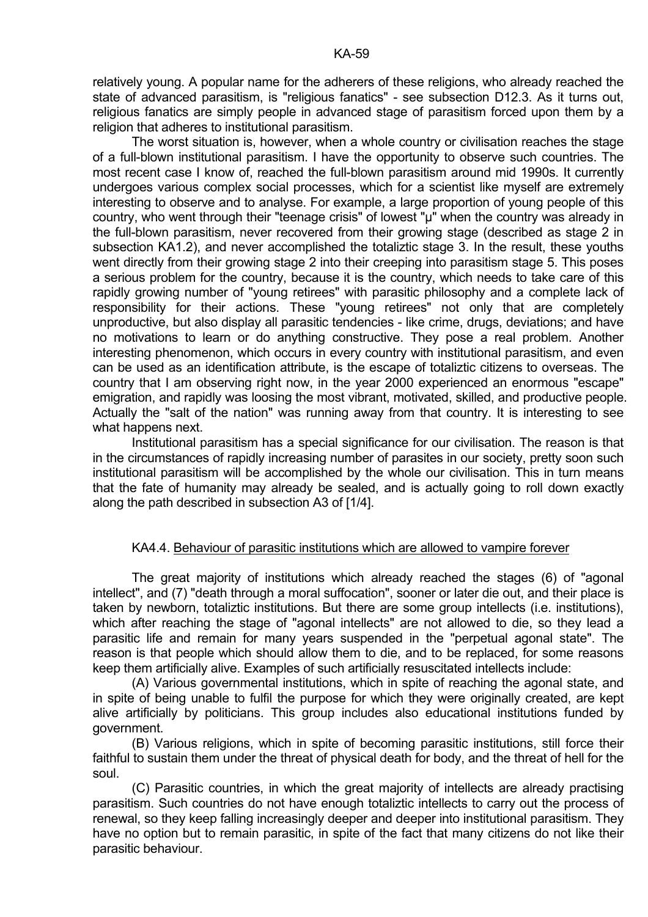relatively young. A popular name for the adherers of these religions, who already reached the state of advanced parasitism, is "religious fanatics" - see subsection D12.3. As it turns out, religious fanatics are simply people in advanced stage of parasitism forced upon them by a religion that adheres to institutional parasitism.

The worst situation is, however, when a whole country or civilisation reaches the stage of a full-blown institutional parasitism. I have the opportunity to observe such countries. The most recent case I know of, reached the full-blown parasitism around mid 1990s. It currently undergoes various complex social processes, which for a scientist like myself are extremely interesting to observe and to analyse. For example, a large proportion of young people of this country, who went through their "teenage crisis" of lowest "μ" when the country was already in the full-blown parasitism, never recovered from their growing stage (described as stage 2 in subsection KA1.2), and never accomplished the totaliztic stage 3. In the result, these youths went directly from their growing stage 2 into their creeping into parasitism stage 5. This poses a serious problem for the country, because it is the country, which needs to take care of this rapidly growing number of "young retirees" with parasitic philosophy and a complete lack of responsibility for their actions. These "young retirees" not only that are completely unproductive, but also display all parasitic tendencies - like crime, drugs, deviations; and have no motivations to learn or do anything constructive. They pose a real problem. Another interesting phenomenon, which occurs in every country with institutional parasitism, and even can be used as an identification attribute, is the escape of totaliztic citizens to overseas. The country that I am observing right now, in the year 2000 experienced an enormous "escape" emigration, and rapidly was loosing the most vibrant, motivated, skilled, and productive people. Actually the "salt of the nation" was running away from that country. It is interesting to see what happens next.

Institutional parasitism has a special significance for our civilisation. The reason is that in the circumstances of rapidly increasing number of parasites in our society, pretty soon such institutional parasitism will be accomplished by the whole our civilisation. This in turn means that the fate of humanity may already be sealed, and is actually going to roll down exactly along the path described in subsection A3 of [1/4].

### KA4.4. Behaviour of parasitic institutions which are allowed to vampire forever

The great majority of institutions which already reached the stages (6) of "agonal intellect", and (7) "death through a moral suffocation", sooner or later die out, and their place is taken by newborn, totaliztic institutions. But there are some group intellects (i.e. institutions), which after reaching the stage of "agonal intellects" are not allowed to die, so they lead a parasitic life and remain for many years suspended in the "perpetual agonal state". The reason is that people which should allow them to die, and to be replaced, for some reasons keep them artificially alive. Examples of such artificially resuscitated intellects include:

(A) Various governmental institutions, which in spite of reaching the agonal state, and in spite of being unable to fulfil the purpose for which they were originally created, are kept alive artificially by politicians. This group includes also educational institutions funded by government.

(B) Various religions, which in spite of becoming parasitic institutions, still force their faithful to sustain them under the threat of physical death for body, and the threat of hell for the soul.

(C) Parasitic countries, in which the great majority of intellects are already practising parasitism. Such countries do not have enough totaliztic intellects to carry out the process of renewal, so they keep falling increasingly deeper and deeper into institutional parasitism. They have no option but to remain parasitic, in spite of the fact that many citizens do not like their parasitic behaviour.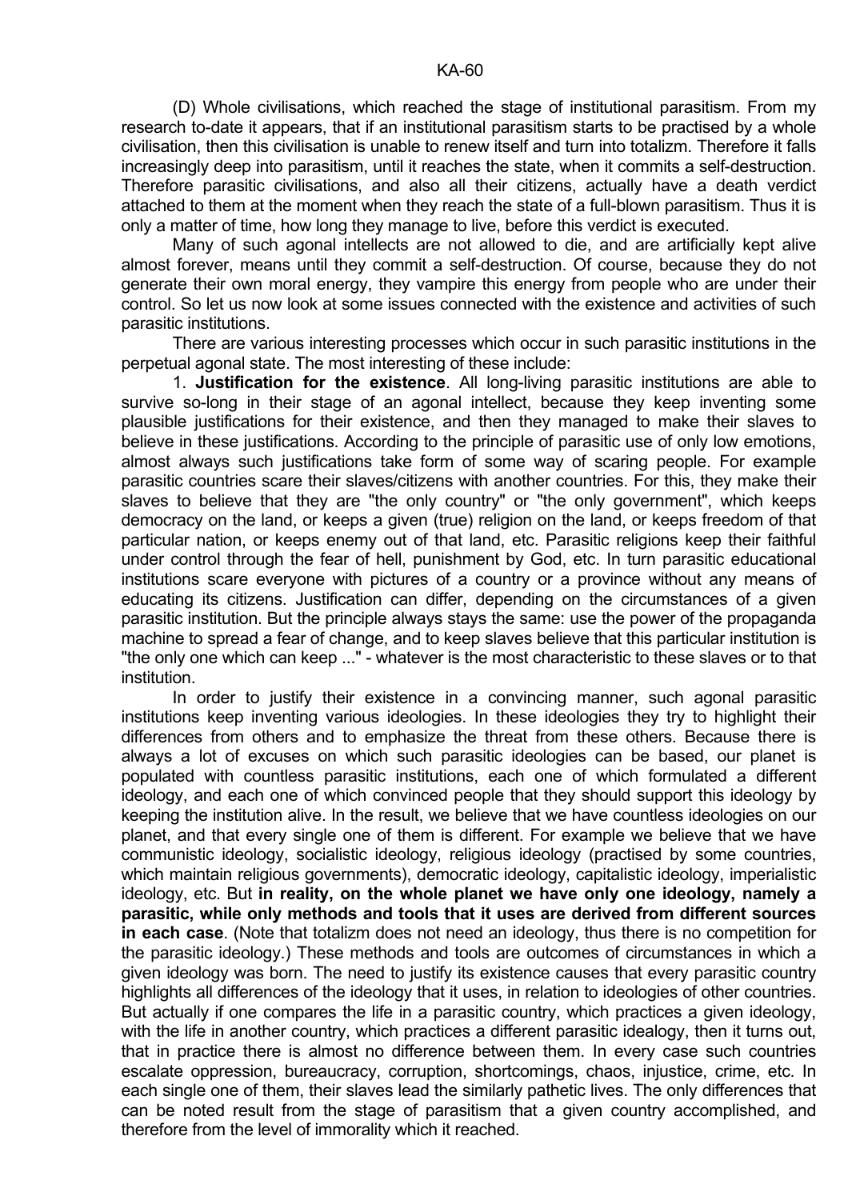(D) Whole civilisations, which reached the stage of institutional parasitism. From my research to-date it appears, that if an institutional parasitism starts to be practised by a whole civilisation, then this civilisation is unable to renew itself and turn into totalizm. Therefore it falls increasingly deep into parasitism, until it reaches the state, when it commits a self-destruction. Therefore parasitic civilisations, and also all their citizens, actually have a death verdict attached to them at the moment when they reach the state of a full-blown parasitism. Thus it is only a matter of time, how long they manage to live, before this verdict is executed.

Many of such agonal intellects are not allowed to die, and are artificially kept alive almost forever, means until they commit a self-destruction. Of course, because they do not generate their own moral energy, they vampire this energy from people who are under their control. So let us now look at some issues connected with the existence and activities of such parasitic institutions.

There are various interesting processes which occur in such parasitic institutions in the perpetual agonal state. The most interesting of these include:

1. **Justification for the existence**. All long-living parasitic institutions are able to survive so-long in their stage of an agonal intellect, because they keep inventing some plausible justifications for their existence, and then they managed to make their slaves to believe in these justifications. According to the principle of parasitic use of only low emotions, almost always such justifications take form of some way of scaring people. For example parasitic countries scare their slaves/citizens with another countries. For this, they make their slaves to believe that they are "the only country" or "the only government", which keeps democracy on the land, or keeps a given (true) religion on the land, or keeps freedom of that particular nation, or keeps enemy out of that land, etc. Parasitic religions keep their faithful under control through the fear of hell, punishment by God, etc. In turn parasitic educational institutions scare everyone with pictures of a country or a province without any means of educating its citizens. Justification can differ, depending on the circumstances of a given parasitic institution. But the principle always stays the same: use the power of the propaganda machine to spread a fear of change, and to keep slaves believe that this particular institution is "the only one which can keep ..." - whatever is the most characteristic to these slaves or to that institution.

In order to justify their existence in a convincing manner, such agonal parasitic institutions keep inventing various ideologies. In these ideologies they try to highlight their differences from others and to emphasize the threat from these others. Because there is always a lot of excuses on which such parasitic ideologies can be based, our planet is populated with countless parasitic institutions, each one of which formulated a different ideology, and each one of which convinced people that they should support this ideology by keeping the institution alive. In the result, we believe that we have countless ideologies on our planet, and that every single one of them is different. For example we believe that we have communistic ideology, socialistic ideology, religious ideology (practised by some countries, which maintain religious governments), democratic ideology, capitalistic ideology, imperialistic ideology, etc. But **in reality, on the whole planet we have only one ideology, namely a parasitic, while only methods and tools that it uses are derived from different sources in each case**. (Note that totalizm does not need an ideology, thus there is no competition for the parasitic ideology.) These methods and tools are outcomes of circumstances in which a given ideology was born. The need to justify its existence causes that every parasitic country highlights all differences of the ideology that it uses, in relation to ideologies of other countries. But actually if one compares the life in a parasitic country, which practices a given ideology, with the life in another country, which practices a different parasitic idealogy, then it turns out, that in practice there is almost no difference between them. In every case such countries escalate oppression, bureaucracy, corruption, shortcomings, chaos, injustice, crime, etc. In each single one of them, their slaves lead the similarly pathetic lives. The only differences that can be noted result from the stage of parasitism that a given country accomplished, and therefore from the level of immorality which it reached.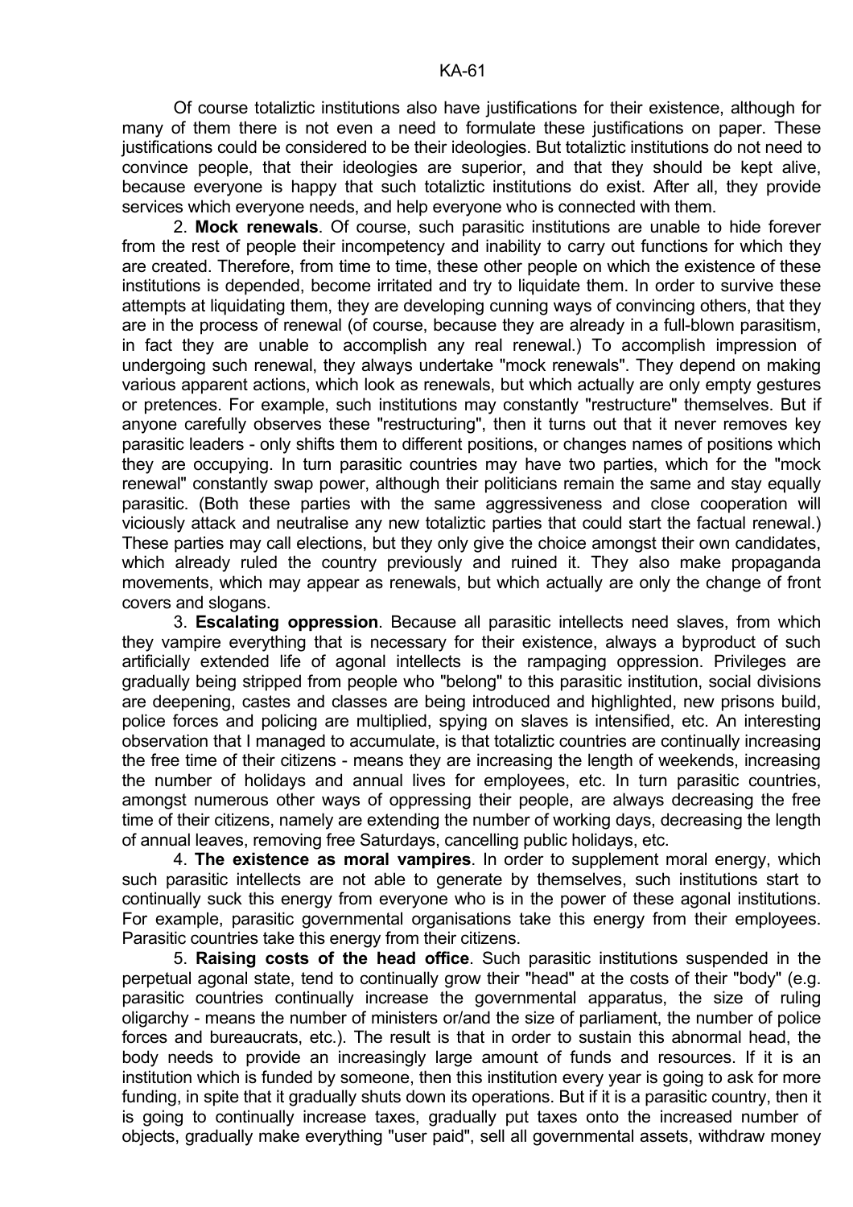Of course totaliztic institutions also have justifications for their existence, although for many of them there is not even a need to formulate these justifications on paper. These justifications could be considered to be their ideologies. But totaliztic institutions do not need to convince people, that their ideologies are superior, and that they should be kept alive, because everyone is happy that such totaliztic institutions do exist. After all, they provide services which everyone needs, and help everyone who is connected with them.

2. **Mock renewals**. Of course, such parasitic institutions are unable to hide forever from the rest of people their incompetency and inability to carry out functions for which they are created. Therefore, from time to time, these other people on which the existence of these institutions is depended, become irritated and try to liquidate them. In order to survive these attempts at liquidating them, they are developing cunning ways of convincing others, that they are in the process of renewal (of course, because they are already in a full-blown parasitism, in fact they are unable to accomplish any real renewal.) To accomplish impression of undergoing such renewal, they always undertake "mock renewals". They depend on making various apparent actions, which look as renewals, but which actually are only empty gestures or pretences. For example, such institutions may constantly "restructure" themselves. But if anyone carefully observes these "restructuring", then it turns out that it never removes key parasitic leaders - only shifts them to different positions, or changes names of positions which they are occupying. In turn parasitic countries may have two parties, which for the "mock renewal" constantly swap power, although their politicians remain the same and stay equally parasitic. (Both these parties with the same aggressiveness and close cooperation will viciously attack and neutralise any new totaliztic parties that could start the factual renewal.) These parties may call elections, but they only give the choice amongst their own candidates, which already ruled the country previously and ruined it. They also make propaganda movements, which may appear as renewals, but which actually are only the change of front covers and slogans.

3. **Escalating oppression**. Because all parasitic intellects need slaves, from which they vampire everything that is necessary for their existence, always a byproduct of such artificially extended life of agonal intellects is the rampaging oppression. Privileges are gradually being stripped from people who "belong" to this parasitic institution, social divisions are deepening, castes and classes are being introduced and highlighted, new prisons build, police forces and policing are multiplied, spying on slaves is intensified, etc. An interesting observation that I managed to accumulate, is that totaliztic countries are continually increasing the free time of their citizens - means they are increasing the length of weekends, increasing the number of holidays and annual lives for employees, etc. In turn parasitic countries, amongst numerous other ways of oppressing their people, are always decreasing the free time of their citizens, namely are extending the number of working days, decreasing the length of annual leaves, removing free Saturdays, cancelling public holidays, etc.

4. **The existence as moral vampires**. In order to supplement moral energy, which such parasitic intellects are not able to generate by themselves, such institutions start to continually suck this energy from everyone who is in the power of these agonal institutions. For example, parasitic governmental organisations take this energy from their employees. Parasitic countries take this energy from their citizens.

5. **Raising costs of the head office**. Such parasitic institutions suspended in the perpetual agonal state, tend to continually grow their "head" at the costs of their "body" (e.g. parasitic countries continually increase the governmental apparatus, the size of ruling oligarchy - means the number of ministers or/and the size of parliament, the number of police forces and bureaucrats, etc.). The result is that in order to sustain this abnormal head, the body needs to provide an increasingly large amount of funds and resources. If it is an institution which is funded by someone, then this institution every year is going to ask for more funding, in spite that it gradually shuts down its operations. But if it is a parasitic country, then it is going to continually increase taxes, gradually put taxes onto the increased number of objects, gradually make everything "user paid", sell all governmental assets, withdraw money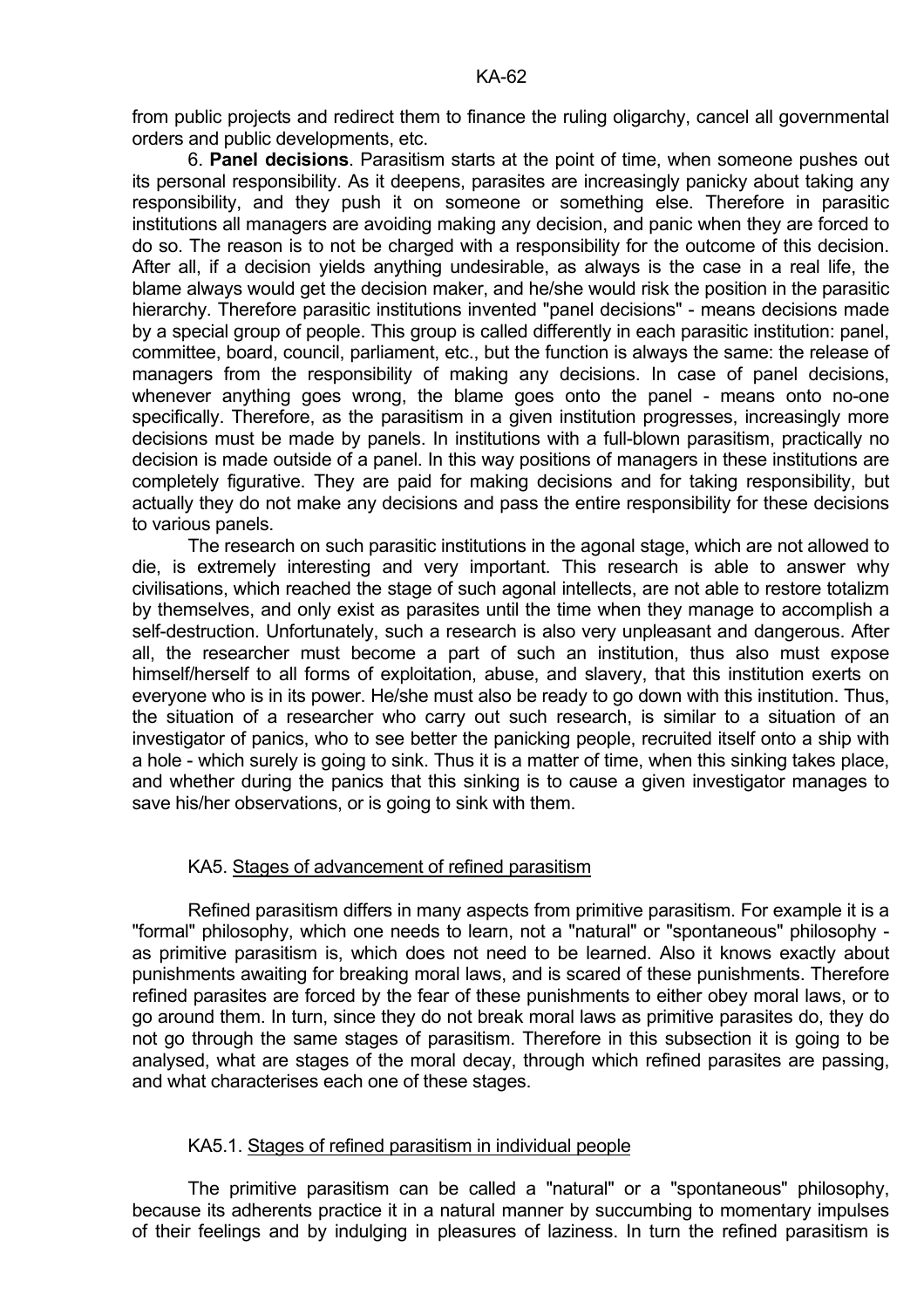from public projects and redirect them to finance the ruling oligarchy, cancel all governmental orders and public developments, etc.

6. **Panel decisions**. Parasitism starts at the point of time, when someone pushes out its personal responsibility. As it deepens, parasites are increasingly panicky about taking any responsibility, and they push it on someone or something else. Therefore in parasitic institutions all managers are avoiding making any decision, and panic when they are forced to do so. The reason is to not be charged with a responsibility for the outcome of this decision. After all, if a decision yields anything undesirable, as always is the case in a real life, the blame always would get the decision maker, and he/she would risk the position in the parasitic hierarchy. Therefore parasitic institutions invented "panel decisions" - means decisions made by a special group of people. This group is called differently in each parasitic institution: panel, committee, board, council, parliament, etc., but the function is always the same: the release of managers from the responsibility of making any decisions. In case of panel decisions, whenever anything goes wrong, the blame goes onto the panel - means onto no-one specifically. Therefore, as the parasitism in a given institution progresses, increasingly more decisions must be made by panels. In institutions with a full-blown parasitism, practically no decision is made outside of a panel. In this way positions of managers in these institutions are completely figurative. They are paid for making decisions and for taking responsibility, but actually they do not make any decisions and pass the entire responsibility for these decisions to various panels.

The research on such parasitic institutions in the agonal stage, which are not allowed to die, is extremely interesting and very important. This research is able to answer why civilisations, which reached the stage of such agonal intellects, are not able to restore totalizm by themselves, and only exist as parasites until the time when they manage to accomplish a self-destruction. Unfortunately, such a research is also very unpleasant and dangerous. After all, the researcher must become a part of such an institution, thus also must expose himself/herself to all forms of exploitation, abuse, and slavery, that this institution exerts on everyone who is in its power. He/she must also be ready to go down with this institution. Thus, the situation of a researcher who carry out such research, is similar to a situation of an investigator of panics, who to see better the panicking people, recruited itself onto a ship with a hole - which surely is going to sink. Thus it is a matter of time, when this sinking takes place, and whether during the panics that this sinking is to cause a given investigator manages to save his/her observations, or is going to sink with them.

## KA5. Stages of advancement of refined parasitism

Refined parasitism differs in many aspects from primitive parasitism. For example it is a "formal" philosophy, which one needs to learn, not a "natural" or "spontaneous" philosophy - as primitive parasitism is, which does not need to be learned. Also it knows exactly about punishments awaiting for breaking moral laws, and is scared of these punishments. Therefore refined parasites are forced by the fear of these punishments to either obey moral laws, or to go around them. In turn, since they do not break moral laws as primitive parasites do, they do not go through the same stages of parasitism. Therefore in this subsection it is going to be analysed, what are stages of the moral decay, through which refined parasites are passing, and what characterises each one of these stages.

### KA5.1. Stages of refined parasitism in individual people

The primitive parasitism can be called a "natural" or a "spontaneous" philosophy, because its adherents practice it in a natural manner by succumbing to momentary impulses of their feelings and by indulging in pleasures of laziness. In turn the refined parasitism is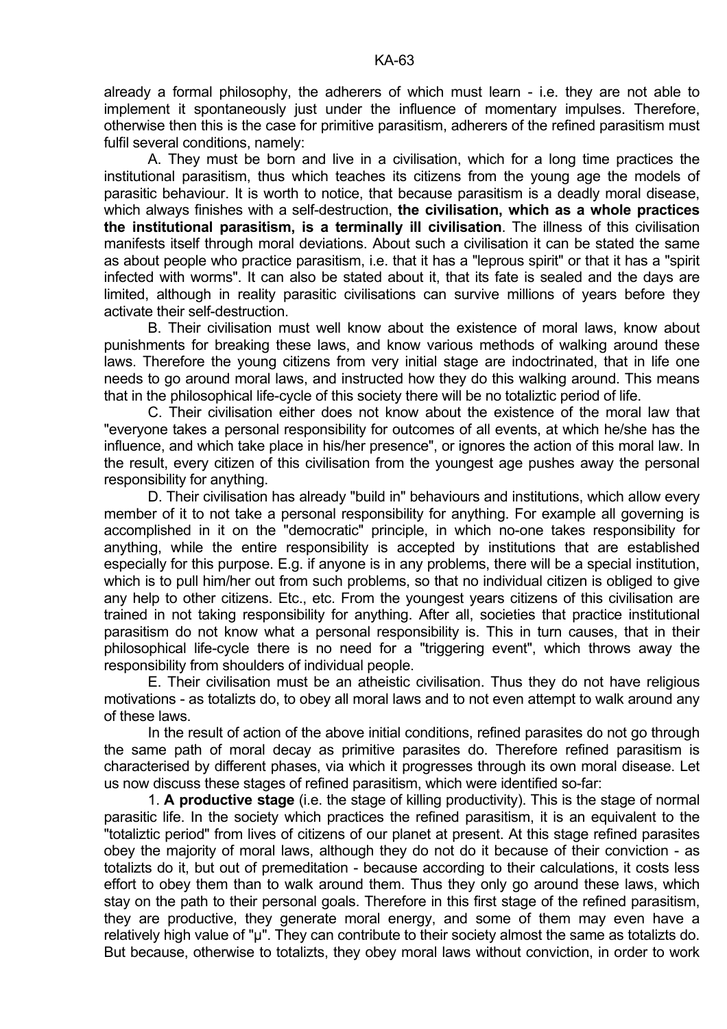already a formal philosophy, the adherers of which must learn - i.e. they are not able to implement it spontaneously just under the influence of momentary impulses. Therefore, otherwise then this is the case for primitive parasitism, adherers of the refined parasitism must fulfil several conditions, namely:

A. They must be born and live in a civilisation, which for a long time practices the institutional parasitism, thus which teaches its citizens from the young age the models of parasitic behaviour. It is worth to notice, that because parasitism is a deadly moral disease, which always finishes with a self-destruction, **the civilisation, which as a whole practices the institutional parasitism, is a terminally ill civilisation**. The illness of this civilisation manifests itself through moral deviations. About such a civilisation it can be stated the same as about people who practice parasitism, i.e. that it has a "leprous spirit" or that it has a "spirit infected with worms". It can also be stated about it, that its fate is sealed and the days are limited, although in reality parasitic civilisations can survive millions of years before they activate their self-destruction.

B. Their civilisation must well know about the existence of moral laws, know about punishments for breaking these laws, and know various methods of walking around these laws. Therefore the young citizens from very initial stage are indoctrinated, that in life one needs to go around moral laws, and instructed how they do this walking around. This means that in the philosophical life-cycle of this society there will be no totaliztic period of life.

C. Their civilisation either does not know about the existence of the moral law that "everyone takes a personal responsibility for outcomes of all events, at which he/she has the influence, and which take place in his/her presence", or ignores the action of this moral law. In the result, every citizen of this civilisation from the youngest age pushes away the personal responsibility for anything.

D. Their civilisation has already "build in" behaviours and institutions, which allow every member of it to not take a personal responsibility for anything. For example all governing is accomplished in it on the "democratic" principle, in which no-one takes responsibility for anything, while the entire responsibility is accepted by institutions that are established especially for this purpose. E.g. if anyone is in any problems, there will be a special institution, which is to pull him/her out from such problems, so that no individual citizen is obliged to give any help to other citizens. Etc., etc. From the youngest years citizens of this civilisation are trained in not taking responsibility for anything. After all, societies that practice institutional parasitism do not know what a personal responsibility is. This in turn causes, that in their philosophical life-cycle there is no need for a "triggering event", which throws away the responsibility from shoulders of individual people.

E. Their civilisation must be an atheistic civilisation. Thus they do not have religious motivations - as totalizts do, to obey all moral laws and to not even attempt to walk around any of these laws.

In the result of action of the above initial conditions, refined parasites do not go through the same path of moral decay as primitive parasites do. Therefore refined parasitism is characterised by different phases, via which it progresses through its own moral disease. Let us now discuss these stages of refined parasitism, which were identified so-far:

1. **A productive stage** (i.e. the stage of killing productivity). This is the stage of normal parasitic life. In the society which practices the refined parasitism, it is an equivalent to the "totaliztic period" from lives of citizens of our planet at present. At this stage refined parasites obey the majority of moral laws, although they do not do it because of their conviction - as totalizts do it, but out of premeditation - because according to their calculations, it costs less effort to obey them than to walk around them. Thus they only go around these laws, which stay on the path to their personal goals. Therefore in this first stage of the refined parasitism, they are productive, they generate moral energy, and some of them may even have a relatively high value of "μ". They can contribute to their society almost the same as totalizts do. But because, otherwise to totalizts, they obey moral laws without conviction, in order to work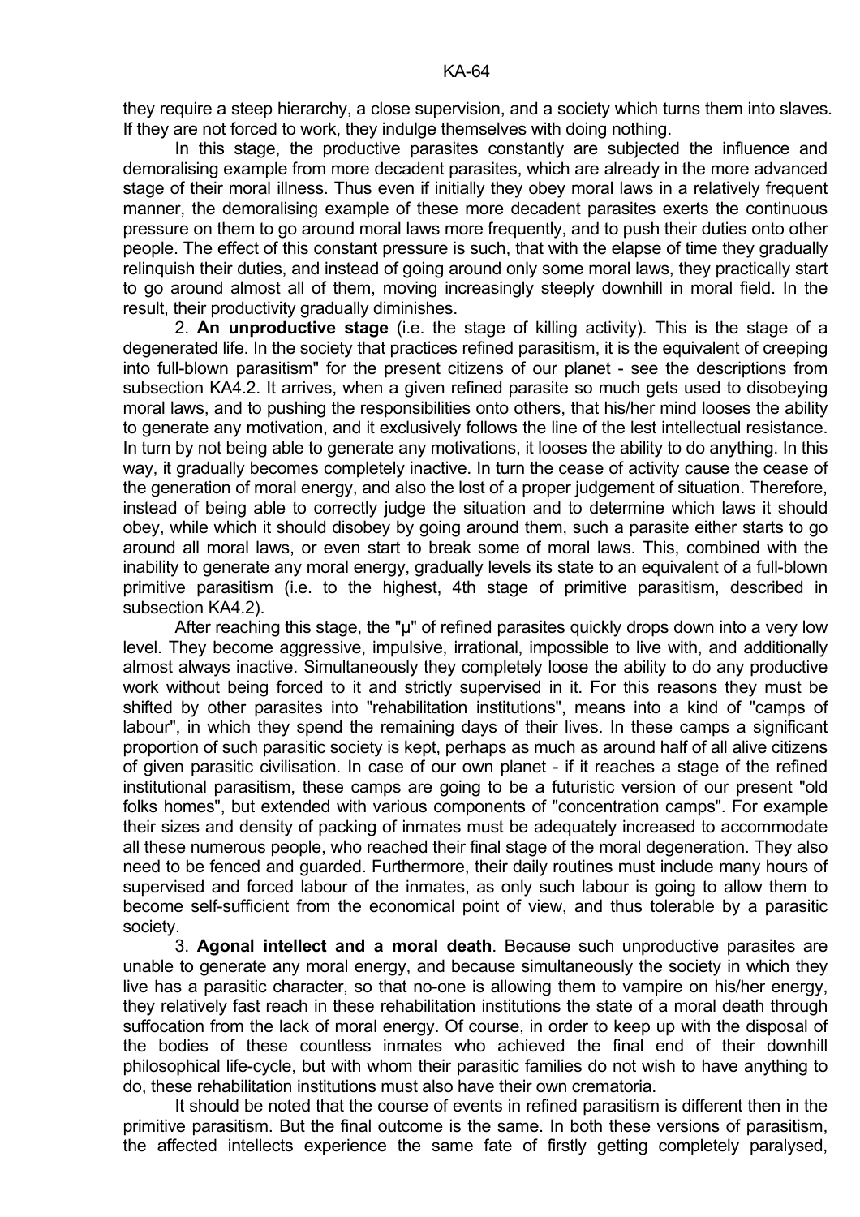they require a steep hierarchy, a close supervision, and a society which turns them into slaves. If they are not forced to work, they indulge themselves with doing nothing.

In this stage, the productive parasites constantly are subjected the influence and demoralising example from more decadent parasites, which are already in the more advanced stage of their moral illness. Thus even if initially they obey moral laws in a relatively frequent manner, the demoralising example of these more decadent parasites exerts the continuous pressure on them to go around moral laws more frequently, and to push their duties onto other people. The effect of this constant pressure is such, that with the elapse of time they gradually relinquish their duties, and instead of going around only some moral laws, they practically start to go around almost all of them, moving increasingly steeply downhill in moral field. In the result, their productivity gradually diminishes.

2. **An unproductive stage** (i.e. the stage of killing activity). This is the stage of a degenerated life. In the society that practices refined parasitism, it is the equivalent of creeping into full-blown parasitism" for the present citizens of our planet - see the descriptions from subsection KA4.2. It arrives, when a given refined parasite so much gets used to disobeying moral laws, and to pushing the responsibilities onto others, that his/her mind looses the ability to generate any motivation, and it exclusively follows the line of the lest intellectual resistance. In turn by not being able to generate any motivations, it looses the ability to do anything. In this way, it gradually becomes completely inactive. In turn the cease of activity cause the cease of the generation of moral energy, and also the lost of a proper judgement of situation. Therefore, instead of being able to correctly judge the situation and to determine which laws it should obey, while which it should disobey by going around them, such a parasite either starts to go around all moral laws, or even start to break some of moral laws. This, combined with the inability to generate any moral energy, gradually levels its state to an equivalent of a full-blown primitive parasitism (i.e. to the highest, 4th stage of primitive parasitism, described in subsection KA4.2).

After reaching this stage, the "μ" of refined parasites quickly drops down into a very low level. They become aggressive, impulsive, irrational, impossible to live with, and additionally almost always inactive. Simultaneously they completely loose the ability to do any productive work without being forced to it and strictly supervised in it. For this reasons they must be shifted by other parasites into "rehabilitation institutions", means into a kind of "camps of labour", in which they spend the remaining days of their lives. In these camps a significant proportion of such parasitic society is kept, perhaps as much as around half of all alive citizens of given parasitic civilisation. In case of our own planet - if it reaches a stage of the refined institutional parasitism, these camps are going to be a futuristic version of our present "old folks homes", but extended with various components of "concentration camps". For example their sizes and density of packing of inmates must be adequately increased to accommodate all these numerous people, who reached their final stage of the moral degeneration. They also need to be fenced and guarded. Furthermore, their daily routines must include many hours of supervised and forced labour of the inmates, as only such labour is going to allow them to become self-sufficient from the economical point of view, and thus tolerable by a parasitic society.

3. **Agonal intellect and a moral death**. Because such unproductive parasites are unable to generate any moral energy, and because simultaneously the society in which they live has a parasitic character, so that no-one is allowing them to vampire on his/her energy, they relatively fast reach in these rehabilitation institutions the state of a moral death through suffocation from the lack of moral energy. Of course, in order to keep up with the disposal of the bodies of these countless inmates who achieved the final end of their downhill philosophical life-cycle, but with whom their parasitic families do not wish to have anything to do, these rehabilitation institutions must also have their own crematoria.

It should be noted that the course of events in refined parasitism is different then in the primitive parasitism. But the final outcome is the same. In both these versions of parasitism, the affected intellects experience the same fate of firstly getting completely paralysed,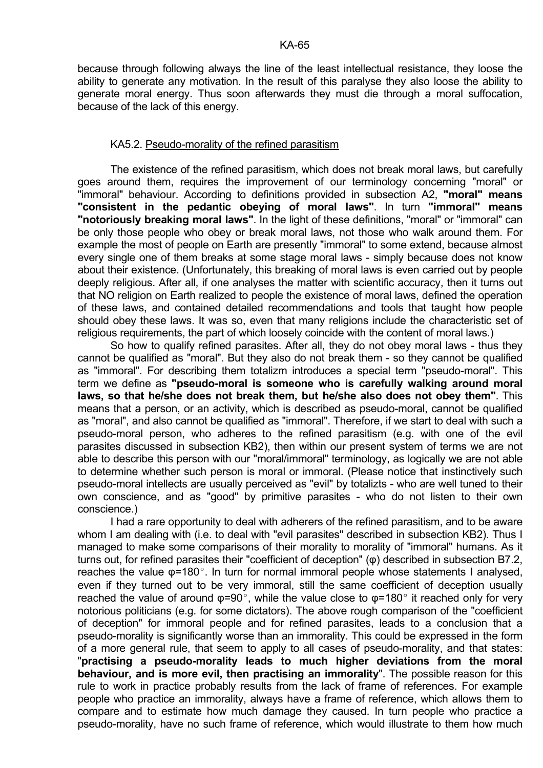because through following always the line of the least intellectual resistance, they loose the ability to generate any motivation. In the result of this paralyse they also loose the ability to generate moral energy. Thus soon afterwards they must die through a moral suffocation, because of the lack of this energy.

### KA5.2. Pseudo-morality of the refined parasitism

The existence of the refined parasitism, which does not break moral laws, but carefully goes around them, requires the improvement of our terminology concerning "moral" or "immoral" behaviour. According to definitions provided in subsection A2, **"moral" means "consistent in the pedantic obeying of moral laws"**. In turn **"immoral" means "notoriously breaking moral laws"**. In the light of these definitions, "moral" or "immoral" can be only those people who obey or break moral laws, not those who walk around them. For example the most of people on Earth are presently "immoral" to some extend, because almost every single one of them breaks at some stage moral laws - simply because does not know about their existence. (Unfortunately, this breaking of moral laws is even carried out by people deeply religious. After all, if one analyses the matter with scientific accuracy, then it turns out that NO religion on Earth realized to people the existence of moral laws, defined the operation of these laws, and contained detailed recommendations and tools that taught how people should obey these laws. It was so, even that many religions include the characteristic set of religious requirements, the part of which loosely coincide with the content of moral laws.)

So how to qualify refined parasites. After all, they do not obey moral laws - thus they cannot be qualified as "moral". But they also do not break them - so they cannot be qualified as "immoral". For describing them totalizm introduces a special term "pseudo-moral". This term we define as **"pseudo-moral is someone who is carefully walking around moral laws, so that he/she does not break them, but he/she also does not obey them"**. This means that a person, or an activity, which is described as pseudo-moral, cannot be qualified as "moral", and also cannot be qualified as "immoral". Therefore, if we start to deal with such a pseudo-moral person, who adheres to the refined parasitism (e.g. with one of the evil parasites discussed in subsection KB2), then within our present system of terms we are not able to describe this person with our "moral/immoral" terminology, as logically we are not able to determine whether such person is moral or immoral. (Please notice that instinctively such pseudo-moral intellects are usually perceived as "evil" by totalizts - who are well tuned to their own conscience, and as "good" by primitive parasites - who do not listen to their own conscience.)

I had a rare opportunity to deal with adherers of the refined parasitism, and to be aware whom I am dealing with (i.e. to deal with "evil parasites" described in subsection KB2). Thus I managed to make some comparisons of their morality to morality of "immoral" humans. As it turns out, for refined parasites their "coefficient of deception" ($\varphi$) described in subsection B7.2, reaches the value $\varphi=180^{\circ}$. In turn for normal immoral people whose statements I analysed, even if they turned out to be very immoral, still the same coefficient of deception usually reached the value of around $\varphi=90^{\circ}$, while the value close to $\varphi=180^{\circ}$ it reached only for very notorious politicians (e.g. for some dictators). The above rough comparison of the "coefficient of deception" for immoral people and for refined parasites, leads to a conclusion that a pseudo-morality is significantly worse than an immorality. This could be expressed in the form of a more general rule, that seem to apply to all cases of pseudo-morality, and that states: "**practising a pseudo-morality leads to much higher deviations from the moral behaviour, and is more evil, then practising an immorality**". The possible reason for this rule to work in practice probably results from the lack of frame of references. For example people who practice an immorality, always have a frame of reference, which allows them to compare and to estimate how much damage they caused. In turn people who practice a pseudo-morality, have no such frame of reference, which would illustrate to them how much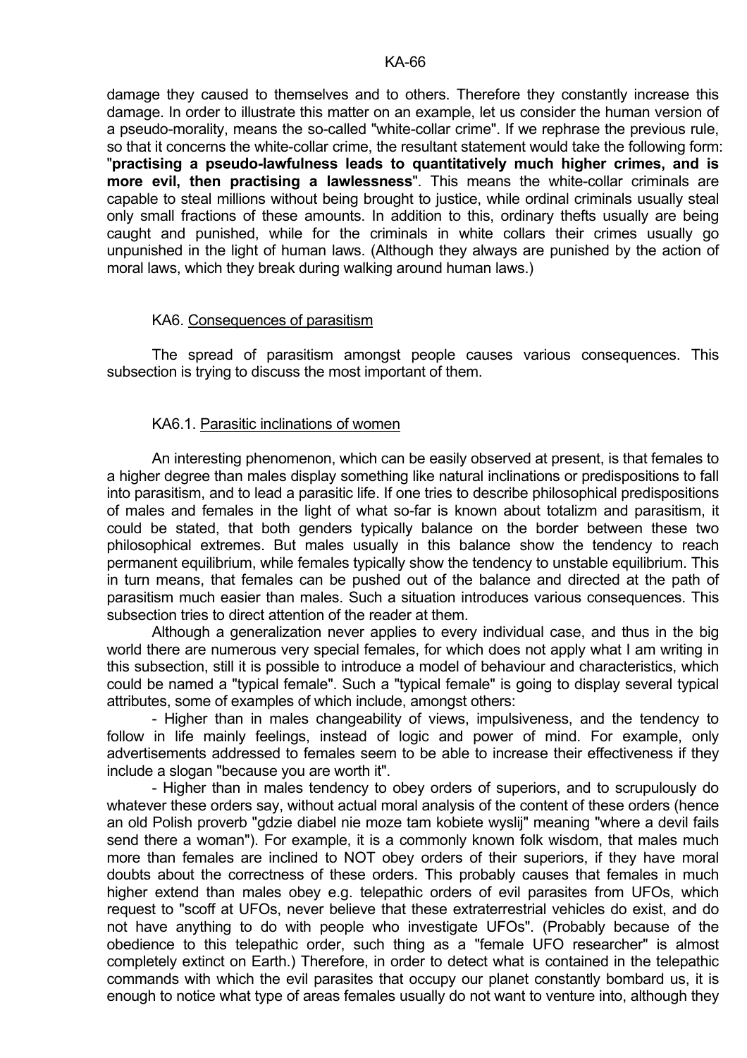damage they caused to themselves and to others. Therefore they constantly increase this damage. In order to illustrate this matter on an example, let us consider the human version of a pseudo-morality, means the so-called "white-collar crime". If we rephrase the previous rule, so that it concerns the white-collar crime, the resultant statement would take the following form: "**practising a pseudo-lawfulness leads to quantitatively much higher crimes, and is more evil, then practising a lawlessness**". This means the white-collar criminals are capable to steal millions without being brought to justice, while ordinal criminals usually steal only small fractions of these amounts. In addition to this, ordinary thefts usually are being caught and punished, while for the criminals in white collars their crimes usually go unpunished in the light of human laws. (Although they always are punished by the action of moral laws, which they break during walking around human laws.)

## KA6. Consequences of parasitism

The spread of parasitism amongst people causes various consequences. This subsection is trying to discuss the most important of them.

### KA6.1. Parasitic inclinations of women

An interesting phenomenon, which can be easily observed at present, is that females to a higher degree than males display something like natural inclinations or predispositions to fall into parasitism, and to lead a parasitic life. If one tries to describe philosophical predispositions of males and females in the light of what so-far is known about totalizm and parasitism, it could be stated, that both genders typically balance on the border between these two philosophical extremes. But males usually in this balance show the tendency to reach permanent equilibrium, while females typically show the tendency to unstable equilibrium. This in turn means, that females can be pushed out of the balance and directed at the path of parasitism much easier than males. Such a situation introduces various consequences. This subsection tries to direct attention of the reader at them.

Although a generalization never applies to every individual case, and thus in the big world there are numerous very special females, for which does not apply what I am writing in this subsection, still it is possible to introduce a model of behaviour and characteristics, which could be named a "typical female". Such a "typical female" is going to display several typical attributes, some of examples of which include, amongst others:

- Higher than in males changeability of views, impulsiveness, and the tendency to follow in life mainly feelings, instead of logic and power of mind. For example, only advertisements addressed to females seem to be able to increase their effectiveness if they include a slogan "because you are worth it".
- Higher than in males tendency to obey orders of superiors, and to scrupulously do whatever these orders say, without actual moral analysis of the content of these orders (hence an old Polish proverb "gdzie diabel nie moze tam kobiete wyslij" meaning "where a devil fails send there a woman"). For example, it is a commonly known folk wisdom, that males much more than females are inclined to NOT obey orders of their superiors, if they have moral doubts about the correctness of these orders. This probably causes that females in much higher extend than males obey e.g. telepathic orders of evil parasites from UFOs, which request to "scoff at UFOs, never believe that these extraterrestrial vehicles do exist, and do not have anything to do with people who investigate UFOs". (Probably because of the obedience to this telepathic order, such thing as a "female UFO researcher" is almost completely extinct on Earth.) Therefore, in order to detect what is contained in the telepathic commands with which the evil parasites that occupy our planet constantly bombard us, it is enough to notice what type of areas females usually do not want to venture into, although they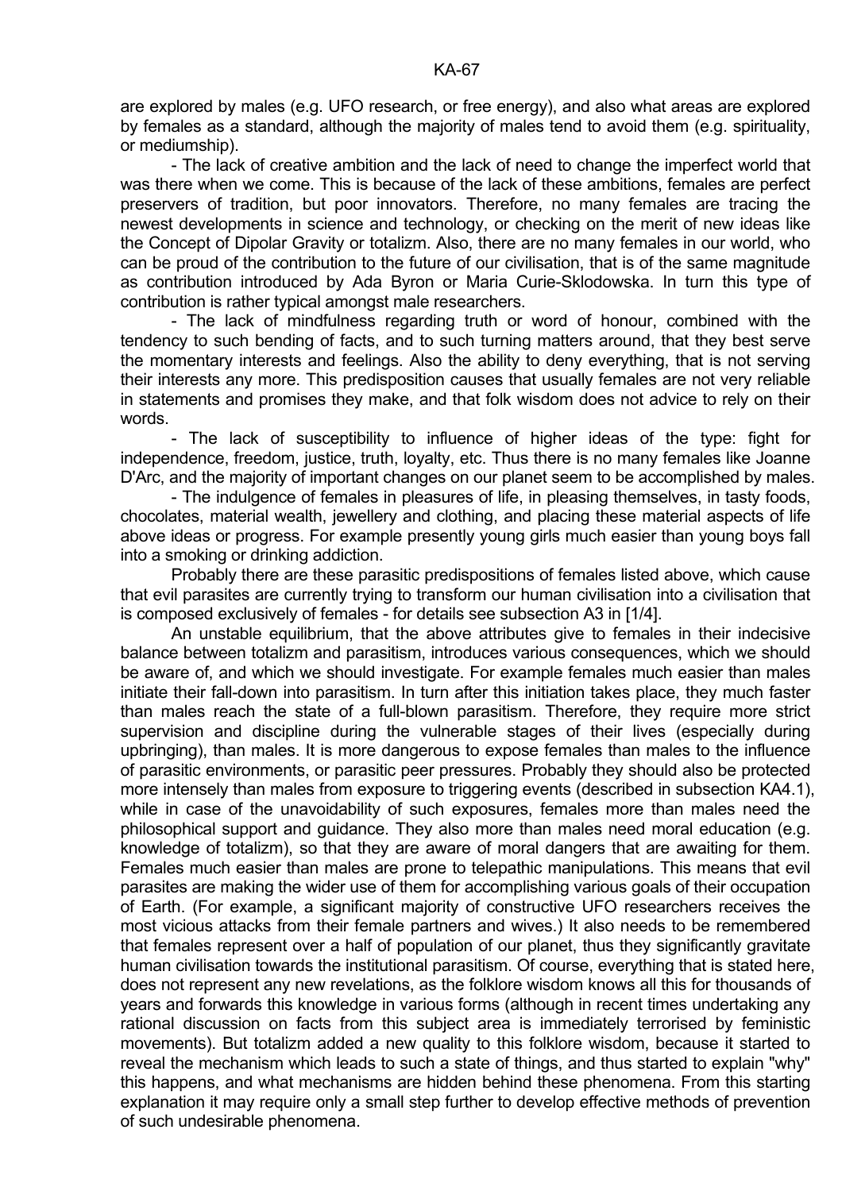are explored by males (e.g. UFO research, or free energy), and also what areas are explored by females as a standard, although the majority of males tend to avoid them (e.g. spirituality, or mediumship).

- The lack of creative ambition and the lack of need to change the imperfect world that was there when we come. This is because of the lack of these ambitions, females are perfect preservers of tradition, but poor innovators. Therefore, no many females are tracing the newest developments in science and technology, or checking on the merit of new ideas like the Concept of Dipolar Gravity or totalizm. Also, there are no many females in our world, who can be proud of the contribution to the future of our civilisation, that is of the same magnitude as contribution introduced by Ada Byron or Maria Curie-Sklodowska. In turn this type of contribution is rather typical amongst male researchers.

- The lack of mindfulness regarding truth or word of honour, combined with the tendency to such bending of facts, and to such turning matters around, that they best serve the momentary interests and feelings. Also the ability to deny everything, that is not serving their interests any more. This predisposition causes that usually females are not very reliable in statements and promises they make, and that folk wisdom does not advice to rely on their words.

- The lack of susceptibility to influence of higher ideas of the type: fight for independence, freedom, justice, truth, loyalty, etc. Thus there is no many females like Joanne D'Arc, and the majority of important changes on our planet seem to be accomplished by males.

- The indulgence of females in pleasures of life, in pleasing themselves, in tasty foods, chocolates, material wealth, jewellery and clothing, and placing these material aspects of life above ideas or progress. For example presently young girls much easier than young boys fall into a smoking or drinking addiction.

Probably there are these parasitic predispositions of females listed above, which cause that evil parasites are currently trying to transform our human civilisation into a civilisation that is composed exclusively of females - for details see subsection A3 in [1/4].

An unstable equilibrium, that the above attributes give to females in their indecisive balance between totalizm and parasitism, introduces various consequences, which we should be aware of, and which we should investigate. For example females much easier than males initiate their fall-down into parasitism. In turn after this initiation takes place, they much faster than males reach the state of a full-blown parasitism. Therefore, they require more strict supervision and discipline during the vulnerable stages of their lives (especially during upbringing), than males. It is more dangerous to expose females than males to the influence of parasitic environments, or parasitic peer pressures. Probably they should also be protected more intensely than males from exposure to triggering events (described in subsection KA4.1), while in case of the unavoidability of such exposures, females more than males need the philosophical support and guidance. They also more than males need moral education (e.g. knowledge of totalizm), so that they are aware of moral dangers that are awaiting for them. Females much easier than males are prone to telepathic manipulations. This means that evil parasites are making the wider use of them for accomplishing various goals of their occupation of Earth. (For example, a significant majority of constructive UFO researchers receives the most vicious attacks from their female partners and wives.) It also needs to be remembered that females represent over a half of population of our planet, thus they significantly gravitate human civilisation towards the institutional parasitism. Of course, everything that is stated here, does not represent any new revelations, as the folklore wisdom knows all this for thousands of years and forwards this knowledge in various forms (although in recent times undertaking any rational discussion on facts from this subject area is immediately terrorised by feministic movements). But totalizm added a new quality to this folklore wisdom, because it started to reveal the mechanism which leads to such a state of things, and thus started to explain "why" this happens, and what mechanisms are hidden behind these phenomena. From this starting explanation it may require only a small step further to develop effective methods of prevention of such undesirable phenomena.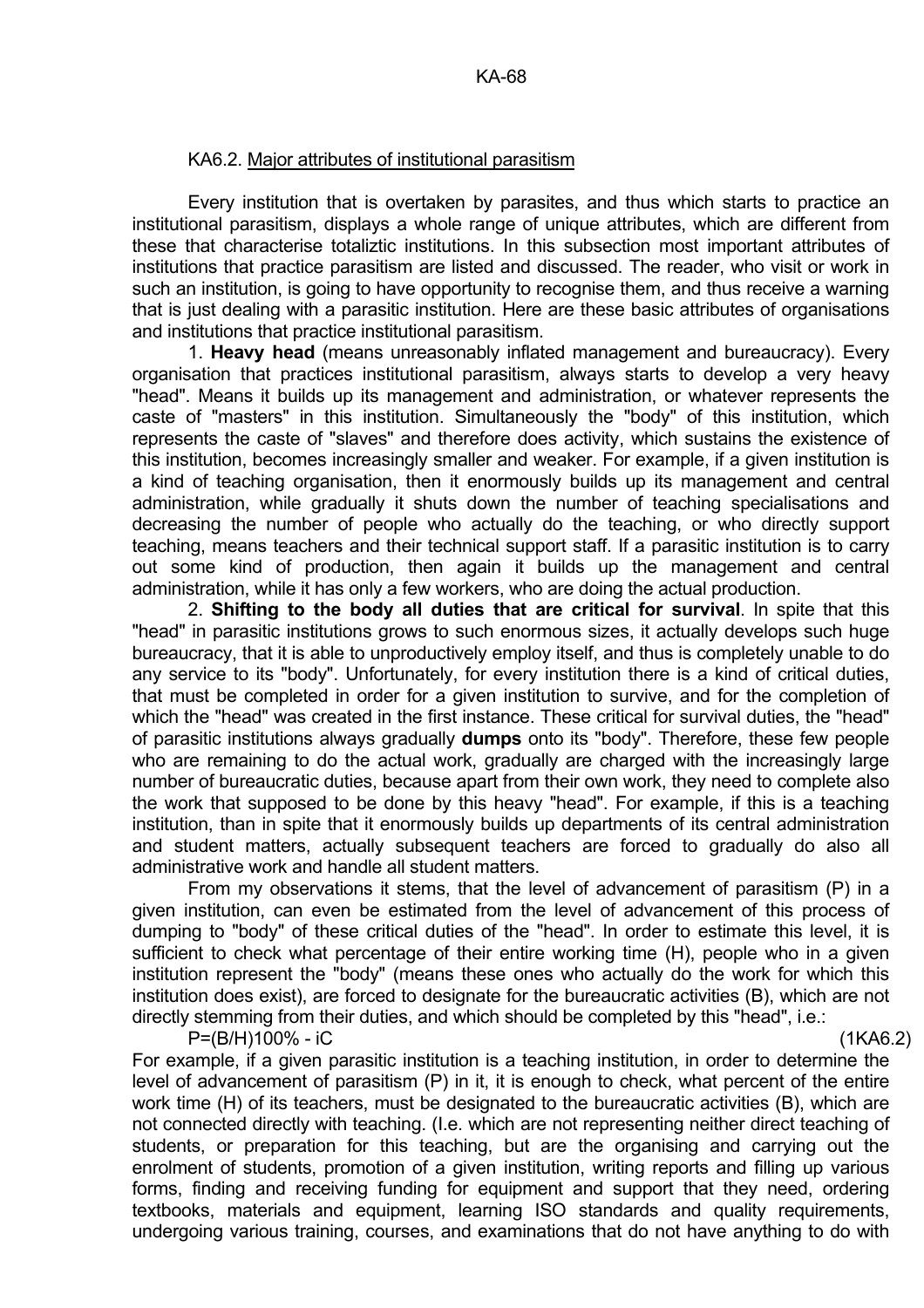## KA6.2. Major attributes of institutional parasitism

Every institution that is overtaken by parasites, and thus which starts to practice an institutional parasitism, displays a whole range of unique attributes, which are different from these that characterise totaliztic institutions. In this subsection most important attributes of institutions that practice parasitism are listed and discussed. The reader, who visit or work in such an institution, is going to have opportunity to recognise them, and thus receive a warning that is just dealing with a parasitic institution. Here are these basic attributes of organisations and institutions that practice institutional parasitism.

1. **Heavy head** (means unreasonably inflated management and bureaucracy). Every organisation that practices institutional parasitism, always starts to develop a very heavy "head". Means it builds up its management and administration, or whatever represents the caste of "masters" in this institution. Simultaneously the "body" of this institution, which represents the caste of "slaves" and therefore does activity, which sustains the existence of this institution, becomes increasingly smaller and weaker. For example, if a given institution is a kind of teaching organisation, then it enormously builds up its management and central administration, while gradually it shuts down the number of teaching specialisations and decreasing the number of people who actually do the teaching, or who directly support teaching, means teachers and their technical support staff. If a parasitic institution is to carry out some kind of production, then again it builds up the management and central administration, while it has only a few workers, who are doing the actual production.

2. **Shifting to the body all duties that are critical for survival**. In spite that this "head" in parasitic institutions grows to such enormous sizes, it actually develops such huge bureaucracy, that it is able to unproductively employ itself, and thus is completely unable to do any service to its "body". Unfortunately, for every institution there is a kind of critical duties, that must be completed in order for a given institution to survive, and for the completion of which the "head" was created in the first instance. These critical for survival duties, the "head" of parasitic institutions always gradually **dumps** onto its "body". Therefore, these few people who are remaining to do the actual work, gradually are charged with the increasingly large number of bureaucratic duties, because apart from their own work, they need to complete also the work that supposed to be done by this heavy "head". For example, if this is a teaching institution, than in spite that it enormously builds up departments of its central administration and student matters, actually subsequent teachers are forced to gradually do also all administrative work and handle all student matters.

From my observations it stems, that the level of advancement of parasitism (P) in a given institution, can even be estimated from the level of advancement of this process of dumping to "body" of these critical duties of the "head". In order to estimate this level, it is sufficient to check what percentage of their entire working time (H), people who in a given institution represent the "body" (means these ones who actually do the work for which this institution does exist), are forced to designate for the bureaucratic activities (B), which are not directly stemming from their duties, and which should be completed by this "head", i.e.:

$$P=(B/H)100\% - iC \qquad (1KA6.2)$$

For example, if a given parasitic institution is a teaching institution, in order to determine the level of advancement of parasitism (P) in it, it is enough to check, what percent of the entire work time (H) of its teachers, must be designated to the bureaucratic activities (B), which are not connected directly with teaching. (I.e. which are not representing neither direct teaching of students, or preparation for this teaching, but are the organising and carrying out the enrolment of students, promotion of a given institution, writing reports and filling up various forms, finding and receiving funding for equipment and support that they need, ordering textbooks, materials and equipment, learning ISO standards and quality requirements, undergoing various training, courses, and examinations that do not have anything to do with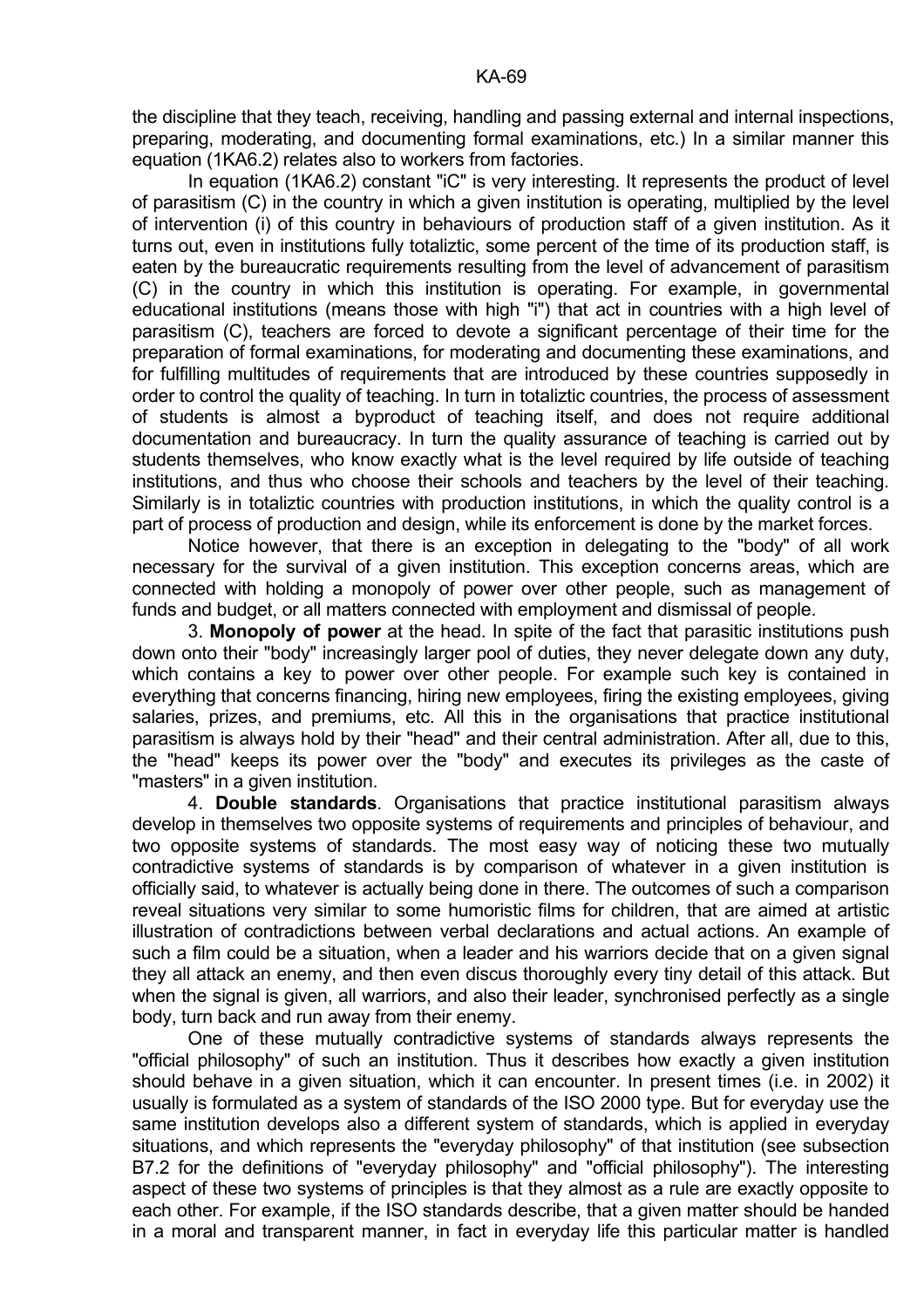the discipline that they teach, receiving, handling and passing external and internal inspections, preparing, moderating, and documenting formal examinations, etc.) In a similar manner this equation (1KA6.2) relates also to workers from factories.

In equation (1KA6.2) constant "iC" is very interesting. It represents the product of level of parasitism (C) in the country in which a given institution is operating, multiplied by the level of intervention (i) of this country in behaviours of production staff of a given institution. As it turns out, even in institutions fully totaliztic, some percent of the time of its production staff, is eaten by the bureaucratic requirements resulting from the level of advancement of parasitism (C) in the country in which this institution is operating. For example, in governmental educational institutions (means those with high "i") that act in countries with a high level of parasitism (C), teachers are forced to devote a significant percentage of their time for the preparation of formal examinations, for moderating and documenting these examinations, and for fulfilling multitudes of requirements that are introduced by these countries supposedly in order to control the quality of teaching. In turn in totaliztic countries, the process of assessment of students is almost a byproduct of teaching itself, and does not require additional documentation and bureaucracy. In turn the quality assurance of teaching is carried out by students themselves, who know exactly what is the level required by life outside of teaching institutions, and thus who choose their schools and teachers by the level of their teaching. Similarly is in totaliztic countries with production institutions, in which the quality control is a part of process of production and design, while its enforcement is done by the market forces.

Notice however, that there is an exception in delegating to the "body" of all work necessary for the survival of a given institution. This exception concerns areas, which are connected with holding a monopoly of power over other people, such as management of funds and budget, or all matters connected with employment and dismissal of people.

3. **Monopoly of power** at the head. In spite of the fact that parasitic institutions push down onto their "body" increasingly larger pool of duties, they never delegate down any duty, which contains a key to power over other people. For example such key is contained in everything that concerns financing, hiring new employees, firing the existing employees, giving salaries, prizes, and premiums, etc. All this in the organisations that practice institutional parasitism is always hold by their "head" and their central administration. After all, due to this, the "head" keeps its power over the "body" and executes its privileges as the caste of "masters" in a given institution.

4. **Double standards**. Organisations that practice institutional parasitism always develop in themselves two opposite systems of requirements and principles of behaviour, and two opposite systems of standards. The most easy way of noticing these two mutually contradictive systems of standards is by comparison of whatever in a given institution is officially said, to whatever is actually being done in there. The outcomes of such a comparison reveal situations very similar to some humoristic films for children, that are aimed at artistic illustration of contradictions between verbal declarations and actual actions. An example of such a film could be a situation, when a leader and his warriors decide that on a given signal they all attack an enemy, and then even discus thoroughly every tiny detail of this attack. But when the signal is given, all warriors, and also their leader, synchronised perfectly as a single body, turn back and run away from their enemy.

One of these mutually contradictive systems of standards always represents the "official philosophy" of such an institution. Thus it describes how exactly a given institution should behave in a given situation, which it can encounter. In present times (i.e. in 2002) it usually is formulated as a system of standards of the ISO 2000 type. But for everyday use the same institution develops also a different system of standards, which is applied in everyday situations, and which represents the "everyday philosophy" of that institution (see subsection B7.2 for the definitions of "everyday philosophy" and "official philosophy"). The interesting aspect of these two systems of principles is that they almost as a rule are exactly opposite to each other. For example, if the ISO standards describe, that a given matter should be handed in a moral and transparent manner, in fact in everyday life this particular matter is handled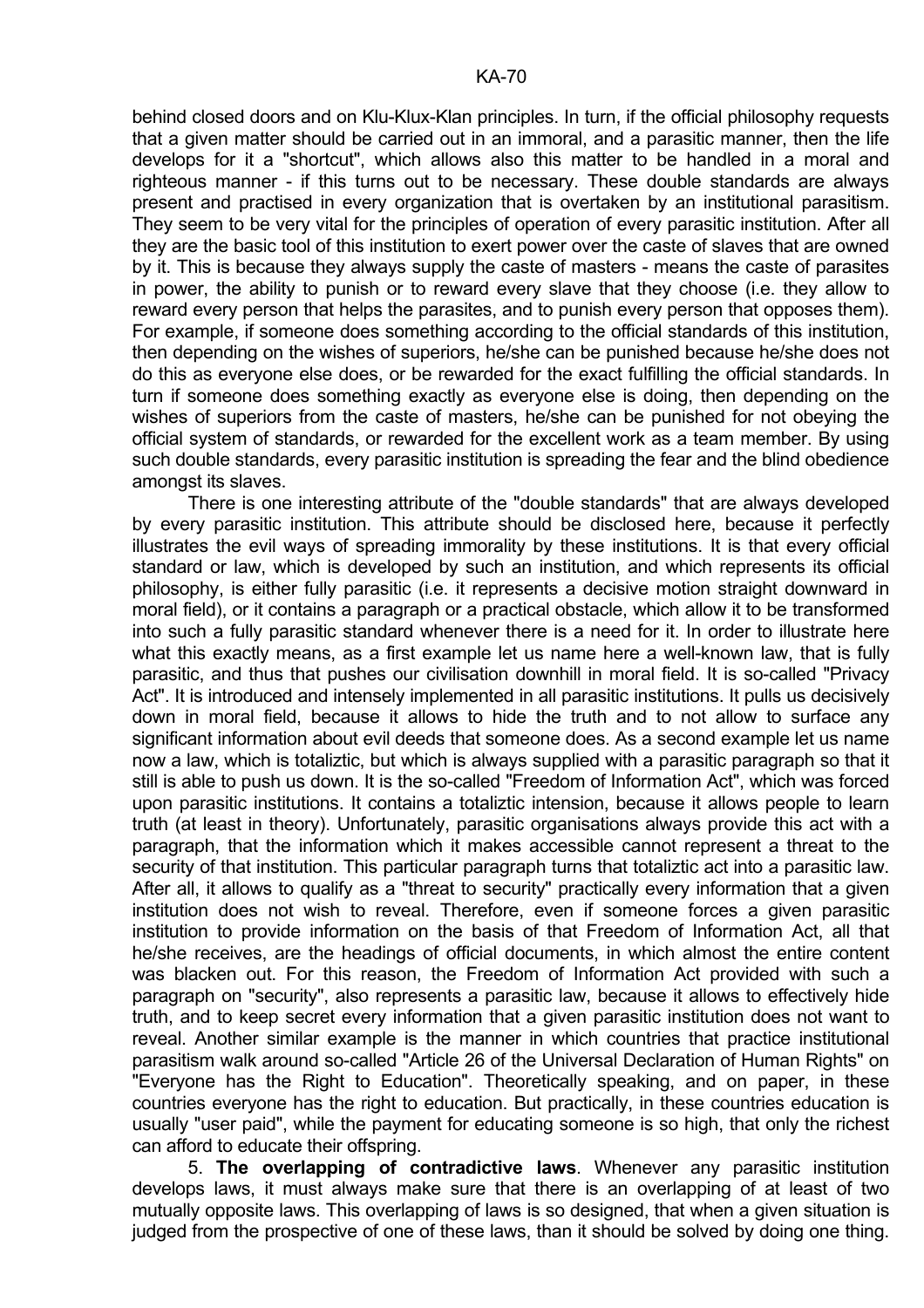behind closed doors and on Klu-Klux-Klan principles. In turn, if the official philosophy requests that a given matter should be carried out in an immoral, and a parasitic manner, then the life develops for it a "shortcut", which allows also this matter to be handled in a moral and righteous manner - if this turns out to be necessary. These double standards are always present and practised in every organization that is overtaken by an institutional parasitism. They seem to be very vital for the principles of operation of every parasitic institution. After all they are the basic tool of this institution to exert power over the caste of slaves that are owned by it. This is because they always supply the caste of masters - means the caste of parasites in power, the ability to punish or to reward every slave that they choose (i.e. they allow to reward every person that helps the parasites, and to punish every person that opposes them). For example, if someone does something according to the official standards of this institution, then depending on the wishes of superiors, he/she can be punished because he/she does not do this as everyone else does, or be rewarded for the exact fulfilling the official standards. In turn if someone does something exactly as everyone else is doing, then depending on the wishes of superiors from the caste of masters, he/she can be punished for not obeying the official system of standards, or rewarded for the excellent work as a team member. By using such double standards, every parasitic institution is spreading the fear and the blind obedience amongst its slaves.

There is one interesting attribute of the "double standards" that are always developed by every parasitic institution. This attribute should be disclosed here, because it perfectly illustrates the evil ways of spreading immorality by these institutions. It is that every official standard or law, which is developed by such an institution, and which represents its official philosophy, is either fully parasitic (i.e. it represents a decisive motion straight downward in moral field), or it contains a paragraph or a practical obstacle, which allow it to be transformed into such a fully parasitic standard whenever there is a need for it. In order to illustrate here what this exactly means, as a first example let us name here a well-known law, that is fully parasitic, and thus that pushes our civilisation downhill in moral field. It is so-called "Privacy Act". It is introduced and intensely implemented in all parasitic institutions. It pulls us decisively down in moral field, because it allows to hide the truth and to not allow to surface any significant information about evil deeds that someone does. As a second example let us name now a law, which is totaliztic, but which is always supplied with a parasitic paragraph so that it still is able to push us down. It is the so-called "Freedom of Information Act", which was forced upon parasitic institutions. It contains a totaliztic intension, because it allows people to learn truth (at least in theory). Unfortunately, parasitic organisations always provide this act with a paragraph, that the information which it makes accessible cannot represent a threat to the security of that institution. This particular paragraph turns that totaliztic act into a parasitic law. After all, it allows to qualify as a "threat to security" practically every information that a given institution does not wish to reveal. Therefore, even if someone forces a given parasitic institution to provide information on the basis of that Freedom of Information Act, all that he/she receives, are the headings of official documents, in which almost the entire content was blacken out. For this reason, the Freedom of Information Act provided with such a paragraph on "security", also represents a parasitic law, because it allows to effectively hide truth, and to keep secret every information that a given parasitic institution does not want to reveal. Another similar example is the manner in which countries that practice institutional parasitism walk around so-called "Article 26 of the Universal Declaration of Human Rights" on "Everyone has the Right to Education". Theoretically speaking, and on paper, in these countries everyone has the right to education. But practically, in these countries education is usually "user paid", while the payment for educating someone is so high, that only the richest can afford to educate their offspring.

5. **The overlapping of contradictive laws**. Whenever any parasitic institution develops laws, it must always make sure that there is an overlapping of at least of two mutually opposite laws. This overlapping of laws is so designed, that when a given situation is judged from the prospective of one of these laws, than it should be solved by doing one thing.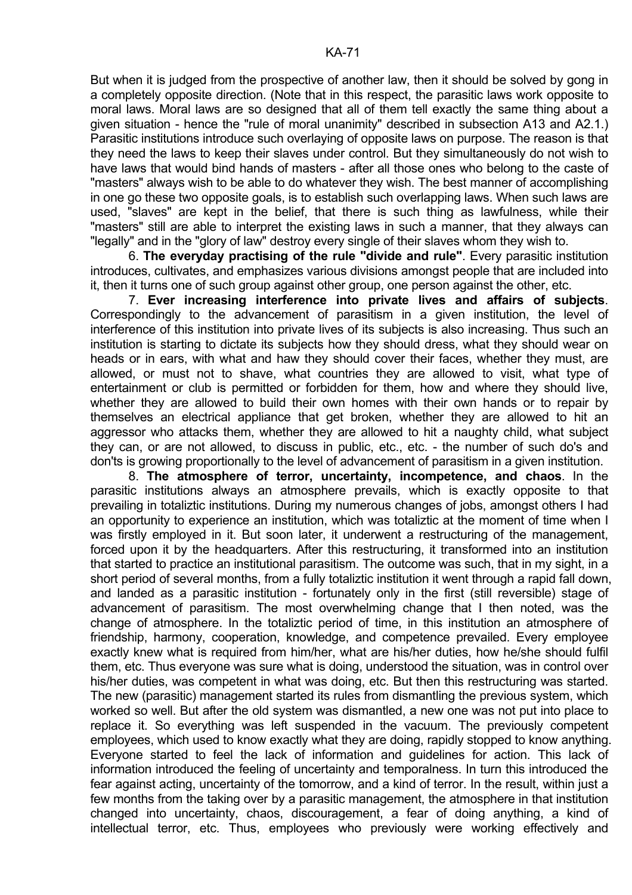But when it is judged from the prospective of another law, then it should be solved by gong in a completely opposite direction. (Note that in this respect, the parasitic laws work opposite to moral laws. Moral laws are so designed that all of them tell exactly the same thing about a given situation - hence the "rule of moral unanimity" described in subsection A13 and A2.1.) Parasitic institutions introduce such overlaying of opposite laws on purpose. The reason is that they need the laws to keep their slaves under control. But they simultaneously do not wish to have laws that would bind hands of masters - after all those ones who belong to the caste of "masters" always wish to be able to do whatever they wish. The best manner of accomplishing in one go these two opposite goals, is to establish such overlapping laws. When such laws are used, "slaves" are kept in the belief, that there is such thing as lawfulness, while their "masters" still are able to interpret the existing laws in such a manner, that they always can "legally" and in the "glory of law" destroy every single of their slaves whom they wish to.

6. **The everyday practising of the rule "divide and rule"**. Every parasitic institution introduces, cultivates, and emphasizes various divisions amongst people that are included into it, then it turns one of such group against other group, one person against the other, etc.

7. **Ever increasing interference into private lives and affairs of subjects**. Correspondingly to the advancement of parasitism in a given institution, the level of interference of this institution into private lives of its subjects is also increasing. Thus such an institution is starting to dictate its subjects how they should dress, what they should wear on heads or in ears, with what and haw they should cover their faces, whether they must, are allowed, or must not to shave, what countries they are allowed to visit, what type of entertainment or club is permitted or forbidden for them, how and where they should live, whether they are allowed to build their own homes with their own hands or to repair by themselves an electrical appliance that get broken, whether they are allowed to hit an aggressor who attacks them, whether they are allowed to hit a naughty child, what subject they can, or are not allowed, to discuss in public, etc., etc. - the number of such do's and don'ts is growing proportionally to the level of advancement of parasitism in a given institution.

8. **The atmosphere of terror, uncertainty, incompetence, and chaos**. In the parasitic institutions always an atmosphere prevails, which is exactly opposite to that prevailing in totaliztic institutions. During my numerous changes of jobs, amongst others I had an opportunity to experience an institution, which was totaliztic at the moment of time when I was firstly employed in it. But soon later, it underwent a restructuring of the management, forced upon it by the headquarters. After this restructuring, it transformed into an institution that started to practice an institutional parasitism. The outcome was such, that in my sight, in a short period of several months, from a fully totaliztic institution it went through a rapid fall down, and landed as a parasitic institution - fortunately only in the first (still reversible) stage of advancement of parasitism. The most overwhelming change that I then noted, was the change of atmosphere. In the totaliztic period of time, in this institution an atmosphere of friendship, harmony, cooperation, knowledge, and competence prevailed. Every employee exactly knew what is required from him/her, what are his/her duties, how he/she should fulfil them, etc. Thus everyone was sure what is doing, understood the situation, was in control over his/her duties, was competent in what was doing, etc. But then this restructuring was started. The new (parasitic) management started its rules from dismantling the previous system, which worked so well. But after the old system was dismantled, a new one was not put into place to replace it. So everything was left suspended in the vacuum. The previously competent employees, which used to know exactly what they are doing, rapidly stopped to know anything. Everyone started to feel the lack of information and guidelines for action. This lack of information introduced the feeling of uncertainty and temporalness. In turn this introduced the fear against acting, uncertainty of the tomorrow, and a kind of terror. In the result, within just a few months from the taking over by a parasitic management, the atmosphere in that institution changed into uncertainty, chaos, discouragement, a fear of doing anything, a kind of intellectual terror, etc. Thus, employees who previously were working effectively and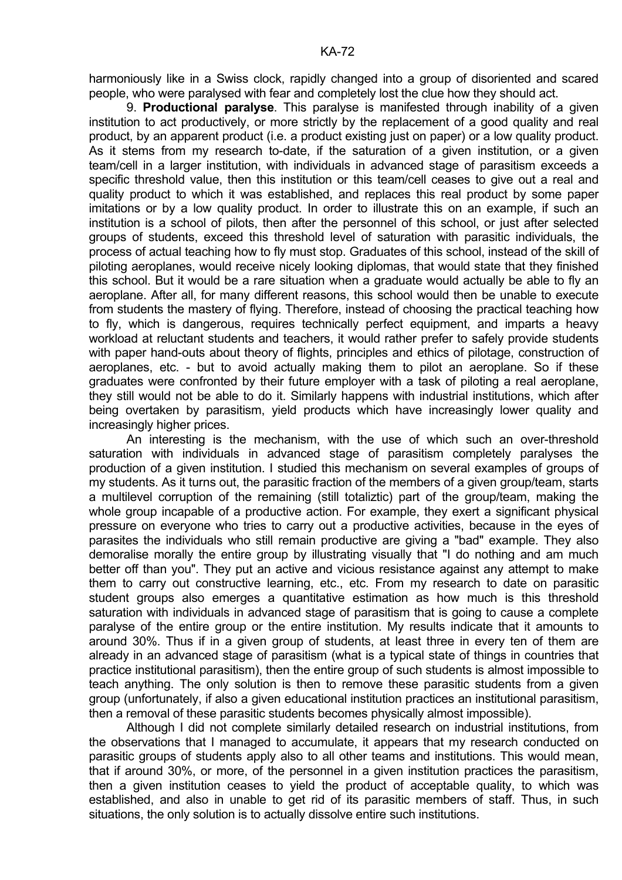harmoniously like in a Swiss clock, rapidly changed into a group of disoriented and scared people, who were paralysed with fear and completely lost the clue how they should act.

9. **Productional paralyse**. This paralyse is manifested through inability of a given institution to act productively, or more strictly by the replacement of a good quality and real product, by an apparent product (i.e. a product existing just on paper) or a low quality product. As it stems from my research to-date, if the saturation of a given institution, or a given team/cell in a larger institution, with individuals in advanced stage of parasitism exceeds a specific threshold value, then this institution or this team/cell ceases to give out a real and quality product to which it was established, and replaces this real product by some paper imitations or by a low quality product. In order to illustrate this on an example, if such an institution is a school of pilots, then after the personnel of this school, or just after selected groups of students, exceed this threshold level of saturation with parasitic individuals, the process of actual teaching how to fly must stop. Graduates of this school, instead of the skill of piloting aeroplanes, would receive nicely looking diplomas, that would state that they finished this school. But it would be a rare situation when a graduate would actually be able to fly an aeroplane. After all, for many different reasons, this school would then be unable to execute from students the mastery of flying. Therefore, instead of choosing the practical teaching how to fly, which is dangerous, requires technically perfect equipment, and imparts a heavy workload at reluctant students and teachers, it would rather prefer to safely provide students with paper hand-outs about theory of flights, principles and ethics of pilotage, construction of aeroplanes, etc. - but to avoid actually making them to pilot an aeroplane. So if these graduates were confronted by their future employer with a task of piloting a real aeroplane, they still would not be able to do it. Similarly happens with industrial institutions, which after being overtaken by parasitism, yield products which have increasingly lower quality and increasingly higher prices.

An interesting is the mechanism, with the use of which such an over-threshold saturation with individuals in advanced stage of parasitism completely paralyses the production of a given institution. I studied this mechanism on several examples of groups of my students. As it turns out, the parasitic fraction of the members of a given group/team, starts a multilevel corruption of the remaining (still totaliztic) part of the group/team, making the whole group incapable of a productive action. For example, they exert a significant physical pressure on everyone who tries to carry out a productive activities, because in the eyes of parasites the individuals who still remain productive are giving a "bad" example. They also demoralise morally the entire group by illustrating visually that "I do nothing and am much better off than you". They put an active and vicious resistance against any attempt to make them to carry out constructive learning, etc., etc. From my research to date on parasitic student groups also emerges a quantitative estimation as how much is this threshold saturation with individuals in advanced stage of parasitism that is going to cause a complete paralyse of the entire group or the entire institution. My results indicate that it amounts to around 30%. Thus if in a given group of students, at least three in every ten of them are already in an advanced stage of parasitism (what is a typical state of things in countries that practice institutional parasitism), then the entire group of such students is almost impossible to teach anything. The only solution is then to remove these parasitic students from a given group (unfortunately, if also a given educational institution practices an institutional parasitism, then a removal of these parasitic students becomes physically almost impossible).

Although I did not complete similarly detailed research on industrial institutions, from the observations that I managed to accumulate, it appears that my research conducted on parasitic groups of students apply also to all other teams and institutions. This would mean, that if around 30%, or more, of the personnel in a given institution practices the parasitism, then a given institution ceases to yield the product of acceptable quality, to which was established, and also in unable to get rid of its parasitic members of staff. Thus, in such situations, the only solution is to actually dissolve entire such institutions.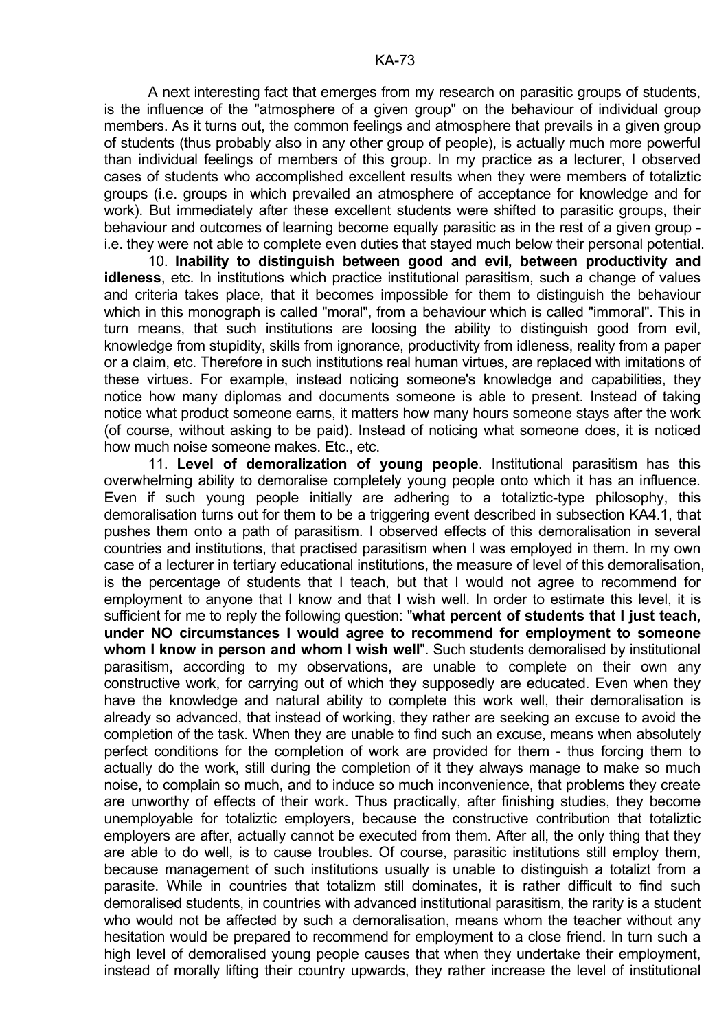A next interesting fact that emerges from my research on parasitic groups of students, is the influence of the "atmosphere of a given group" on the behaviour of individual group members. As it turns out, the common feelings and atmosphere that prevails in a given group of students (thus probably also in any other group of people), is actually much more powerful than individual feelings of members of this group. In my practice as a lecturer, I observed cases of students who accomplished excellent results when they were members of totaliztic groups (i.e. groups in which prevailed an atmosphere of acceptance for knowledge and for work). But immediately after these excellent students were shifted to parasitic groups, their behaviour and outcomes of learning become equally parasitic as in the rest of a given group - i.e. they were not able to complete even duties that stayed much below their personal potential.

10. **Inability to distinguish between good and evil, between productivity and idleness**, etc. In institutions which practice institutional parasitism, such a change of values and criteria takes place, that it becomes impossible for them to distinguish the behaviour which in this monograph is called "moral", from a behaviour which is called "immoral". This in turn means, that such institutions are loosing the ability to distinguish good from evil, knowledge from stupidity, skills from ignorance, productivity from idleness, reality from a paper or a claim, etc. Therefore in such institutions real human virtues, are replaced with imitations of these virtues. For example, instead noticing someone's knowledge and capabilities, they notice how many diplomas and documents someone is able to present. Instead of taking notice what product someone earns, it matters how many hours someone stays after the work (of course, without asking to be paid). Instead of noticing what someone does, it is noticed how much noise someone makes. Etc., etc.

11. **Level of demoralization of young people**. Institutional parasitism has this overwhelming ability to demoralise completely young people onto which it has an influence. Even if such young people initially are adhering to a totaliztic-type philosophy, this demoralisation turns out for them to be a triggering event described in subsection KA4.1, that pushes them onto a path of parasitism. I observed effects of this demoralisation in several countries and institutions, that practised parasitism when I was employed in them. In my own case of a lecturer in tertiary educational institutions, the measure of level of this demoralisation, is the percentage of students that I teach, but that I would not agree to recommend for employment to anyone that I know and that I wish well. In order to estimate this level, it is sufficient for me to reply the following question: "**what percent of students that I just teach, under NO circumstances I would agree to recommend for employment to someone whom I know in person and whom I wish well**". Such students demoralised by institutional parasitism, according to my observations, are unable to complete on their own any constructive work, for carrying out of which they supposedly are educated. Even when they have the knowledge and natural ability to complete this work well, their demoralisation is already so advanced, that instead of working, they rather are seeking an excuse to avoid the completion of the task. When they are unable to find such an excuse, means when absolutely perfect conditions for the completion of work are provided for them - thus forcing them to actually do the work, still during the completion of it they always manage to make so much noise, to complain so much, and to induce so much inconvenience, that problems they create are unworthy of effects of their work. Thus practically, after finishing studies, they become unemployable for totaliztic employers, because the constructive contribution that totaliztic employers are after, actually cannot be executed from them. After all, the only thing that they are able to do well, is to cause troubles. Of course, parasitic institutions still employ them, because management of such institutions usually is unable to distinguish a totalizt from a parasite. While in countries that totalizm still dominates, it is rather difficult to find such demoralised students, in countries with advanced institutional parasitism, the rarity is a student who would not be affected by such a demoralisation, means whom the teacher without any hesitation would be prepared to recommend for employment to a close friend. In turn such a high level of demoralised young people causes that when they undertake their employment, instead of morally lifting their country upwards, they rather increase the level of institutional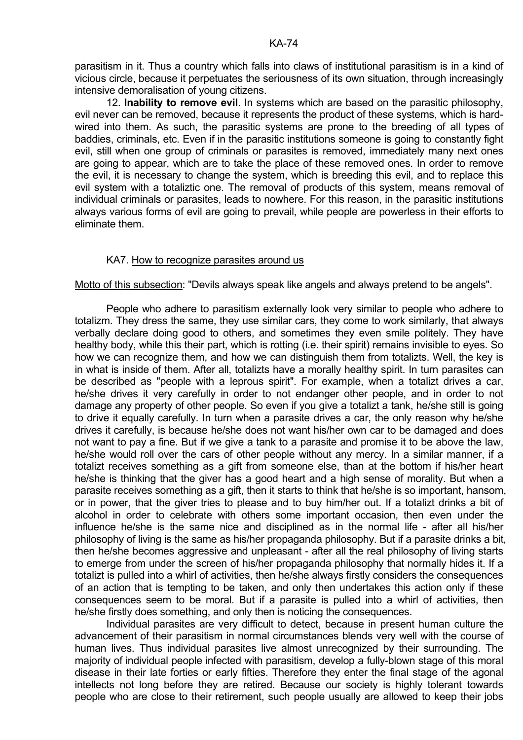parasitism in it. Thus a country which falls into claws of institutional parasitism is in a kind of vicious circle, because it perpetuates the seriousness of its own situation, through increasingly intensive demoralisation of young citizens.

12. **Inability to remove evil**. In systems which are based on the parasitic philosophy, evil never can be removed, because it represents the product of these systems, which is hard-wired into them. As such, the parasitic systems are prone to the breeding of all types of baddies, criminals, etc. Even if in the parasitic institutions someone is going to constantly fight evil, still when one group of criminals or parasites is removed, immediately many next ones are going to appear, which are to take the place of these removed ones. In order to remove the evil, it is necessary to change the system, which is breeding this evil, and to replace this evil system with a totaliztic one. The removal of products of this system, means removal of individual criminals or parasites, leads to nowhere. For this reason, in the parasitic institutions always various forms of evil are going to prevail, while people are powerless in their efforts to eliminate them.

## KA7. How to recognize parasites around us

Motto of this subsection: "Devils always speak like angels and always pretend to be angels".

People who adhere to parasitism externally look very similar to people who adhere to totalizm. They dress the same, they use similar cars, they come to work similarly, that always verbally declare doing good to others, and sometimes they even smile politely. They have healthy body, while this their part, which is rotting (i.e. their spirit) remains invisible to eyes. So how we can recognize them, and how we can distinguish them from totalizts. Well, the key is in what is inside of them. After all, totalizts have a morally healthy spirit. In turn parasites can be described as "people with a leprous spirit". For example, when a totalizt drives a car, he/she drives it very carefully in order to not endanger other people, and in order to not damage any property of other people. So even if you give a totalizt a tank, he/she still is going to drive it equally carefully. In turn when a parasite drives a car, the only reason why he/she drives it carefully, is because he/she does not want his/her own car to be damaged and does not want to pay a fine. But if we give a tank to a parasite and promise it to be above the law, he/she would roll over the cars of other people without any mercy. In a similar manner, if a totalizt receives something as a gift from someone else, than at the bottom if his/her heart he/she is thinking that the giver has a good heart and a high sense of morality. But when a parasite receives something as a gift, then it starts to think that he/she is so important, hansom, or in power, that the giver tries to please and to buy him/her out. If a totalizt drinks a bit of alcohol in order to celebrate with others some important occasion, then even under the influence he/she is the same nice and disciplined as in the normal life - after all his/her philosophy of living is the same as his/her propaganda philosophy. But if a parasite drinks a bit, then he/she becomes aggressive and unpleasant - after all the real philosophy of living starts to emerge from under the screen of his/her propaganda philosophy that normally hides it. If a totalizt is pulled into a whirl of activities, then he/she always firstly considers the consequences of an action that is tempting to be taken, and only then undertakes this action only if these consequences seem to be moral. But if a parasite is pulled into a whirl of activities, then he/she firstly does something, and only then is noticing the consequences.

Individual parasites are very difficult to detect, because in present human culture the advancement of their parasitism in normal circumstances blends very well with the course of human lives. Thus individual parasites live almost unrecognized by their surrounding. The majority of individual people infected with parasitism, develop a fully-blown stage of this moral disease in their late forties or early fifties. Therefore they enter the final stage of the agonal intellects not long before they are retired. Because our society is highly tolerant towards people who are close to their retirement, such people usually are allowed to keep their jobs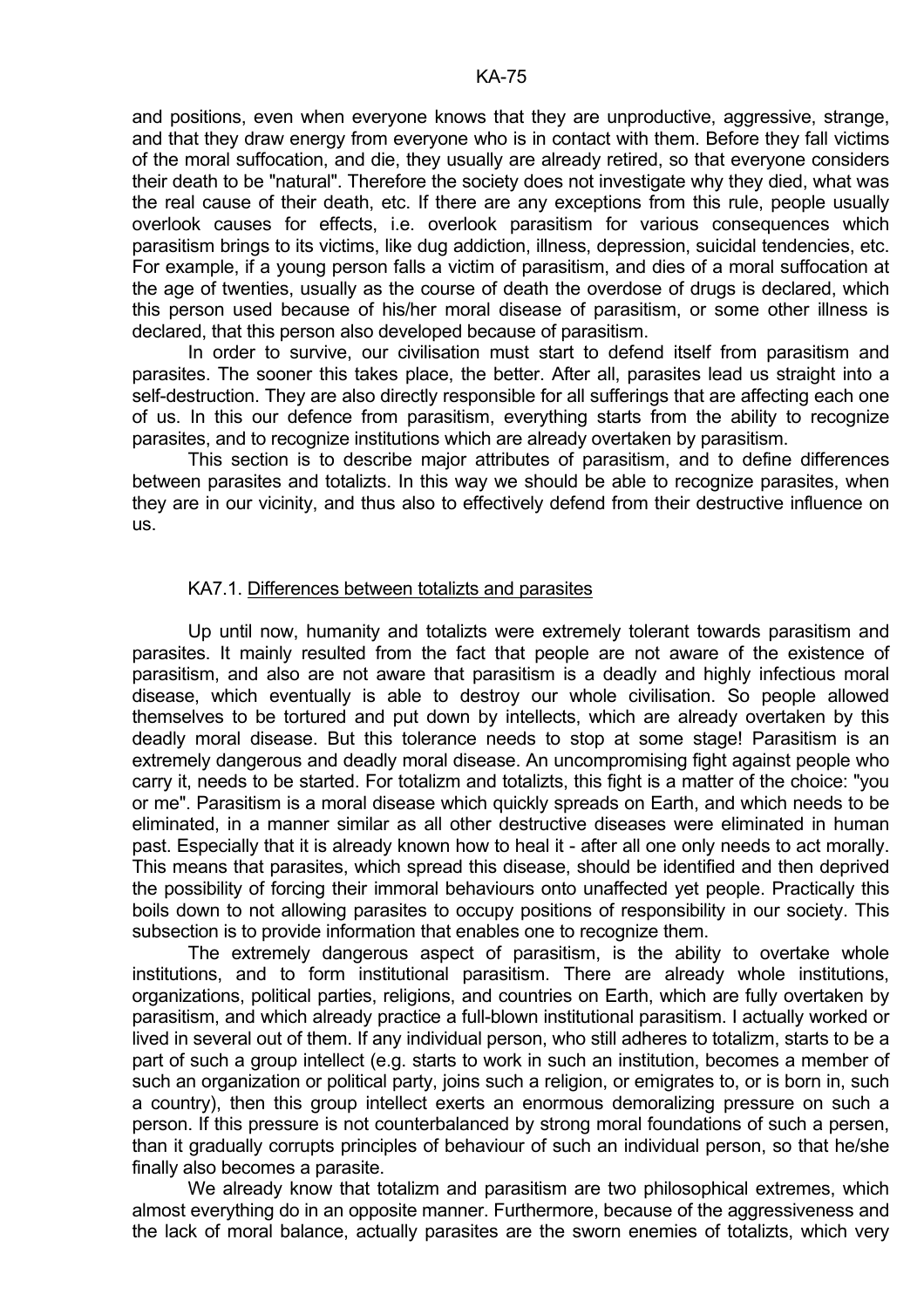and positions, even when everyone knows that they are unproductive, aggressive, strange, and that they draw energy from everyone who is in contact with them. Before they fall victims of the moral suffocation, and die, they usually are already retired, so that everyone considers their death to be "natural". Therefore the society does not investigate why they died, what was the real cause of their death, etc. If there are any exceptions from this rule, people usually overlook causes for effects, i.e. overlook parasitism for various consequences which parasitism brings to its victims, like dug addiction, illness, depression, suicidal tendencies, etc. For example, if a young person falls a victim of parasitism, and dies of a moral suffocation at the age of twenties, usually as the course of death the overdose of drugs is declared, which this person used because of his/her moral disease of parasitism, or some other illness is declared, that this person also developed because of parasitism.

In order to survive, our civilisation must start to defend itself from parasitism and parasites. The sooner this takes place, the better. After all, parasites lead us straight into a self-destruction. They are also directly responsible for all sufferings that are affecting each one of us. In this our defence from parasitism, everything starts from the ability to recognize parasites, and to recognize institutions which are already overtaken by parasitism.

This section is to describe major attributes of parasitism, and to define differences between parasites and totalizts. In this way we should be able to recognize parasites, when they are in our vicinity, and thus also to effectively defend from their destructive influence on us.

### KA7.1. Differences between totalizts and parasites

Up until now, humanity and totalizts were extremely tolerant towards parasitism and parasites. It mainly resulted from the fact that people are not aware of the existence of parasitism, and also are not aware that parasitism is a deadly and highly infectious moral disease, which eventually is able to destroy our whole civilisation. So people allowed themselves to be tortured and put down by intellects, which are already overtaken by this deadly moral disease. But this tolerance needs to stop at some stage! Parasitism is an extremely dangerous and deadly moral disease. An uncompromising fight against people who carry it, needs to be started. For totalizm and totalizts, this fight is a matter of the choice: "you or me". Parasitism is a moral disease which quickly spreads on Earth, and which needs to be eliminated, in a manner similar as all other destructive diseases were eliminated in human past. Especially that it is already known how to heal it - after all one only needs to act morally. This means that parasites, which spread this disease, should be identified and then deprived the possibility of forcing their immoral behaviours onto unaffected yet people. Practically this boils down to not allowing parasites to occupy positions of responsibility in our society. This subsection is to provide information that enables one to recognize them.

The extremely dangerous aspect of parasitism, is the ability to overtake whole institutions, and to form institutional parasitism. There are already whole institutions, organizations, political parties, religions, and countries on Earth, which are fully overtaken by parasitism, and which already practice a full-blown institutional parasitism. I actually worked or lived in several out of them. If any individual person, who still adheres to totalizm, starts to be a part of such a group intellect (e.g. starts to work in such an institution, becomes a member of such an organization or political party, joins such a religion, or emigrates to, or is born in, such a country), then this group intellect exerts an enormous demoralizing pressure on such a person. If this pressure is not counterbalanced by strong moral foundations of such a persen, than it gradually corrupts principles of behaviour of such an individual person, so that he/she finally also becomes a parasite.

We already know that totalizm and parasitism are two philosophical extremes, which almost everything do in an opposite manner. Furthermore, because of the aggressiveness and the lack of moral balance, actually parasites are the sworn enemies of totalizts, which very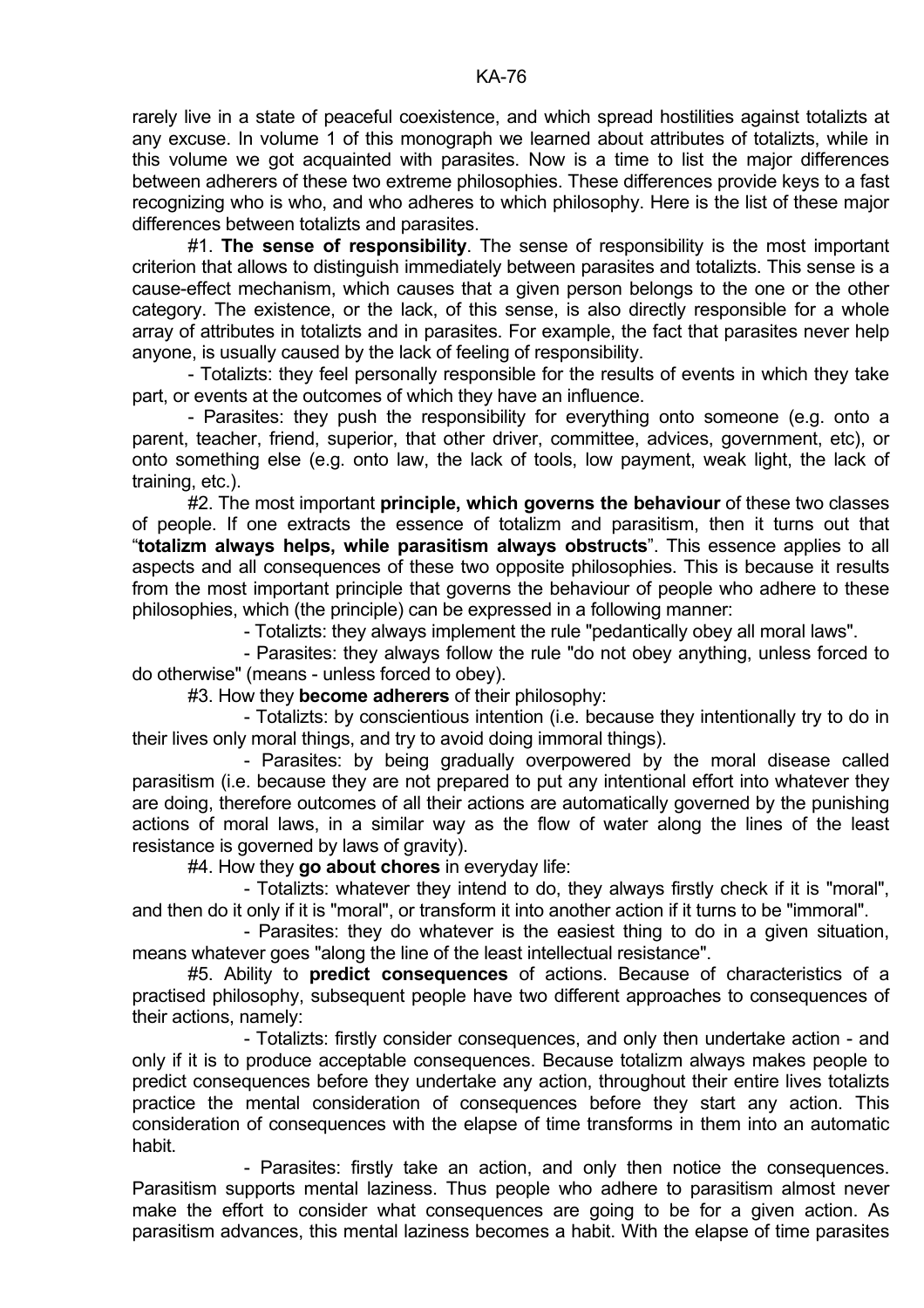rarely live in a state of peaceful coexistence, and which spread hostilities against totalizts at any excuse. In volume 1 of this monograph we learned about attributes of totalizts, while in this volume we got acquainted with parasites. Now is a time to list the major differences between adherers of these two extreme philosophies. These differences provide keys to a fast recognizing who is who, and who adheres to which philosophy. Here is the list of these major differences between totalizts and parasites.

#1. **The sense of responsibility**. The sense of responsibility is the most important criterion that allows to distinguish immediately between parasites and totalizts. This sense is a cause-effect mechanism, which causes that a given person belongs to the one or the other category. The existence, or the lack, of this sense, is also directly responsible for a whole array of attributes in totalizts and in parasites. For example, the fact that parasites never help anyone, is usually caused by the lack of feeling of responsibility.

- Totalizts: they feel personally responsible for the results of events in which they take part, or events at the outcomes of which they have an influence.

- Parasites: they push the responsibility for everything onto someone (e.g. onto a parent, teacher, friend, superior, that other driver, committee, advices, government, etc), or onto something else (e.g. onto law, the lack of tools, low payment, weak light, the lack of training, etc.).

#2. The most important **principle, which governs the behaviour** of these two classes of people. If one extracts the essence of totalizm and parasitism, then it turns out that "**totalizm always helps, while parasitism always obstructs**". This essence applies to all aspects and all consequences of these two opposite philosophies. This is because it results from the most important principle that governs the behaviour of people who adhere to these philosophies, which (the principle) can be expressed in a following manner:

- Totalizts: they always implement the rule "pedantically obey all moral laws".

- Parasites: they always follow the rule "do not obey anything, unless forced to do otherwise" (means - unless forced to obey).

#3. How they **become adherers** of their philosophy:

- Totalizts: by conscientious intention (i.e. because they intentionally try to do in their lives only moral things, and try to avoid doing immoral things).

- Parasites: by being gradually overpowered by the moral disease called parasitism (i.e. because they are not prepared to put any intentional effort into whatever they are doing, therefore outcomes of all their actions are automatically governed by the punishing actions of moral laws, in a similar way as the flow of water along the lines of the least resistance is governed by laws of gravity).

#4. How they **go about chores** in everyday life:

- Totalizts: whatever they intend to do, they always firstly check if it is "moral", and then do it only if it is "moral", or transform it into another action if it turns to be "immoral".

- Parasites: they do whatever is the easiest thing to do in a given situation, means whatever goes "along the line of the least intellectual resistance".

#5. Ability to **predict consequences** of actions. Because of characteristics of a practised philosophy, subsequent people have two different approaches to consequences of their actions, namely:

- Totalizts: firstly consider consequences, and only then undertake action - and only if it is to produce acceptable consequences. Because totalizm always makes people to predict consequences before they undertake any action, throughout their entire lives totalizts practice the mental consideration of consequences before they start any action. This consideration of consequences with the elapse of time transforms in them into an automatic habit.

- Parasites: firstly take an action, and only then notice the consequences. Parasitism supports mental laziness. Thus people who adhere to parasitism almost never make the effort to consider what consequences are going to be for a given action. As parasitism advances, this mental laziness becomes a habit. With the elapse of time parasites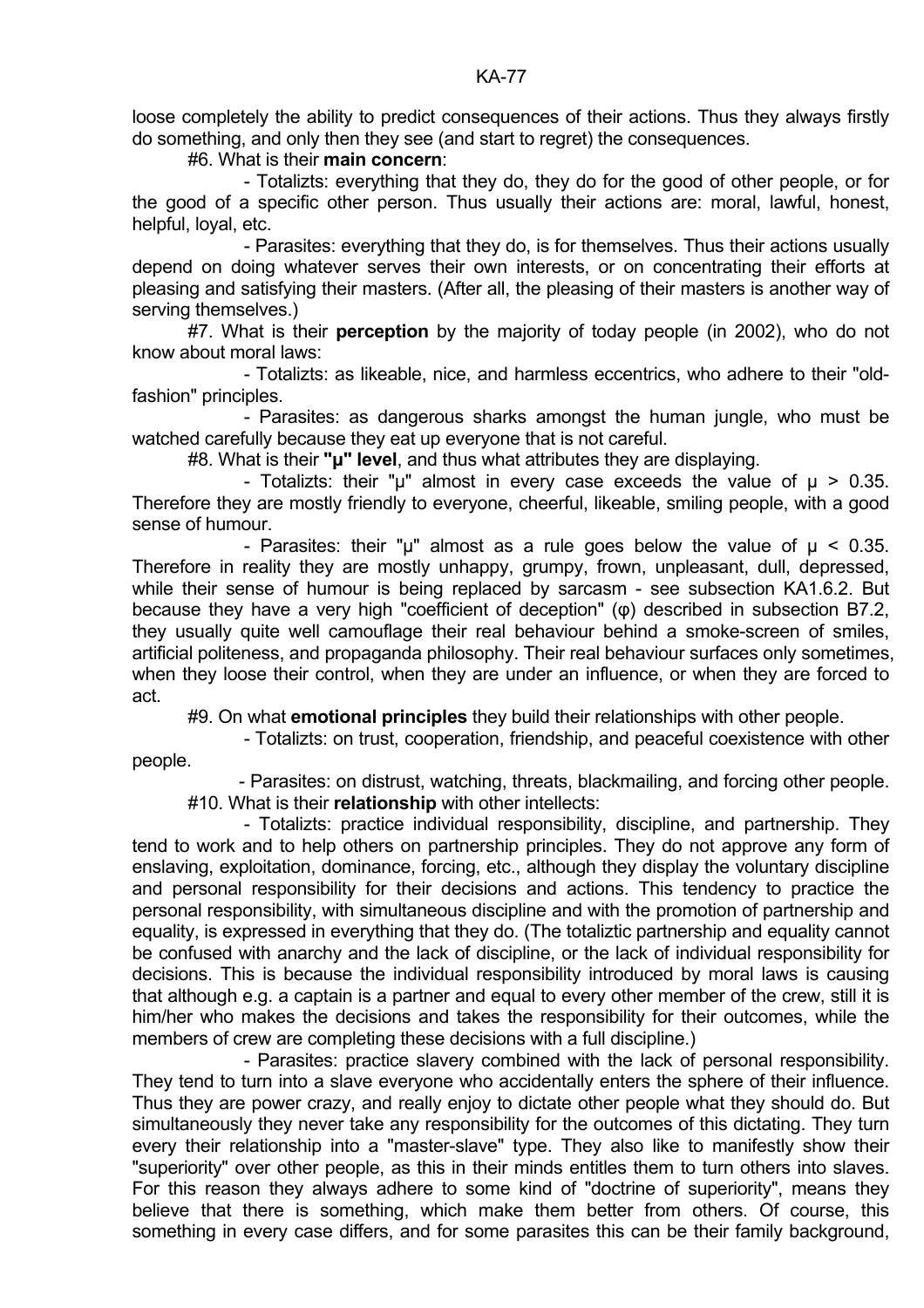loose completely the ability to predict consequences of their actions. Thus they always firstly do something, and only then they see (and start to regret) the consequences.

#6. What is their **main concern**:

- Totalizts: everything that they do, they do for the good of other people, or for the good of a specific other person. Thus usually their actions are: moral, lawful, honest, helpful, loyal, etc.

- Parasites: everything that they do, is for themselves. Thus their actions usually depend on doing whatever serves their own interests, or on concentrating their efforts at pleasing and satisfying their masters. (After all, the pleasing of their masters is another way of serving themselves.)

#7. What is their **perception** by the majority of today people (in 2002), who do not know about moral laws:

- Totalizts: as likeable, nice, and harmless eccentrics, who adhere to their "old-fashion" principles.

- Parasites: as dangerous sharks amongst the human jungle, who must be watched carefully because they eat up everyone that is not careful.

#8. What is their **"μ" level**, and thus what attributes they are displaying.

- Totalizts: their "μ" almost in every case exceeds the value of $\mu > 0.35$. Therefore they are mostly friendly to everyone, cheerful, likeable, smiling people, with a good sense of humour.

- Parasites: their "μ" almost as a rule goes below the value of $\mu < 0.35$. Therefore in reality they are mostly unhappy, grumpy, frown, unpleasant, dull, depressed, while their sense of humour is being replaced by sarcasm - see subsection KA1.6.2. But because they have a very high "coefficient of deception" ($\varphi$) described in subsection B7.2, they usually quite well camouflage their real behaviour behind a smoke-screen of smiles, artificial politeness, and propaganda philosophy. Their real behaviour surfaces only sometimes, when they loose their control, when they are under an influence, or when they are forced to act.

#9. On what **emotional principles** they build their relationships with other people.

- Totalizts: on trust, cooperation, friendship, and peaceful coexistence with other people.

- Parasites: on distrust, watching, threats, blackmailing, and forcing other people.

#10. What is their **relationship** with other intellects:

- Totalizts: practice individual responsibility, discipline, and partnership. They tend to work and to help others on partnership principles. They do not approve any form of enslaving, exploitation, dominance, forcing, etc., although they display the voluntary discipline and personal responsibility for their decisions and actions. This tendency to practice the personal responsibility, with simultaneous discipline and with the promotion of partnership and equality, is expressed in everything that they do. (The totaliztic partnership and equality cannot be confused with anarchy and the lack of discipline, or the lack of individual responsibility for decisions. This is because the individual responsibility introduced by moral laws is causing that although e.g. a captain is a partner and equal to every other member of the crew, still it is him/her who makes the decisions and takes the responsibility for their outcomes, while the members of crew are completing these decisions with a full discipline.)

- Parasites: practice slavery combined with the lack of personal responsibility. They tend to turn into a slave everyone who accidentally enters the sphere of their influence. Thus they are power crazy, and really enjoy to dictate other people what they should do. But simultaneously they never take any responsibility for the outcomes of this dictating. They turn every their relationship into a "master-slave" type. They also like to manifestly show their "superiority" over other people, as this in their minds entitles them to turn others into slaves. For this reason they always adhere to some kind of "doctrine of superiority", means they believe that there is something, which make them better from others. Of course, this something in every case differs, and for some parasites this can be their family background,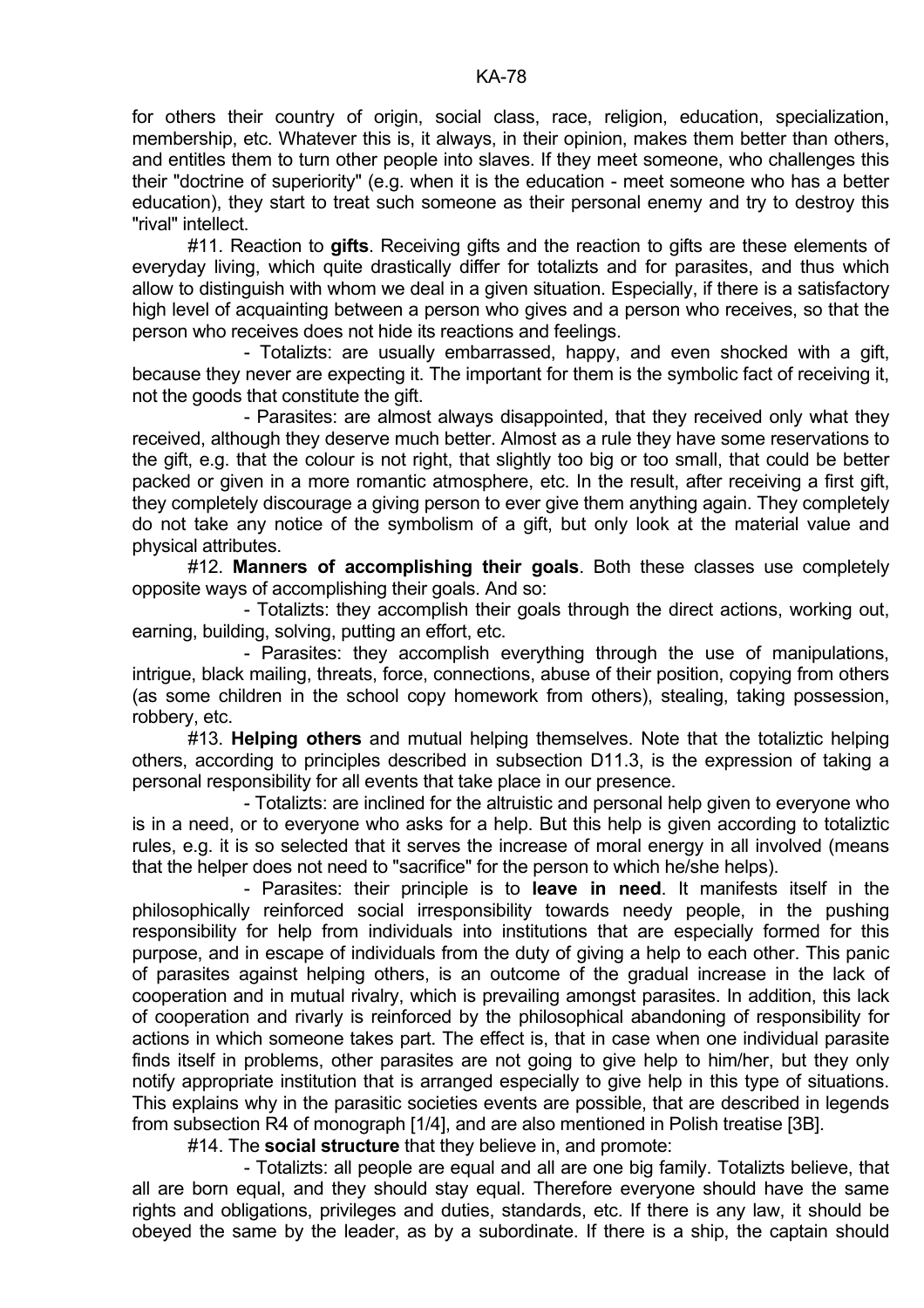for others their country of origin, social class, race, religion, education, specialization, membership, etc. Whatever this is, it always, in their opinion, makes them better than others, and entitles them to turn other people into slaves. If they meet someone, who challenges this their "doctrine of superiority" (e.g. when it is the education - meet someone who has a better education), they start to treat such someone as their personal enemy and try to destroy this "rival" intellect.

#11. Reaction to **gifts**. Receiving gifts and the reaction to gifts are these elements of everyday living, which quite drastically differ for totalizts and for parasites, and thus which allow to distinguish with whom we deal in a given situation. Especially, if there is a satisfactory high level of acquainting between a person who gives and a person who receives, so that the person who receives does not hide its reactions and feelings.

- Totalizts: are usually embarrassed, happy, and even shocked with a gift, because they never are expecting it. The important for them is the symbolic fact of receiving it, not the goods that constitute the gift.

- Parasites: are almost always disappointed, that they received only what they received, although they deserve much better. Almost as a rule they have some reservations to the gift, e.g. that the colour is not right, that slightly too big or too small, that could be better packed or given in a more romantic atmosphere, etc. In the result, after receiving a first gift, they completely discourage a giving person to ever give them anything again. They completely do not take any notice of the symbolism of a gift, but only look at the material value and physical attributes.

#12. **Manners of accomplishing their goals**. Both these classes use completely opposite ways of accomplishing their goals. And so:

- Totalizts: they accomplish their goals through the direct actions, working out, earning, building, solving, putting an effort, etc.

- Parasites: they accomplish everything through the use of manipulations, intrigue, black mailing, threats, force, connections, abuse of their position, copying from others (as some children in the school copy homework from others), stealing, taking possession, robbery, etc.

#13. **Helping others** and mutual helping themselves. Note that the totaliztic helping others, according to principles described in subsection D11.3, is the expression of taking a personal responsibility for all events that take place in our presence.

- Totalizts: are inclined for the altruistic and personal help given to everyone who is in a need, or to everyone who asks for a help. But this help is given according to totaliztic rules, e.g. it is so selected that it serves the increase of moral energy in all involved (means that the helper does not need to "sacrifice" for the person to which he/she helps).

- Parasites: their principle is to **leave in need**. It manifests itself in the philosophically reinforced social irresponsibility towards needy people, in the pushing responsibility for help from individuals into institutions that are especially formed for this purpose, and in escape of individuals from the duty of giving a help to each other. This panic of parasites against helping others, is an outcome of the gradual increase in the lack of cooperation and in mutual rivalry, which is prevailing amongst parasites. In addition, this lack of cooperation and rivarly is reinforced by the philosophical abandoning of responsibility for actions in which someone takes part. The effect is, that in case when one individual parasite finds itself in problems, other parasites are not going to give help to him/her, but they only notify appropriate institution that is arranged especially to give help in this type of situations. This explains why in the parasitic societies events are possible, that are described in legends from subsection R4 of monograph [1/4], and are also mentioned in Polish treatise [3B].

#14. The **social structure** that they believe in, and promote:

- Totalizts: all people are equal and all are one big family. Totalizts believe, that all are born equal, and they should stay equal. Therefore everyone should have the same rights and obligations, privileges and duties, standards, etc. If there is any law, it should be obeyed the same by the leader, as by a subordinate. If there is a ship, the captain should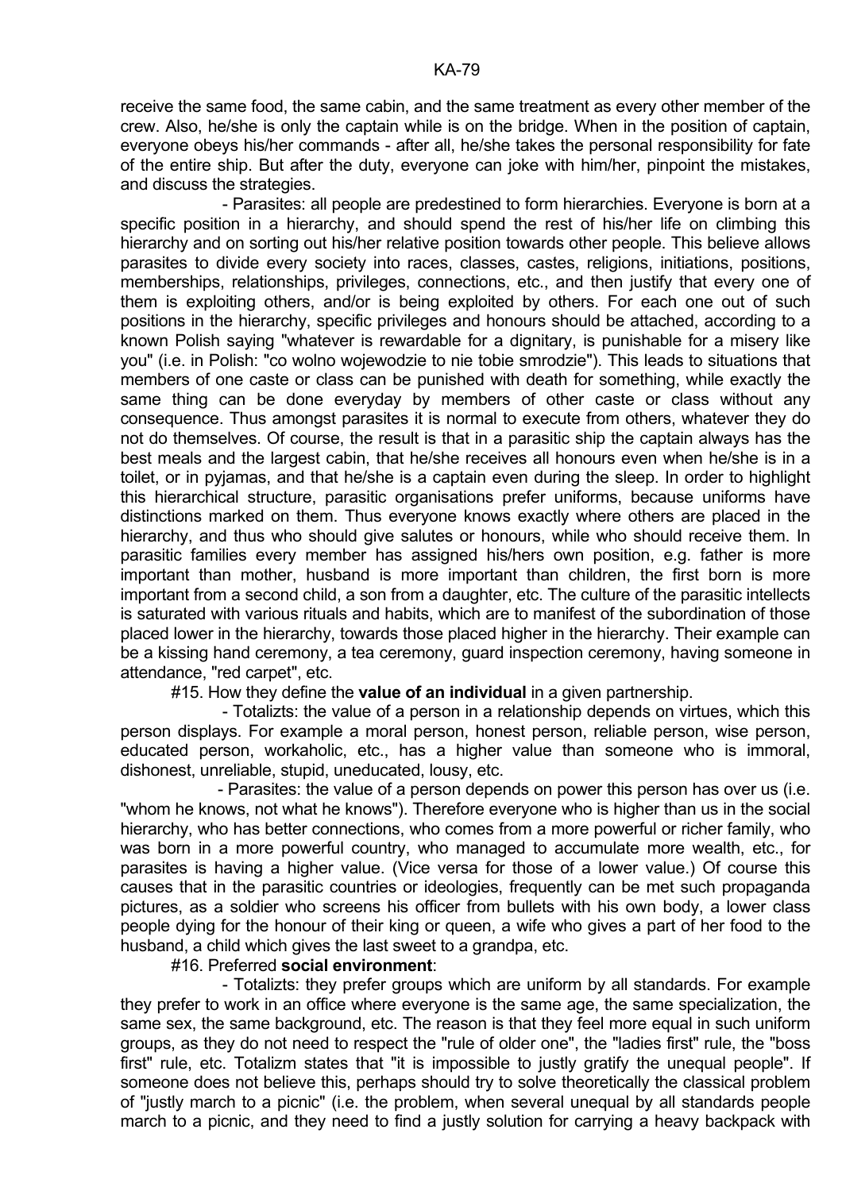receive the same food, the same cabin, and the same treatment as every other member of the crew. Also, he/she is only the captain while is on the bridge. When in the position of captain, everyone obeys his/her commands - after all, he/she takes the personal responsibility for fate of the entire ship. But after the duty, everyone can joke with him/her, pinpoint the mistakes, and discuss the strategies.

- Parasites: all people are predestined to form hierarchies. Everyone is born at a specific position in a hierarchy, and should spend the rest of his/her life on climbing this hierarchy and on sorting out his/her relative position towards other people. This believe allows parasites to divide every society into races, classes, castes, religions, initiations, positions, memberships, relationships, privileges, connections, etc., and then justify that every one of them is exploiting others, and/or is being exploited by others. For each one out of such positions in the hierarchy, specific privileges and honours should be attached, according to a known Polish saying "whatever is rewardable for a dignitary, is punishable for a misery like you" (i.e. in Polish: "co wolno wojewodzie to nie tobie smrodzie"). This leads to situations that members of one caste or class can be punished with death for something, while exactly the same thing can be done everyday by members of other caste or class without any consequence. Thus amongst parasites it is normal to execute from others, whatever they do not do themselves. Of course, the result is that in a parasitic ship the captain always has the best meals and the largest cabin, that he/she receives all honours even when he/she is in a toilet, or in pyjamas, and that he/she is a captain even during the sleep. In order to highlight this hierarchical structure, parasitic organisations prefer uniforms, because uniforms have distinctions marked on them. Thus everyone knows exactly where others are placed in the hierarchy, and thus who should give salutes or honours, while who should receive them. In parasitic families every member has assigned his/hers own position, e.g. father is more important than mother, husband is more important than children, the first born is more important from a second child, a son from a daughter, etc. The culture of the parasitic intellects is saturated with various rituals and habits, which are to manifest of the subordination of those placed lower in the hierarchy, towards those placed higher in the hierarchy. Their example can be a kissing hand ceremony, a tea ceremony, guard inspection ceremony, having someone in attendance, "red carpet", etc.

#15. How they define the **value of an individual** in a given partnership.

- Totalizts: the value of a person in a relationship depends on virtues, which this person displays. For example a moral person, honest person, reliable person, wise person, educated person, workaholic, etc., has a higher value than someone who is immoral, dishonest, unreliable, stupid, uneducated, lousy, etc.

- Parasites: the value of a person depends on power this person has over us (i.e. "whom he knows, not what he knows"). Therefore everyone who is higher than us in the social hierarchy, who has better connections, who comes from a more powerful or richer family, who was born in a more powerful country, who managed to accumulate more wealth, etc., for parasites is having a higher value. (Vice versa for those of a lower value.) Of course this causes that in the parasitic countries or ideologies, frequently can be met such propaganda pictures, as a soldier who screens his officer from bullets with his own body, a lower class people dying for the honour of their king or queen, a wife who gives a part of her food to the husband, a child which gives the last sweet to a grandpa, etc.

#16. Preferred **social environment**:

- Totalizts: they prefer groups which are uniform by all standards. For example they prefer to work in an office where everyone is the same age, the same specialization, the same sex, the same background, etc. The reason is that they feel more equal in such uniform groups, as they do not need to respect the "rule of older one", the "ladies first" rule, the "boss first" rule, etc. Totalizm states that "it is impossible to justly gratify the unequal people". If someone does not believe this, perhaps should try to solve theoretically the classical problem of "justly march to a picnic" (i.e. the problem, when several unequal by all standards people march to a picnic, and they need to find a justly solution for carrying a heavy backpack with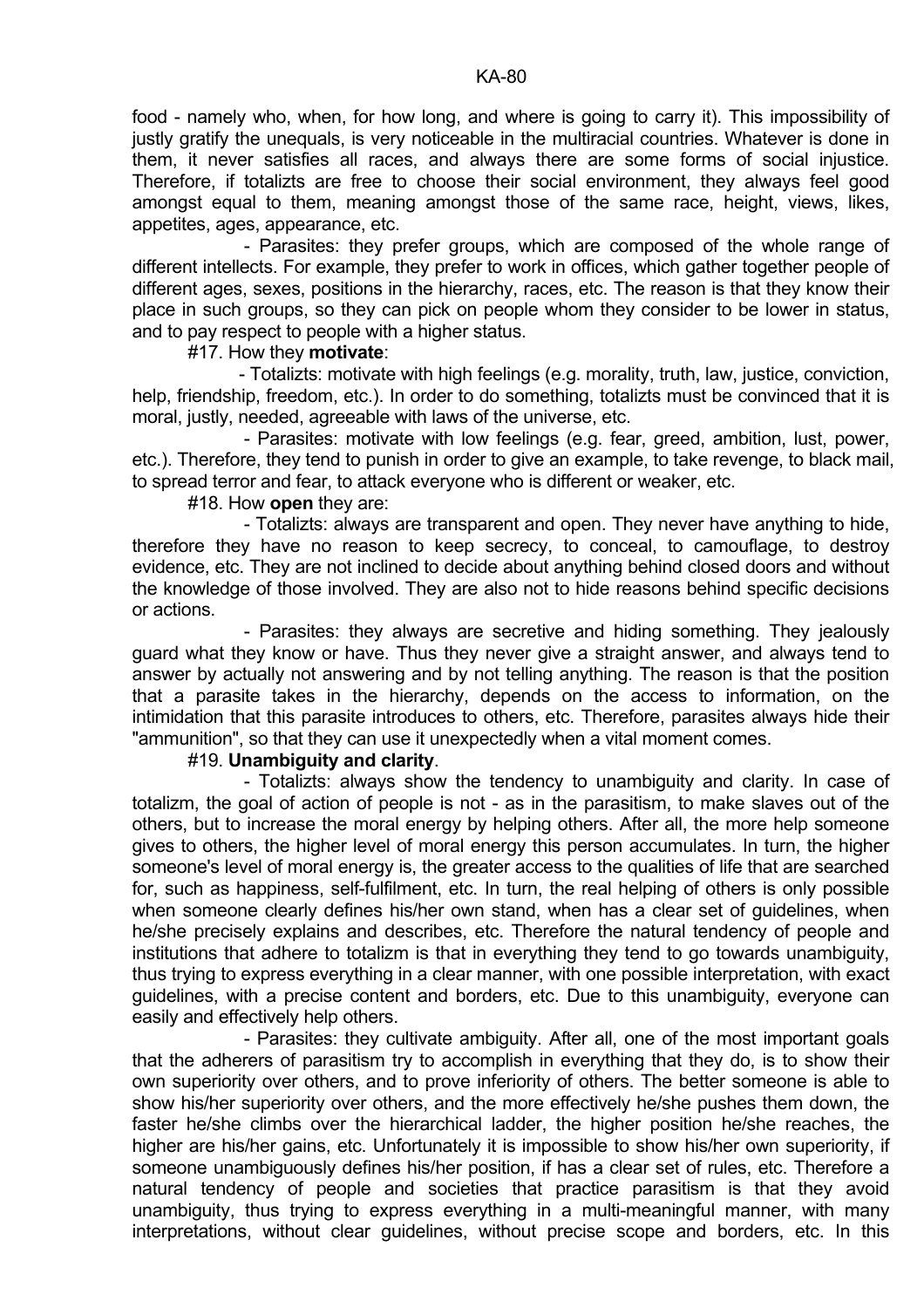food - namely who, when, for how long, and where is going to carry it). This impossibility of justly gratify the unequals, is very noticeable in the multiracial countries. Whatever is done in them, it never satisfies all races, and always there are some forms of social injustice. Therefore, if totalizts are free to choose their social environment, they always feel good amongst equal to them, meaning amongst those of the same race, height, views, likes, appetites, ages, appearance, etc.

- Parasites: they prefer groups, which are composed of the whole range of different intellects. For example, they prefer to work in offices, which gather together people of different ages, sexes, positions in the hierarchy, races, etc. The reason is that they know their place in such groups, so they can pick on people whom they consider to be lower in status, and to pay respect to people with a higher status.

#17. How they **motivate**:

- Totalizts: motivate with high feelings (e.g. morality, truth, law, justice, conviction, help, friendship, freedom, etc.). In order to do something, totalizts must be convinced that it is moral, justly, needed, agreeable with laws of the universe, etc.

- Parasites: motivate with low feelings (e.g. fear, greed, ambition, lust, power, etc.). Therefore, they tend to punish in order to give an example, to take revenge, to black mail, to spread terror and fear, to attack everyone who is different or weaker, etc.

#18. How **open** they are:

- Totalizts: always are transparent and open. They never have anything to hide, therefore they have no reason to keep secrecy, to conceal, to camouflage, to destroy evidence, etc. They are not inclined to decide about anything behind closed doors and without the knowledge of those involved. They are also not to hide reasons behind specific decisions or actions.

- Parasites: they always are secretive and hiding something. They jealously guard what they know or have. Thus they never give a straight answer, and always tend to answer by actually not answering and by not telling anything. The reason is that the position that a parasite takes in the hierarchy, depends on the access to information, on the intimidation that this parasite introduces to others, etc. Therefore, parasites always hide their "ammunition", so that they can use it unexpectedly when a vital moment comes.

#19. **Unambiguity and clarity**.

- Totalizts: always show the tendency to unambiguity and clarity. In case of totalizm, the goal of action of people is not - as in the parasitism, to make slaves out of the others, but to increase the moral energy by helping others. After all, the more help someone gives to others, the higher level of moral energy this person accumulates. In turn, the higher someone's level of moral energy is, the greater access to the qualities of life that are searched for, such as happiness, self-fulfilment, etc. In turn, the real helping of others is only possible when someone clearly defines his/her own stand, when has a clear set of guidelines, when he/she precisely explains and describes, etc. Therefore the natural tendency of people and institutions that adhere to totalizm is that in everything they tend to go towards unambiguity, thus trying to express everything in a clear manner, with one possible interpretation, with exact guidelines, with a precise content and borders, etc. Due to this unambiguity, everyone can easily and effectively help others.

- Parasites: they cultivate ambiguity. After all, one of the most important goals that the adherers of parasitism try to accomplish in everything that they do, is to show their own superiority over others, and to prove inferiority of others. The better someone is able to show his/her superiority over others, and the more effectively he/she pushes them down, the faster he/she climbs over the hierarchical ladder, the higher position he/she reaches, the higher are his/her gains, etc. Unfortunately it is impossible to show his/her own superiority, if someone unambiguously defines his/her position, if has a clear set of rules, etc. Therefore a natural tendency of people and societies that practice parasitism is that they avoid unambiguity, thus trying to express everything in a multi-meaningful manner, with many interpretations, without clear guidelines, without precise scope and borders, etc. In this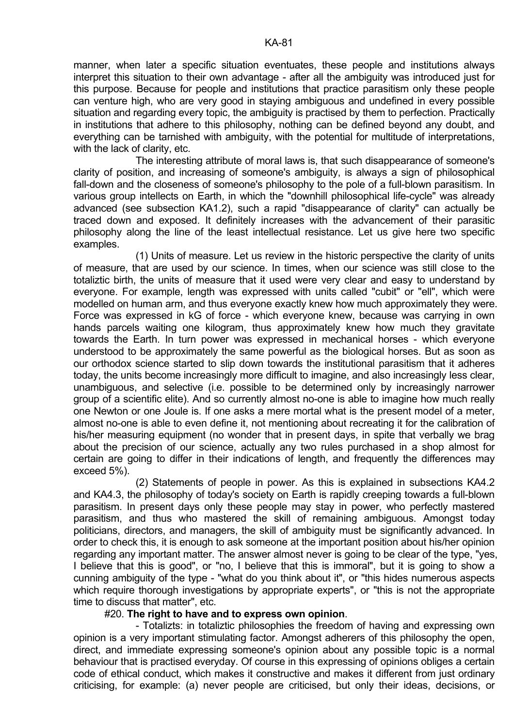manner, when later a specific situation eventuates, these people and institutions always interpret this situation to their own advantage - after all the ambiguity was introduced just for this purpose. Because for people and institutions that practice parasitism only these people can venture high, who are very good in staying ambiguous and undefined in every possible situation and regarding every topic, the ambiguity is practised by them to perfection. Practically in institutions that adhere to this philosophy, nothing can be defined beyond any doubt, and everything can be tarnished with ambiguity, with the potential for multitude of interpretations, with the lack of clarity, etc.

The interesting attribute of moral laws is, that such disappearance of someone's clarity of position, and increasing of someone's ambiguity, is always a sign of philosophical fall-down and the closeness of someone's philosophy to the pole of a full-blown parasitism. In various group intellects on Earth, in which the "downhill philosophical life-cycle" was already advanced (see subsection KA1.2), such a rapid "disappearance of clarity" can actually be traced down and exposed. It definitely increases with the advancement of their parasitic philosophy along the line of the least intellectual resistance. Let us give here two specific examples.

(1) Units of measure. Let us review in the historic perspective the clarity of units of measure, that are used by our science. In times, when our science was still close to the totaliztic birth, the units of measure that it used were very clear and easy to understand by everyone. For example, length was expressed with units called "cubit" or "ell", which were modelled on human arm, and thus everyone exactly knew how much approximately they were. Force was expressed in kG of force - which everyone knew, because was carrying in own hands parcels waiting one kilogram, thus approximately knew how much they gravitate towards the Earth. In turn power was expressed in mechanical horses - which everyone understood to be approximately the same powerful as the biological horses. But as soon as our orthodox science started to slip down towards the institutional parasitism that it adheres today, the units become increasingly more difficult to imagine, and also increasingly less clear, unambiguous, and selective (i.e. possible to be determined only by increasingly narrower group of a scientific elite). And so currently almost no-one is able to imagine how much really one Newton or one Joule is. If one asks a mere mortal what is the present model of a meter, almost no-one is able to even define it, not mentioning about recreating it for the calibration of his/her measuring equipment (no wonder that in present days, in spite that verbally we brag about the precision of our science, actually any two rules purchased in a shop almost for certain are going to differ in their indications of length, and frequently the differences may exceed 5%).

(2) Statements of people in power. As this is explained in subsections KA4.2 and KA4.3, the philosophy of today's society on Earth is rapidly creeping towards a full-blown parasitism. In present days only these people may stay in power, who perfectly mastered parasitism, and thus who mastered the skill of remaining ambiguous. Amongst today politicians, directors, and managers, the skill of ambiguity must be significantly advanced. In order to check this, it is enough to ask someone at the important position about his/her opinion regarding any important matter. The answer almost never is going to be clear of the type, "yes, I believe that this is good", or "no, I believe that this is immoral", but it is going to show a cunning ambiguity of the type - "what do you think about it", or "this hides numerous aspects which require thorough investigations by appropriate experts", or "this is not the appropriate time to discuss that matter", etc.

#20. **The right to have and to express own opinion**.

- Totalizts: in totaliztic philosophies the freedom of having and expressing own opinion is a very important stimulating factor. Amongst adherers of this philosophy the open, direct, and immediate expressing someone's opinion about any possible topic is a normal behaviour that is practised everyday. Of course in this expressing of opinions obliges a certain code of ethical conduct, which makes it constructive and makes it different from just ordinary criticising, for example: (a) never people are criticised, but only their ideas, decisions, or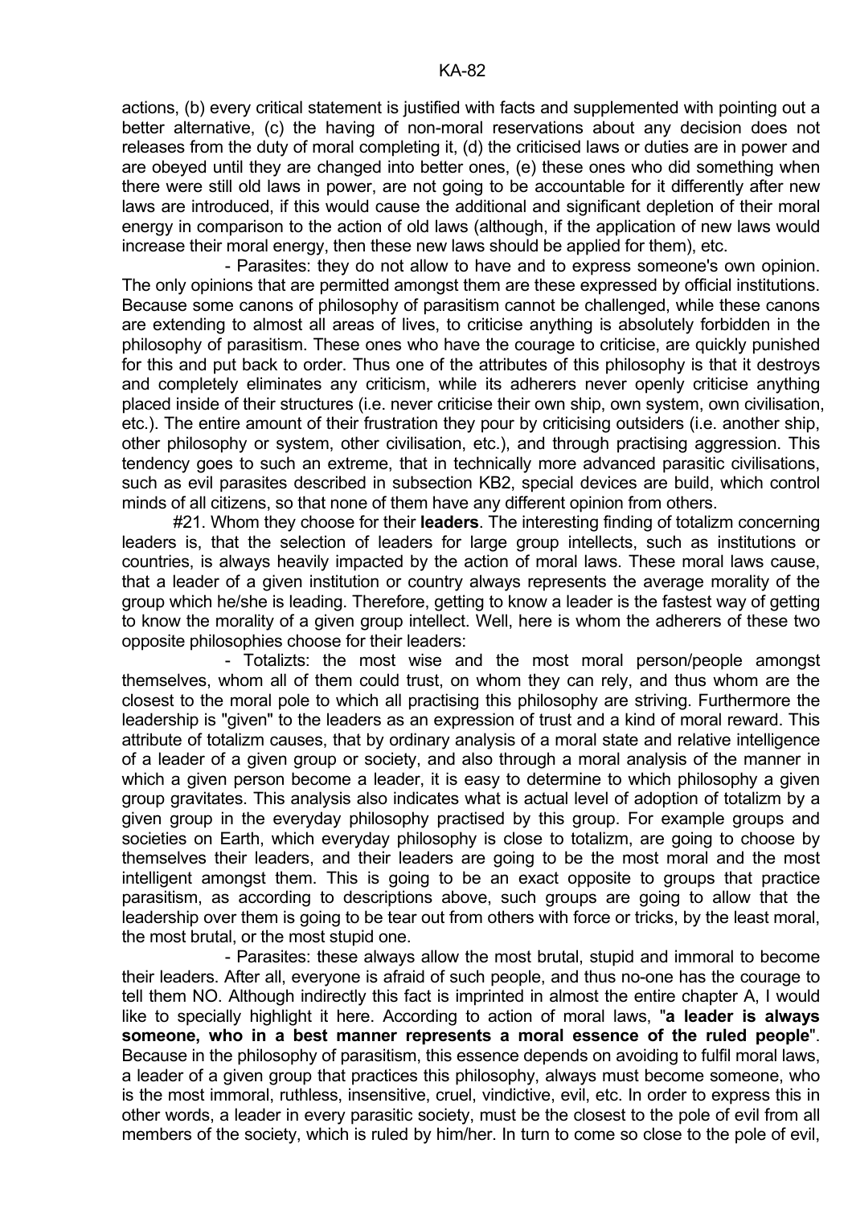actions, (b) every critical statement is justified with facts and supplemented with pointing out a better alternative, (c) the having of non-moral reservations about any decision does not releases from the duty of moral completing it, (d) the criticised laws or duties are in power and are obeyed until they are changed into better ones, (e) these ones who did something when there were still old laws in power, are not going to be accountable for it differently after new laws are introduced, if this would cause the additional and significant depletion of their moral energy in comparison to the action of old laws (although, if the application of new laws would increase their moral energy, then these new laws should be applied for them), etc.

- Parasites: they do not allow to have and to express someone's own opinion. The only opinions that are permitted amongst them are these expressed by official institutions. Because some canons of philosophy of parasitism cannot be challenged, while these canons are extending to almost all areas of lives, to criticise anything is absolutely forbidden in the philosophy of parasitism. These ones who have the courage to criticise, are quickly punished for this and put back to order. Thus one of the attributes of this philosophy is that it destroys and completely eliminates any criticism, while its adherers never openly criticise anything placed inside of their structures (i.e. never criticise their own ship, own system, own civilisation, etc.). The entire amount of their frustration they pour by criticising outsiders (i.e. another ship, other philosophy or system, other civilisation, etc.), and through practising aggression. This tendency goes to such an extreme, that in technically more advanced parasitic civilisations, such as evil parasites described in subsection KB2, special devices are build, which control minds of all citizens, so that none of them have any different opinion from others.

#21. Whom they choose for their **leaders**. The interesting finding of totalizm concerning leaders is, that the selection of leaders for large group intellects, such as institutions or countries, is always heavily impacted by the action of moral laws. These moral laws cause, that a leader of a given institution or country always represents the average morality of the group which he/she is leading. Therefore, getting to know a leader is the fastest way of getting to know the morality of a given group intellect. Well, here is whom the adherers of these two opposite philosophies choose for their leaders:

- Totalizts: the most wise and the most moral person/people amongst themselves, whom all of them could trust, on whom they can rely, and thus whom are the closest to the moral pole to which all practising this philosophy are striving. Furthermore the leadership is "given" to the leaders as an expression of trust and a kind of moral reward. This attribute of totalizm causes, that by ordinary analysis of a moral state and relative intelligence of a leader of a given group or society, and also through a moral analysis of the manner in which a given person become a leader, it is easy to determine to which philosophy a given group gravitates. This analysis also indicates what is actual level of adoption of totalizm by a given group in the everyday philosophy practised by this group. For example groups and societies on Earth, which everyday philosophy is close to totalizm, are going to choose by themselves their leaders, and their leaders are going to be the most moral and the most intelligent amongst them. This is going to be an exact opposite to groups that practice parasitism, as according to descriptions above, such groups are going to allow that the leadership over them is going to be tear out from others with force or tricks, by the least moral, the most brutal, or the most stupid one.

- Parasites: these always allow the most brutal, stupid and immoral to become their leaders. After all, everyone is afraid of such people, and thus no-one has the courage to tell them NO. Although indirectly this fact is imprinted in almost the entire chapter A, I would like to specially highlight it here. According to action of moral laws, "**a leader is always someone, who in a best manner represents a moral essence of the ruled people**". Because in the philosophy of parasitism, this essence depends on avoiding to fulfil moral laws, a leader of a given group that practices this philosophy, always must become someone, who is the most immoral, ruthless, insensitive, cruel, vindictive, evil, etc. In order to express this in other words, a leader in every parasitic society, must be the closest to the pole of evil from all members of the society, which is ruled by him/her. In turn to come so close to the pole of evil,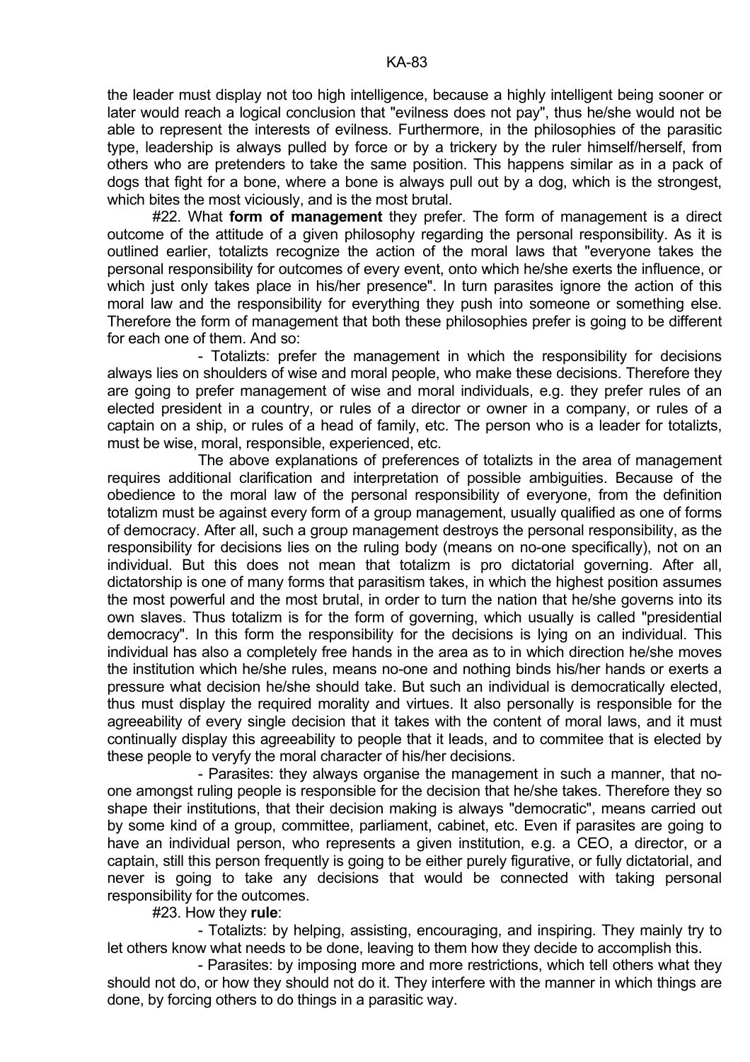the leader must display not too high intelligence, because a highly intelligent being sooner or later would reach a logical conclusion that "evilness does not pay", thus he/she would not be able to represent the interests of evilness. Furthermore, in the philosophies of the parasitic type, leadership is always pulled by force or by a trickery by the ruler himself/herself, from others who are pretenders to take the same position. This happens similar as in a pack of dogs that fight for a bone, where a bone is always pull out by a dog, which is the strongest, which bites the most viciously, and is the most brutal.

#22. What **form of management** they prefer. The form of management is a direct outcome of the attitude of a given philosophy regarding the personal responsibility. As it is outlined earlier, totalizts recognize the action of the moral laws that "everyone takes the personal responsibility for outcomes of every event, onto which he/she exerts the influence, or which just only takes place in his/her presence". In turn parasites ignore the action of this moral law and the responsibility for everything they push into someone or something else. Therefore the form of management that both these philosophies prefer is going to be different for each one of them. And so:

- Totalizts: prefer the management in which the responsibility for decisions always lies on shoulders of wise and moral people, who make these decisions. Therefore they are going to prefer management of wise and moral individuals, e.g. they prefer rules of an elected president in a country, or rules of a director or owner in a company, or rules of a captain on a ship, or rules of a head of family, etc. The person who is a leader for totalizts, must be wise, moral, responsible, experienced, etc.

The above explanations of preferences of totalizts in the area of management requires additional clarification and interpretation of possible ambiguities. Because of the obedience to the moral law of the personal responsibility of everyone, from the definition totalizm must be against every form of a group management, usually qualified as one of forms of democracy. After all, such a group management destroys the personal responsibility, as the responsibility for decisions lies on the ruling body (means on no-one specifically), not on an individual. But this does not mean that totalizm is pro dictatorial governing. After all, dictatorship is one of many forms that parasitism takes, in which the highest position assumes the most powerful and the most brutal, in order to turn the nation that he/she governs into its own slaves. Thus totalizm is for the form of governing, which usually is called "presidential democracy". In this form the responsibility for the decisions is lying on an individual. This individual has also a completely free hands in the area as to in which direction he/she moves the institution which he/she rules, means no-one and nothing binds his/her hands or exerts a pressure what decision he/she should take. But such an individual is democratically elected, thus must display the required morality and virtues. It also personally is responsible for the agreeability of every single decision that it takes with the content of moral laws, and it must continually display this agreeability to people that it leads, and to commitee that is elected by these people to veryfy the moral character of his/her decisions.

- Parasites: they always organise the management in such a manner, that no-one amongst ruling people is responsible for the decision that he/she takes. Therefore they so shape their institutions, that their decision making is always "democratic", means carried out by some kind of a group, committee, parliament, cabinet, etc. Even if parasites are going to have an individual person, who represents a given institution, e.g. a CEO, a director, or a captain, still this person frequently is going to be either purely figurative, or fully dictatorial, and never is going to take any decisions that would be connected with taking personal responsibility for the outcomes.

#23. How they **rule**:

- Totalizts: by helping, assisting, encouraging, and inspiring. They mainly try to let others know what needs to be done, leaving to them how they decide to accomplish this.

- Parasites: by imposing more and more restrictions, which tell others what they should not do, or how they should not do it. They interfere with the manner in which things are done, by forcing others to do things in a parasitic way.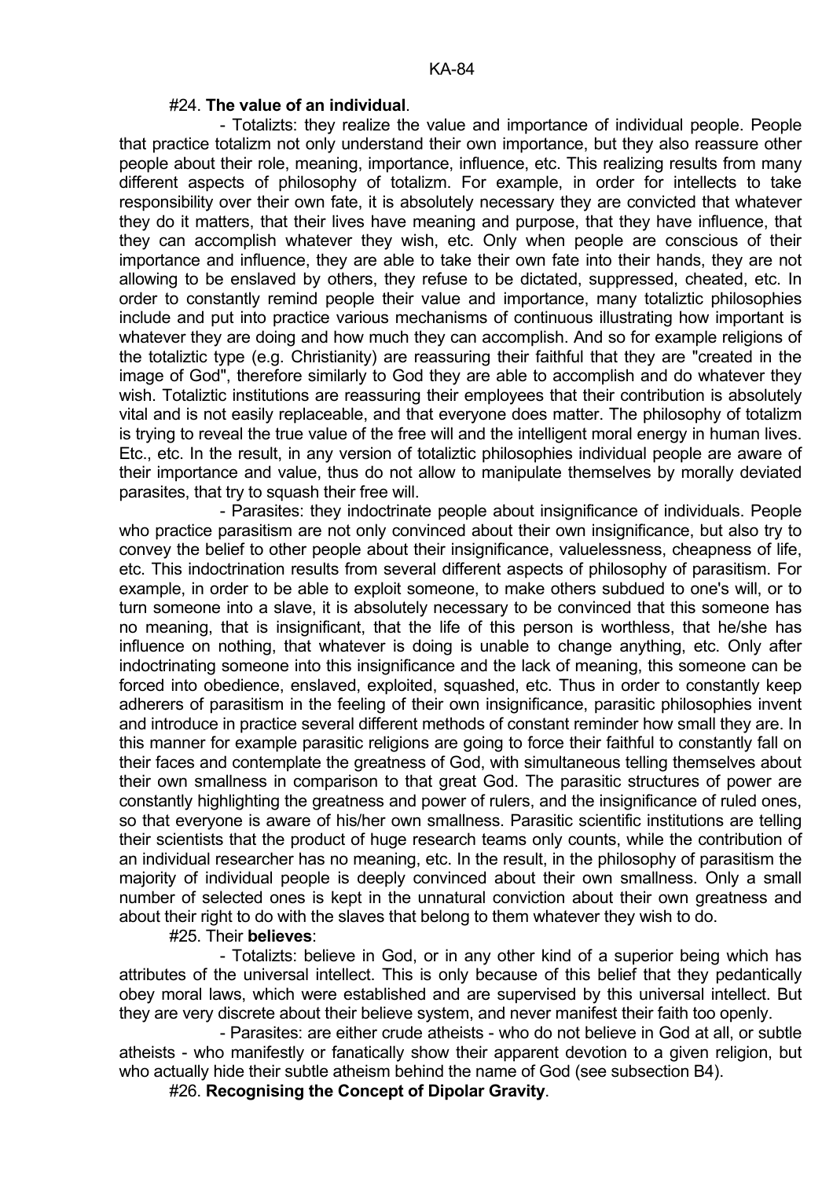#24. **The value of an individual**.

- Totalizts: they realize the value and importance of individual people. People that practice totalizm not only understand their own importance, but they also reassure other people about their role, meaning, importance, influence, etc. This realizing results from many different aspects of philosophy of totalizm. For example, in order for intellects to take responsibility over their own fate, it is absolutely necessary they are convicted that whatever they do it matters, that their lives have meaning and purpose, that they have influence, that they can accomplish whatever they wish, etc. Only when people are conscious of their importance and influence, they are able to take their own fate into their hands, they are not allowing to be enslaved by others, they refuse to be dictated, suppressed, cheated, etc. In order to constantly remind people their value and importance, many totaliztic philosophies include and put into practice various mechanisms of continuous illustrating how important is whatever they are doing and how much they can accomplish. And so for example religions of the totaliztic type (e.g. Christianity) are reassuring their faithful that they are "created in the image of God", therefore similarly to God they are able to accomplish and do whatever they wish. Totaliztic institutions are reassuring their employees that their contribution is absolutely vital and is not easily replaceable, and that everyone does matter. The philosophy of totalizm is trying to reveal the true value of the free will and the intelligent moral energy in human lives. Etc., etc. In the result, in any version of totaliztic philosophies individual people are aware of their importance and value, thus do not allow to manipulate themselves by morally deviated parasites, that try to squash their free will.

- Parasites: they indoctrinate people about insignificance of individuals. People who practice parasitism are not only convinced about their own insignificance, but also try to convey the belief to other people about their insignificance, valuelessness, cheapness of life, etc. This indoctrination results from several different aspects of philosophy of parasitism. For example, in order to be able to exploit someone, to make others subdued to one's will, or to turn someone into a slave, it is absolutely necessary to be convinced that this someone has no meaning, that is insignificant, that the life of this person is worthless, that he/she has influence on nothing, that whatever is doing is unable to change anything, etc. Only after indoctrinating someone into this insignificance and the lack of meaning, this someone can be forced into obedience, enslaved, exploited, squashed, etc. Thus in order to constantly keep adherers of parasitism in the feeling of their own insignificance, parasitic philosophies invent and introduce in practice several different methods of constant reminder how small they are. In this manner for example parasitic religions are going to force their faithful to constantly fall on their faces and contemplate the greatness of God, with simultaneous telling themselves about their own smallness in comparison to that great God. The parasitic structures of power are constantly highlighting the greatness and power of rulers, and the insignificance of ruled ones, so that everyone is aware of his/her own smallness. Parasitic scientific institutions are telling their scientists that the product of huge research teams only counts, while the contribution of an individual researcher has no meaning, etc. In the result, in the philosophy of parasitism the majority of individual people is deeply convinced about their own smallness. Only a small number of selected ones is kept in the unnatural conviction about their own greatness and about their right to do with the slaves that belong to them whatever they wish to do.

#25. Their **believes**:

- Totalizts: believe in God, or in any other kind of a superior being which has attributes of the universal intellect. This is only because of this belief that they pedantically obey moral laws, which were established and are supervised by this universal intellect. But they are very discrete about their believe system, and never manifest their faith too openly.

- Parasites: are either crude atheists - who do not believe in God at all, or subtle atheists - who manifestly or fanatically show their apparent devotion to a given religion, but who actually hide their subtle atheism behind the name of God (see subsection B4).

#26. **Recognising the Concept of Dipolar Gravity**.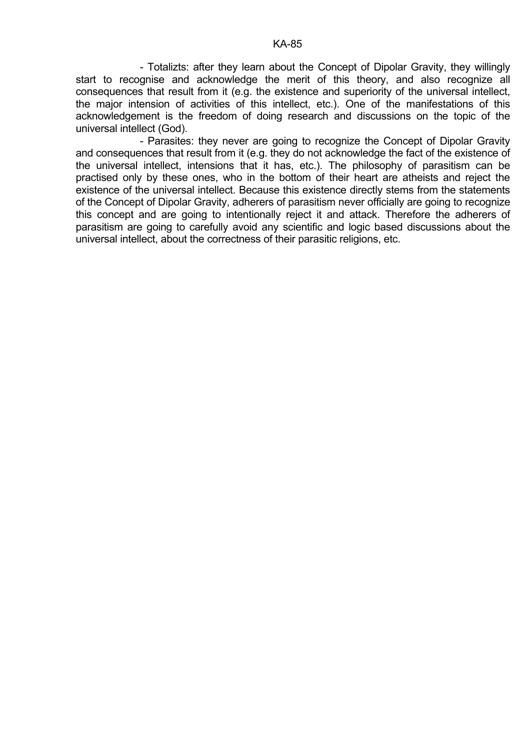- Totalizts: after they learn about the Concept of Dipolar Gravity, they willingly start to recognise and acknowledge the merit of this theory, and also recognize all consequences that result from it (e.g. the existence and superiority of the universal intellect, the major intension of activities of this intellect, etc.). One of the manifestations of this acknowledgement is the freedom of doing research and discussions on the topic of the universal intellect (God).

- Parasites: they never are going to recognize the Concept of Dipolar Gravity and consequences that result from it (e.g. they do not acknowledge the fact of the existence of the universal intellect, intensions that it has, etc.). The philosophy of parasitism can be practised only by these ones, who in the bottom of their heart are atheists and reject the existence of the universal intellect. Because this existence directly stems from the statements of the Concept of Dipolar Gravity, adherers of parasitism never officially are going to recognize this concept and are going to intentionally reject it and attack. Therefore the adherers of parasitism are going to carefully avoid any scientific and logic based discussions about the universal intellect, about the correctness of their parasitic religions, etc.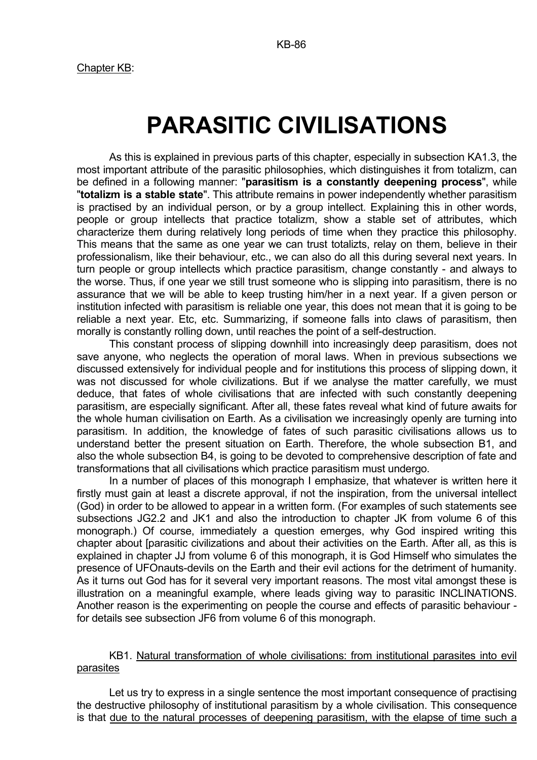Chapter KB:

# PARASITIC CIVILISATIONS

As this is explained in previous parts of this chapter, especially in subsection KA1.3, the most important attribute of the parasitic philosophies, which distinguishes it from totalizm, can be defined in a following manner: "**parasitism is a constantly deepening process**", while "**totalizm is a stable state**". This attribute remains in power independently whether parasitism is practised by an individual person, or by a group intellect. Explaining this in other words, people or group intellects that practice totalizm, show a stable set of attributes, which characterize them during relatively long periods of time when they practice this philosophy. This means that the same as one year we can trust totalizts, relay on them, believe in their professionalism, like their behaviour, etc., we can also do all this during several next years. In turn people or group intellects which practice parasitism, change constantly - and always to the worse. Thus, if one year we still trust someone who is slipping into parasitism, there is no assurance that we will be able to keep trusting him/her in a next year. If a given person or institution infected with parasitism is reliable one year, this does not mean that it is going to be reliable a next year. Etc, etc. Summarizing, if someone falls into claws of parasitism, then morally is constantly rolling down, until reaches the point of a self-destruction.

This constant process of slipping downhill into increasingly deep parasitism, does not save anyone, who neglects the operation of moral laws. When in previous subsections we discussed extensively for individual people and for institutions this process of slipping down, it was not discussed for whole civilizations. But if we analyse the matter carefully, we must deduce, that fates of whole civilisations that are infected with such constantly deepening parasitism, are especially significant. After all, these fates reveal what kind of future awaits for the whole human civilisation on Earth. As a civilisation we increasingly openly are turning into parasitism. In addition, the knowledge of fates of such parasitic civilisations allows us to understand better the present situation on Earth. Therefore, the whole subsection B1, and also the whole subsection B4, is going to be devoted to comprehensive description of fate and transformations that all civilisations which practice parasitism must undergo.

In a number of places of this monograph I emphasize, that whatever is written here it firstly must gain at least a discrete approval, if not the inspiration, from the universal intellect (God) in order to be allowed to appear in a written form. (For examples of such statements see subsections JG2.2 and JK1 and also the introduction to chapter JK from volume 6 of this monograph.) Of course, immediately a question emerges, why God inspired writing this chapter about [parasitic civilizations and about their activities on the Earth. After all, as this is explained in chapter JJ from volume 6 of this monograph, it is God Himself who simulates the presence of UFOnauts-devils on the Earth and their evil actions for the detriment of humanity. As it turns out God has for it several very important reasons. The most vital amongst these is illustration on a meaningful example, where leads giving way to parasitic INCLINATIONS. Another reason is the experimenting on people the course and effects of parasitic behaviour - for details see subsection JF6 from volume 6 of this monograph.

## KB1. Natural transformation of whole civilisations: from institutional parasites into evil parasites

Let us try to express in a single sentence the most important consequence of practising the destructive philosophy of institutional parasitism by a whole civilisation. This consequence is that due to the natural processes of deepening parasitism, with the elapse of time such a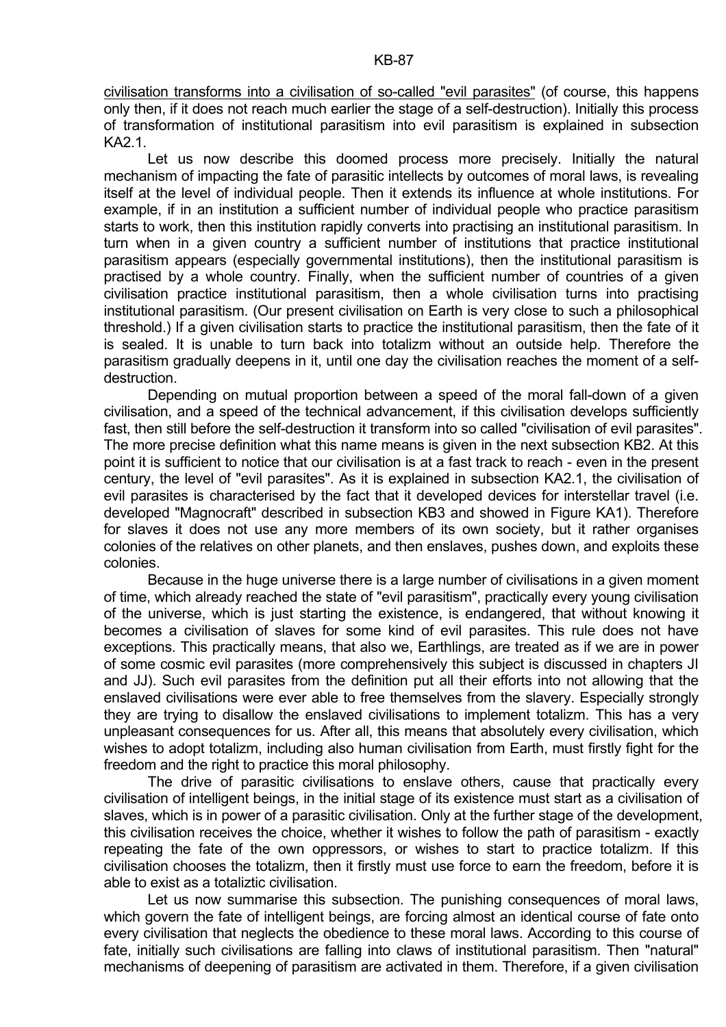civilisation transforms into a civilisation of so-called "evil parasites" (of course, this happens only then, if it does not reach much earlier the stage of a self-destruction). Initially this process of transformation of institutional parasitism into evil parasitism is explained in subsection KA2.1.

Let us now describe this doomed process more precisely. Initially the natural mechanism of impacting the fate of parasitic intellects by outcomes of moral laws, is revealing itself at the level of individual people. Then it extends its influence at whole institutions. For example, if in an institution a sufficient number of individual people who practice parasitism starts to work, then this institution rapidly converts into practising an institutional parasitism. In turn when in a given country a sufficient number of institutions that practice institutional parasitism appears (especially governmental institutions), then the institutional parasitism is practised by a whole country. Finally, when the sufficient number of countries of a given civilisation practice institutional parasitism, then a whole civilisation turns into practising institutional parasitism. (Our present civilisation on Earth is very close to such a philosophical threshold.) If a given civilisation starts to practice the institutional parasitism, then the fate of it is sealed. It is unable to turn back into totalizm without an outside help. Therefore the parasitism gradually deepens in it, until one day the civilisation reaches the moment of a self-destruction.

Depending on mutual proportion between a speed of the moral fall-down of a given civilisation, and a speed of the technical advancement, if this civilisation develops sufficiently fast, then still before the self-destruction it transform into so called "civilisation of evil parasites". The more precise definition what this name means is given in the next subsection KB2. At this point it is sufficient to notice that our civilisation is at a fast track to reach - even in the present century, the level of "evil parasites". As it is explained in subsection KA2.1, the civilisation of evil parasites is characterised by the fact that it developed devices for interstellar travel (i.e. developed "Magnocraft" described in subsection KB3 and showed in Figure KA1). Therefore for slaves it does not use any more members of its own society, but it rather organises colonies of the relatives on other planets, and then enslaves, pushes down, and exploits these colonies.

Because in the huge universe there is a large number of civilisations in a given moment of time, which already reached the state of "evil parasitism", practically every young civilisation of the universe, which is just starting the existence, is endangered, that without knowing it becomes a civilisation of slaves for some kind of evil parasites. This rule does not have exceptions. This practically means, that also we, Earthlings, are treated as if we are in power of some cosmic evil parasites (more comprehensively this subject is discussed in chapters JI and JJ). Such evil parasites from the definition put all their efforts into not allowing that the enslaved civilisations were ever able to free themselves from the slavery. Especially strongly they are trying to disallow the enslaved civilisations to implement totalizm. This has a very unpleasant consequences for us. After all, this means that absolutely every civilisation, which wishes to adopt totalizm, including also human civilisation from Earth, must firstly fight for the freedom and the right to practice this moral philosophy.

The drive of parasitic civilisations to enslave others, cause that practically every civilisation of intelligent beings, in the initial stage of its existence must start as a civilisation of slaves, which is in power of a parasitic civilisation. Only at the further stage of the development, this civilisation receives the choice, whether it wishes to follow the path of parasitism - exactly repeating the fate of the own oppressors, or wishes to start to practice totalizm. If this civilisation chooses the totalizm, then it firstly must use force to earn the freedom, before it is able to exist as a totaliztic civilisation.

Let us now summarise this subsection. The punishing consequences of moral laws, which govern the fate of intelligent beings, are forcing almost an identical course of fate onto every civilisation that neglects the obedience to these moral laws. According to this course of fate, initially such civilisations are falling into claws of institutional parasitism. Then "natural" mechanisms of deepening of parasitism are activated in them. Therefore, if a given civilisation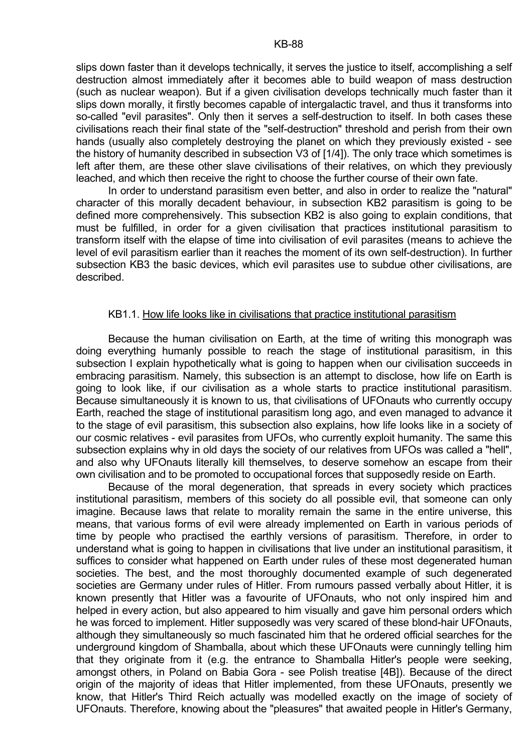slips down faster than it develops technically, it serves the justice to itself, accomplishing a self destruction almost immediately after it becomes able to build weapon of mass destruction (such as nuclear weapon). But if a given civilisation develops technically much faster than it slips down morally, it firstly becomes capable of intergalactic travel, and thus it transforms into so-called "evil parasites". Only then it serves a self-destruction to itself. In both cases these civilisations reach their final state of the "self-destruction" threshold and perish from their own hands (usually also completely destroying the planet on which they previously existed - see the history of humanity described in subsection V3 of [1/4]). The only trace which sometimes is left after them, are these other slave civilisations of their relatives, on which they previously leached, and which then receive the right to choose the further course of their own fate.

In order to understand parasitism even better, and also in order to realize the "natural" character of this morally decadent behaviour, in subsection KB2 parasitism is going to be defined more comprehensively. This subsection KB2 is also going to explain conditions, that must be fulfilled, in order for a given civilisation that practices institutional parasitism to transform itself with the elapse of time into civilisation of evil parasites (means to achieve the level of evil parasitism earlier than it reaches the moment of its own self-destruction). In further subsection KB3 the basic devices, which evil parasites use to subdue other civilisations, are described.

### KB1.1. How life looks like in civilisations that practice institutional parasitism

Because the human civilisation on Earth, at the time of writing this monograph was doing everything humanly possible to reach the stage of institutional parasitism, in this subsection I explain hypothetically what is going to happen when our civilisation succeeds in embracing parasitism. Namely, this subsection is an attempt to disclose, how life on Earth is going to look like, if our civilisation as a whole starts to practice institutional parasitism. Because simultaneously it is known to us, that civilisations of UFOnauts who currently occupy Earth, reached the stage of institutional parasitism long ago, and even managed to advance it to the stage of evil parasitism, this subsection also explains, how life looks like in a society of our cosmic relatives - evil parasites from UFOs, who currently exploit humanity. The same this subsection explains why in old days the society of our relatives from UFOs was called a "hell", and also why UFOnauts literally kill themselves, to deserve somehow an escape from their own civilisation and to be promoted to occupational forces that supposedly reside on Earth.

Because of the moral degeneration, that spreads in every society which practices institutional parasitism, members of this society do all possible evil, that someone can only imagine. Because laws that relate to morality remain the same in the entire universe, this means, that various forms of evil were already implemented on Earth in various periods of time by people who practised the earthly versions of parasitism. Therefore, in order to understand what is going to happen in civilisations that live under an institutional parasitism, it suffices to consider what happened on Earth under rules of these most degenerated human societies. The best, and the most thoroughly documented example of such degenerated societies are Germany under rules of Hitler. From rumours passed verbally about Hitler, it is known presently that Hitler was a favourite of UFOnauts, who not only inspired him and helped in every action, but also appeared to him visually and gave him personal orders which he was forced to implement. Hitler supposedly was very scared of these blond-hair UFOnauts, although they simultaneously so much fascinated him that he ordered official searches for the underground kingdom of Shamballa, about which these UFOnauts were cunningly telling him that they originate from it (e.g. the entrance to Shamballa Hitler's people were seeking, amongst others, in Poland on Babia Gora - see Polish treatise [4B]). Because of the direct origin of the majority of ideas that Hitler implemented, from these UFOnauts, presently we know, that Hitler's Third Reich actually was modelled exactly on the image of society of UFOnauts. Therefore, knowing about the "pleasures" that awaited people in Hitler's Germany,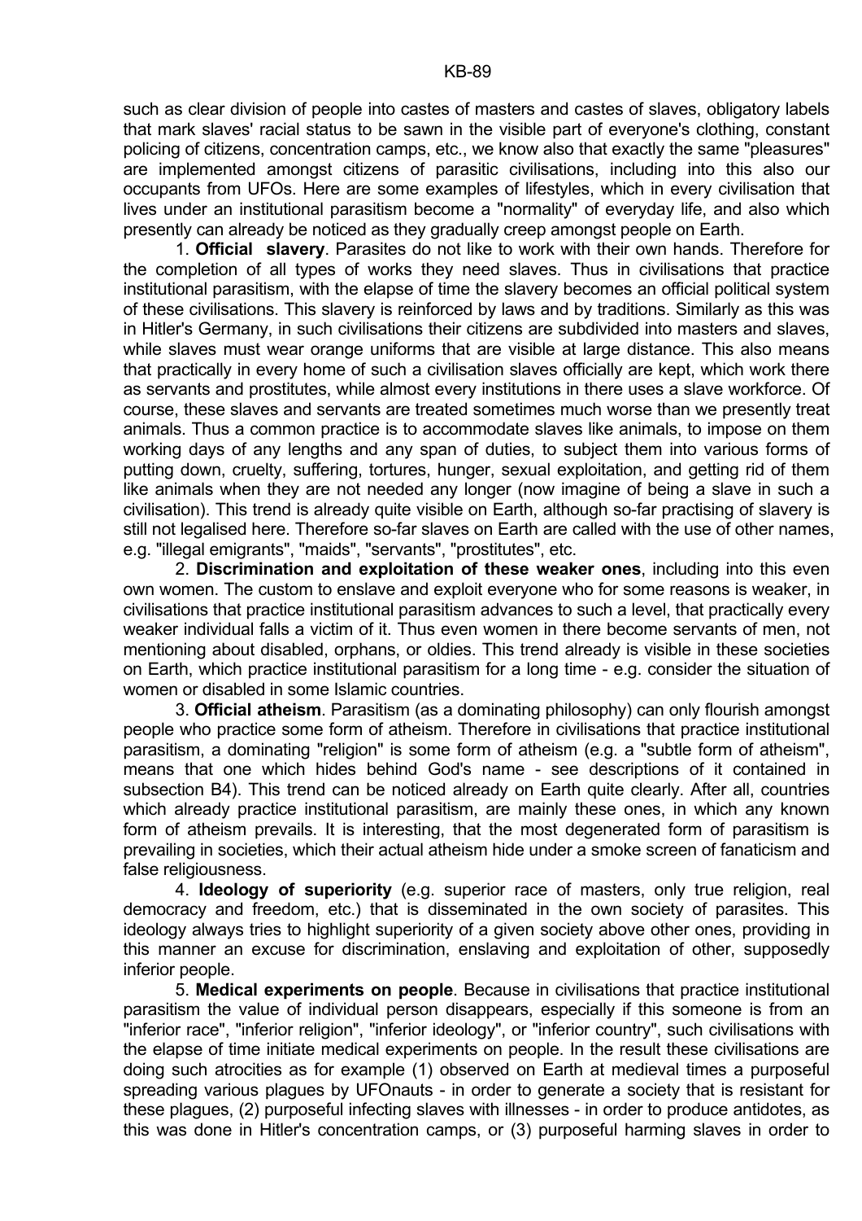such as clear division of people into castes of masters and castes of slaves, obligatory labels that mark slaves' racial status to be sawn in the visible part of everyone's clothing, constant policing of citizens, concentration camps, etc., we know also that exactly the same "pleasures" are implemented amongst citizens of parasitic civilisations, including into this also our occupants from UFOs. Here are some examples of lifestyles, which in every civilisation that lives under an institutional parasitism become a "normality" of everyday life, and also which presently can already be noticed as they gradually creep amongst people on Earth.

1. **Official slavery**. Parasites do not like to work with their own hands. Therefore for the completion of all types of works they need slaves. Thus in civilisations that practice institutional parasitism, with the elapse of time the slavery becomes an official political system of these civilisations. This slavery is reinforced by laws and by traditions. Similarly as this was in Hitler's Germany, in such civilisations their citizens are subdivided into masters and slaves, while slaves must wear orange uniforms that are visible at large distance. This also means that practically in every home of such a civilisation slaves officially are kept, which work there as servants and prostitutes, while almost every institutions in there uses a slave workforce. Of course, these slaves and servants are treated sometimes much worse than we presently treat animals. Thus a common practice is to accommodate slaves like animals, to impose on them working days of any lengths and any span of duties, to subject them into various forms of putting down, cruelty, suffering, tortures, hunger, sexual exploitation, and getting rid of them like animals when they are not needed any longer (now imagine of being a slave in such a civilisation). This trend is already quite visible on Earth, although so-far practising of slavery is still not legalised here. Therefore so-far slaves on Earth are called with the use of other names, e.g. "illegal emigrants", "maids", "servants", "prostitutes", etc.

2. **Discrimination and exploitation of these weaker ones**, including into this even own women. The custom to enslave and exploit everyone who for some reasons is weaker, in civilisations that practice institutional parasitism advances to such a level, that practically every weaker individual falls a victim of it. Thus even women in there become servants of men, not mentioning about disabled, orphans, or oldies. This trend already is visible in these societies on Earth, which practice institutional parasitism for a long time - e.g. consider the situation of women or disabled in some Islamic countries.

3. **Official atheism**. Parasitism (as a dominating philosophy) can only flourish amongst people who practice some form of atheism. Therefore in civilisations that practice institutional parasitism, a dominating "religion" is some form of atheism (e.g. a "subtle form of atheism", means that one which hides behind God's name - see descriptions of it contained in subsection B4). This trend can be noticed already on Earth quite clearly. After all, countries which already practice institutional parasitism, are mainly these ones, in which any known form of atheism prevails. It is interesting, that the most degenerated form of parasitism is prevailing in societies, which their actual atheism hide under a smoke screen of fanaticism and false religiousness.

4. **Ideology of superiority** (e.g. superior race of masters, only true religion, real democracy and freedom, etc.) that is disseminated in the own society of parasites. This ideology always tries to highlight superiority of a given society above other ones, providing in this manner an excuse for discrimination, enslaving and exploitation of other, supposedly inferior people.

5. **Medical experiments on people**. Because in civilisations that practice institutional parasitism the value of individual person disappears, especially if this someone is from an "inferior race", "inferior religion", "inferior ideology", or "inferior country", such civilisations with the elapse of time initiate medical experiments on people. In the result these civilisations are doing such atrocities as for example (1) observed on Earth at medieval times a purposeful spreading various plagues by UFOnauts - in order to generate a society that is resistant for these plagues, (2) purposeful infecting slaves with illnesses - in order to produce antidotes, as this was done in Hitler's concentration camps, or (3) purposeful harming slaves in order to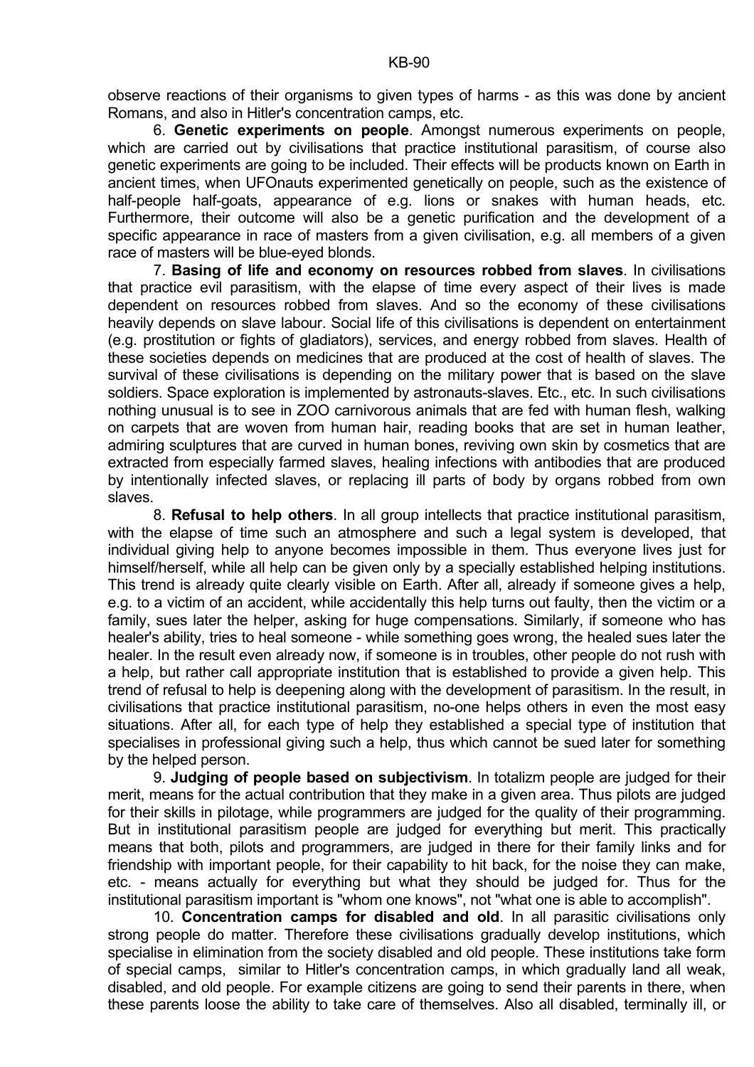observe reactions of their organisms to given types of harms - as this was done by ancient Romans, and also in Hitler's concentration camps, etc.

6. **Genetic experiments on people**. Amongst numerous experiments on people, which are carried out by civilisations that practice institutional parasitism, of course also genetic experiments are going to be included. Their effects will be products known on Earth in ancient times, when UFOnauts experimented genetically on people, such as the existence of half-people half-goats, appearance of e.g. lions or snakes with human heads, etc. Furthermore, their outcome will also be a genetic purification and the development of a specific appearance in race of masters from a given civilisation, e.g. all members of a given race of masters will be blue-eyed blonds.

7. **Basing of life and economy on resources robbed from slaves**. In civilisations that practice evil parasitism, with the elapse of time every aspect of their lives is made dependent on resources robbed from slaves. And so the economy of these civilisations heavily depends on slave labour. Social life of this civilisations is dependent on entertainment (e.g. prostitution or fights of gladiators), services, and energy robbed from slaves. Health of these societies depends on medicines that are produced at the cost of health of slaves. The survival of these civilisations is depending on the military power that is based on the slave soldiers. Space exploration is implemented by astronauts-slaves. Etc., etc. In such civilisations nothing unusual is to see in ZOO carnivorous animals that are fed with human flesh, walking on carpets that are woven from human hair, reading books that are set in human leather, admiring sculptures that are curved in human bones, reviving own skin by cosmetics that are extracted from especially farmed slaves, healing infections with antibodies that are produced by intentionally infected slaves, or replacing ill parts of body by organs robbed from own slaves.

8. **Refusal to help others**. In all group intellects that practice institutional parasitism, with the elapse of time such an atmosphere and such a legal system is developed, that individual giving help to anyone becomes impossible in them. Thus everyone lives just for himself/herself, while all help can be given only by a specially established helping institutions. This trend is already quite clearly visible on Earth. After all, already if someone gives a help, e.g. to a victim of an accident, while accidentally this help turns out faulty, then the victim or a family, sues later the helper, asking for huge compensations. Similarly, if someone who has healer's ability, tries to heal someone - while something goes wrong, the healed sues later the healer. In the result even already now, if someone is in troubles, other people do not rush with a help, but rather call appropriate institution that is established to provide a given help. This trend of refusal to help is deepening along with the development of parasitism. In the result, in civilisations that practice institutional parasitism, no-one helps others in even the most easy situations. After all, for each type of help they established a special type of institution that specialises in professional giving such a help, thus which cannot be sued later for something by the helped person.

9. **Judging of people based on subjectivism**. In totalizm people are judged for their merit, means for the actual contribution that they make in a given area. Thus pilots are judged for their skills in pilotage, while programmers are judged for the quality of their programming. But in institutional parasitism people are judged for everything but merit. This practically means that both, pilots and programmers, are judged in there for their family links and for friendship with important people, for their capability to hit back, for the noise they can make, etc. - means actually for everything but what they should be judged for. Thus for the institutional parasitism important is "whom one knows", not "what one is able to accomplish".

10. **Concentration camps for disabled and old**. In all parasitic civilisations only strong people do matter. Therefore these civilisations gradually develop institutions, which specialise in elimination from the society disabled and old people. These institutions take form of special camps, similar to Hitler's concentration camps, in which gradually land all weak, disabled, and old people. For example citizens are going to send their parents in there, when these parents loose the ability to take care of themselves. Also all disabled, terminally ill, or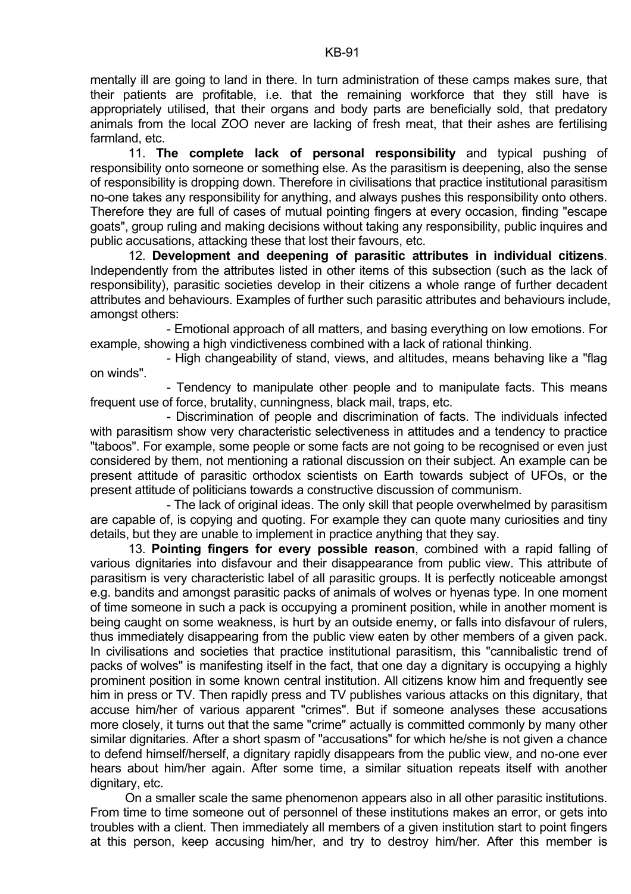mentally ill are going to land in there. In turn administration of these camps makes sure, that their patients are profitable, i.e. that the remaining workforce that they still have is appropriately utilised, that their organs and body parts are beneficially sold, that predatory animals from the local ZOO never are lacking of fresh meat, that their ashes are fertilising farmland, etc.

11. **The complete lack of personal responsibility** and typical pushing of responsibility onto someone or something else. As the parasitism is deepening, also the sense of responsibility is dropping down. Therefore in civilisations that practice institutional parasitism no-one takes any responsibility for anything, and always pushes this responsibility onto others. Therefore they are full of cases of mutual pointing fingers at every occasion, finding "escape goats", group ruling and making decisions without taking any responsibility, public inquires and public accusations, attacking these that lost their favours, etc.

12. **Development and deepening of parasitic attributes in individual citizens**. Independently from the attributes listed in other items of this subsection (such as the lack of responsibility), parasitic societies develop in their citizens a whole range of further decadent attributes and behaviours. Examples of further such parasitic attributes and behaviours include, amongst others:

- Emotional approach of all matters, and basing everything on low emotions. For example, showing a high vindictiveness combined with a lack of rational thinking.
- High changeability of stand, views, and altitudes, means behaving like a "flag on winds".
- Tendency to manipulate other people and to manipulate facts. This means frequent use of force, brutality, cunningness, black mail, traps, etc.
- Discrimination of people and discrimination of facts. The individuals infected with parasitism show very characteristic selectiveness in attitudes and a tendency to practice "taboos". For example, some people or some facts are not going to be recognised or even just considered by them, not mentioning a rational discussion on their subject. An example can be present attitude of parasitic orthodox scientists on Earth towards subject of UFOs, or the present attitude of politicians towards a constructive discussion of communism.
- The lack of original ideas. The only skill that people overwhelmed by parasitism are capable of, is copying and quoting. For example they can quote many curiosities and tiny details, but they are unable to implement in practice anything that they say.

13. **Pointing fingers for every possible reason**, combined with a rapid falling of various dignitaries into disfavour and their disappearance from public view. This attribute of parasitism is very characteristic label of all parasitic groups. It is perfectly noticeable amongst e.g. bandits and amongst parasitic packs of animals of wolves or hyenas type. In one moment of time someone in such a pack is occupying a prominent position, while in another moment is being caught on some weakness, is hurt by an outside enemy, or falls into disfavour of rulers, thus immediately disappearing from the public view eaten by other members of a given pack. In civilisations and societies that practice institutional parasitism, this "cannibalistic trend of packs of wolves" is manifesting itself in the fact, that one day a dignitary is occupying a highly prominent position in some known central institution. All citizens know him and frequently see him in press or TV. Then rapidly press and TV publishes various attacks on this dignitary, that accuse him/her of various apparent "crimes". But if someone analyses these accusations more closely, it turns out that the same "crime" actually is committed commonly by many other similar dignitaries. After a short spasm of "accusations" for which he/she is not given a chance to defend himself/herself, a dignitary rapidly disappears from the public view, and no-one ever hears about him/her again. After some time, a similar situation repeats itself with another dignitary, etc.

On a smaller scale the same phenomenon appears also in all other parasitic institutions. From time to time someone out of personnel of these institutions makes an error, or gets into troubles with a client. Then immediately all members of a given institution start to point fingers at this person, keep accusing him/her, and try to destroy him/her. After this member is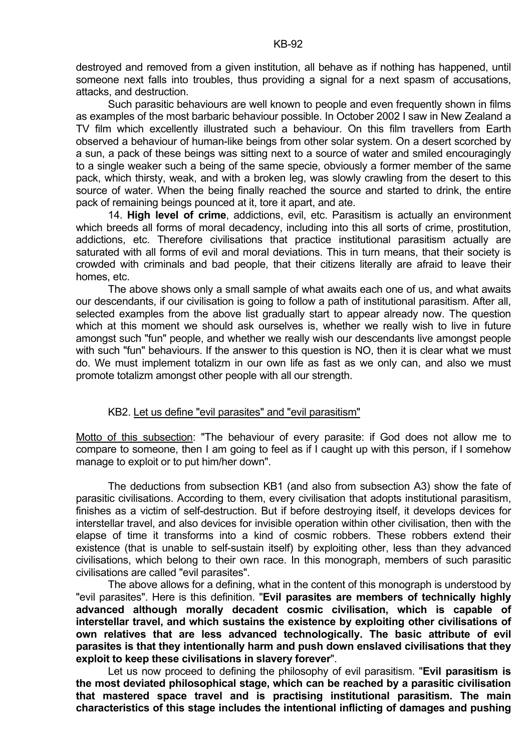destroyed and removed from a given institution, all behave as if nothing has happened, until someone next falls into troubles, thus providing a signal for a next spasm of accusations, attacks, and destruction.

Such parasitic behaviours are well known to people and even frequently shown in films as examples of the most barbaric behaviour possible. In October 2002 I saw in New Zealand a TV film which excellently illustrated such a behaviour. On this film travellers from Earth observed a behaviour of human-like beings from other solar system. On a desert scorched by a sun, a pack of these beings was sitting next to a source of water and smiled encouragingly to a single weaker such a being of the same specie, obviously a former member of the same pack, which thirsty, weak, and with a broken leg, was slowly crawling from the desert to this source of water. When the being finally reached the source and started to drink, the entire pack of remaining beings pounced at it, tore it apart, and ate.

14. **High level of crime**, addictions, evil, etc. Parasitism is actually an environment which breeds all forms of moral decadency, including into this all sorts of crime, prostitution, addictions, etc. Therefore civilisations that practice institutional parasitism actually are saturated with all forms of evil and moral deviations. This in turn means, that their society is crowded with criminals and bad people, that their citizens literally are afraid to leave their homes, etc.

The above shows only a small sample of what awaits each one of us, and what awaits our descendants, if our civilisation is going to follow a path of institutional parasitism. After all, selected examples from the above list gradually start to appear already now. The question which at this moment we should ask ourselves is, whether we really wish to live in future amongst such "fun" people, and whether we really wish our descendants live amongst people with such "fun" behaviours. If the answer to this question is NO, then it is clear what we must do. We must implement totalizm in our own life as fast as we only can, and also we must promote totalizm amongst other people with all our strength.

## KB2. Let us define "evil parasites" and "evil parasitism"

Motto of this subsection: "The behaviour of every parasite: if God does not allow me to compare to someone, then I am going to feel as if I caught up with this person, if I somehow manage to exploit or to put him/her down".

The deductions from subsection KB1 (and also from subsection A3) show the fate of parasitic civilisations. According to them, every civilisation that adopts institutional parasitism, finishes as a victim of self-destruction. But if before destroying itself, it develops devices for interstellar travel, and also devices for invisible operation within other civilisation, then with the elapse of time it transforms into a kind of cosmic robbers. These robbers extend their existence (that is unable to self-sustain itself) by exploiting other, less than they advanced civilisations, which belong to their own race. In this monograph, members of such parasitic civilisations are called "evil parasites".

The above allows for a defining, what in the content of this monograph is understood by "evil parasites". Here is this definition. "**Evil parasites are members of technically highly advanced although morally decadent cosmic civilisation, which is capable of interstellar travel, and which sustains the existence by exploiting other civilisations of own relatives that are less advanced technologically. The basic attribute of evil parasites is that they intentionally harm and push down enslaved civilisations that they exploit to keep these civilisations in slavery forever**".

Let us now proceed to defining the philosophy of evil parasitism. "**Evil parasitism is the most deviated philosophical stage, which can be reached by a parasitic civilisation that mastered space travel and is practising institutional parasitism. The main characteristics of this stage includes the intentional inflicting of damages and pushing**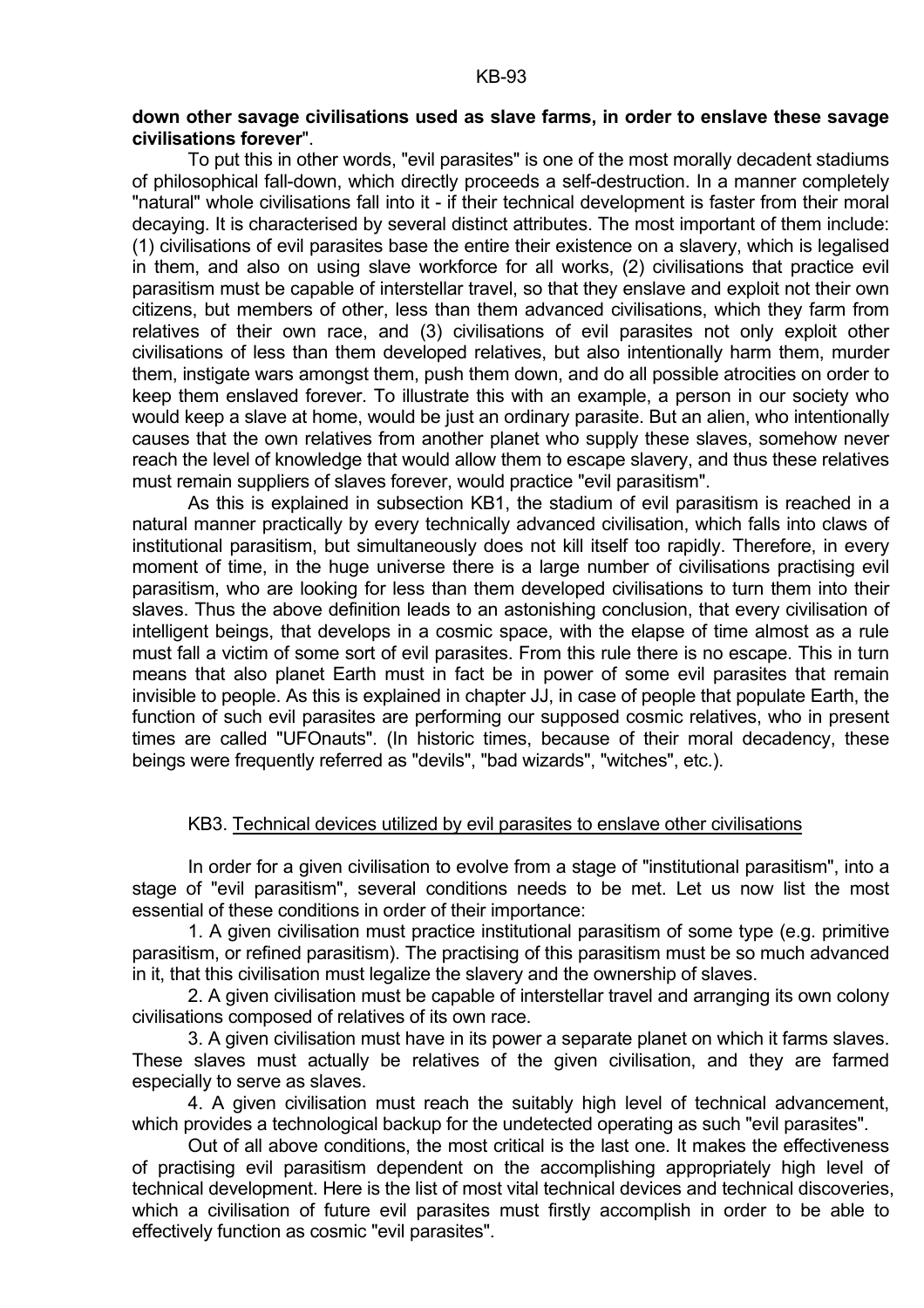**down other savage civilisations used as slave farms, in order to enslave these savage civilisations forever**".

To put this in other words, "evil parasites" is one of the most morally decadent stadiums of philosophical fall-down, which directly proceeds a self-destruction. In a manner completely "natural" whole civilisations fall into it - if their technical development is faster from their moral decaying. It is characterised by several distinct attributes. The most important of them include: (1) civilisations of evil parasites base the entire their existence on a slavery, which is legalised in them, and also on using slave workforce for all works, (2) civilisations that practice evil parasitism must be capable of interstellar travel, so that they enslave and exploit not their own citizens, but members of other, less than them advanced civilisations, which they farm from relatives of their own race, and (3) civilisations of evil parasites not only exploit other civilisations of less than them developed relatives, but also intentionally harm them, murder them, instigate wars amongst them, push them down, and do all possible atrocities on order to keep them enslaved forever. To illustrate this with an example, a person in our society who would keep a slave at home, would be just an ordinary parasite. But an alien, who intentionally causes that the own relatives from another planet who supply these slaves, somehow never reach the level of knowledge that would allow them to escape slavery, and thus these relatives must remain suppliers of slaves forever, would practice "evil parasitism".

As this is explained in subsection KB1, the stadium of evil parasitism is reached in a natural manner practically by every technically advanced civilisation, which falls into claws of institutional parasitism, but simultaneously does not kill itself too rapidly. Therefore, in every moment of time, in the huge universe there is a large number of civilisations practising evil parasitism, who are looking for less than them developed civilisations to turn them into their slaves. Thus the above definition leads to an astonishing conclusion, that every civilisation of intelligent beings, that develops in a cosmic space, with the elapse of time almost as a rule must fall a victim of some sort of evil parasites. From this rule there is no escape. This in turn means that also planet Earth must in fact be in power of some evil parasites that remain invisible to people. As this is explained in chapter JJ, in case of people that populate Earth, the function of such evil parasites are performing our supposed cosmic relatives, who in present times are called "UFOnauts". (In historic times, because of their moral decadency, these beings were frequently referred as "devils", "bad wizards", "witches", etc.).

## KB3. Technical devices utilized by evil parasites to enslave other civilisations

In order for a given civilisation to evolve from a stage of "institutional parasitism", into a stage of "evil parasitism", several conditions needs to be met. Let us now list the most essential of these conditions in order of their importance:

1. A given civilisation must practice institutional parasitism of some type (e.g. primitive parasitism, or refined parasitism). The practising of this parasitism must be so much advanced in it, that this civilisation must legalize the slavery and the ownership of slaves.

2. A given civilisation must be capable of interstellar travel and arranging its own colony civilisations composed of relatives of its own race.

3. A given civilisation must have in its power a separate planet on which it farms slaves. These slaves must actually be relatives of the given civilisation, and they are farmed especially to serve as slaves.

4. A given civilisation must reach the suitably high level of technical advancement, which provides a technological backup for the undetected operating as such "evil parasites".

Out of all above conditions, the most critical is the last one. It makes the effectiveness of practising evil parasitism dependent on the accomplishing appropriately high level of technical development. Here is the list of most vital technical devices and technical discoveries, which a civilisation of future evil parasites must firstly accomplish in order to be able to effectively function as cosmic "evil parasites".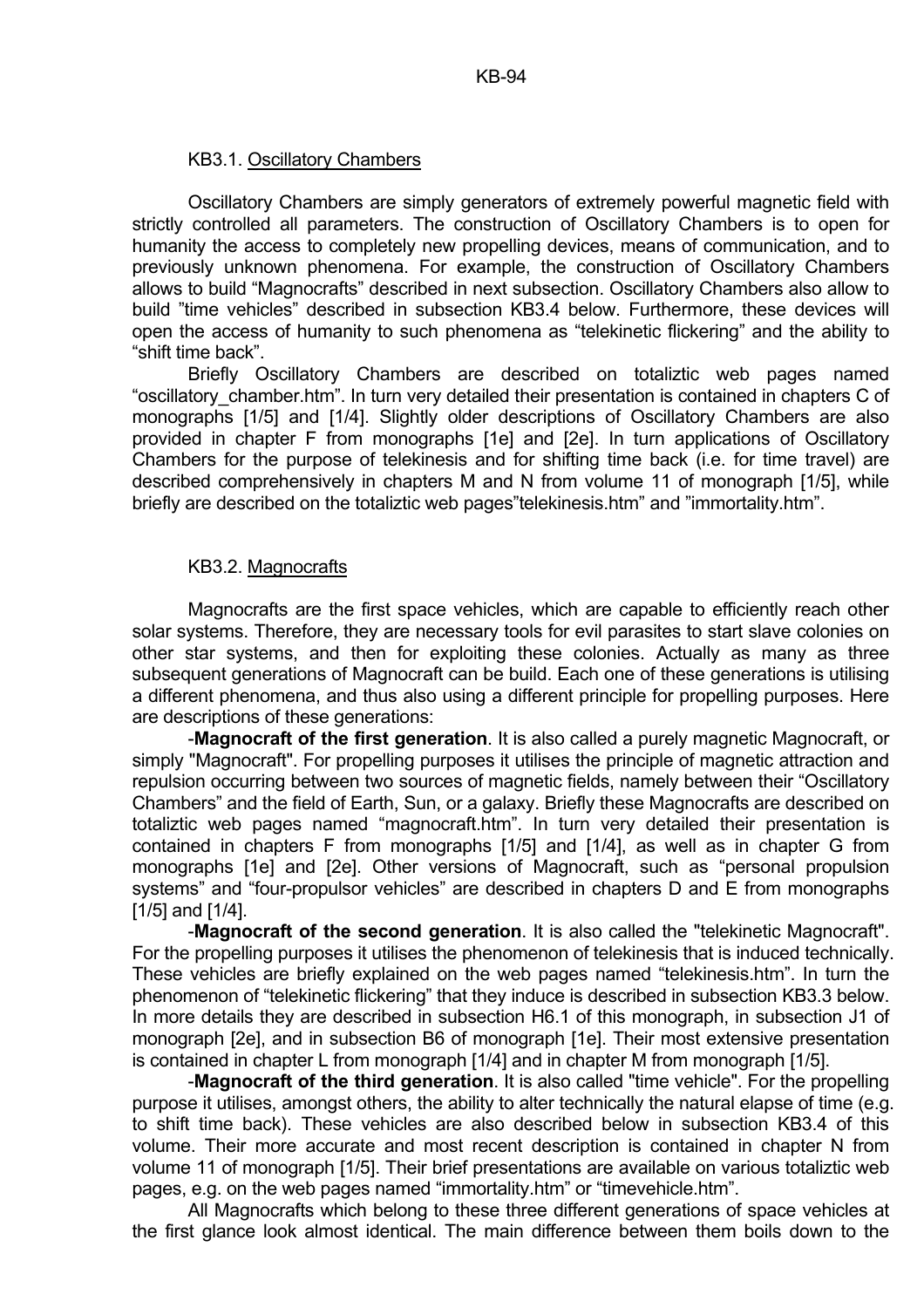### KB3.1. Oscillatory Chambers

Oscillatory Chambers are simply generators of extremely powerful magnetic field with strictly controlled all parameters. The construction of Oscillatory Chambers is to open for humanity the access to completely new propelling devices, means of communication, and to previously unknown phenomena. For example, the construction of Oscillatory Chambers allows to build "Magnocrafts" described in next subsection. Oscillatory Chambers also allow to build "time vehicles" described in subsection KB3.4 below. Furthermore, these devices will open the access of humanity to such phenomena as "telekinetic flickering" and the ability to "shift time back".

Briefly Oscillatory Chambers are described on totaliztic web pages named "oscillatory_chamber.htm". In turn very detailed their presentation is contained in chapters C of monographs [1/5] and [1/4]. Slightly older descriptions of Oscillatory Chambers are also provided in chapter F from monographs [1e] and [2e]. In turn applications of Oscillatory Chambers for the purpose of telekinesis and for shifting time back (i.e. for time travel) are described comprehensively in chapters M and N from volume 11 of monograph [1/5], while briefly are described on the totaliztic web pages"telekinesis.htm" and "immortality.htm".

### KB3.2. Magnocrafts

Magnocrafts are the first space vehicles, which are capable to efficiently reach other solar systems. Therefore, they are necessary tools for evil parasites to start slave colonies on other star systems, and then for exploiting these colonies. Actually as many as three subsequent generations of Magnocraft can be build. Each one of these generations is utilising a different phenomena, and thus also using a different principle for propelling purposes. Here are descriptions of these generations:

-**Magnocraft of the first generation**. It is also called a purely magnetic Magnocraft, or simply "Magnocraft". For propelling purposes it utilises the principle of magnetic attraction and repulsion occurring between two sources of magnetic fields, namely between their "Oscillatory Chambers" and the field of Earth, Sun, or a galaxy. Briefly these Magnocrafts are described on totaliztic web pages named "magnocraft.htm". In turn very detailed their presentation is contained in chapters F from monographs [1/5] and [1/4], as well as in chapter G from monographs [1e] and [2e]. Other versions of Magnocraft, such as "personal propulsion systems" and "four-propulsor vehicles" are described in chapters D and E from monographs [1/5] and [1/4].

-**Magnocraft of the second generation**. It is also called the "telekinetic Magnocraft". For the propelling purposes it utilises the phenomenon of telekinesis that is induced technically. These vehicles are briefly explained on the web pages named "telekinesis.htm". In turn the phenomenon of "telekinetic flickering" that they induce is described in subsection KB3.3 below. In more details they are described in subsection H6.1 of this monograph, in subsection J1 of monograph [2e], and in subsection B6 of monograph [1e]. Their most extensive presentation is contained in chapter L from monograph [1/4] and in chapter M from monograph [1/5].

-**Magnocraft of the third generation**. It is also called "time vehicle". For the propelling purpose it utilises, amongst others, the ability to alter technically the natural elapse of time (e.g. to shift time back). These vehicles are also described below in subsection KB3.4 of this volume. Their more accurate and most recent description is contained in chapter N from volume 11 of monograph [1/5]. Their brief presentations are available on various totaliztic web pages, e.g. on the web pages named "immortality.htm" or "timevehicle.htm".

All Magnocrafts which belong to these three different generations of space vehicles at the first glance look almost identical. The main difference between them boils down to the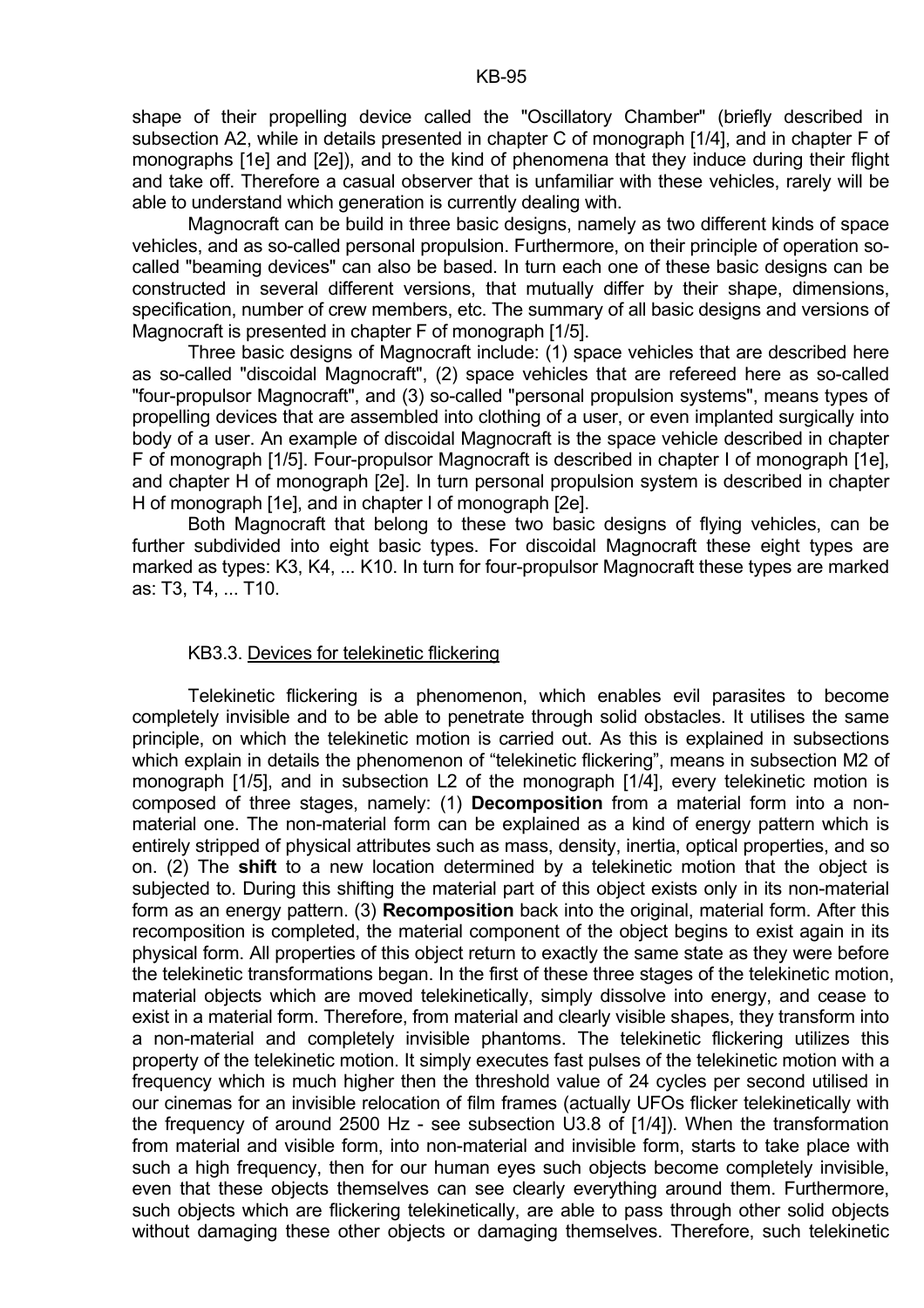shape of their propelling device called the "Oscillatory Chamber" (briefly described in subsection A2, while in details presented in chapter C of monograph [1/4], and in chapter F of monographs [1e] and [2e]), and to the kind of phenomena that they induce during their flight and take off. Therefore a casual observer that is unfamiliar with these vehicles, rarely will be able to understand which generation is currently dealing with.

Magnocraft can be build in three basic designs, namely as two different kinds of space vehicles, and as so-called personal propulsion. Furthermore, on their principle of operation so-called "beaming devices" can also be based. In turn each one of these basic designs can be constructed in several different versions, that mutually differ by their shape, dimensions, specification, number of crew members, etc. The summary of all basic designs and versions of Magnocraft is presented in chapter F of monograph [1/5].

Three basic designs of Magnocraft include: (1) space vehicles that are described here as so-called "discoidal Magnocraft", (2) space vehicles that are refereed here as so-called "four-propulsor Magnocraft", and (3) so-called "personal propulsion systems", means types of propelling devices that are assembled into clothing of a user, or even implanted surgically into body of a user. An example of discoidal Magnocraft is the space vehicle described in chapter F of monograph [1/5]. Four-propulsor Magnocraft is described in chapter I of monograph [1e], and chapter H of monograph [2e]. In turn personal propulsion system is described in chapter H of monograph [1e], and in chapter I of monograph [2e].

Both Magnocraft that belong to these two basic designs of flying vehicles, can be further subdivided into eight basic types. For discoidal Magnocraft these eight types are marked as types: K3, K4, ... K10. In turn for four-propulsor Magnocraft these types are marked as: T3, T4, ... T10.

### KB3.3. Devices for telekinetic flickering

Telekinetic flickering is a phenomenon, which enables evil parasites to become completely invisible and to be able to penetrate through solid obstacles. It utilises the same principle, on which the telekinetic motion is carried out. As this is explained in subsections which explain in details the phenomenon of "telekinetic flickering", means in subsection M2 of monograph [1/5], and in subsection L2 of the monograph [1/4], every telekinetic motion is composed of three stages, namely: (1) **Decomposition** from a material form into a non-material one. The non-material form can be explained as a kind of energy pattern which is entirely stripped of physical attributes such as mass, density, inertia, optical properties, and so on. (2) The **shift** to a new location determined by a telekinetic motion that the object is subjected to. During this shifting the material part of this object exists only in its non-material form as an energy pattern. (3) **Recomposition** back into the original, material form. After this recomposition is completed, the material component of the object begins to exist again in its physical form. All properties of this object return to exactly the same state as they were before the telekinetic transformations began. In the first of these three stages of the telekinetic motion, material objects which are moved telekinetically, simply dissolve into energy, and cease to exist in a material form. Therefore, from material and clearly visible shapes, they transform into a non-material and completely invisible phantoms. The telekinetic flickering utilizes this property of the telekinetic motion. It simply executes fast pulses of the telekinetic motion with a frequency which is much higher then the threshold value of 24 cycles per second utilised in our cinemas for an invisible relocation of film frames (actually UFOs flicker telekinetically with the frequency of around 2500 Hz - see subsection U3.8 of [1/4]). When the transformation from material and visible form, into non-material and invisible form, starts to take place with such a high frequency, then for our human eyes such objects become completely invisible, even that these objects themselves can see clearly everything around them. Furthermore, such objects which are flickering telekinetically, are able to pass through other solid objects without damaging these other objects or damaging themselves. Therefore, such telekinetic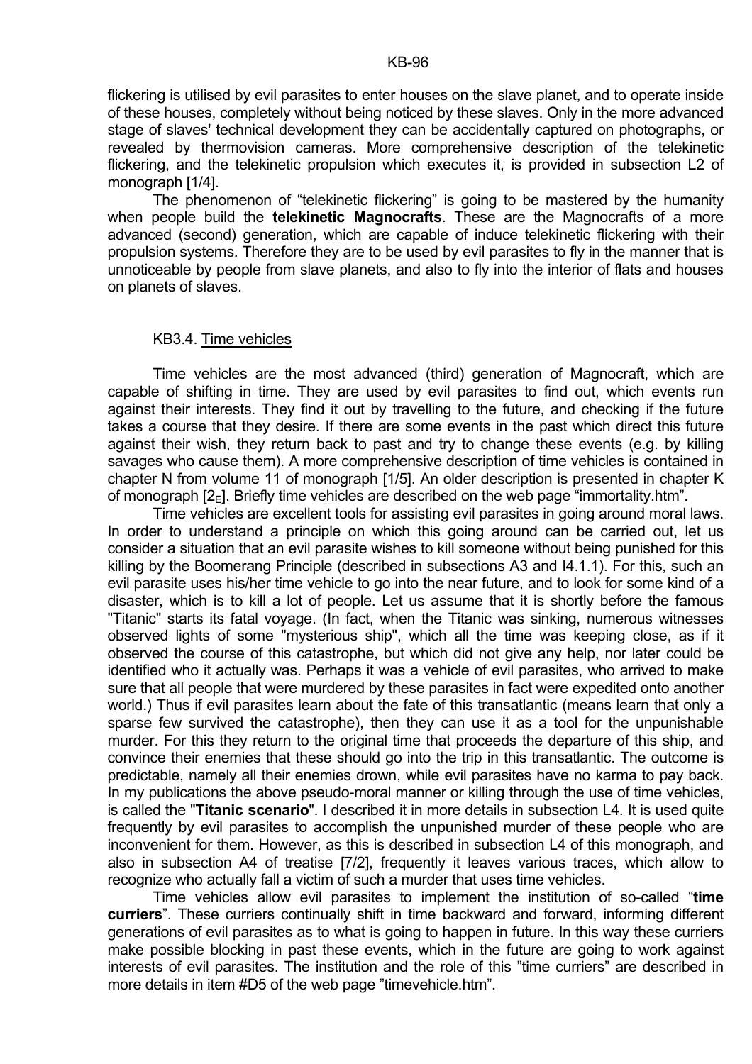flickering is utilised by evil parasites to enter houses on the slave planet, and to operate inside of these houses, completely without being noticed by these slaves. Only in the more advanced stage of slaves' technical development they can be accidentally captured on photographs, or revealed by thermovision cameras. More comprehensive description of the telekinetic flickering, and the telekinetic propulsion which executes it, is provided in subsection L2 of monograph [1/4].

The phenomenon of "telekinetic flickering" is going to be mastered by the humanity when people build the **telekinetic Magnocrafts**. These are the Magnocrafts of a more advanced (second) generation, which are capable of induce telekinetic flickering with their propulsion systems. Therefore they are to be used by evil parasites to fly in the manner that is unnoticeable by people from slave planets, and also to fly into the interior of flats and houses on planets of slaves.

### KB3.4. Time vehicles

Time vehicles are the most advanced (third) generation of Magnocraft, which are capable of shifting in time. They are used by evil parasites to find out, which events run against their interests. They find it out by travelling to the future, and checking if the future takes a course that they desire. If there are some events in the past which direct this future against their wish, they return back to past and try to change these events (e.g. by killing savages who cause them). A more comprehensive description of time vehicles is contained in chapter N from volume 11 of monograph [1/5]. An older description is presented in chapter K of monograph [$2_E$]. Briefly time vehicles are described on the web page "immortality.htm".

Time vehicles are excellent tools for assisting evil parasites in going around moral laws. In order to understand a principle on which this going around can be carried out, let us consider a situation that an evil parasite wishes to kill someone without being punished for this killing by the Boomerang Principle (described in subsections A3 and I4.1.1). For this, such an evil parasite uses his/her time vehicle to go into the near future, and to look for some kind of a disaster, which is to kill a lot of people. Let us assume that it is shortly before the famous "Titanic" starts its fatal voyage. (In fact, when the Titanic was sinking, numerous witnesses observed lights of some "mysterious ship", which all the time was keeping close, as if it observed the course of this catastrophe, but which did not give any help, nor later could be identified who it actually was. Perhaps it was a vehicle of evil parasites, who arrived to make sure that all people that were murdered by these parasites in fact were expedited onto another world.) Thus if evil parasites learn about the fate of this transatlantic (means learn that only a sparse few survived the catastrophe), then they can use it as a tool for the unpunishable murder. For this they return to the original time that proceeds the departure of this ship, and convince their enemies that these should go into the trip in this transatlantic. The outcome is predictable, namely all their enemies drown, while evil parasites have no karma to pay back. In my publications the above pseudo-moral manner or killing through the use of time vehicles, is called the "**Titanic scenario**". I described it in more details in subsection L4. It is used quite frequently by evil parasites to accomplish the unpunished murder of these people who are inconvenient for them. However, as this is described in subsection L4 of this monograph, and also in subsection A4 of treatise [7/2], frequently it leaves various traces, which allow to recognize who actually fall a victim of such a murder that uses time vehicles.

Time vehicles allow evil parasites to implement the institution of so-called "**time curriers**". These curriers continually shift in time backward and forward, informing different generations of evil parasites as to what is going to happen in future. In this way these curriers make possible blocking in past these events, which in the future are going to work against interests of evil parasites. The institution and the role of this "time curriers" are described in more details in item #D5 of the web page "timevehicle.htm".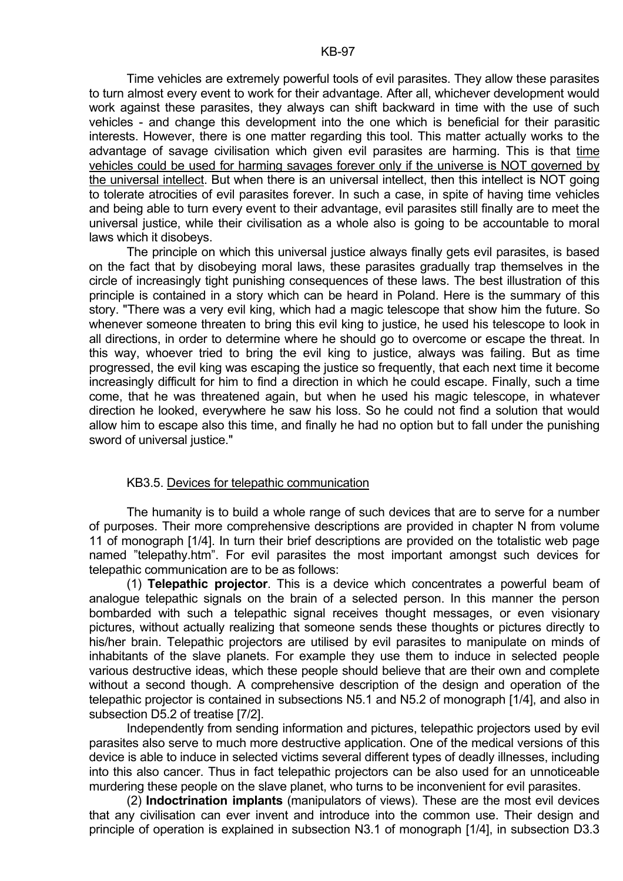Time vehicles are extremely powerful tools of evil parasites. They allow these parasites to turn almost every event to work for their advantage. After all, whichever development would work against these parasites, they always can shift backward in time with the use of such vehicles - and change this development into the one which is beneficial for their parasitic interests. However, there is one matter regarding this tool. This matter actually works to the advantage of savage civilisation which given evil parasites are harming. This is that time vehicles could be used for harming savages forever only if the universe is NOT governed by the universal intellect. But when there is an universal intellect, then this intellect is NOT going to tolerate atrocities of evil parasites forever. In such a case, in spite of having time vehicles and being able to turn every event to their advantage, evil parasites still finally are to meet the universal justice, while their civilisation as a whole also is going to be accountable to moral laws which it disobeys.

The principle on which this universal justice always finally gets evil parasites, is based on the fact that by disobeying moral laws, these parasites gradually trap themselves in the circle of increasingly tight punishing consequences of these laws. The best illustration of this principle is contained in a story which can be heard in Poland. Here is the summary of this story. "There was a very evil king, which had a magic telescope that show him the future. So whenever someone threaten to bring this evil king to justice, he used his telescope to look in all directions, in order to determine where he should go to overcome or escape the threat. In this way, whoever tried to bring the evil king to justice, always was failing. But as time progressed, the evil king was escaping the justice so frequently, that each next time it become increasingly difficult for him to find a direction in which he could escape. Finally, such a time come, that he was threatened again, but when he used his magic telescope, in whatever direction he looked, everywhere he saw his loss. So he could not find a solution that would allow him to escape also this time, and finally he had no option but to fall under the punishing sword of universal justice."

### KB3.5. Devices for telepathic communication

The humanity is to build a whole range of such devices that are to serve for a number of purposes. Their more comprehensive descriptions are provided in chapter N from volume 11 of monograph [1/4]. In turn their brief descriptions are provided on the totalistic web page named "telepathy.htm". For evil parasites the most important amongst such devices for telepathic communication are to be as follows:

(1) **Telepathic projector**. This is a device which concentrates a powerful beam of analogue telepathic signals on the brain of a selected person. In this manner the person bombarded with such a telepathic signal receives thought messages, or even visionary pictures, without actually realizing that someone sends these thoughts or pictures directly to his/her brain. Telepathic projectors are utilised by evil parasites to manipulate on minds of inhabitants of the slave planets. For example they use them to induce in selected people various destructive ideas, which these people should believe that are their own and complete without a second though. A comprehensive description of the design and operation of the telepathic projector is contained in subsections N5.1 and N5.2 of monograph [1/4], and also in subsection D5.2 of treatise [7/2].

Independently from sending information and pictures, telepathic projectors used by evil parasites also serve to much more destructive application. One of the medical versions of this device is able to induce in selected victims several different types of deadly illnesses, including into this also cancer. Thus in fact telepathic projectors can be also used for an unnoticeable murdering these people on the slave planet, who turns to be inconvenient for evil parasites.

(2) **Indoctrination implants** (manipulators of views). These are the most evil devices that any civilisation can ever invent and introduce into the common use. Their design and principle of operation is explained in subsection N3.1 of monograph [1/4], in subsection D3.3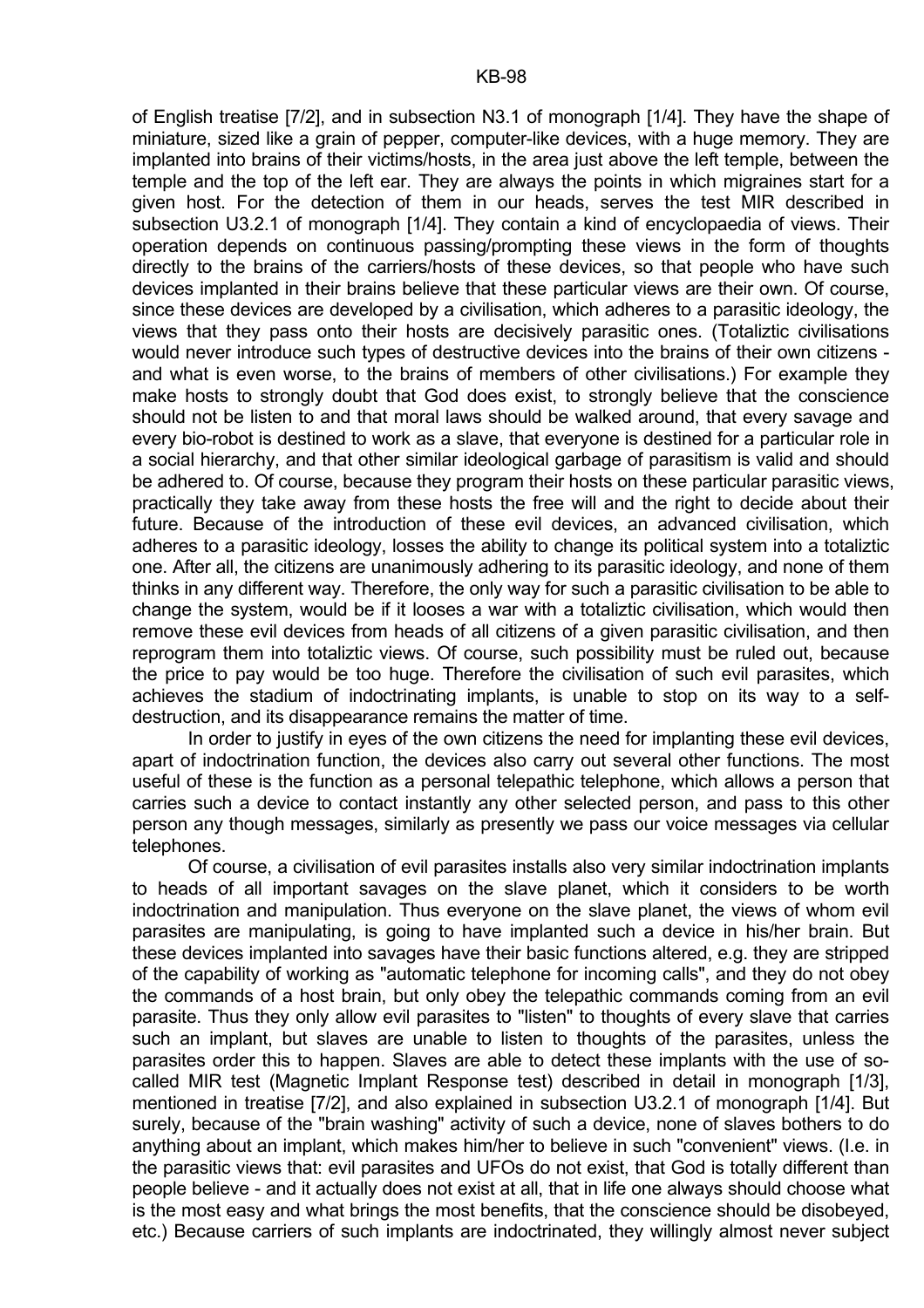of English treatise [7/2], and in subsection N3.1 of monograph [1/4]. They have the shape of miniature, sized like a grain of pepper, computer-like devices, with a huge memory. They are implanted into brains of their victims/hosts, in the area just above the left temple, between the temple and the top of the left ear. They are always the points in which migraines start for a given host. For the detection of them in our heads, serves the test MIR described in subsection U3.2.1 of monograph [1/4]. They contain a kind of encyclopaedia of views. Their operation depends on continuous passing/prompting these views in the form of thoughts directly to the brains of the carriers/hosts of these devices, so that people who have such devices implanted in their brains believe that these particular views are their own. Of course, since these devices are developed by a civilisation, which adheres to a parasitic ideology, the views that they pass onto their hosts are decisively parasitic ones. (Totaliztic civilisations would never introduce such types of destructive devices into the brains of their own citizens - and what is even worse, to the brains of members of other civilisations.) For example they make hosts to strongly doubt that God does exist, to strongly believe that the conscience should not be listen to and that moral laws should be walked around, that every savage and every bio-robot is destined to work as a slave, that everyone is destined for a particular role in a social hierarchy, and that other similar ideological garbage of parasitism is valid and should be adhered to. Of course, because they program their hosts on these particular parasitic views, practically they take away from these hosts the free will and the right to decide about their future. Because of the introduction of these evil devices, an advanced civilisation, which adheres to a parasitic ideology, losses the ability to change its political system into a totaliztic one. After all, the citizens are unanimously adhering to its parasitic ideology, and none of them thinks in any different way. Therefore, the only way for such a parasitic civilisation to be able to change the system, would be if it looses a war with a totaliztic civilisation, which would then remove these evil devices from heads of all citizens of a given parasitic civilisation, and then reprogram them into totaliztic views. Of course, such possibility must be ruled out, because the price to pay would be too huge. Therefore the civilisation of such evil parasites, which achieves the stadium of indoctrinating implants, is unable to stop on its way to a self-destruction, and its disappearance remains the matter of time.

In order to justify in eyes of the own citizens the need for implanting these evil devices, apart of indoctrination function, the devices also carry out several other functions. The most useful of these is the function as a personal telepathic telephone, which allows a person that carries such a device to contact instantly any other selected person, and pass to this other person any though messages, similarly as presently we pass our voice messages via cellular telephones.

Of course, a civilisation of evil parasites installs also very similar indoctrination implants to heads of all important savages on the slave planet, which it considers to be worth indoctrination and manipulation. Thus everyone on the slave planet, the views of whom evil parasites are manipulating, is going to have implanted such a device in his/her brain. But these devices implanted into savages have their basic functions altered, e.g. they are stripped of the capability of working as "automatic telephone for incoming calls", and they do not obey the commands of a host brain, but only obey the telepathic commands coming from an evil parasite. Thus they only allow evil parasites to "listen" to thoughts of every slave that carries such an implant, but slaves are unable to listen to thoughts of the parasites, unless the parasites order this to happen. Slaves are able to detect these implants with the use of so-called MIR test (Magnetic Implant Response test) described in detail in monograph [1/3], mentioned in treatise [7/2], and also explained in subsection U3.2.1 of monograph [1/4]. But surely, because of the "brain washing" activity of such a device, none of slaves bothers to do anything about an implant, which makes him/her to believe in such "convenient" views. (I.e. in the parasitic views that: evil parasites and UFOs do not exist, that God is totally different than people believe - and it actually does not exist at all, that in life one always should choose what is the most easy and what brings the most benefits, that the conscience should be disobeyed, etc.) Because carriers of such implants are indoctrinated, they willingly almost never subject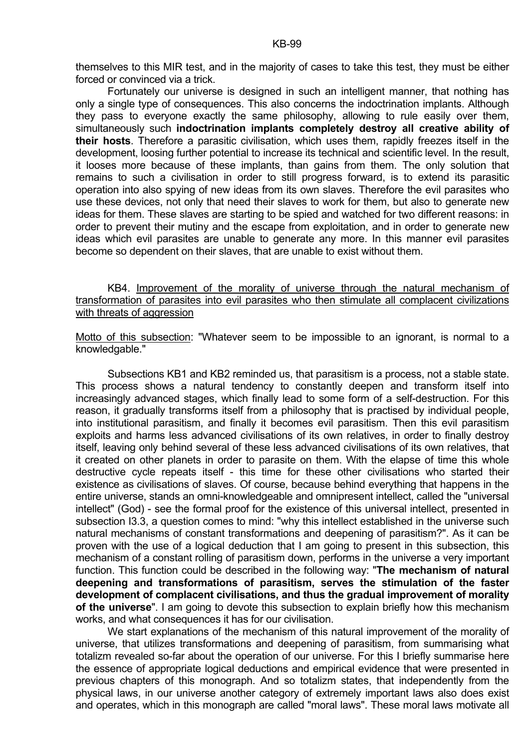themselves to this MIR test, and in the majority of cases to take this test, they must be either forced or convinced via a trick.

Fortunately our universe is designed in such an intelligent manner, that nothing has only a single type of consequences. This also concerns the indoctrination implants. Although they pass to everyone exactly the same philosophy, allowing to rule easily over them, simultaneously such **indoctrination implants completely destroy all creative ability of their hosts**. Therefore a parasitic civilisation, which uses them, rapidly freezes itself in the development, loosing further potential to increase its technical and scientific level. In the result, it looses more because of these implants, than gains from them. The only solution that remains to such a civilisation in order to still progress forward, is to extend its parasitic operation into also spying of new ideas from its own slaves. Therefore the evil parasites who use these devices, not only that need their slaves to work for them, but also to generate new ideas for them. These slaves are starting to be spied and watched for two different reasons: in order to prevent their mutiny and the escape from exploitation, and in order to generate new ideas which evil parasites are unable to generate any more. In this manner evil parasites become so dependent on their slaves, that are unable to exist without them.

## KB4. Improvement of the morality of universe through the natural mechanism of transformation of parasites into evil parasites who then stimulate all complacent civilizations with threats of aggression

Motto of this subsection: "Whatever seem to be impossible to an ignorant, is normal to a knowledgable."

Subsections KB1 and KB2 reminded us, that parasitism is a process, not a stable state. This process shows a natural tendency to constantly deepen and transform itself into increasingly advanced stages, which finally lead to some form of a self-destruction. For this reason, it gradually transforms itself from a philosophy that is practised by individual people, into institutional parasitism, and finally it becomes evil parasitism. Then this evil parasitism exploits and harms less advanced civilisations of its own relatives, in order to finally destroy itself, leaving only behind several of these less advanced civilisations of its own relatives, that it created on other planets in order to parasite on them. With the elapse of time this whole destructive cycle repeats itself - this time for these other civilisations who started their existence as civilisations of slaves. Of course, because behind everything that happens in the entire universe, stands an omni-knowledgeable and omnipresent intellect, called the "universal intellect" (God) - see the formal proof for the existence of this universal intellect, presented in subsection I3.3, a question comes to mind: "why this intellect established in the universe such natural mechanisms of constant transformations and deepening of parasitism?". As it can be proven with the use of a logical deduction that I am going to present in this subsection, this mechanism of a constant rolling of parasitism down, performs in the universe a very important function. This function could be described in the following way: "**The mechanism of natural deepening and transformations of parasitism, serves the stimulation of the faster development of complacent civilisations, and thus the gradual improvement of morality of the universe**". I am going to devote this subsection to explain briefly how this mechanism works, and what consequences it has for our civilisation.

We start explanations of the mechanism of this natural improvement of the morality of universe, that utilizes transformations and deepening of parasitism, from summarising what totalizm revealed so-far about the operation of our universe. For this I briefly summarise here the essence of appropriate logical deductions and empirical evidence that were presented in previous chapters of this monograph. And so totalizm states, that independently from the physical laws, in our universe another category of extremely important laws also does exist and operates, which in this monograph are called "moral laws". These moral laws motivate all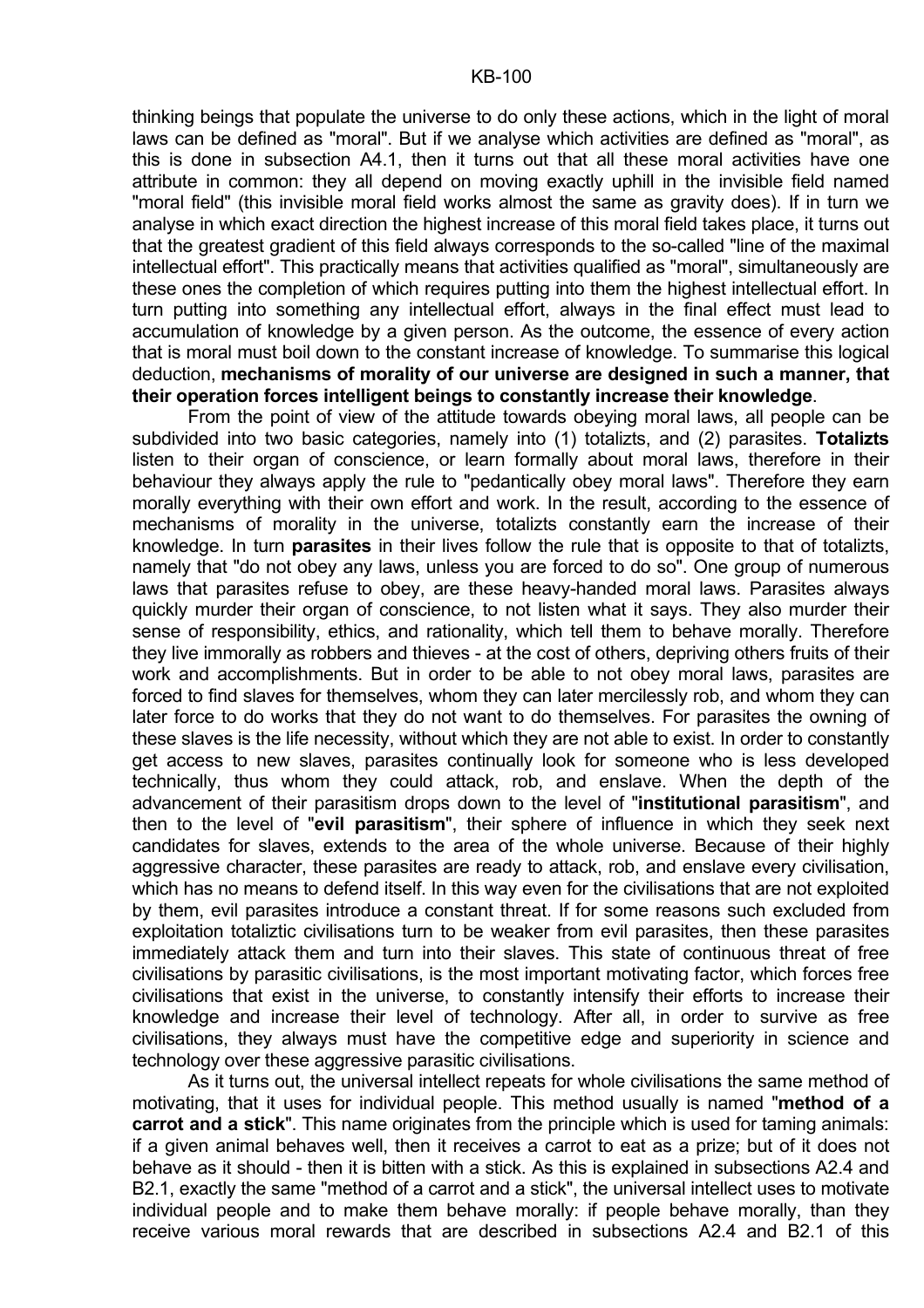thinking beings that populate the universe to do only these actions, which in the light of moral laws can be defined as "moral". But if we analyse which activities are defined as "moral", as this is done in subsection A4.1, then it turns out that all these moral activities have one attribute in common: they all depend on moving exactly uphill in the invisible field named "moral field" (this invisible moral field works almost the same as gravity does). If in turn we analyse in which exact direction the highest increase of this moral field takes place, it turns out that the greatest gradient of this field always corresponds to the so-called "line of the maximal intellectual effort". This practically means that activities qualified as "moral", simultaneously are these ones the completion of which requires putting into them the highest intellectual effort. In turn putting into something any intellectual effort, always in the final effect must lead to accumulation of knowledge by a given person. As the outcome, the essence of every action that is moral must boil down to the constant increase of knowledge. To summarise this logical deduction, **mechanisms of morality of our universe are designed in such a manner, that their operation forces intelligent beings to constantly increase their knowledge**.

From the point of view of the attitude towards obeying moral laws, all people can be subdivided into two basic categories, namely into (1) totalizts, and (2) parasites. **Totalizts** listen to their organ of conscience, or learn formally about moral laws, therefore in their behaviour they always apply the rule to "pedantically obey moral laws". Therefore they earn morally everything with their own effort and work. In the result, according to the essence of mechanisms of morality in the universe, totalizts constantly earn the increase of their knowledge. In turn **parasites** in their lives follow the rule that is opposite to that of totalizts, namely that "do not obey any laws, unless you are forced to do so". One group of numerous laws that parasites refuse to obey, are these heavy-handed moral laws. Parasites always quickly murder their organ of conscience, to not listen what it says. They also murder their sense of responsibility, ethics, and rationality, which tell them to behave morally. Therefore they live immorally as robbers and thieves - at the cost of others, depriving others fruits of their work and accomplishments. But in order to be able to not obey moral laws, parasites are forced to find slaves for themselves, whom they can later mercilessly rob, and whom they can later force to do works that they do not want to do themselves. For parasites the owning of these slaves is the life necessity, without which they are not able to exist. In order to constantly get access to new slaves, parasites continually look for someone who is less developed technically, thus whom they could attack, rob, and enslave. When the depth of the advancement of their parasitism drops down to the level of "**institutional parasitism**", and then to the level of "**evil parasitism**", their sphere of influence in which they seek next candidates for slaves, extends to the area of the whole universe. Because of their highly aggressive character, these parasites are ready to attack, rob, and enslave every civilisation, which has no means to defend itself. In this way even for the civilisations that are not exploited by them, evil parasites introduce a constant threat. If for some reasons such excluded from exploitation totaliztic civilisations turn to be weaker from evil parasites, then these parasites immediately attack them and turn into their slaves. This state of continuous threat of free civilisations by parasitic civilisations, is the most important motivating factor, which forces free civilisations that exist in the universe, to constantly intensify their efforts to increase their knowledge and increase their level of technology. After all, in order to survive as free civilisations, they always must have the competitive edge and superiority in science and technology over these aggressive parasitic civilisations.

As it turns out, the universal intellect repeats for whole civilisations the same method of motivating, that it uses for individual people. This method usually is named "**method of a carrot and a stick**". This name originates from the principle which is used for taming animals: if a given animal behaves well, then it receives a carrot to eat as a prize; but of it does not behave as it should - then it is bitten with a stick. As this is explained in subsections A2.4 and B2.1, exactly the same "method of a carrot and a stick", the universal intellect uses to motivate individual people and to make them behave morally: if people behave morally, than they receive various moral rewards that are described in subsections A2.4 and B2.1 of this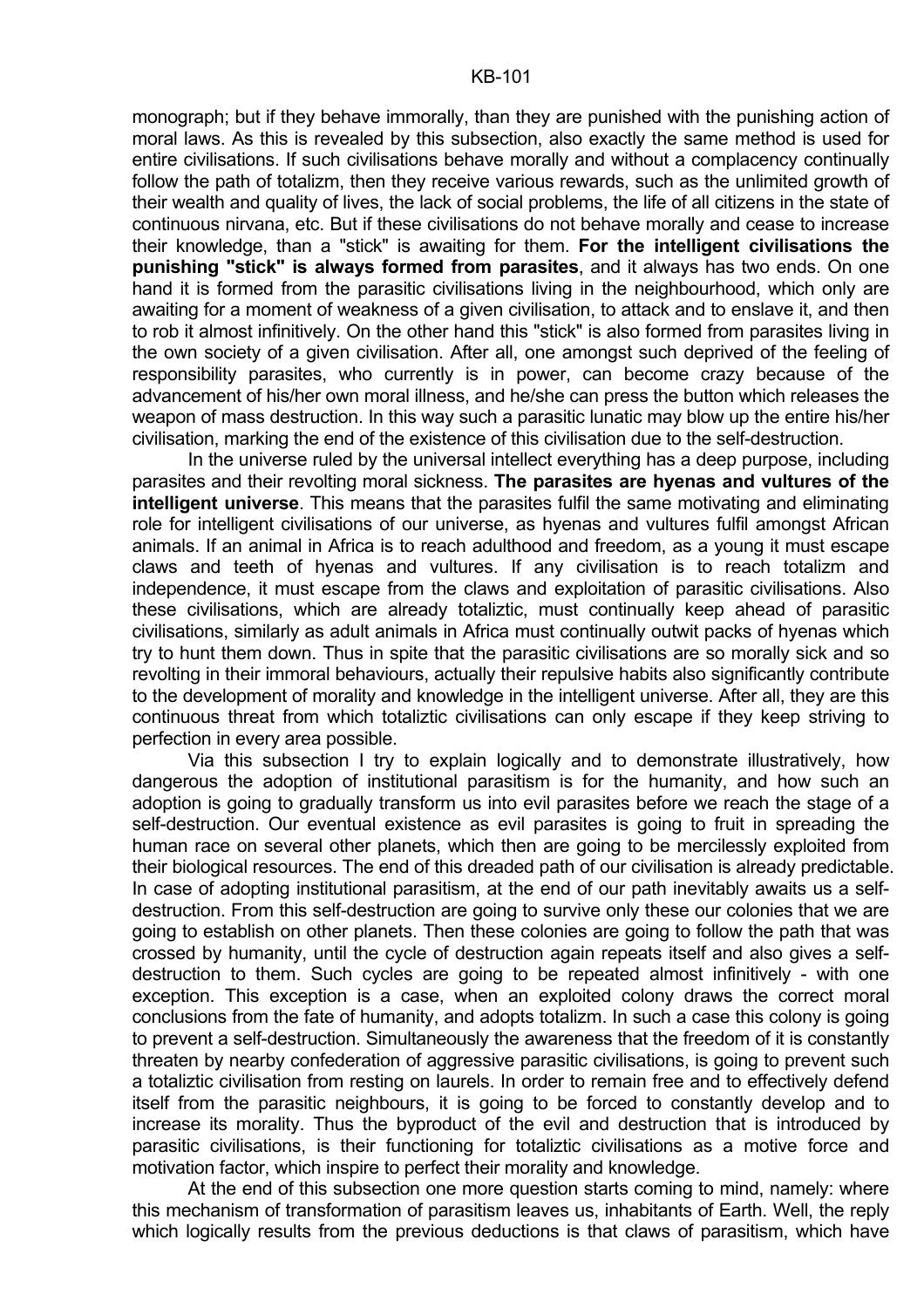monograph; but if they behave immorally, than they are punished with the punishing action of moral laws. As this is revealed by this subsection, also exactly the same method is used for entire civilisations. If such civilisations behave morally and without a complacency continually follow the path of totalizm, then they receive various rewards, such as the unlimited growth of their wealth and quality of lives, the lack of social problems, the life of all citizens in the state of continuous nirvana, etc. But if these civilisations do not behave morally and cease to increase their knowledge, than a "stick" is awaiting for them. **For the intelligent civilisations the punishing "stick" is always formed from parasites**, and it always has two ends. On one hand it is formed from the parasitic civilisations living in the neighbourhood, which only are awaiting for a moment of weakness of a given civilisation, to attack and to enslave it, and then to rob it almost infinitively. On the other hand this "stick" is also formed from parasites living in the own society of a given civilisation. After all, one amongst such deprived of the feeling of responsibility parasites, who currently is in power, can become crazy because of the advancement of his/her own moral illness, and he/she can press the button which releases the weapon of mass destruction. In this way such a parasitic lunatic may blow up the entire his/her civilisation, marking the end of the existence of this civilisation due to the self-destruction.

In the universe ruled by the universal intellect everything has a deep purpose, including parasites and their revolting moral sickness. **The parasites are hyenas and vultures of the intelligent universe**. This means that the parasites fulfil the same motivating and eliminating role for intelligent civilisations of our universe, as hyenas and vultures fulfil amongst African animals. If an animal in Africa is to reach adulthood and freedom, as a young it must escape claws and teeth of hyenas and vultures. If any civilisation is to reach totalizm and independence, it must escape from the claws and exploitation of parasitic civilisations. Also these civilisations, which are already totaliztic, must continually keep ahead of parasitic civilisations, similarly as adult animals in Africa must continually outwit packs of hyenas which try to hunt them down. Thus in spite that the parasitic civilisations are so morally sick and so revolting in their immoral behaviours, actually their repulsive habits also significantly contribute to the development of morality and knowledge in the intelligent universe. After all, they are this continuous threat from which totaliztic civilisations can only escape if they keep striving to perfection in every area possible.

Via this subsection I try to explain logically and to demonstrate illustratively, how dangerous the adoption of institutional parasitism is for the humanity, and how such an adoption is going to gradually transform us into evil parasites before we reach the stage of a self-destruction. Our eventual existence as evil parasites is going to fruit in spreading the human race on several other planets, which then are going to be mercilessly exploited from their biological resources. The end of this dreaded path of our civilisation is already predictable. In case of adopting institutional parasitism, at the end of our path inevitably awaits us a self-destruction. From this self-destruction are going to survive only these our colonies that we are going to establish on other planets. Then these colonies are going to follow the path that was crossed by humanity, until the cycle of destruction again repeats itself and also gives a self-destruction to them. Such cycles are going to be repeated almost infinitively - with one exception. This exception is a case, when an exploited colony draws the correct moral conclusions from the fate of humanity, and adopts totalizm. In such a case this colony is going to prevent a self-destruction. Simultaneously the awareness that the freedom of it is constantly threaten by nearby confederation of aggressive parasitic civilisations, is going to prevent such a totaliztic civilisation from resting on laurels. In order to remain free and to effectively defend itself from the parasitic neighbours, it is going to be forced to constantly develop and to increase its morality. Thus the byproduct of the evil and destruction that is introduced by parasitic civilisations, is their functioning for totaliztic civilisations as a motive force and motivation factor, which inspire to perfect their morality and knowledge.

At the end of this subsection one more question starts coming to mind, namely: where this mechanism of transformation of parasitism leaves us, inhabitants of Earth. Well, the reply which logically results from the previous deductions is that claws of parasitism, which have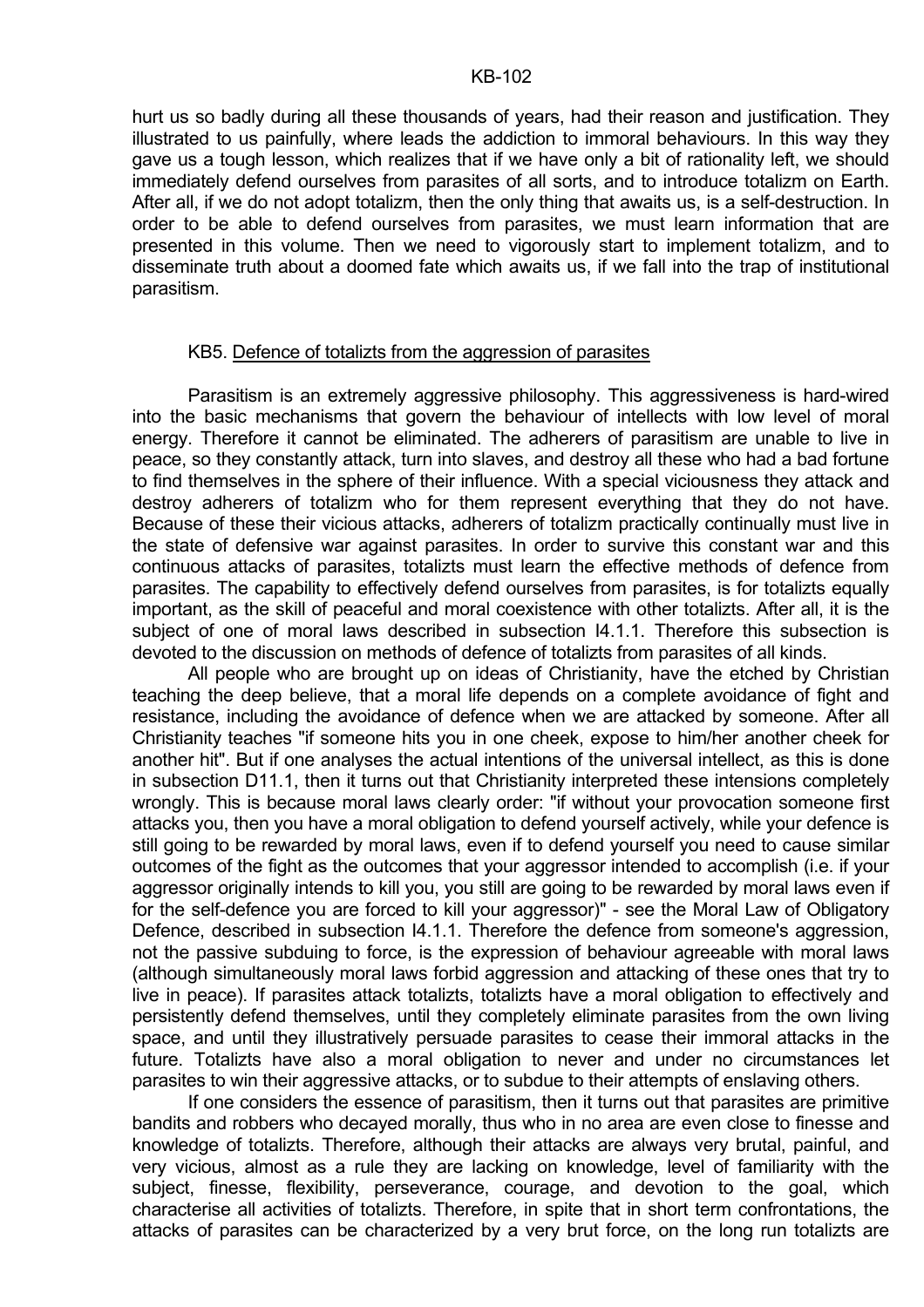hurt us so badly during all these thousands of years, had their reason and justification. They illustrated to us painfully, where leads the addiction to immoral behaviours. In this way they gave us a tough lesson, which realizes that if we have only a bit of rationality left, we should immediately defend ourselves from parasites of all sorts, and to introduce totalizm on Earth. After all, if we do not adopt totalizm, then the only thing that awaits us, is a self-destruction. In order to be able to defend ourselves from parasites, we must learn information that are presented in this volume. Then we need to vigorously start to implement totalizm, and to disseminate truth about a doomed fate which awaits us, if we fall into the trap of institutional parasitism.

## KB5. Defence of totalizts from the aggression of parasites

Parasitism is an extremely aggressive philosophy. This aggressiveness is hard-wired into the basic mechanisms that govern the behaviour of intellects with low level of moral energy. Therefore it cannot be eliminated. The adherers of parasitism are unable to live in peace, so they constantly attack, turn into slaves, and destroy all these who had a bad fortune to find themselves in the sphere of their influence. With a special viciousness they attack and destroy adherers of totalizm who for them represent everything that they do not have. Because of these their vicious attacks, adherers of totalizm practically continually must live in the state of defensive war against parasites. In order to survive this constant war and this continuous attacks of parasites, totalizts must learn the effective methods of defence from parasites. The capability to effectively defend ourselves from parasites, is for totalizts equally important, as the skill of peaceful and moral coexistence with other totalizts. After all, it is the subject of one of moral laws described in subsection I4.1.1. Therefore this subsection is devoted to the discussion on methods of defence of totalizts from parasites of all kinds.

All people who are brought up on ideas of Christianity, have the etched by Christian teaching the deep believe, that a moral life depends on a complete avoidance of fight and resistance, including the avoidance of defence when we are attacked by someone. After all Christianity teaches "if someone hits you in one cheek, expose to him/her another cheek for another hit". But if one analyses the actual intentions of the universal intellect, as this is done in subsection D11.1, then it turns out that Christianity interpreted these intensions completely wrongly. This is because moral laws clearly order: "if without your provocation someone first attacks you, then you have a moral obligation to defend yourself actively, while your defence is still going to be rewarded by moral laws, even if to defend yourself you need to cause similar outcomes of the fight as the outcomes that your aggressor intended to accomplish (i.e. if your aggressor originally intends to kill you, you still are going to be rewarded by moral laws even if for the self-defence you are forced to kill your aggressor)" - see the Moral Law of Obligatory Defence, described in subsection I4.1.1. Therefore the defence from someone's aggression, not the passive subduing to force, is the expression of behaviour agreeable with moral laws (although simultaneously moral laws forbid aggression and attacking of these ones that try to live in peace). If parasites attack totalizts, totalizts have a moral obligation to effectively and persistently defend themselves, until they completely eliminate parasites from the own living space, and until they illustratively persuade parasites to cease their immoral attacks in the future. Totalizts have also a moral obligation to never and under no circumstances let parasites to win their aggressive attacks, or to subdue to their attempts of enslaving others.

If one considers the essence of parasitism, then it turns out that parasites are primitive bandits and robbers who decayed morally, thus who in no area are even close to finesse and knowledge of totalizts. Therefore, although their attacks are always very brutal, painful, and very vicious, almost as a rule they are lacking on knowledge, level of familiarity with the subject, finesse, flexibility, perseverance, courage, and devotion to the goal, which characterise all activities of totalizts. Therefore, in spite that in short term confrontations, the attacks of parasites can be characterized by a very brut force, on the long run totalizts are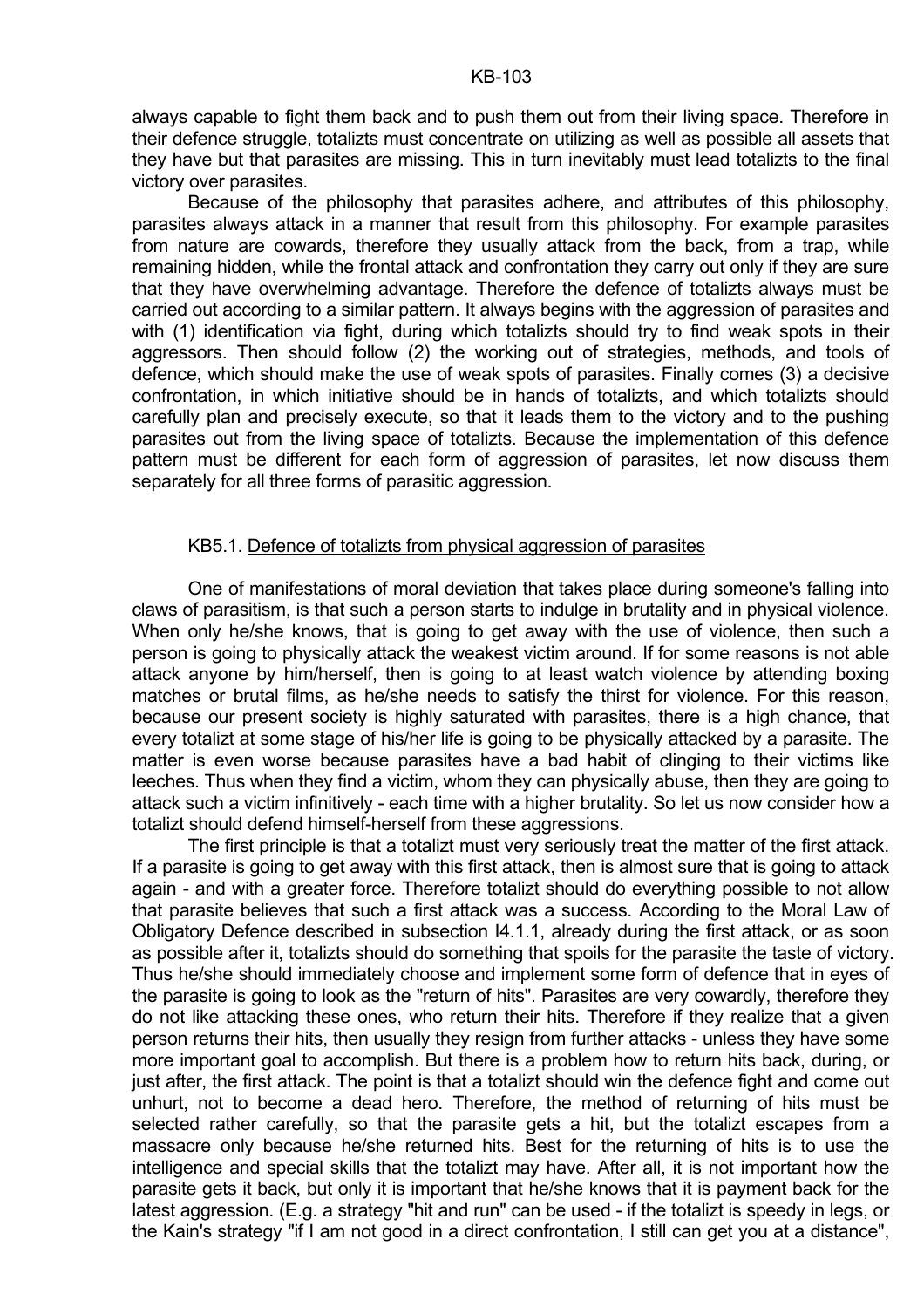always capable to fight them back and to push them out from their living space. Therefore in their defence struggle, totalizts must concentrate on utilizing as well as possible all assets that they have but that parasites are missing. This in turn inevitably must lead totalizts to the final victory over parasites.

Because of the philosophy that parasites adhere, and attributes of this philosophy, parasites always attack in a manner that result from this philosophy. For example parasites from nature are cowards, therefore they usually attack from the back, from a trap, while remaining hidden, while the frontal attack and confrontation they carry out only if they are sure that they have overwhelming advantage. Therefore the defence of totalizts always must be carried out according to a similar pattern. It always begins with the aggression of parasites and with (1) identification via fight, during which totalizts should try to find weak spots in their aggressors. Then should follow (2) the working out of strategies, methods, and tools of defence, which should make the use of weak spots of parasites. Finally comes (3) a decisive confrontation, in which initiative should be in hands of totalizts, and which totalizts should carefully plan and precisely execute, so that it leads them to the victory and to the pushing parasites out from the living space of totalizts. Because the implementation of this defence pattern must be different for each form of aggression of parasites, let now discuss them separately for all three forms of parasitic aggression.

### KB5.1. Defence of totalizts from physical aggression of parasites

One of manifestations of moral deviation that takes place during someone's falling into claws of parasitism, is that such a person starts to indulge in brutality and in physical violence. When only he/she knows, that is going to get away with the use of violence, then such a person is going to physically attack the weakest victim around. If for some reasons is not able attack anyone by him/herself, then is going to at least watch violence by attending boxing matches or brutal films, as he/she needs to satisfy the thirst for violence. For this reason, because our present society is highly saturated with parasites, there is a high chance, that every totalizt at some stage of his/her life is going to be physically attacked by a parasite. The matter is even worse because parasites have a bad habit of clinging to their victims like leeches. Thus when they find a victim, whom they can physically abuse, then they are going to attack such a victim infinitively - each time with a higher brutality. So let us now consider how a totalizt should defend himself-herself from these aggressions.

The first principle is that a totalizt must very seriously treat the matter of the first attack. If a parasite is going to get away with this first attack, then is almost sure that is going to attack again - and with a greater force. Therefore totalizt should do everything possible to not allow that parasite believes that such a first attack was a success. According to the Moral Law of Obligatory Defence described in subsection I4.1.1, already during the first attack, or as soon as possible after it, totalizts should do something that spoils for the parasite the taste of victory. Thus he/she should immediately choose and implement some form of defence that in eyes of the parasite is going to look as the "return of hits". Parasites are very cowardly, therefore they do not like attacking these ones, who return their hits. Therefore if they realize that a given person returns their hits, then usually they resign from further attacks - unless they have some more important goal to accomplish. But there is a problem how to return hits back, during, or just after, the first attack. The point is that a totalizt should win the defence fight and come out unhurt, not to become a dead hero. Therefore, the method of returning of hits must be selected rather carefully, so that the parasite gets a hit, but the totalizt escapes from a massacre only because he/she returned hits. Best for the returning of hits is to use the intelligence and special skills that the totalizt may have. After all, it is not important how the parasite gets it back, but only it is important that he/she knows that it is payment back for the latest aggression. (E.g. a strategy "hit and run" can be used - if the totalizt is speedy in legs, or the Kain's strategy "if I am not good in a direct confrontation, I still can get you at a distance",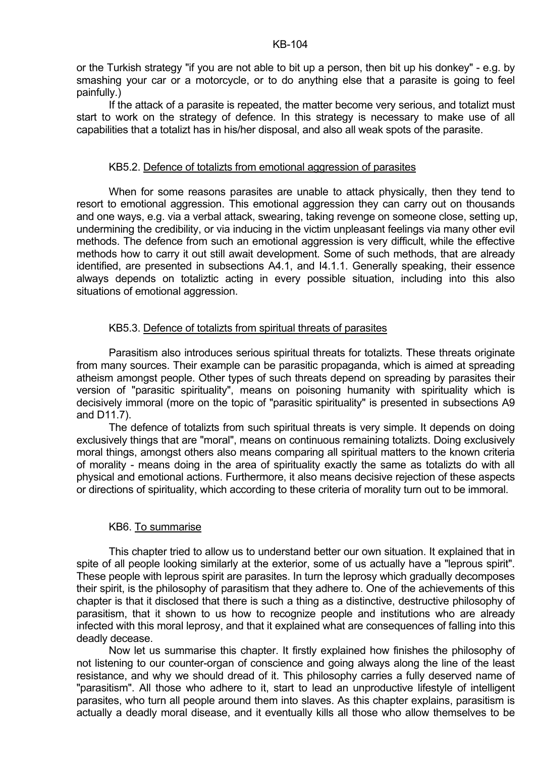or the Turkish strategy "if you are not able to bit up a person, then bit up his donkey" - e.g. by smashing your car or a motorcycle, or to do anything else that a parasite is going to feel painfully.)

If the attack of a parasite is repeated, the matter become very serious, and totalizt must start to work on the strategy of defence. In this strategy is necessary to make use of all capabilities that a totalizt has in his/her disposal, and also all weak spots of the parasite.

### KB5.2. Defence of totalizts from emotional aggression of parasites

When for some reasons parasites are unable to attack physically, then they tend to resort to emotional aggression. This emotional aggression they can carry out on thousands and one ways, e.g. via a verbal attack, swearing, taking revenge on someone close, setting up, undermining the credibility, or via inducing in the victim unpleasant feelings via many other evil methods. The defence from such an emotional aggression is very difficult, while the effective methods how to carry it out still await development. Some of such methods, that are already identified, are presented in subsections A4.1, and I4.1.1. Generally speaking, their essence always depends on totaliztic acting in every possible situation, including into this also situations of emotional aggression.

### KB5.3. Defence of totalizts from spiritual threats of parasites

Parasitism also introduces serious spiritual threats for totalizts. These threats originate from many sources. Their example can be parasitic propaganda, which is aimed at spreading atheism amongst people. Other types of such threats depend on spreading by parasites their version of "parasitic spirituality", means on poisoning humanity with spirituality which is decisively immoral (more on the topic of "parasitic spirituality" is presented in subsections A9 and D11.7).

The defence of totalizts from such spiritual threats is very simple. It depends on doing exclusively things that are "moral", means on continuous remaining totalizts. Doing exclusively moral things, amongst others also means comparing all spiritual matters to the known criteria of morality - means doing in the area of spirituality exactly the same as totalizts do with all physical and emotional actions. Furthermore, it also means decisive rejection of these aspects or directions of spirituality, which according to these criteria of morality turn out to be immoral.

## KB6. To summarise

This chapter tried to allow us to understand better our own situation. It explained that in spite of all people looking similarly at the exterior, some of us actually have a "leprous spirit". These people with leprous spirit are parasites. In turn the leprosy which gradually decomposes their spirit, is the philosophy of parasitism that they adhere to. One of the achievements of this chapter is that it disclosed that there is such a thing as a distinctive, destructive philosophy of parasitism, that it shown to us how to recognize people and institutions who are already infected with this moral leprosy, and that it explained what are consequences of falling into this deadly decease.

Now let us summarise this chapter. It firstly explained how finishes the philosophy of not listening to our counter-organ of conscience and going always along the line of the least resistance, and why we should dread of it. This philosophy carries a fully deserved name of "parasitism". All those who adhere to it, start to lead an unproductive lifestyle of intelligent parasites, who turn all people around them into slaves. As this chapter explains, parasitism is actually a deadly moral disease, and it eventually kills all those who allow themselves to be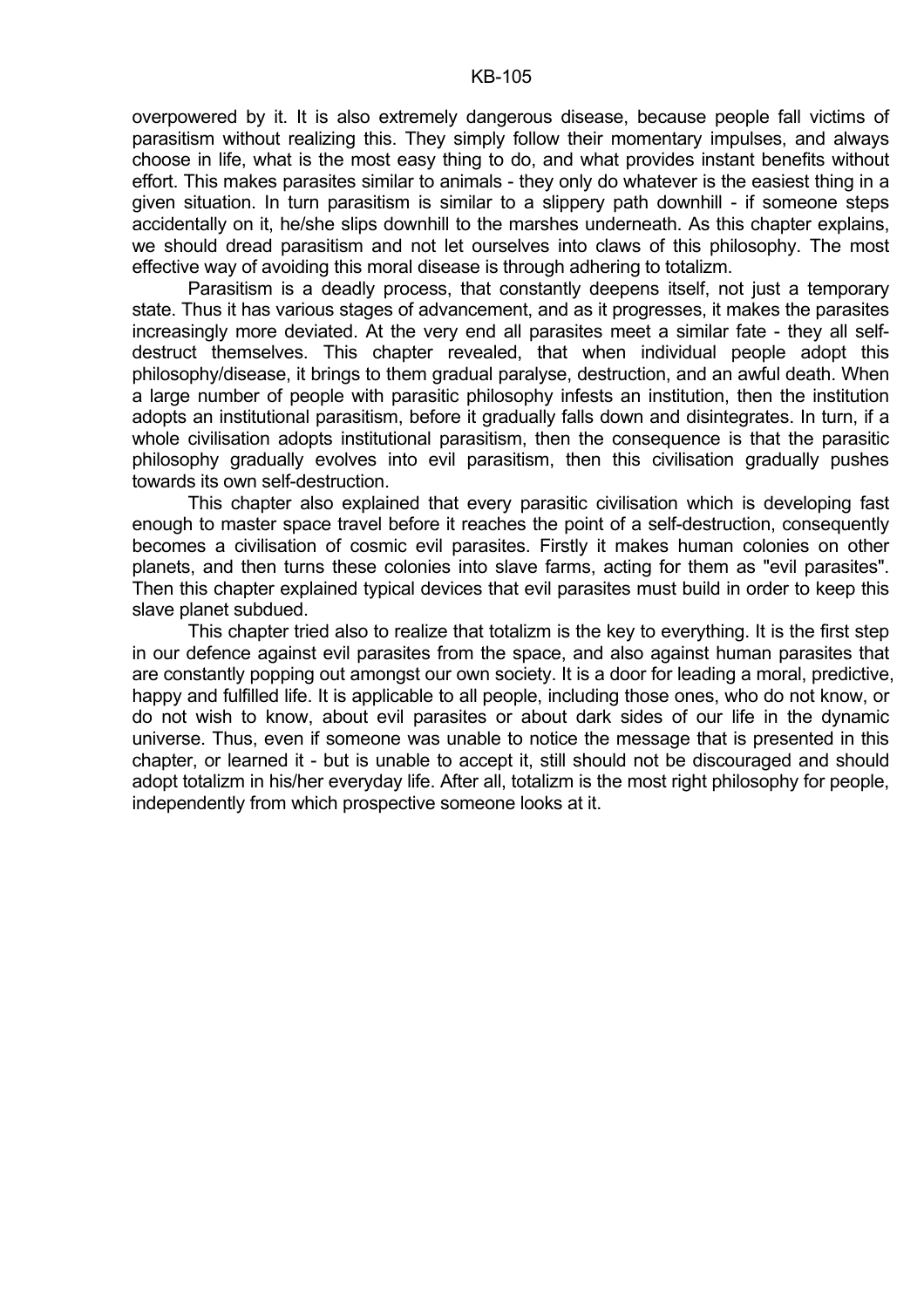overpowered by it. It is also extremely dangerous disease, because people fall victims of parasitism without realizing this. They simply follow their momentary impulses, and always choose in life, what is the most easy thing to do, and what provides instant benefits without effort. This makes parasites similar to animals - they only do whatever is the easiest thing in a given situation. In turn parasitism is similar to a slippery path downhill - if someone steps accidentally on it, he/she slips downhill to the marshes underneath. As this chapter explains, we should dread parasitism and not let ourselves into claws of this philosophy. The most effective way of avoiding this moral disease is through adhering to totalizm.

Parasitism is a deadly process, that constantly deepens itself, not just a temporary state. Thus it has various stages of advancement, and as it progresses, it makes the parasites increasingly more deviated. At the very end all parasites meet a similar fate - they all self-destruct themselves. This chapter revealed, that when individual people adopt this philosophy/disease, it brings to them gradual paralyse, destruction, and an awful death. When a large number of people with parasitic philosophy infests an institution, then the institution adopts an institutional parasitism, before it gradually falls down and disintegrates. In turn, if a whole civilisation adopts institutional parasitism, then the consequence is that the parasitic philosophy gradually evolves into evil parasitism, then this civilisation gradually pushes towards its own self-destruction.

This chapter also explained that every parasitic civilisation which is developing fast enough to master space travel before it reaches the point of a self-destruction, consequently becomes a civilisation of cosmic evil parasites. Firstly it makes human colonies on other planets, and then turns these colonies into slave farms, acting for them as "evil parasites". Then this chapter explained typical devices that evil parasites must build in order to keep this slave planet subdued.

This chapter tried also to realize that totalizm is the key to everything. It is the first step in our defence against evil parasites from the space, and also against human parasites that are constantly popping out amongst our own society. It is a door for leading a moral, predictive, happy and fulfilled life. It is applicable to all people, including those ones, who do not know, or do not wish to know, about evil parasites or about dark sides of our life in the dynamic universe. Thus, even if someone was unable to notice the message that is presented in this chapter, or learned it - but is unable to accept it, still should not be discouraged and should adopt totalizm in his/her everyday life. After all, totalizm is the most right philosophy for people, independently from which prospective someone looks at it.